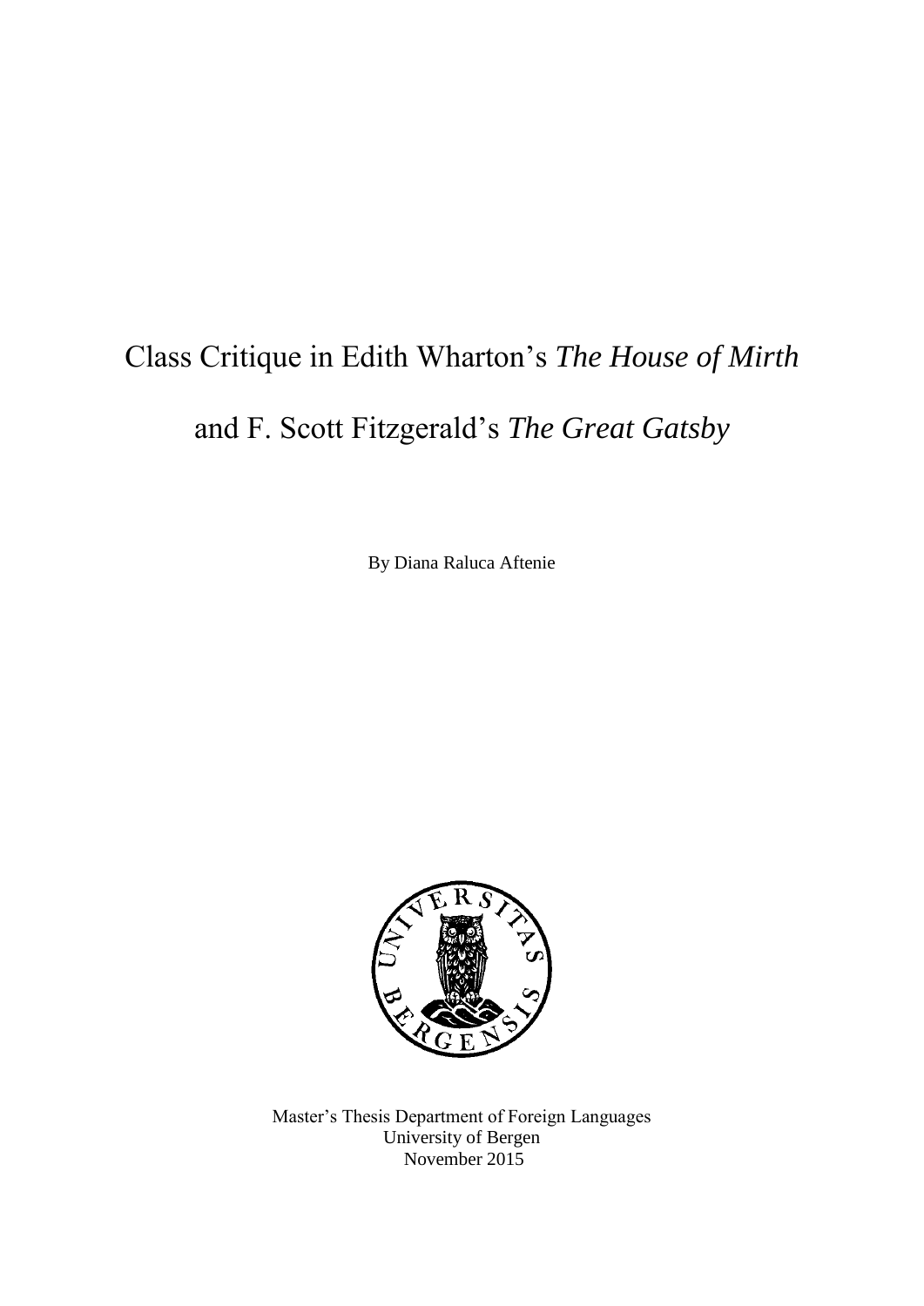# Class Critique in Edith Wharton's *The House of Mirth* and F. Scott Fitzgerald's *The Great Gatsby*

By Diana Raluca Aftenie

Master's Thesis Department of Foreign Languages
University of Bergen
November 2015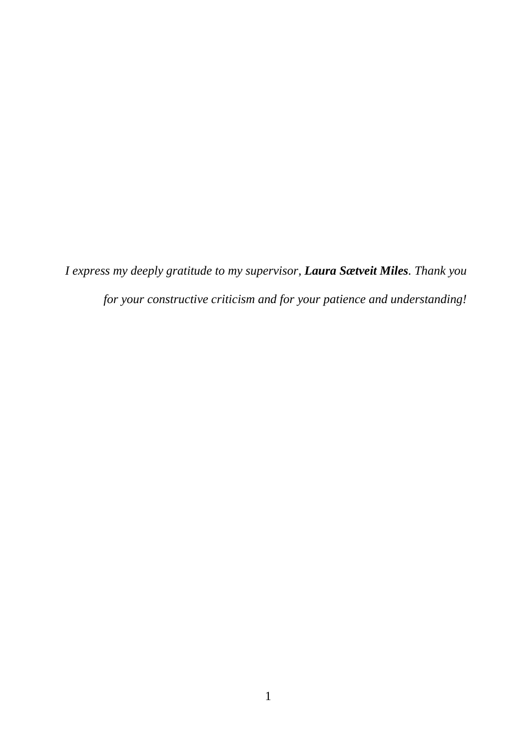*I express my deeply gratitude to my supervisor, **Laura Sætveit Miles**. Thank you for your constructive criticism and for your patience and understanding!*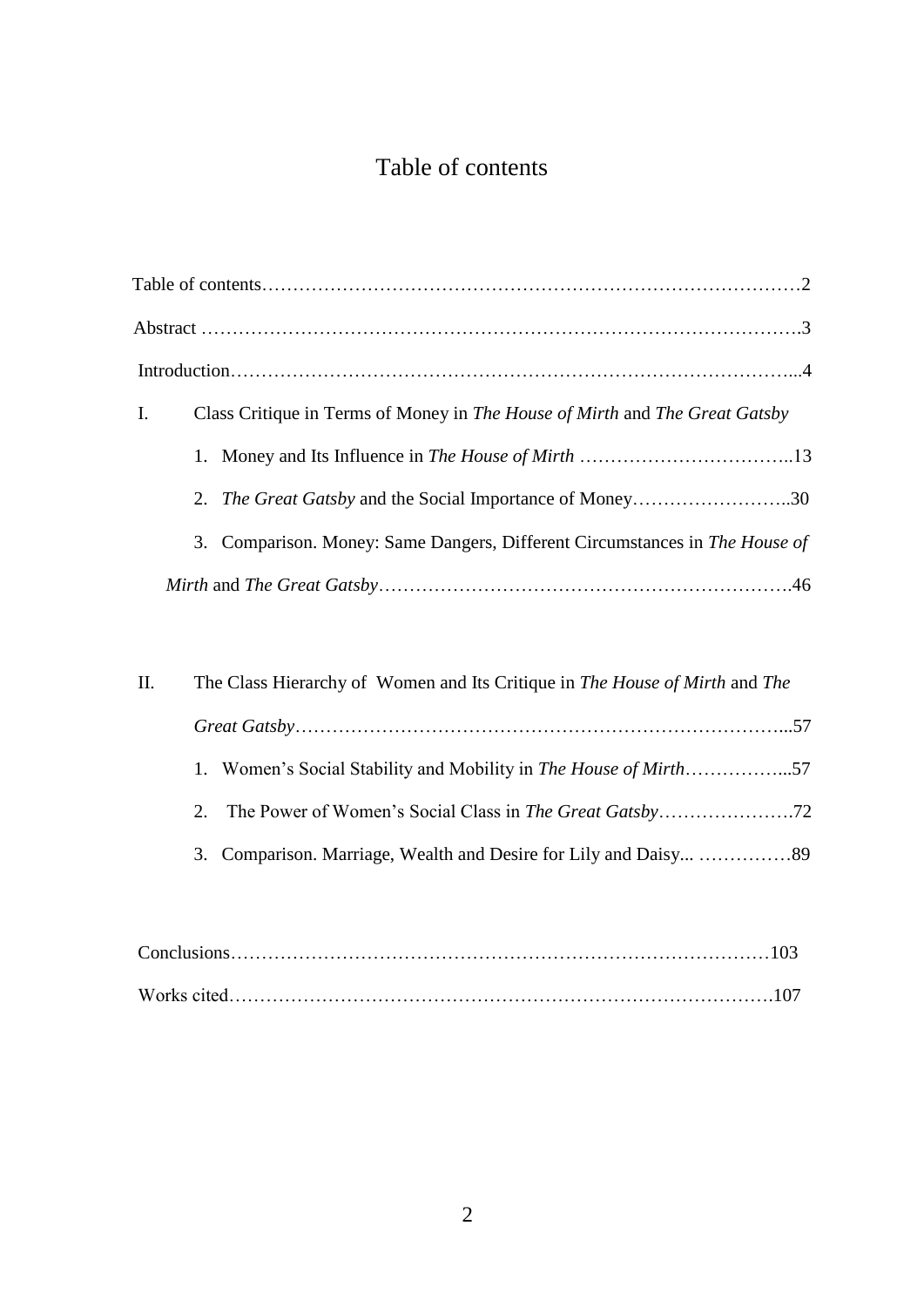# Table of contents

Table of contents……………………………………………………………………………2

Abstract …………………………………………………………………………………….3

Introduction……………………………………………………………………………...4

I. Class Critique in Terms of Money in *The House of Mirth* and *The Great Gatsby*

   1. Money and Its Influence in *The House of Mirth* ……………………………..13

   2. *The Great Gatsby* and the Social Importance of Money……………………..30

   3. Comparison. Money: Same Dangers, Different Circumstances in *The House of Mirth* and *The Great Gatsby*………………………………………………………….46

II. The Class Hierarchy of Women and Its Critique in *The House of Mirth* and *The Great Gatsby*……………………………………………………………………...57

   1. Women's Social Stability and Mobility in *The House of Mirth*……………...57

   2. The Power of Women's Social Class in *The Great Gatsby*………………….72

   3. Comparison. Marriage, Wealth and Desire for Lily and Daisy... ……………89

Conclusions…………………………………………………………………………103

Works cited………………………………………………………………………….107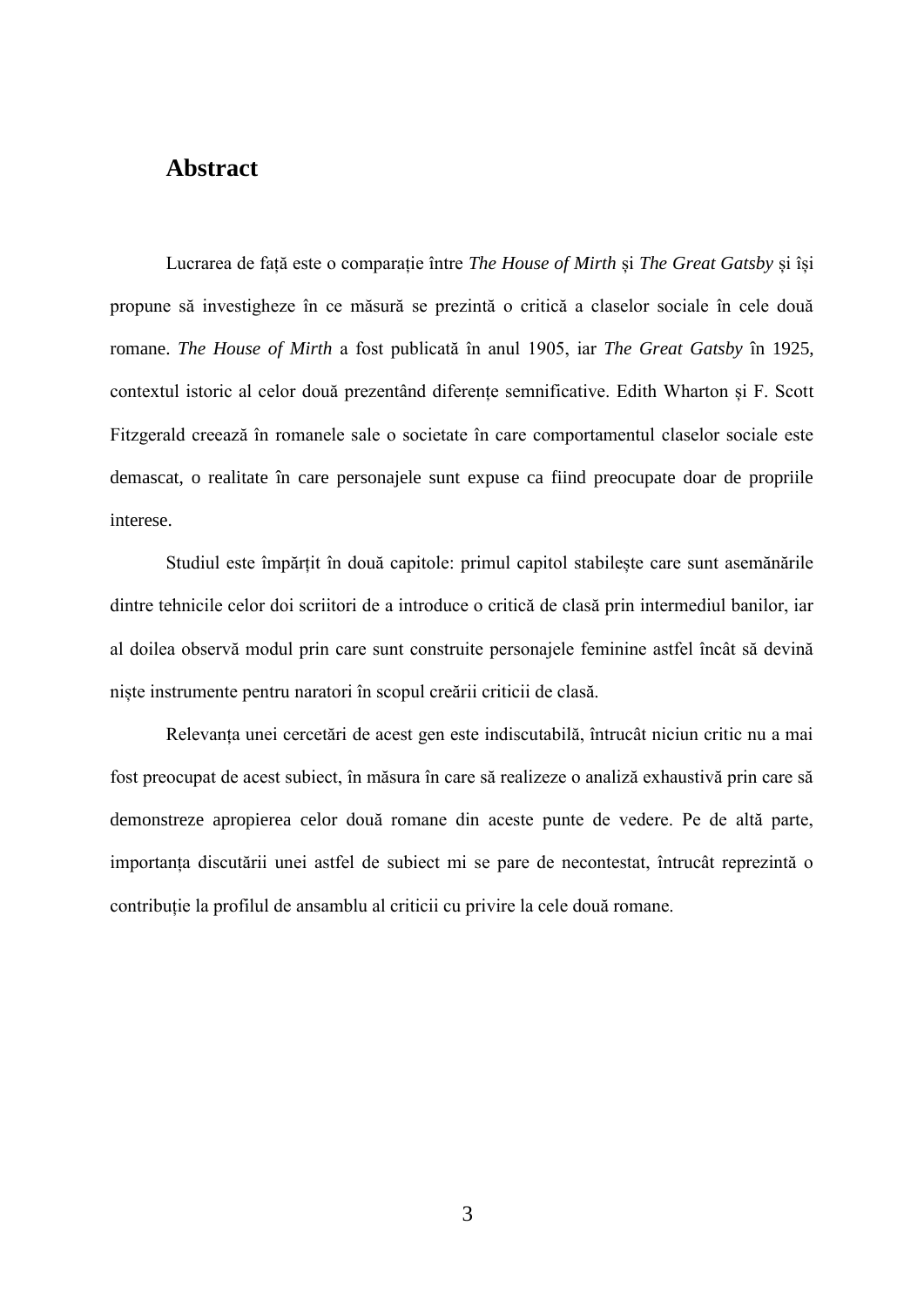## Abstract

Lucrarea de față este o comparație între *The House of Mirth* și *The Great Gatsby* și își propune să investigheze în ce măsură se prezintă o critică a claselor sociale în cele două romane. *The House of Mirth* a fost publicată în anul 1905, iar *The Great Gatsby* în 1925, contextul istoric al celor două prezentând diferențe semnificative. Edith Wharton și F. Scott Fitzgerald creează în romanele sale o societate în care comportamentul claselor sociale este demascat, o realitate în care personajele sunt expuse ca fiind preocupate doar de propriile interese.

Studiul este împărțit în două capitole: primul capitol stabilește care sunt asemănările dintre tehnicile celor doi scriitori de a introduce o critică de clasă prin intermediul banilor, iar al doilea observă modul prin care sunt construite personajele feminine astfel încât să devină niște instrumente pentru naratori în scopul creării criticii de clasă.

Relevanța unei cercetări de acest gen este indiscutabilă, întrucât niciun critic nu a mai fost preocupat de acest subiect, în măsura în care să realizeze o analiză exhaustivă prin care să demonstreze apropierea celor două romane din aceste punte de vedere. Pe de altă parte, importanța discutării unei astfel de subiect mi se pare de necontestat, întrucât reprezintă o contribuție la profilul de ansamblu al criticii cu privire la cele două romane.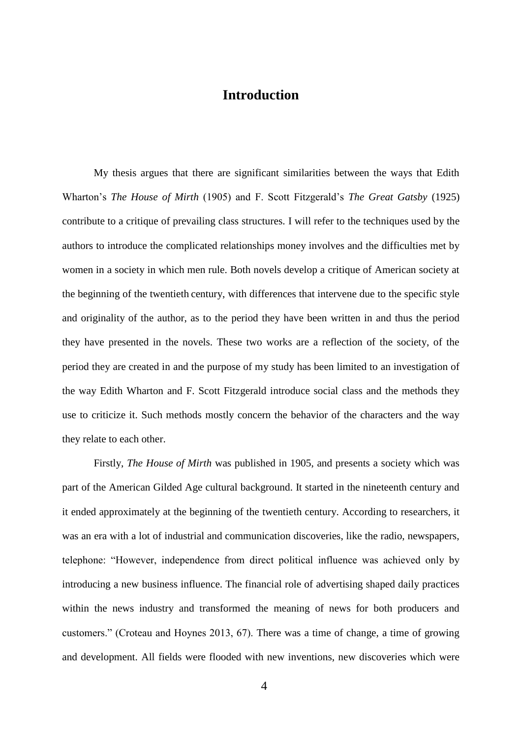# Introduction

My thesis argues that there are significant similarities between the ways that Edith Wharton's *The House of Mirth* (1905) and F. Scott Fitzgerald's *The Great Gatsby* (1925) contribute to a critique of prevailing class structures. I will refer to the techniques used by the authors to introduce the complicated relationships money involves and the difficulties met by women in a society in which men rule. Both novels develop a critique of American society at the beginning of the twentieth century, with differences that intervene due to the specific style and originality of the author, as to the period they have been written in and thus the period they have presented in the novels. These two works are a reflection of the society, of the period they are created in and the purpose of my study has been limited to an investigation of the way Edith Wharton and F. Scott Fitzgerald introduce social class and the methods they use to criticize it. Such methods mostly concern the behavior of the characters and the way they relate to each other.

Firstly, *The House of Mirth* was published in 1905, and presents a society which was part of the American Gilded Age cultural background. It started in the nineteenth century and it ended approximately at the beginning of the twentieth century. According to researchers, it was an era with a lot of industrial and communication discoveries, like the radio, newspapers, telephone: "However, independence from direct political influence was achieved only by introducing a new business influence. The financial role of advertising shaped daily practices within the news industry and transformed the meaning of news for both producers and customers." (Croteau and Hoynes 2013, 67). There was a time of change, a time of growing and development. All fields were flooded with new inventions, new discoveries which were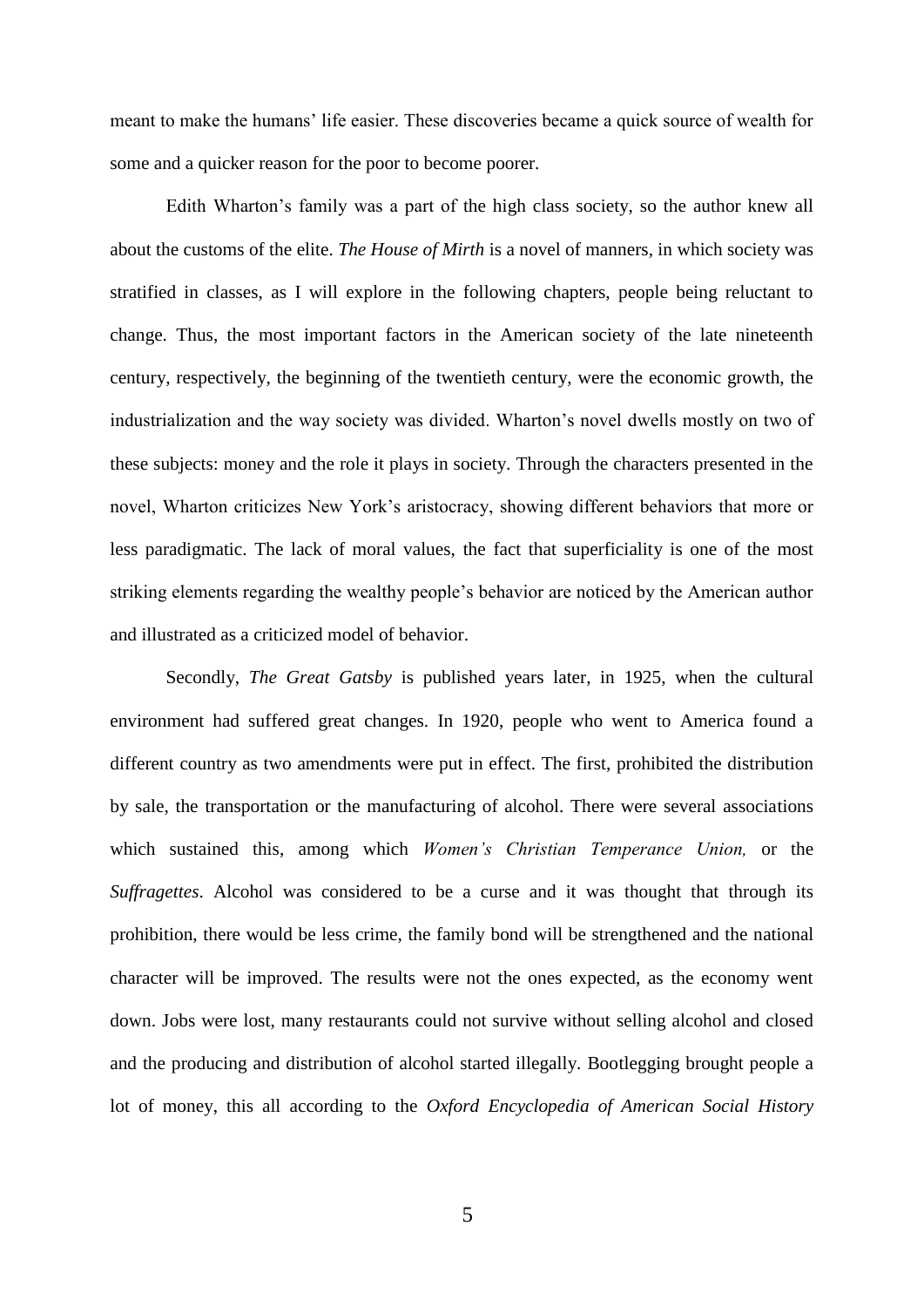meant to make the humans' life easier. These discoveries became a quick source of wealth for some and a quicker reason for the poor to become poorer.

Edith Wharton's family was a part of the high class society, so the author knew all about the customs of the elite. *The House of Mirth* is a novel of manners, in which society was stratified in classes, as I will explore in the following chapters, people being reluctant to change. Thus, the most important factors in the American society of the late nineteenth century, respectively, the beginning of the twentieth century, were the economic growth, the industrialization and the way society was divided. Wharton's novel dwells mostly on two of these subjects: money and the role it plays in society. Through the characters presented in the novel, Wharton criticizes New York's aristocracy, showing different behaviors that more or less paradigmatic. The lack of moral values, the fact that superficiality is one of the most striking elements regarding the wealthy people's behavior are noticed by the American author and illustrated as a criticized model of behavior.

Secondly, *The Great Gatsby* is published years later, in 1925, when the cultural environment had suffered great changes. In 1920, people who went to America found a different country as two amendments were put in effect. The first, prohibited the distribution by sale, the transportation or the manufacturing of alcohol. There were several associations which sustained this, among which *Women's Christian Temperance Union,* or the *Suffragettes*. Alcohol was considered to be a curse and it was thought that through its prohibition, there would be less crime, the family bond will be strengthened and the national character will be improved. The results were not the ones expected, as the economy went down. Jobs were lost, many restaurants could not survive without selling alcohol and closed and the producing and distribution of alcohol started illegally. Bootlegging brought people a lot of money, this all according to the *Oxford Encyclopedia of American Social History*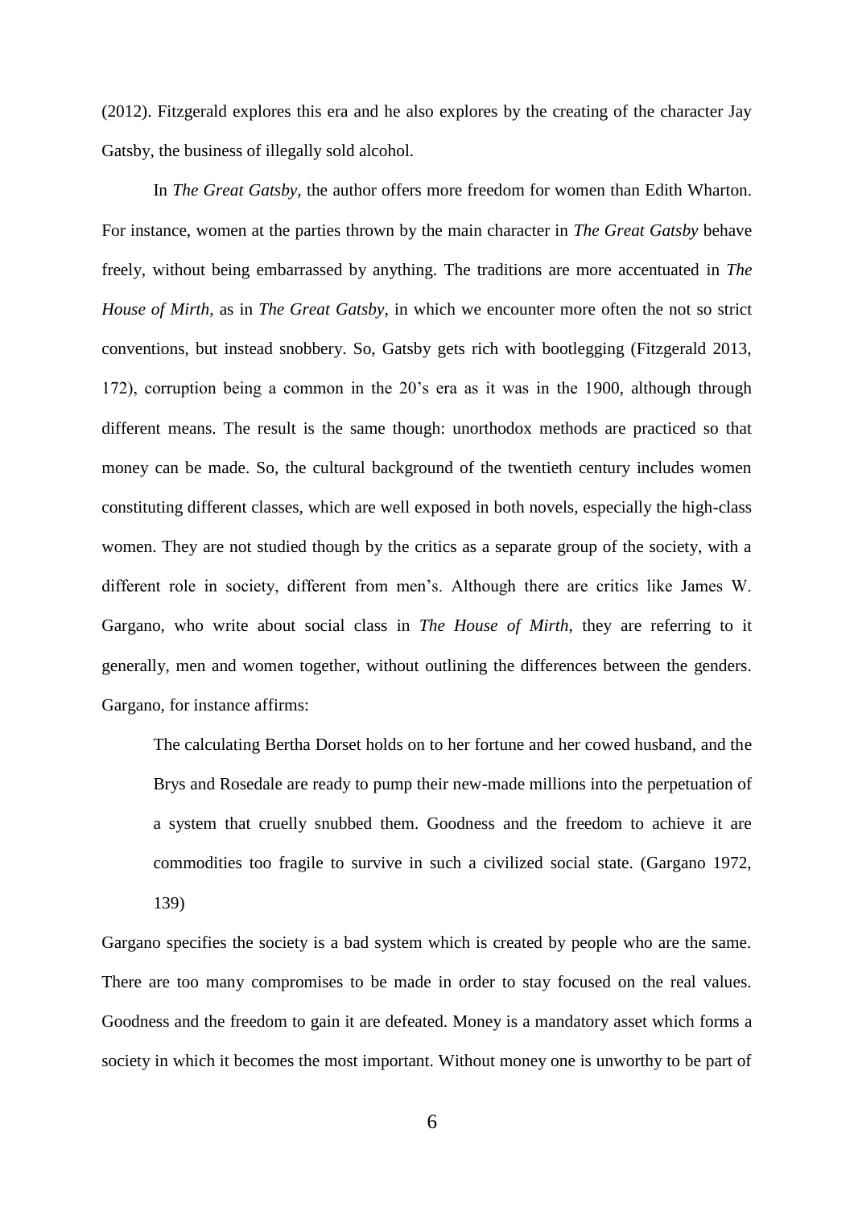(2012). Fitzgerald explores this era and he also explores by the creating of the character Jay Gatsby, the business of illegally sold alcohol.

In *The Great Gatsby,* the author offers more freedom for women than Edith Wharton. For instance, women at the parties thrown by the main character in *The Great Gatsby* behave freely, without being embarrassed by anything. The traditions are more accentuated in *The House of Mirth*, as in *The Great Gatsby*, in which we encounter more often the not so strict conventions, but instead snobbery. So, Gatsby gets rich with bootlegging (Fitzgerald 2013, 172), corruption being a common in the 20's era as it was in the 1900, although through different means. The result is the same though: unorthodox methods are practiced so that money can be made. So, the cultural background of the twentieth century includes women constituting different classes, which are well exposed in both novels, especially the high-class women. They are not studied though by the critics as a separate group of the society, with a different role in society, different from men's. Although there are critics like James W. Gargano, who write about social class in *The House of Mirth,* they are referring to it generally, men and women together, without outlining the differences between the genders. Gargano, for instance affirms:

> The calculating Bertha Dorset holds on to her fortune and her cowed husband, and the Brys and Rosedale are ready to pump their new-made millions into the perpetuation of a system that cruelly snubbed them. Goodness and the freedom to achieve it are commodities too fragile to survive in such a civilized social state. (Gargano 1972, 139)

Gargano specifies the society is a bad system which is created by people who are the same. There are too many compromises to be made in order to stay focused on the real values. Goodness and the freedom to gain it are defeated. Money is a mandatory asset which forms a society in which it becomes the most important. Without money one is unworthy to be part of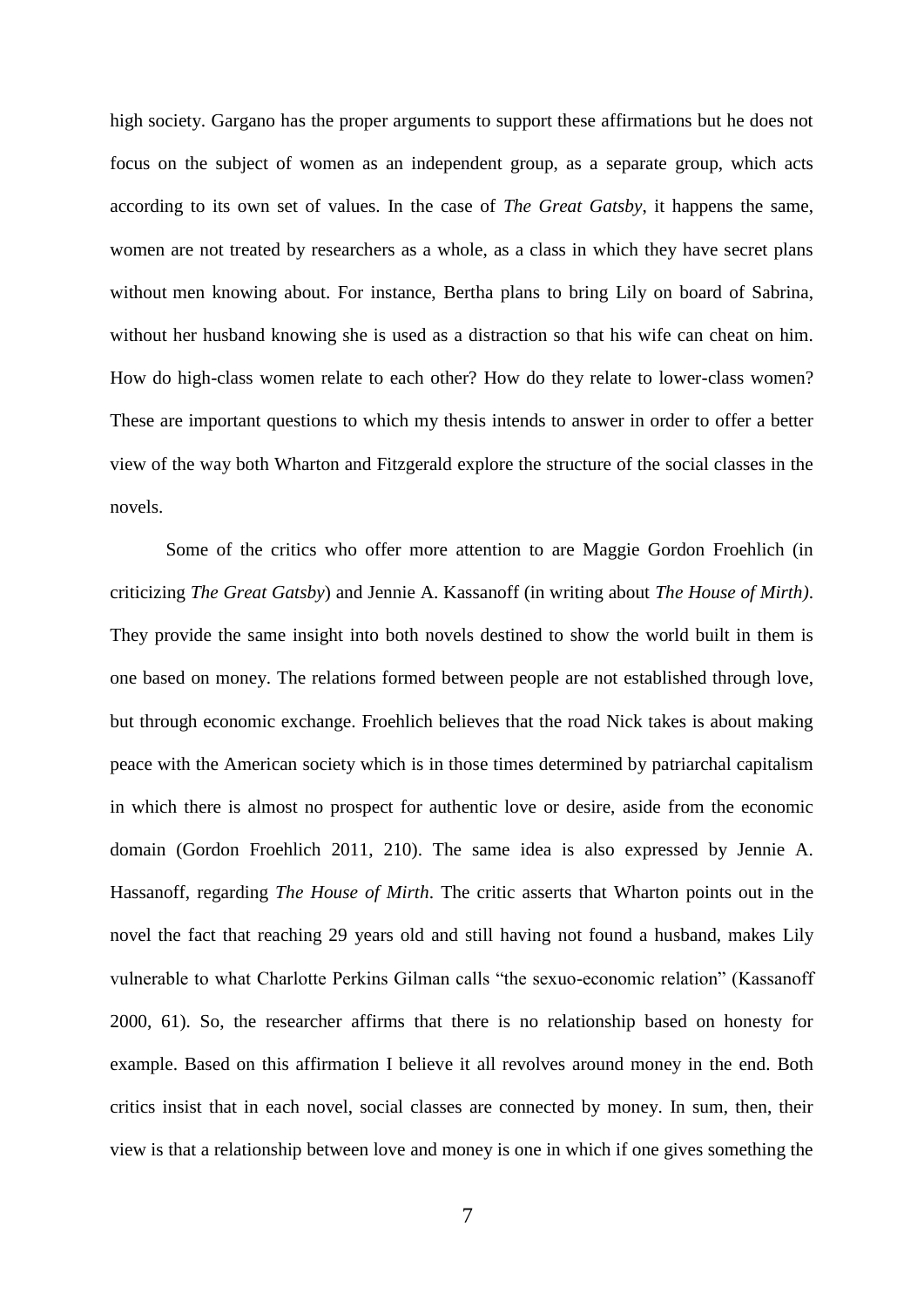high society. Gargano has the proper arguments to support these affirmations but he does not focus on the subject of women as an independent group, as a separate group, which acts according to its own set of values. In the case of *The Great Gatsby*, it happens the same, women are not treated by researchers as a whole, as a class in which they have secret plans without men knowing about. For instance, Bertha plans to bring Lily on board of Sabrina, without her husband knowing she is used as a distraction so that his wife can cheat on him. How do high-class women relate to each other? How do they relate to lower-class women? These are important questions to which my thesis intends to answer in order to offer a better view of the way both Wharton and Fitzgerald explore the structure of the social classes in the novels.

Some of the critics who offer more attention to are Maggie Gordon Froehlich (in criticizing *The Great Gatsby*) and Jennie A. Kassanoff (in writing about *The House of Mirth)*. They provide the same insight into both novels destined to show the world built in them is one based on money. The relations formed between people are not established through love, but through economic exchange. Froehlich believes that the road Nick takes is about making peace with the American society which is in those times determined by patriarchal capitalism in which there is almost no prospect for authentic love or desire, aside from the economic domain (Gordon Froehlich 2011, 210). The same idea is also expressed by Jennie A. Hassanoff, regarding *The House of Mirth*. The critic asserts that Wharton points out in the novel the fact that reaching 29 years old and still having not found a husband, makes Lily vulnerable to what Charlotte Perkins Gilman calls "the sexuo-economic relation" (Kassanoff 2000, 61). So, the researcher affirms that there is no relationship based on honesty for example. Based on this affirmation I believe it all revolves around money in the end. Both critics insist that in each novel, social classes are connected by money. In sum, then, their view is that a relationship between love and money is one in which if one gives something the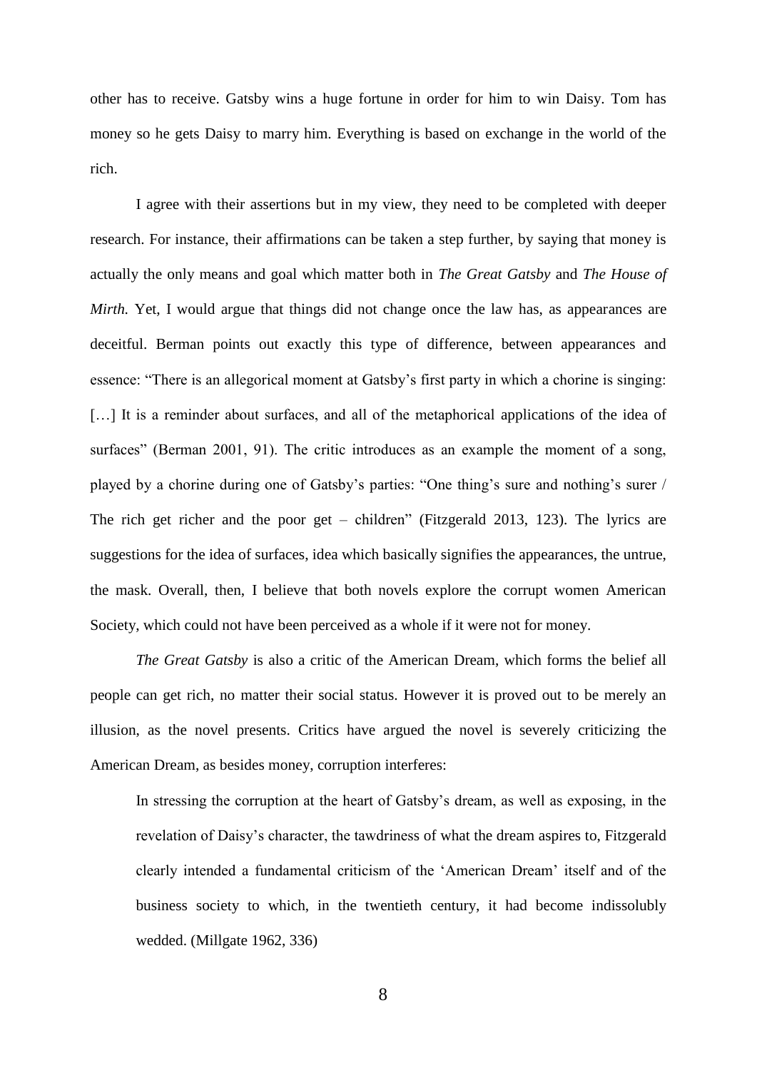other has to receive. Gatsby wins a huge fortune in order for him to win Daisy. Tom has money so he gets Daisy to marry him. Everything is based on exchange in the world of the rich.

I agree with their assertions but in my view, they need to be completed with deeper research. For instance, their affirmations can be taken a step further, by saying that money is actually the only means and goal which matter both in *The Great Gatsby* and *The House of Mirth.* Yet, I would argue that things did not change once the law has, as appearances are deceitful. Berman points out exactly this type of difference, between appearances and essence: "There is an allegorical moment at Gatsby's first party in which a chorine is singing: […] It is a reminder about surfaces, and all of the metaphorical applications of the idea of surfaces" (Berman 2001, 91). The critic introduces as an example the moment of a song, played by a chorine during one of Gatsby's parties: "One thing's sure and nothing's surer / The rich get richer and the poor get – children" (Fitzgerald 2013, 123). The lyrics are suggestions for the idea of surfaces, idea which basically signifies the appearances, the untrue, the mask. Overall, then, I believe that both novels explore the corrupt women American Society, which could not have been perceived as a whole if it were not for money.

*The Great Gatsby* is also a critic of the American Dream, which forms the belief all people can get rich, no matter their social status. However it is proved out to be merely an illusion, as the novel presents. Critics have argued the novel is severely criticizing the American Dream, as besides money, corruption interferes:

> In stressing the corruption at the heart of Gatsby's dream, as well as exposing, in the revelation of Daisy's character, the tawdriness of what the dream aspires to, Fitzgerald clearly intended a fundamental criticism of the 'American Dream' itself and of the business society to which, in the twentieth century, it had become indissolubly wedded. (Millgate 1962, 336)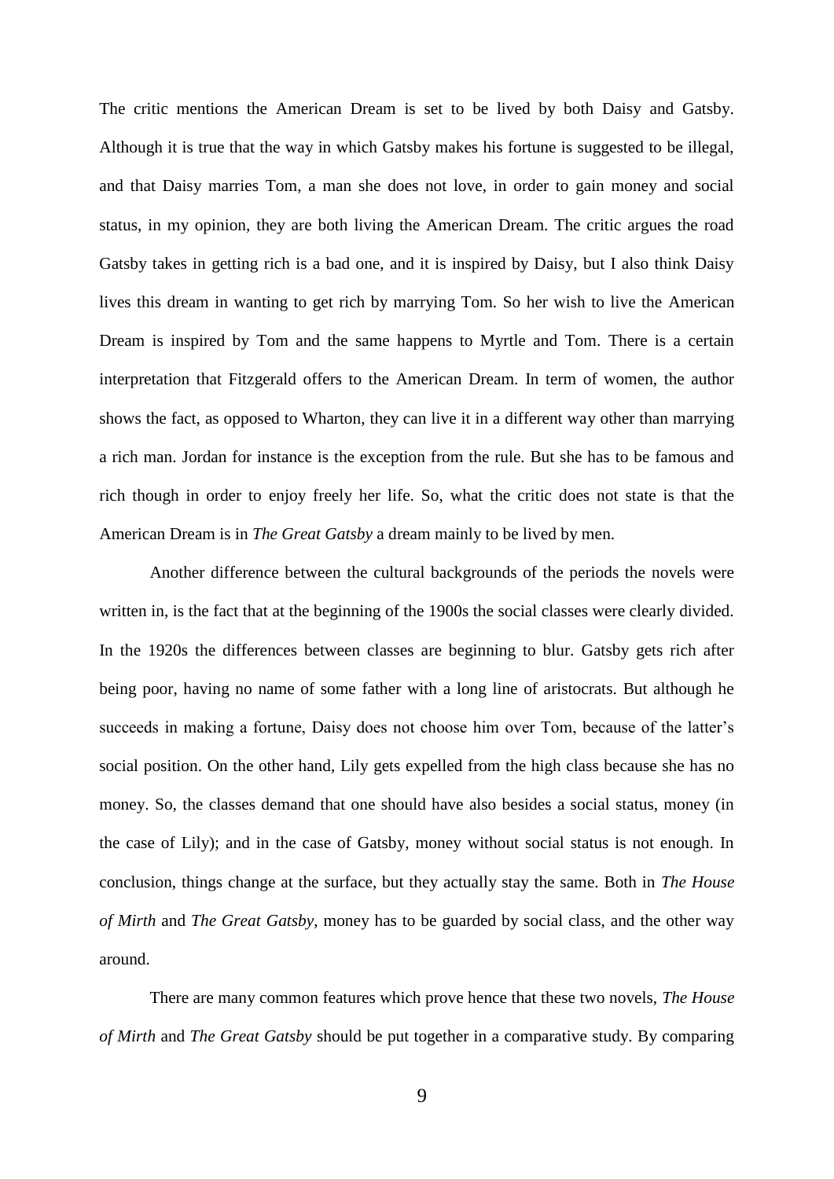The critic mentions the American Dream is set to be lived by both Daisy and Gatsby. Although it is true that the way in which Gatsby makes his fortune is suggested to be illegal, and that Daisy marries Tom, a man she does not love, in order to gain money and social status, in my opinion, they are both living the American Dream. The critic argues the road Gatsby takes in getting rich is a bad one, and it is inspired by Daisy, but I also think Daisy lives this dream in wanting to get rich by marrying Tom. So her wish to live the American Dream is inspired by Tom and the same happens to Myrtle and Tom. There is a certain interpretation that Fitzgerald offers to the American Dream. In term of women, the author shows the fact, as opposed to Wharton, they can live it in a different way other than marrying a rich man. Jordan for instance is the exception from the rule. But she has to be famous and rich though in order to enjoy freely her life. So, what the critic does not state is that the American Dream is in *The Great Gatsby* a dream mainly to be lived by men.

Another difference between the cultural backgrounds of the periods the novels were written in, is the fact that at the beginning of the 1900s the social classes were clearly divided. In the 1920s the differences between classes are beginning to blur. Gatsby gets rich after being poor, having no name of some father with a long line of aristocrats. But although he succeeds in making a fortune, Daisy does not choose him over Tom, because of the latter's social position. On the other hand, Lily gets expelled from the high class because she has no money. So, the classes demand that one should have also besides a social status, money (in the case of Lily); and in the case of Gatsby, money without social status is not enough. In conclusion, things change at the surface, but they actually stay the same. Both in *The House of Mirth* and *The Great Gatsby*, money has to be guarded by social class, and the other way around.

There are many common features which prove hence that these two novels, *The House of Mirth* and *The Great Gatsby* should be put together in a comparative study. By comparing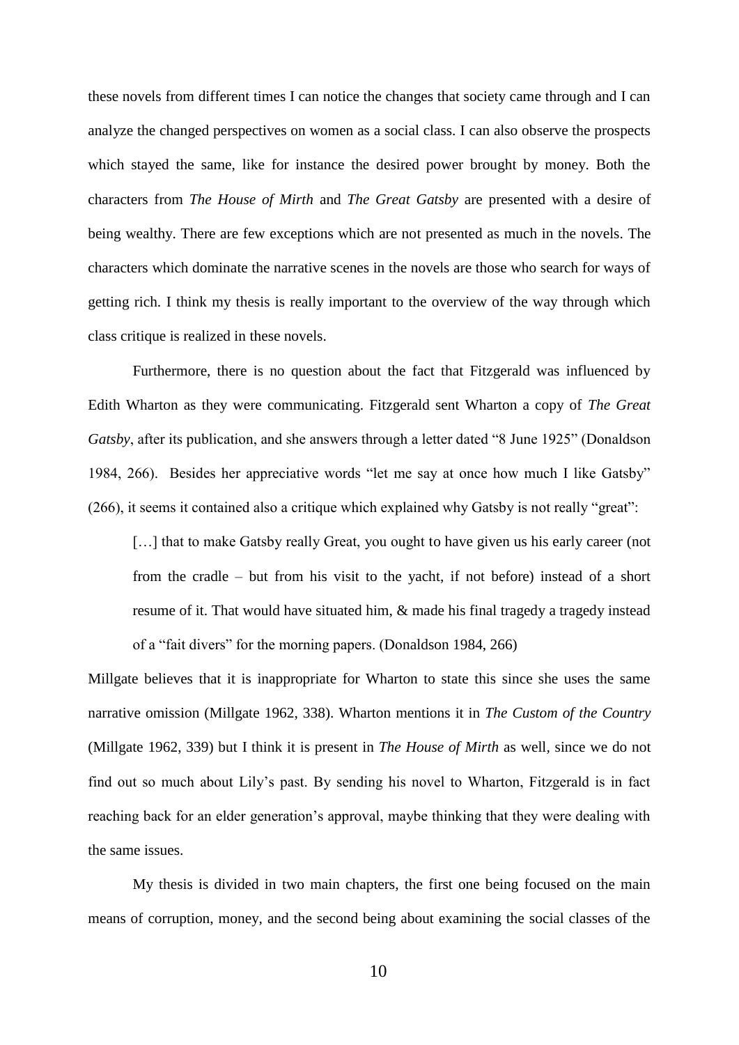these novels from different times I can notice the changes that society came through and I can analyze the changed perspectives on women as a social class. I can also observe the prospects which stayed the same, like for instance the desired power brought by money. Both the characters from *The House of Mirth* and *The Great Gatsby* are presented with a desire of being wealthy. There are few exceptions which are not presented as much in the novels. The characters which dominate the narrative scenes in the novels are those who search for ways of getting rich. I think my thesis is really important to the overview of the way through which class critique is realized in these novels.

Furthermore, there is no question about the fact that Fitzgerald was influenced by Edith Wharton as they were communicating. Fitzgerald sent Wharton a copy of *The Great Gatsby*, after its publication, and she answers through a letter dated "8 June 1925" (Donaldson 1984, 266). Besides her appreciative words "let me say at once how much I like Gatsby" (266), it seems it contained also a critique which explained why Gatsby is not really "great":

> […] that to make Gatsby really Great, you ought to have given us his early career (not from the cradle – but from his visit to the yacht, if not before) instead of a short resume of it. That would have situated him, & made his final tragedy a tragedy instead of a "fait divers" for the morning papers. (Donaldson 1984, 266)

Millgate believes that it is inappropriate for Wharton to state this since she uses the same narrative omission (Millgate 1962, 338). Wharton mentions it in *The Custom of the Country* (Millgate 1962, 339) but I think it is present in *The House of Mirth* as well, since we do not find out so much about Lily's past. By sending his novel to Wharton, Fitzgerald is in fact reaching back for an elder generation's approval, maybe thinking that they were dealing with the same issues.

My thesis is divided in two main chapters, the first one being focused on the main means of corruption, money, and the second being about examining the social classes of the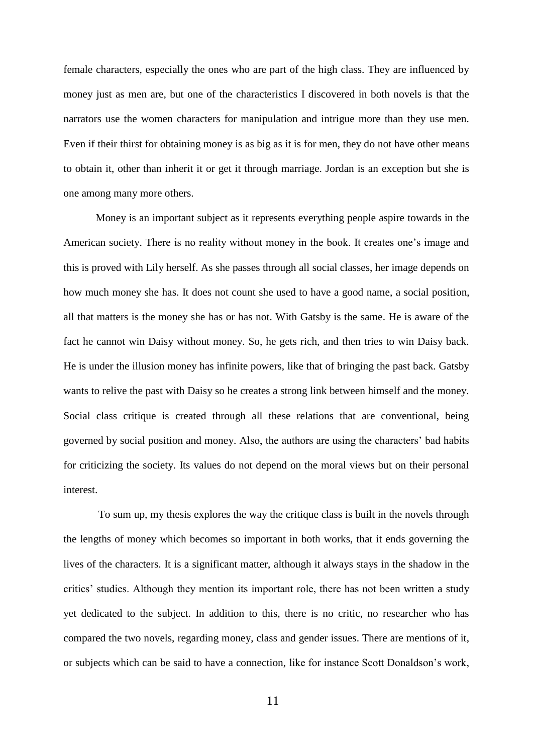female characters, especially the ones who are part of the high class. They are influenced by money just as men are, but one of the characteristics I discovered in both novels is that the narrators use the women characters for manipulation and intrigue more than they use men. Even if their thirst for obtaining money is as big as it is for men, they do not have other means to obtain it, other than inherit it or get it through marriage. Jordan is an exception but she is one among many more others.

Money is an important subject as it represents everything people aspire towards in the American society. There is no reality without money in the book. It creates one's image and this is proved with Lily herself. As she passes through all social classes, her image depends on how much money she has. It does not count she used to have a good name, a social position, all that matters is the money she has or has not. With Gatsby is the same. He is aware of the fact he cannot win Daisy without money. So, he gets rich, and then tries to win Daisy back. He is under the illusion money has infinite powers, like that of bringing the past back. Gatsby wants to relive the past with Daisy so he creates a strong link between himself and the money. Social class critique is created through all these relations that are conventional, being governed by social position and money. Also, the authors are using the characters' bad habits for criticizing the society. Its values do not depend on the moral views but on their personal interest.

To sum up, my thesis explores the way the critique class is built in the novels through the lengths of money which becomes so important in both works, that it ends governing the lives of the characters. It is a significant matter, although it always stays in the shadow in the critics' studies. Although they mention its important role, there has not been written a study yet dedicated to the subject. In addition to this, there is no critic, no researcher who has compared the two novels, regarding money, class and gender issues. There are mentions of it, or subjects which can be said to have a connection, like for instance Scott Donaldson's work,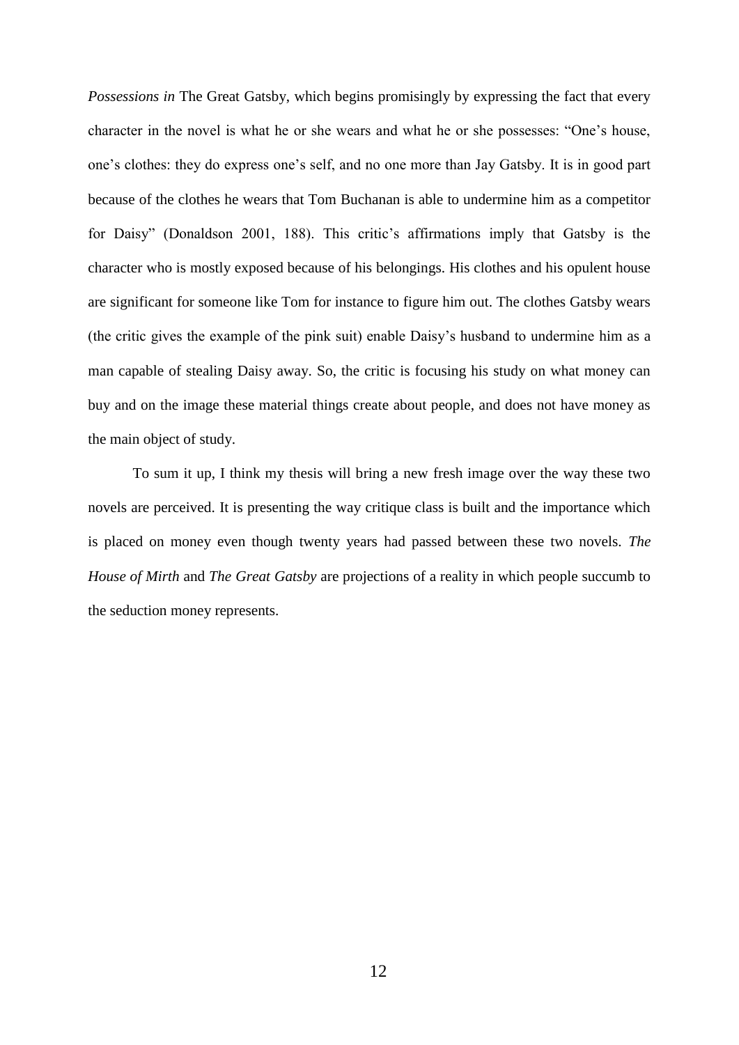*Possessions in* The Great Gatsby, which begins promisingly by expressing the fact that every character in the novel is what he or she wears and what he or she possesses: "One's house, one's clothes: they do express one's self, and no one more than Jay Gatsby. It is in good part because of the clothes he wears that Tom Buchanan is able to undermine him as a competitor for Daisy" (Donaldson 2001, 188). This critic's affirmations imply that Gatsby is the character who is mostly exposed because of his belongings. His clothes and his opulent house are significant for someone like Tom for instance to figure him out. The clothes Gatsby wears (the critic gives the example of the pink suit) enable Daisy's husband to undermine him as a man capable of stealing Daisy away. So, the critic is focusing his study on what money can buy and on the image these material things create about people, and does not have money as the main object of study.

To sum it up, I think my thesis will bring a new fresh image over the way these two novels are perceived. It is presenting the way critique class is built and the importance which is placed on money even though twenty years had passed between these two novels. *The House of Mirth* and *The Great Gatsby* are projections of a reality in which people succumb to the seduction money represents.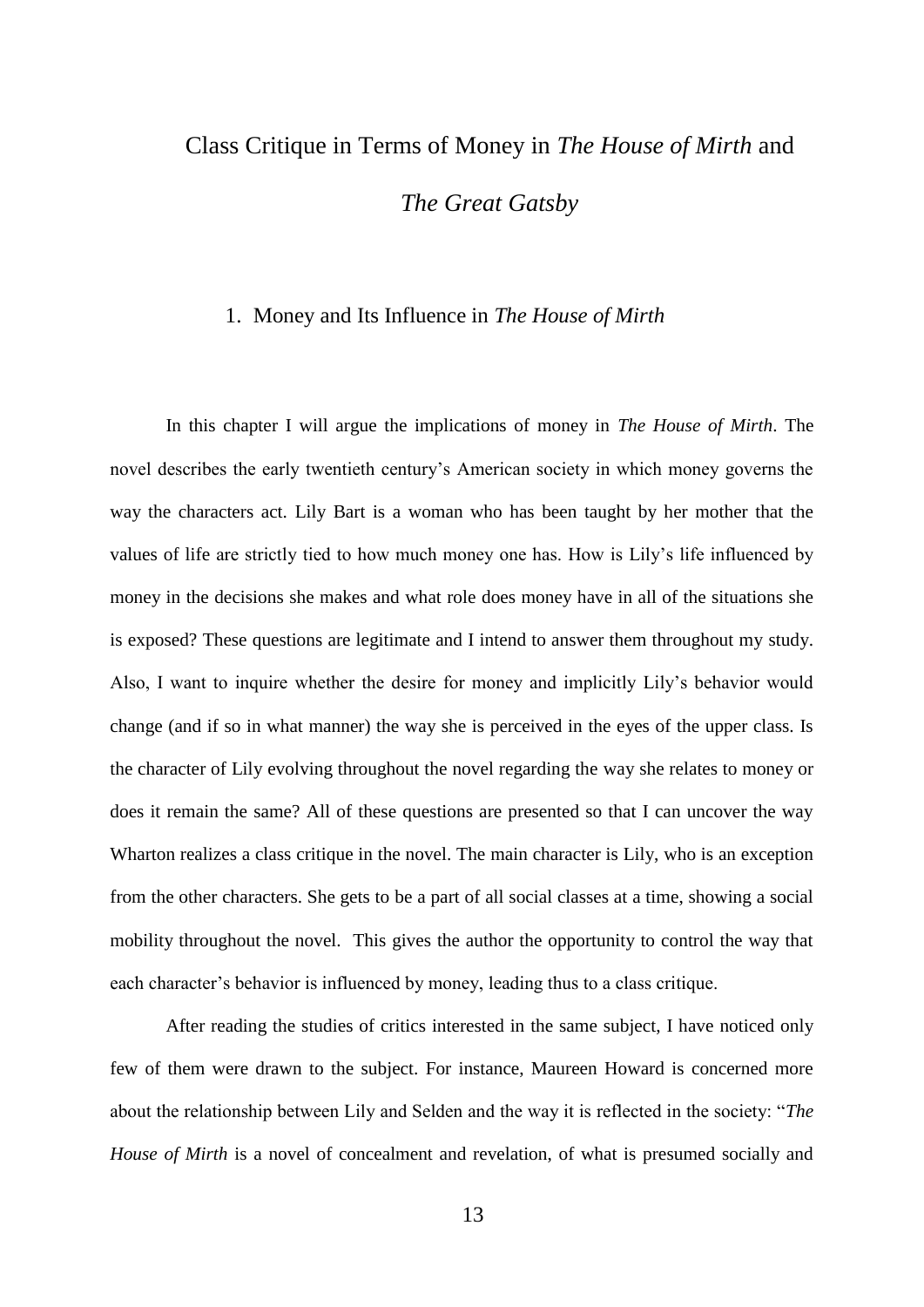# Class Critique in Terms of Money in *The House of Mirth* and *The Great Gatsby*

## 1. Money and Its Influence in *The House of Mirth*

In this chapter I will argue the implications of money in *The House of Mirth*. The novel describes the early twentieth century's American society in which money governs the way the characters act. Lily Bart is a woman who has been taught by her mother that the values of life are strictly tied to how much money one has. How is Lily's life influenced by money in the decisions she makes and what role does money have in all of the situations she is exposed? These questions are legitimate and I intend to answer them throughout my study. Also, I want to inquire whether the desire for money and implicitly Lily's behavior would change (and if so in what manner) the way she is perceived in the eyes of the upper class. Is the character of Lily evolving throughout the novel regarding the way she relates to money or does it remain the same? All of these questions are presented so that I can uncover the way Wharton realizes a class critique in the novel. The main character is Lily, who is an exception from the other characters. She gets to be a part of all social classes at a time, showing a social mobility throughout the novel. This gives the author the opportunity to control the way that each character's behavior is influenced by money, leading thus to a class critique.

After reading the studies of critics interested in the same subject, I have noticed only few of them were drawn to the subject. For instance, Maureen Howard is concerned more about the relationship between Lily and Selden and the way it is reflected in the society: "*The House of Mirth* is a novel of concealment and revelation, of what is presumed socially and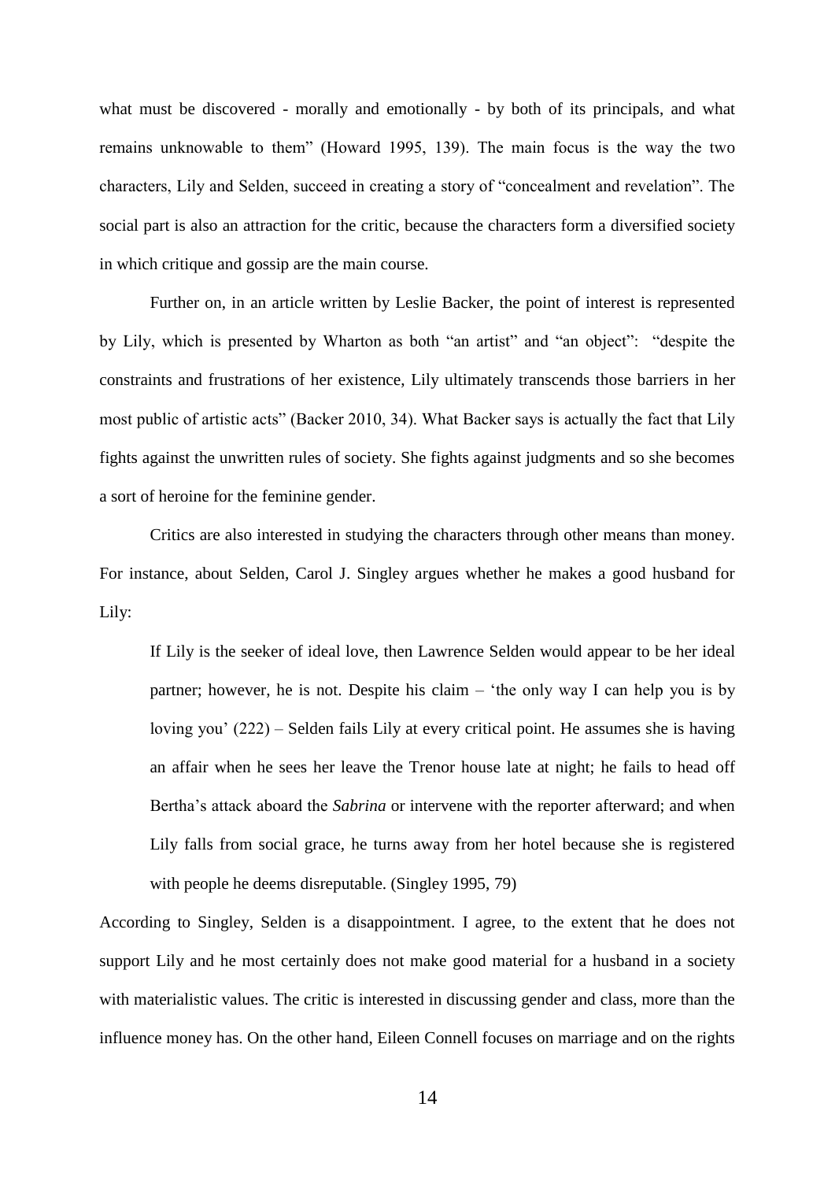what must be discovered - morally and emotionally - by both of its principals, and what remains unknowable to them" (Howard 1995, 139). The main focus is the way the two characters, Lily and Selden, succeed in creating a story of "concealment and revelation". The social part is also an attraction for the critic, because the characters form a diversified society in which critique and gossip are the main course.

Further on, in an article written by Leslie Backer, the point of interest is represented by Lily, which is presented by Wharton as both "an artist" and "an object": "despite the constraints and frustrations of her existence, Lily ultimately transcends those barriers in her most public of artistic acts" (Backer 2010, 34). What Backer says is actually the fact that Lily fights against the unwritten rules of society. She fights against judgments and so she becomes a sort of heroine for the feminine gender.

Critics are also interested in studying the characters through other means than money. For instance, about Selden, Carol J. Singley argues whether he makes a good husband for Lily:

> If Lily is the seeker of ideal love, then Lawrence Selden would appear to be her ideal partner; however, he is not. Despite his claim – 'the only way I can help you is by loving you' (222) – Selden fails Lily at every critical point. He assumes she is having an affair when he sees her leave the Trenor house late at night; he fails to head off Bertha's attack aboard the *Sabrina* or intervene with the reporter afterward; and when Lily falls from social grace, he turns away from her hotel because she is registered with people he deems disreputable. (Singley 1995, 79)

According to Singley, Selden is a disappointment. I agree, to the extent that he does not support Lily and he most certainly does not make good material for a husband in a society with materialistic values. The critic is interested in discussing gender and class, more than the influence money has. On the other hand, Eileen Connell focuses on marriage and on the rights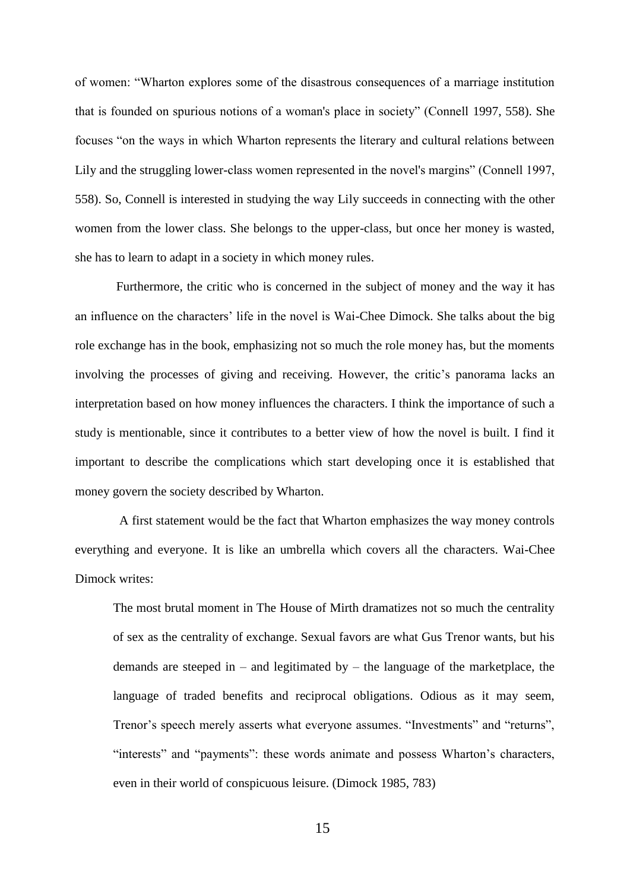of women: "Wharton explores some of the disastrous consequences of a marriage institution that is founded on spurious notions of a woman's place in society" (Connell 1997, 558). She focuses "on the ways in which Wharton represents the literary and cultural relations between Lily and the struggling lower-class women represented in the novel's margins" (Connell 1997, 558). So, Connell is interested in studying the way Lily succeeds in connecting with the other women from the lower class. She belongs to the upper-class, but once her money is wasted, she has to learn to adapt in a society in which money rules.

Furthermore, the critic who is concerned in the subject of money and the way it has an influence on the characters' life in the novel is Wai-Chee Dimock. She talks about the big role exchange has in the book, emphasizing not so much the role money has, but the moments involving the processes of giving and receiving. However, the critic's panorama lacks an interpretation based on how money influences the characters. I think the importance of such a study is mentionable, since it contributes to a better view of how the novel is built. I find it important to describe the complications which start developing once it is established that money govern the society described by Wharton.

A first statement would be the fact that Wharton emphasizes the way money controls everything and everyone. It is like an umbrella which covers all the characters. Wai-Chee Dimock writes:

> The most brutal moment in The House of Mirth dramatizes not so much the centrality of sex as the centrality of exchange. Sexual favors are what Gus Trenor wants, but his demands are steeped in – and legitimated by – the language of the marketplace, the language of traded benefits and reciprocal obligations. Odious as it may seem, Trenor's speech merely asserts what everyone assumes. "Investments" and "returns", "interests" and "payments": these words animate and possess Wharton's characters, even in their world of conspicuous leisure. (Dimock 1985, 783)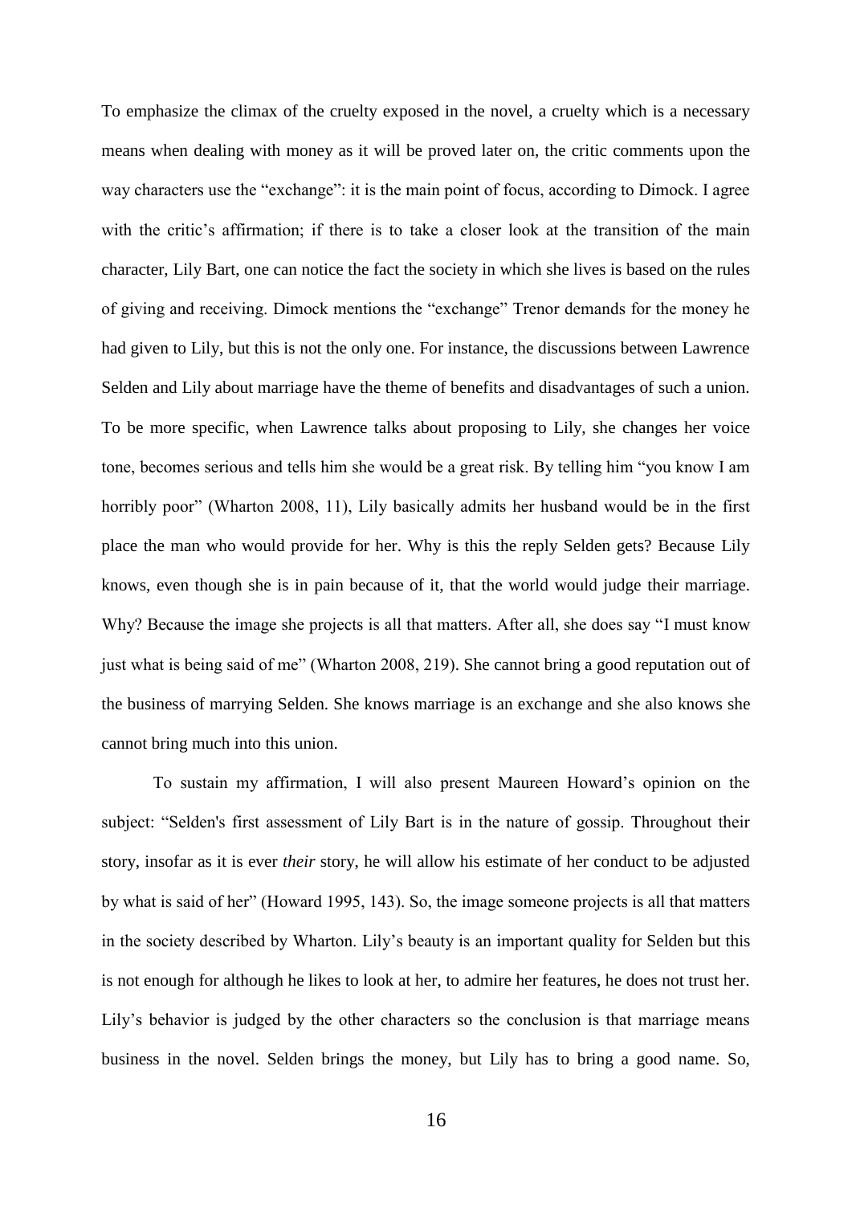To emphasize the climax of the cruelty exposed in the novel, a cruelty which is a necessary means when dealing with money as it will be proved later on, the critic comments upon the way characters use the "exchange": it is the main point of focus, according to Dimock. I agree with the critic's affirmation; if there is to take a closer look at the transition of the main character, Lily Bart, one can notice the fact the society in which she lives is based on the rules of giving and receiving. Dimock mentions the "exchange" Trenor demands for the money he had given to Lily, but this is not the only one. For instance, the discussions between Lawrence Selden and Lily about marriage have the theme of benefits and disadvantages of such a union. To be more specific, when Lawrence talks about proposing to Lily, she changes her voice tone, becomes serious and tells him she would be a great risk. By telling him "you know I am horribly poor" (Wharton 2008, 11), Lily basically admits her husband would be in the first place the man who would provide for her. Why is this the reply Selden gets? Because Lily knows, even though she is in pain because of it, that the world would judge their marriage. Why? Because the image she projects is all that matters. After all, she does say "I must know just what is being said of me" (Wharton 2008, 219). She cannot bring a good reputation out of the business of marrying Selden. She knows marriage is an exchange and she also knows she cannot bring much into this union.

To sustain my affirmation, I will also present Maureen Howard's opinion on the subject: "Selden's first assessment of Lily Bart is in the nature of gossip. Throughout their story, insofar as it is ever *their* story, he will allow his estimate of her conduct to be adjusted by what is said of her" (Howard 1995, 143). So, the image someone projects is all that matters in the society described by Wharton. Lily's beauty is an important quality for Selden but this is not enough for although he likes to look at her, to admire her features, he does not trust her. Lily's behavior is judged by the other characters so the conclusion is that marriage means business in the novel. Selden brings the money, but Lily has to bring a good name. So,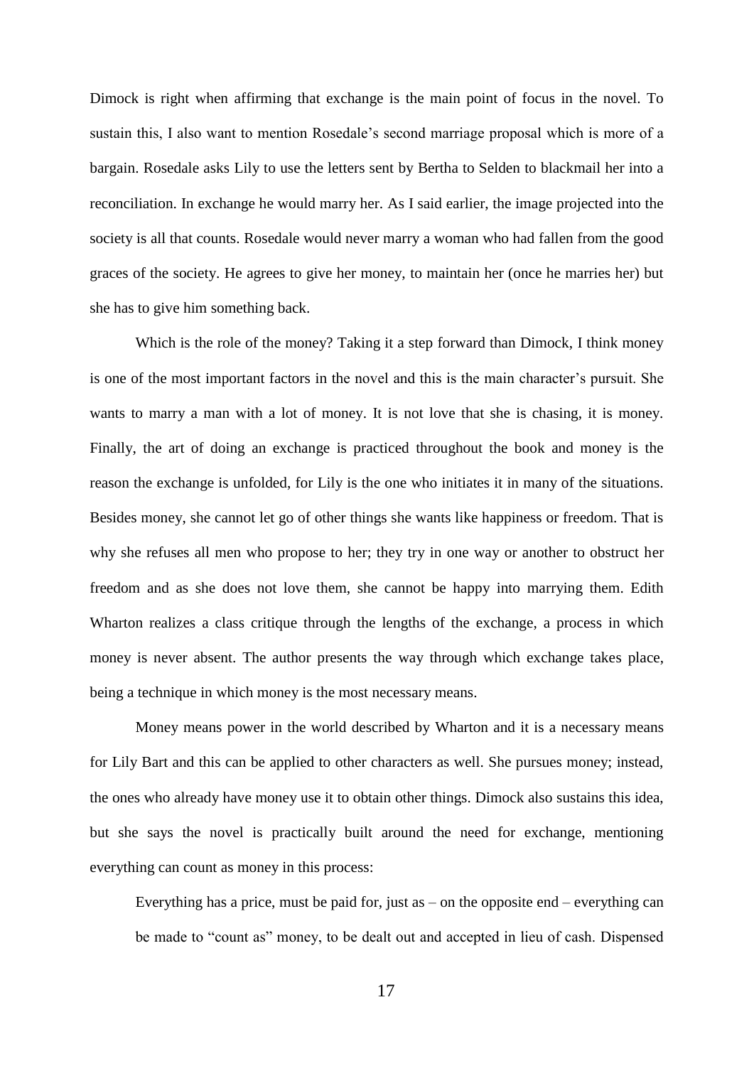Dimock is right when affirming that exchange is the main point of focus in the novel. To sustain this, I also want to mention Rosedale's second marriage proposal which is more of a bargain. Rosedale asks Lily to use the letters sent by Bertha to Selden to blackmail her into a reconciliation. In exchange he would marry her. As I said earlier, the image projected into the society is all that counts. Rosedale would never marry a woman who had fallen from the good graces of the society. He agrees to give her money, to maintain her (once he marries her) but she has to give him something back.

Which is the role of the money? Taking it a step forward than Dimock, I think money is one of the most important factors in the novel and this is the main character's pursuit. She wants to marry a man with a lot of money. It is not love that she is chasing, it is money. Finally, the art of doing an exchange is practiced throughout the book and money is the reason the exchange is unfolded, for Lily is the one who initiates it in many of the situations. Besides money, she cannot let go of other things she wants like happiness or freedom. That is why she refuses all men who propose to her; they try in one way or another to obstruct her freedom and as she does not love them, she cannot be happy into marrying them. Edith Wharton realizes a class critique through the lengths of the exchange, a process in which money is never absent. The author presents the way through which exchange takes place, being a technique in which money is the most necessary means.

Money means power in the world described by Wharton and it is a necessary means for Lily Bart and this can be applied to other characters as well. She pursues money; instead, the ones who already have money use it to obtain other things. Dimock also sustains this idea, but she says the novel is practically built around the need for exchange, mentioning everything can count as money in this process:

> Everything has a price, must be paid for, just as – on the opposite end – everything can be made to "count as" money, to be dealt out and accepted in lieu of cash. Dispensed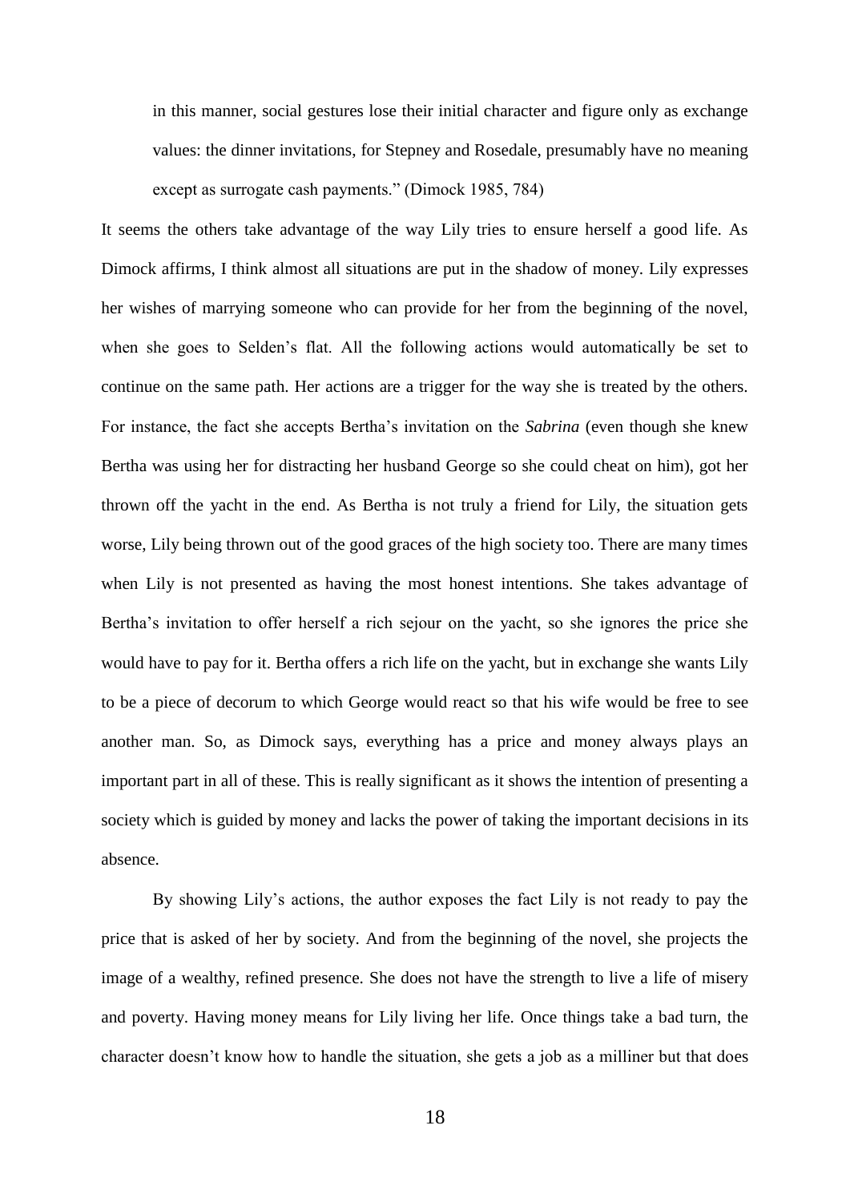> in this manner, social gestures lose their initial character and figure only as exchange values: the dinner invitations, for Stepney and Rosedale, presumably have no meaning except as surrogate cash payments." (Dimock 1985, 784)

It seems the others take advantage of the way Lily tries to ensure herself a good life. As Dimock affirms, I think almost all situations are put in the shadow of money. Lily expresses her wishes of marrying someone who can provide for her from the beginning of the novel, when she goes to Selden's flat. All the following actions would automatically be set to continue on the same path. Her actions are a trigger for the way she is treated by the others. For instance, the fact she accepts Bertha's invitation on the *Sabrina* (even though she knew Bertha was using her for distracting her husband George so she could cheat on him), got her thrown off the yacht in the end. As Bertha is not truly a friend for Lily, the situation gets worse, Lily being thrown out of the good graces of the high society too. There are many times when Lily is not presented as having the most honest intentions. She takes advantage of Bertha's invitation to offer herself a rich sejour on the yacht, so she ignores the price she would have to pay for it. Bertha offers a rich life on the yacht, but in exchange she wants Lily to be a piece of decorum to which George would react so that his wife would be free to see another man. So, as Dimock says, everything has a price and money always plays an important part in all of these. This is really significant as it shows the intention of presenting a society which is guided by money and lacks the power of taking the important decisions in its absence.

By showing Lily's actions, the author exposes the fact Lily is not ready to pay the price that is asked of her by society. And from the beginning of the novel, she projects the image of a wealthy, refined presence. She does not have the strength to live a life of misery and poverty. Having money means for Lily living her life. Once things take a bad turn, the character doesn't know how to handle the situation, she gets a job as a milliner but that does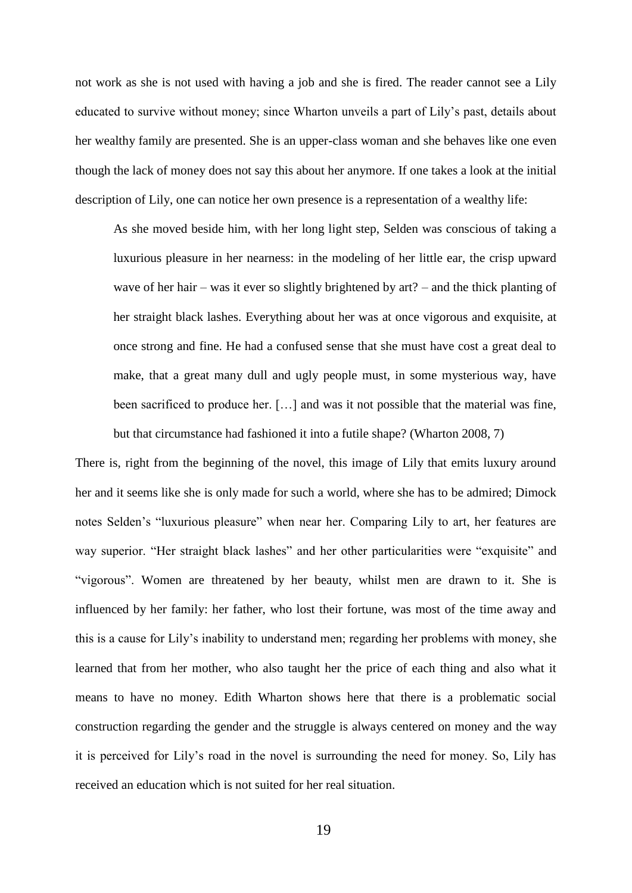not work as she is not used with having a job and she is fired. The reader cannot see a Lily educated to survive without money; since Wharton unveils a part of Lily's past, details about her wealthy family are presented. She is an upper-class woman and she behaves like one even though the lack of money does not say this about her anymore. If one takes a look at the initial description of Lily, one can notice her own presence is a representation of a wealthy life:

> As she moved beside him, with her long light step, Selden was conscious of taking a luxurious pleasure in her nearness: in the modeling of her little ear, the crisp upward wave of her hair – was it ever so slightly brightened by art? – and the thick planting of her straight black lashes. Everything about her was at once vigorous and exquisite, at once strong and fine. He had a confused sense that she must have cost a great deal to make, that a great many dull and ugly people must, in some mysterious way, have been sacrificed to produce her. […] and was it not possible that the material was fine, but that circumstance had fashioned it into a futile shape? (Wharton 2008, 7)

There is, right from the beginning of the novel, this image of Lily that emits luxury around her and it seems like she is only made for such a world, where she has to be admired; Dimock notes Selden's "luxurious pleasure" when near her. Comparing Lily to art, her features are way superior. "Her straight black lashes" and her other particularities were "exquisite" and "vigorous". Women are threatened by her beauty, whilst men are drawn to it. She is influenced by her family: her father, who lost their fortune, was most of the time away and this is a cause for Lily's inability to understand men; regarding her problems with money, she learned that from her mother, who also taught her the price of each thing and also what it means to have no money. Edith Wharton shows here that there is a problematic social construction regarding the gender and the struggle is always centered on money and the way it is perceived for Lily's road in the novel is surrounding the need for money. So, Lily has received an education which is not suited for her real situation.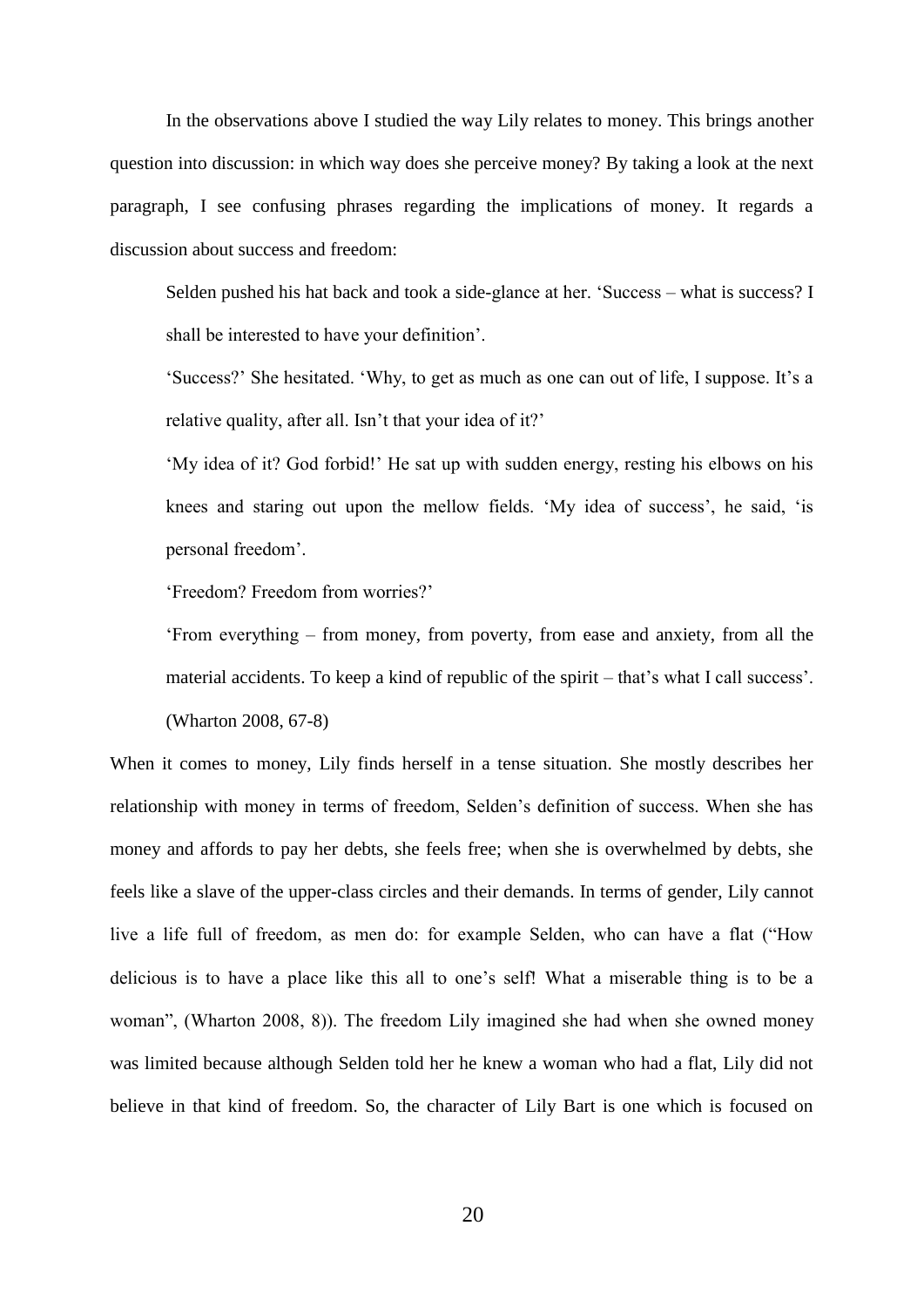In the observations above I studied the way Lily relates to money. This brings another question into discussion: in which way does she perceive money? By taking a look at the next paragraph, I see confusing phrases regarding the implications of money. It regards a discussion about success and freedom:

> Selden pushed his hat back and took a side-glance at her. 'Success – what is success? I shall be interested to have your definition'.
>
> 'Success?' She hesitated. 'Why, to get as much as one can out of life, I suppose. It's a relative quality, after all. Isn't that your idea of it?'
>
> 'My idea of it? God forbid!' He sat up with sudden energy, resting his elbows on his knees and staring out upon the mellow fields. 'My idea of success', he said, 'is personal freedom'.
>
> 'Freedom? Freedom from worries?'
>
> 'From everything – from money, from poverty, from ease and anxiety, from all the material accidents. To keep a kind of republic of the spirit – that's what I call success'. (Wharton 2008, 67-8)

When it comes to money, Lily finds herself in a tense situation. She mostly describes her relationship with money in terms of freedom, Selden's definition of success. When she has money and affords to pay her debts, she feels free; when she is overwhelmed by debts, she feels like a slave of the upper-class circles and their demands. In terms of gender, Lily cannot live a life full of freedom, as men do: for example Selden, who can have a flat ("How delicious is to have a place like this all to one's self! What a miserable thing is to be a woman", (Wharton 2008, 8)). The freedom Lily imagined she had when she owned money was limited because although Selden told her he knew a woman who had a flat, Lily did not believe in that kind of freedom. So, the character of Lily Bart is one which is focused on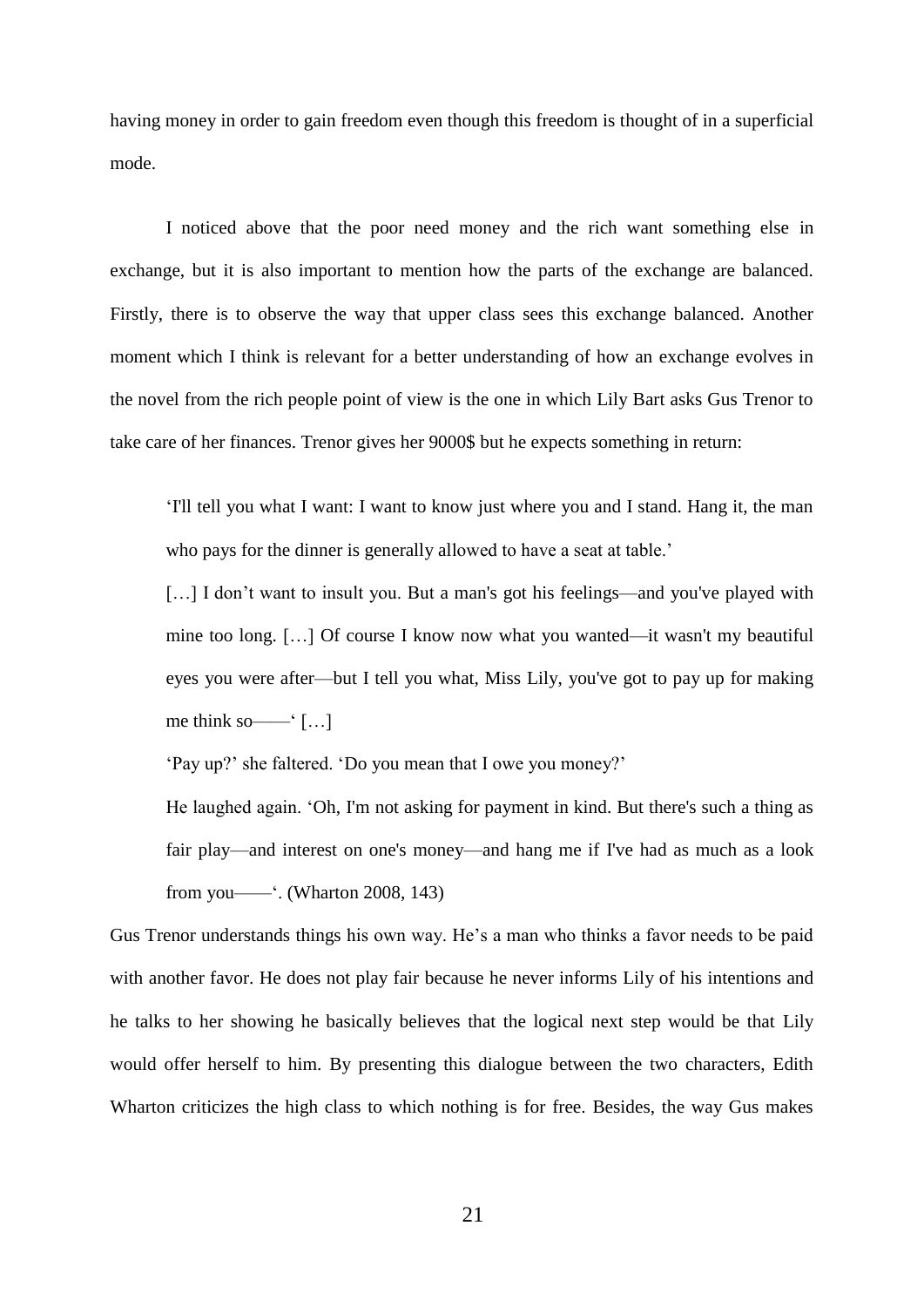having money in order to gain freedom even though this freedom is thought of in a superficial mode.

I noticed above that the poor need money and the rich want something else in exchange, but it is also important to mention how the parts of the exchange are balanced. Firstly, there is to observe the way that upper class sees this exchange balanced. Another moment which I think is relevant for a better understanding of how an exchange evolves in the novel from the rich people point of view is the one in which Lily Bart asks Gus Trenor to take care of her finances. Trenor gives her 9000$ but he expects something in return:

> 'I'll tell you what I want: I want to know just where you and I stand. Hang it, the man who pays for the dinner is generally allowed to have a seat at table.'
>
> […] I don't want to insult you. But a man's got his feelings—and you've played with mine too long. […] Of course I know now what you wanted—it wasn't my beautiful eyes you were after—but I tell you what, Miss Lily, you've got to pay up for making me think so——' […]
>
> 'Pay up?' she faltered. 'Do you mean that I owe you money?'
>
> He laughed again. 'Oh, I'm not asking for payment in kind. But there's such a thing as fair play—and interest on one's money—and hang me if I've had as much as a look from you——'. (Wharton 2008, 143)

Gus Trenor understands things his own way. He's a man who thinks a favor needs to be paid with another favor. He does not play fair because he never informs Lily of his intentions and he talks to her showing he basically believes that the logical next step would be that Lily would offer herself to him. By presenting this dialogue between the two characters, Edith Wharton criticizes the high class to which nothing is for free. Besides, the way Gus makes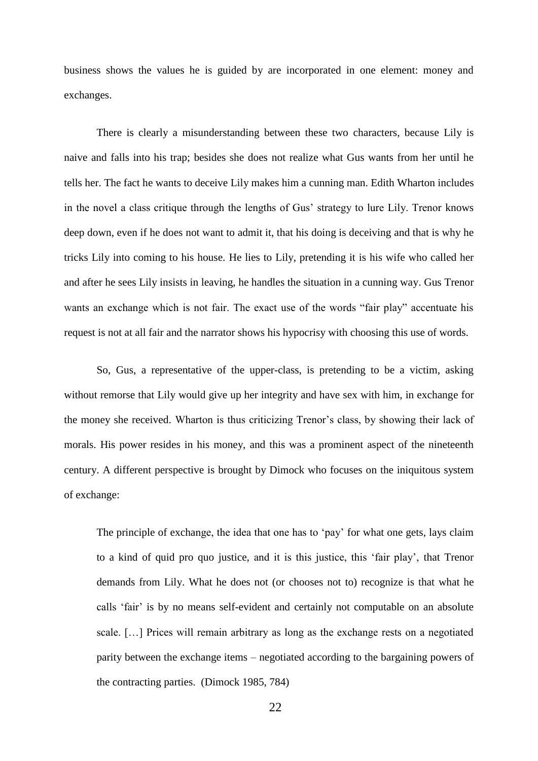business shows the values he is guided by are incorporated in one element: money and exchanges.

There is clearly a misunderstanding between these two characters, because Lily is naive and falls into his trap; besides she does not realize what Gus wants from her until he tells her. The fact he wants to deceive Lily makes him a cunning man. Edith Wharton includes in the novel a class critique through the lengths of Gus' strategy to lure Lily. Trenor knows deep down, even if he does not want to admit it, that his doing is deceiving and that is why he tricks Lily into coming to his house. He lies to Lily, pretending it is his wife who called her and after he sees Lily insists in leaving, he handles the situation in a cunning way. Gus Trenor wants an exchange which is not fair. The exact use of the words "fair play" accentuate his request is not at all fair and the narrator shows his hypocrisy with choosing this use of words.

So, Gus, a representative of the upper-class, is pretending to be a victim, asking without remorse that Lily would give up her integrity and have sex with him, in exchange for the money she received. Wharton is thus criticizing Trenor's class, by showing their lack of morals. His power resides in his money, and this was a prominent aspect of the nineteenth century. A different perspective is brought by Dimock who focuses on the iniquitous system of exchange:

> The principle of exchange, the idea that one has to 'pay' for what one gets, lays claim to a kind of quid pro quo justice, and it is this justice, this 'fair play', that Trenor demands from Lily. What he does not (or chooses not to) recognize is that what he calls 'fair' is by no means self-evident and certainly not computable on an absolute scale. […] Prices will remain arbitrary as long as the exchange rests on a negotiated parity between the exchange items – negotiated according to the bargaining powers of the contracting parties. (Dimock 1985, 784)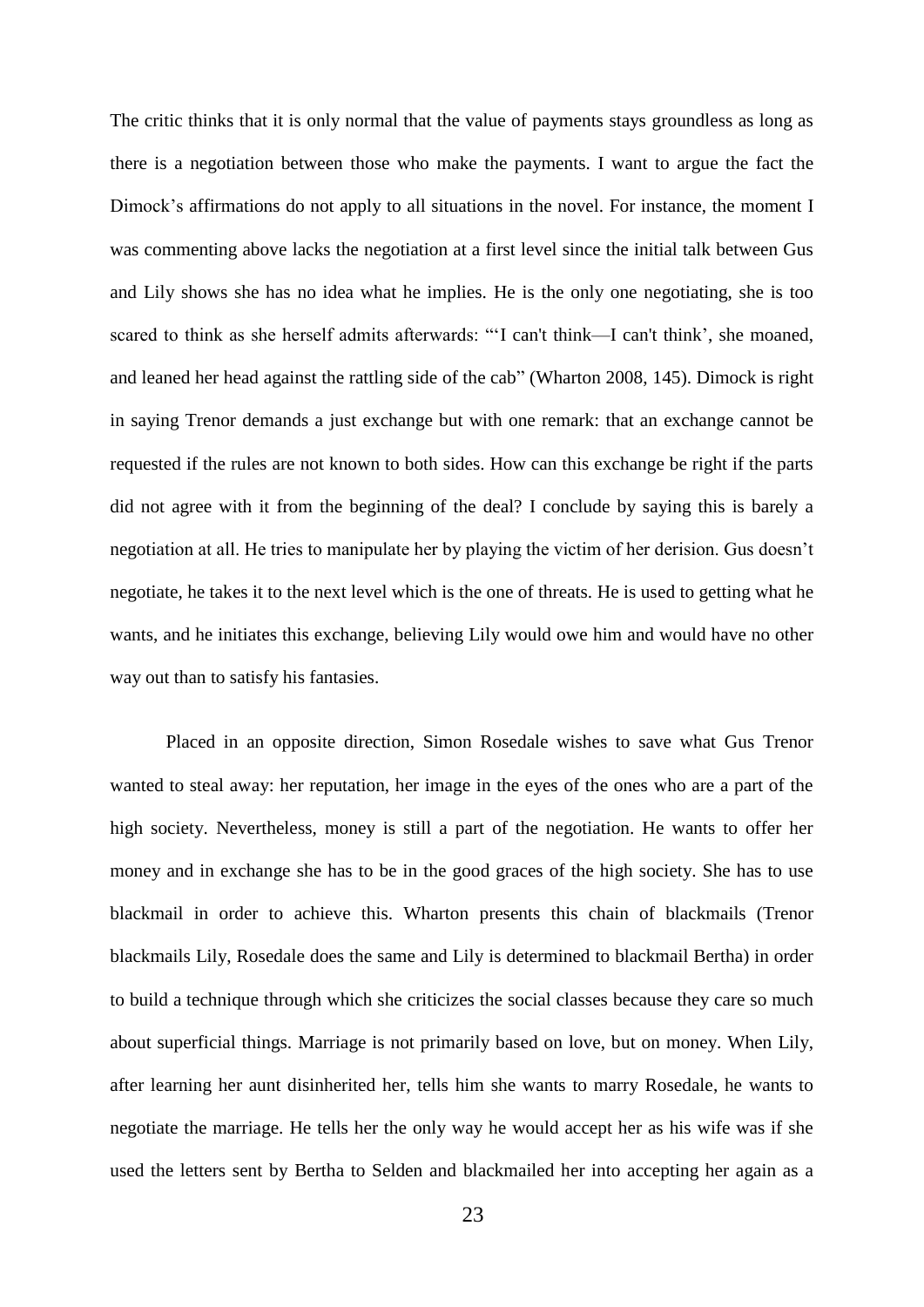The critic thinks that it is only normal that the value of payments stays groundless as long as there is a negotiation between those who make the payments. I want to argue the fact the Dimock's affirmations do not apply to all situations in the novel. For instance, the moment I was commenting above lacks the negotiation at a first level since the initial talk between Gus and Lily shows she has no idea what he implies. He is the only one negotiating, she is too scared to think as she herself admits afterwards: "'I can't think—I can't think', she moaned, and leaned her head against the rattling side of the cab" (Wharton 2008, 145). Dimock is right in saying Trenor demands a just exchange but with one remark: that an exchange cannot be requested if the rules are not known to both sides. How can this exchange be right if the parts did not agree with it from the beginning of the deal? I conclude by saying this is barely a negotiation at all. He tries to manipulate her by playing the victim of her derision. Gus doesn't negotiate, he takes it to the next level which is the one of threats. He is used to getting what he wants, and he initiates this exchange, believing Lily would owe him and would have no other way out than to satisfy his fantasies.

Placed in an opposite direction, Simon Rosedale wishes to save what Gus Trenor wanted to steal away: her reputation, her image in the eyes of the ones who are a part of the high society. Nevertheless, money is still a part of the negotiation. He wants to offer her money and in exchange she has to be in the good graces of the high society. She has to use blackmail in order to achieve this. Wharton presents this chain of blackmails (Trenor blackmails Lily, Rosedale does the same and Lily is determined to blackmail Bertha) in order to build a technique through which she criticizes the social classes because they care so much about superficial things. Marriage is not primarily based on love, but on money. When Lily, after learning her aunt disinherited her, tells him she wants to marry Rosedale, he wants to negotiate the marriage. He tells her the only way he would accept her as his wife was if she used the letters sent by Bertha to Selden and blackmailed her into accepting her again as a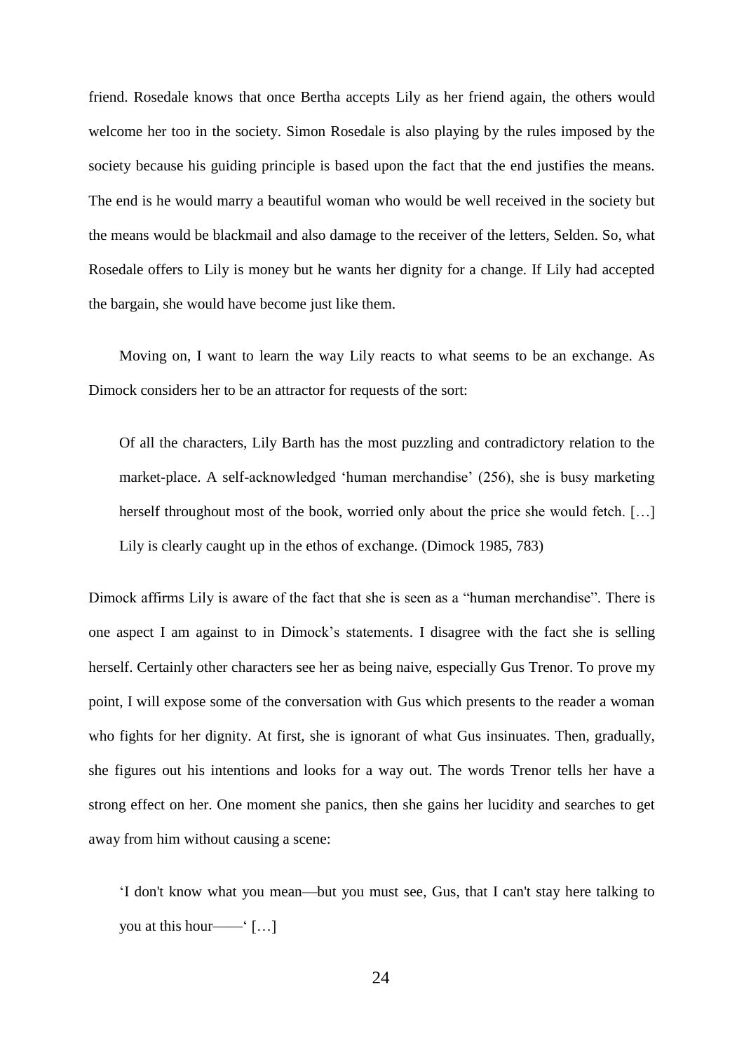friend. Rosedale knows that once Bertha accepts Lily as her friend again, the others would welcome her too in the society. Simon Rosedale is also playing by the rules imposed by the society because his guiding principle is based upon the fact that the end justifies the means. The end is he would marry a beautiful woman who would be well received in the society but the means would be blackmail and also damage to the receiver of the letters, Selden. So, what Rosedale offers to Lily is money but he wants her dignity for a change. If Lily had accepted the bargain, she would have become just like them.

Moving on, I want to learn the way Lily reacts to what seems to be an exchange. As Dimock considers her to be an attractor for requests of the sort:

> Of all the characters, Lily Barth has the most puzzling and contradictory relation to the market-place. A self-acknowledged 'human merchandise' (256), she is busy marketing herself throughout most of the book, worried only about the price she would fetch. […] Lily is clearly caught up in the ethos of exchange. (Dimock 1985, 783)

Dimock affirms Lily is aware of the fact that she is seen as a "human merchandise". There is one aspect I am against to in Dimock's statements. I disagree with the fact she is selling herself. Certainly other characters see her as being naive, especially Gus Trenor. To prove my point, I will expose some of the conversation with Gus which presents to the reader a woman who fights for her dignity. At first, she is ignorant of what Gus insinuates. Then, gradually, she figures out his intentions and looks for a way out. The words Trenor tells her have a strong effect on her. One moment she panics, then she gains her lucidity and searches to get away from him without causing a scene:

> 'I don't know what you mean—but you must see, Gus, that I can't stay here talking to you at this hour——' […]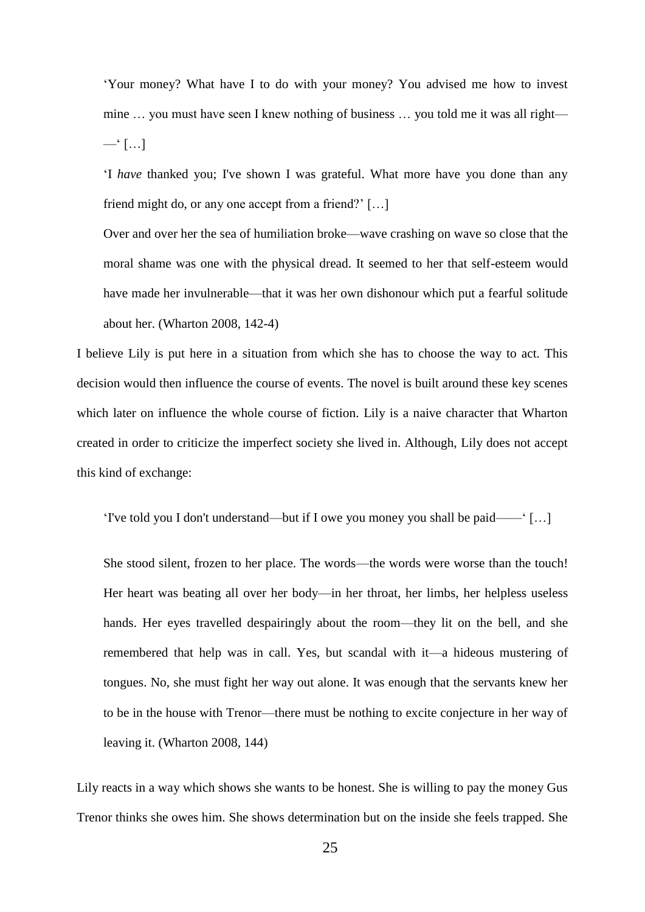> 'Your money? What have I to do with your money? You advised me how to invest mine … you must have seen I knew nothing of business … you told me it was all right——' […]
>
> 'I *have* thanked you; I've shown I was grateful. What more have you done than any friend might do, or any one accept from a friend?' […]
>
> Over and over her the sea of humiliation broke—wave crashing on wave so close that the moral shame was one with the physical dread. It seemed to her that self-esteem would have made her invulnerable—that it was her own dishonour which put a fearful solitude about her. (Wharton 2008, 142-4)

I believe Lily is put here in a situation from which she has to choose the way to act. This decision would then influence the course of events. The novel is built around these key scenes which later on influence the whole course of fiction. Lily is a naive character that Wharton created in order to criticize the imperfect society she lived in. Although, Lily does not accept this kind of exchange:

> 'I've told you I don't understand—but if I owe you money you shall be paid——' […]
>
> She stood silent, frozen to her place. The words—the words were worse than the touch! Her heart was beating all over her body—in her throat, her limbs, her helpless useless hands. Her eyes travelled despairingly about the room—they lit on the bell, and she remembered that help was in call. Yes, but scandal with it—a hideous mustering of tongues. No, she must fight her way out alone. It was enough that the servants knew her to be in the house with Trenor—there must be nothing to excite conjecture in her way of leaving it. (Wharton 2008, 144)

Lily reacts in a way which shows she wants to be honest. She is willing to pay the money Gus Trenor thinks she owes him. She shows determination but on the inside she feels trapped. She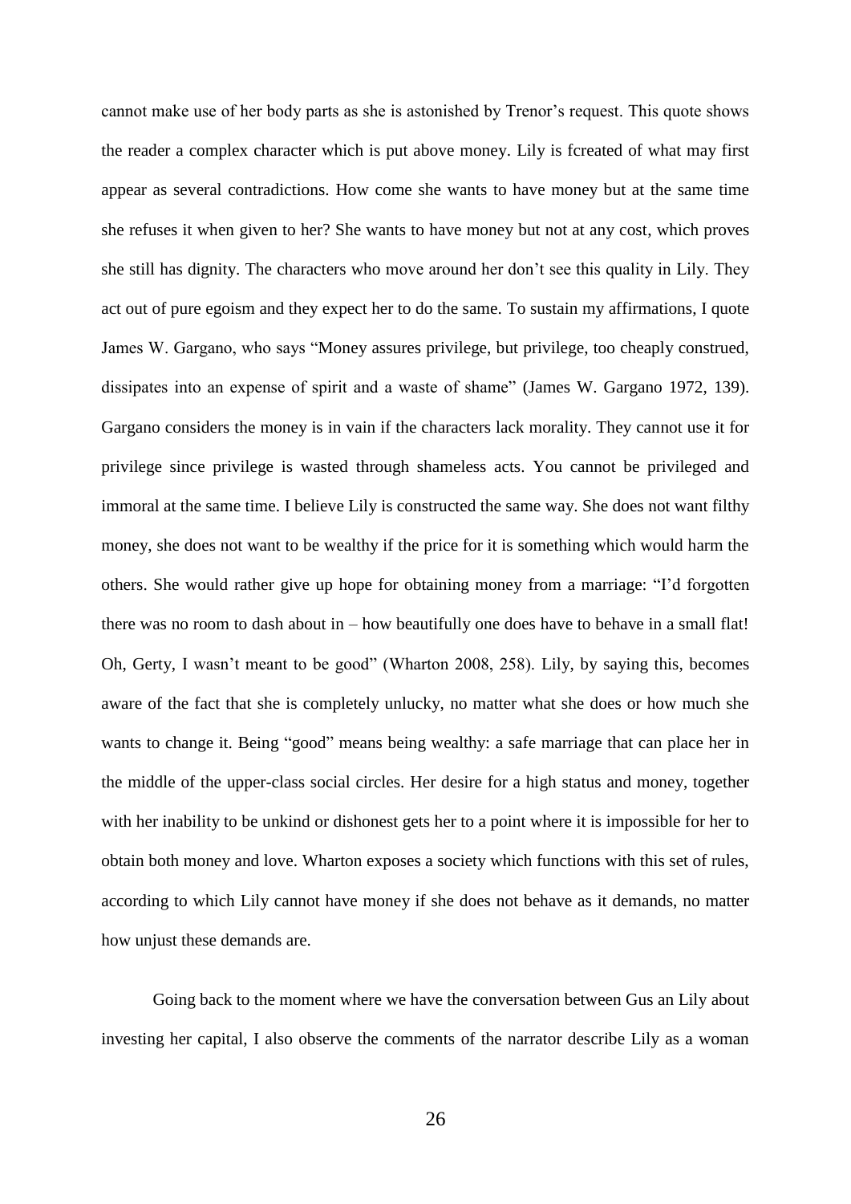cannot make use of her body parts as she is astonished by Trenor's request. This quote shows the reader a complex character which is put above money. Lily is fcreated of what may first appear as several contradictions. How come she wants to have money but at the same time she refuses it when given to her? She wants to have money but not at any cost, which proves she still has dignity. The characters who move around her don't see this quality in Lily. They act out of pure egoism and they expect her to do the same. To sustain my affirmations, I quote James W. Gargano, who says "Money assures privilege, but privilege, too cheaply construed, dissipates into an expense of spirit and a waste of shame" (James W. Gargano 1972, 139). Gargano considers the money is in vain if the characters lack morality. They cannot use it for privilege since privilege is wasted through shameless acts. You cannot be privileged and immoral at the same time. I believe Lily is constructed the same way. She does not want filthy money, she does not want to be wealthy if the price for it is something which would harm the others. She would rather give up hope for obtaining money from a marriage: "I'd forgotten there was no room to dash about in – how beautifully one does have to behave in a small flat! Oh, Gerty, I wasn't meant to be good" (Wharton 2008, 258). Lily, by saying this, becomes aware of the fact that she is completely unlucky, no matter what she does or how much she wants to change it. Being "good" means being wealthy: a safe marriage that can place her in the middle of the upper-class social circles. Her desire for a high status and money, together with her inability to be unkind or dishonest gets her to a point where it is impossible for her to obtain both money and love. Wharton exposes a society which functions with this set of rules, according to which Lily cannot have money if she does not behave as it demands, no matter how unjust these demands are.

Going back to the moment where we have the conversation between Gus an Lily about investing her capital, I also observe the comments of the narrator describe Lily as a woman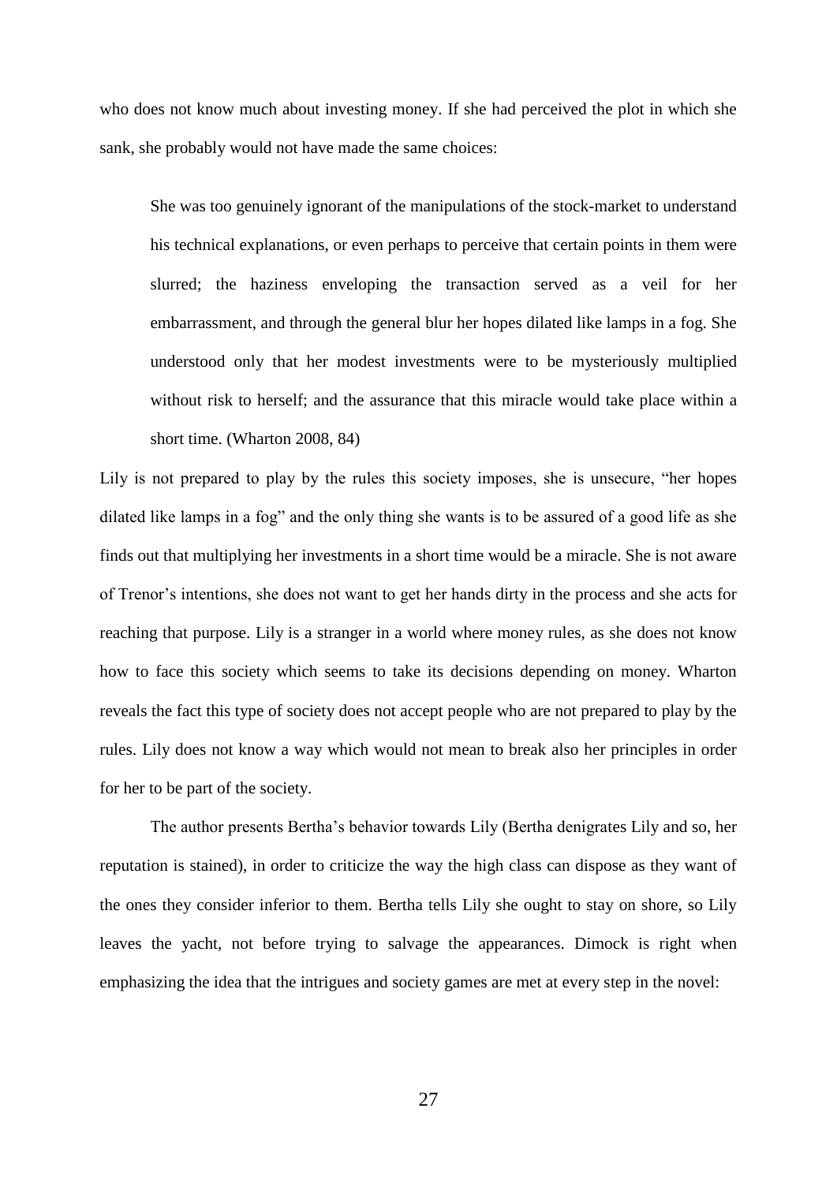who does not know much about investing money. If she had perceived the plot in which she sank, she probably would not have made the same choices:

> She was too genuinely ignorant of the manipulations of the stock-market to understand his technical explanations, or even perhaps to perceive that certain points in them were slurred; the haziness enveloping the transaction served as a veil for her embarrassment, and through the general blur her hopes dilated like lamps in a fog. She understood only that her modest investments were to be mysteriously multiplied without risk to herself; and the assurance that this miracle would take place within a short time. (Wharton 2008, 84)

Lily is not prepared to play by the rules this society imposes, she is unsecure, "her hopes dilated like lamps in a fog" and the only thing she wants is to be assured of a good life as she finds out that multiplying her investments in a short time would be a miracle. She is not aware of Trenor's intentions, she does not want to get her hands dirty in the process and she acts for reaching that purpose. Lily is a stranger in a world where money rules, as she does not know how to face this society which seems to take its decisions depending on money. Wharton reveals the fact this type of society does not accept people who are not prepared to play by the rules. Lily does not know a way which would not mean to break also her principles in order for her to be part of the society.

The author presents Bertha's behavior towards Lily (Bertha denigrates Lily and so, her reputation is stained), in order to criticize the way the high class can dispose as they want of the ones they consider inferior to them. Bertha tells Lily she ought to stay on shore, so Lily leaves the yacht, not before trying to salvage the appearances. Dimock is right when emphasizing the idea that the intrigues and society games are met at every step in the novel: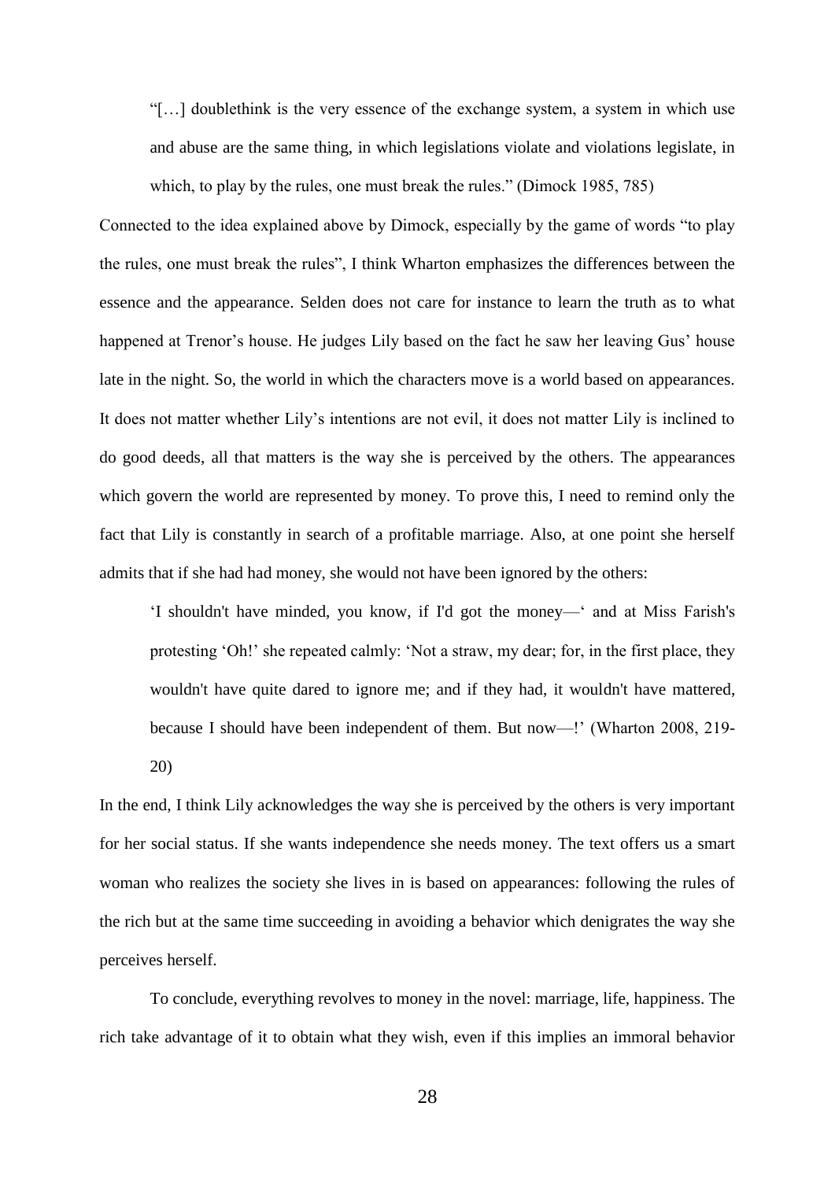> "[…] doublethink is the very essence of the exchange system, a system in which use and abuse are the same thing, in which legislations violate and violations legislate, in which, to play by the rules, one must break the rules." (Dimock 1985, 785)

Connected to the idea explained above by Dimock, especially by the game of words "to play the rules, one must break the rules", I think Wharton emphasizes the differences between the essence and the appearance. Selden does not care for instance to learn the truth as to what happened at Trenor's house. He judges Lily based on the fact he saw her leaving Gus' house late in the night. So, the world in which the characters move is a world based on appearances. It does not matter whether Lily's intentions are not evil, it does not matter Lily is inclined to do good deeds, all that matters is the way she is perceived by the others. The appearances which govern the world are represented by money. To prove this, I need to remind only the fact that Lily is constantly in search of a profitable marriage. Also, at one point she herself admits that if she had had money, she would not have been ignored by the others:

> 'I shouldn't have minded, you know, if I'd got the money—' and at Miss Farish's protesting 'Oh!' she repeated calmly: 'Not a straw, my dear; for, in the first place, they wouldn't have quite dared to ignore me; and if they had, it wouldn't have mattered, because I should have been independent of them. But now—!' (Wharton 2008, 219-20)

In the end, I think Lily acknowledges the way she is perceived by the others is very important for her social status. If she wants independence she needs money. The text offers us a smart woman who realizes the society she lives in is based on appearances: following the rules of the rich but at the same time succeeding in avoiding a behavior which denigrates the way she perceives herself.

To conclude, everything revolves to money in the novel: marriage, life, happiness. The rich take advantage of it to obtain what they wish, even if this implies an immoral behavior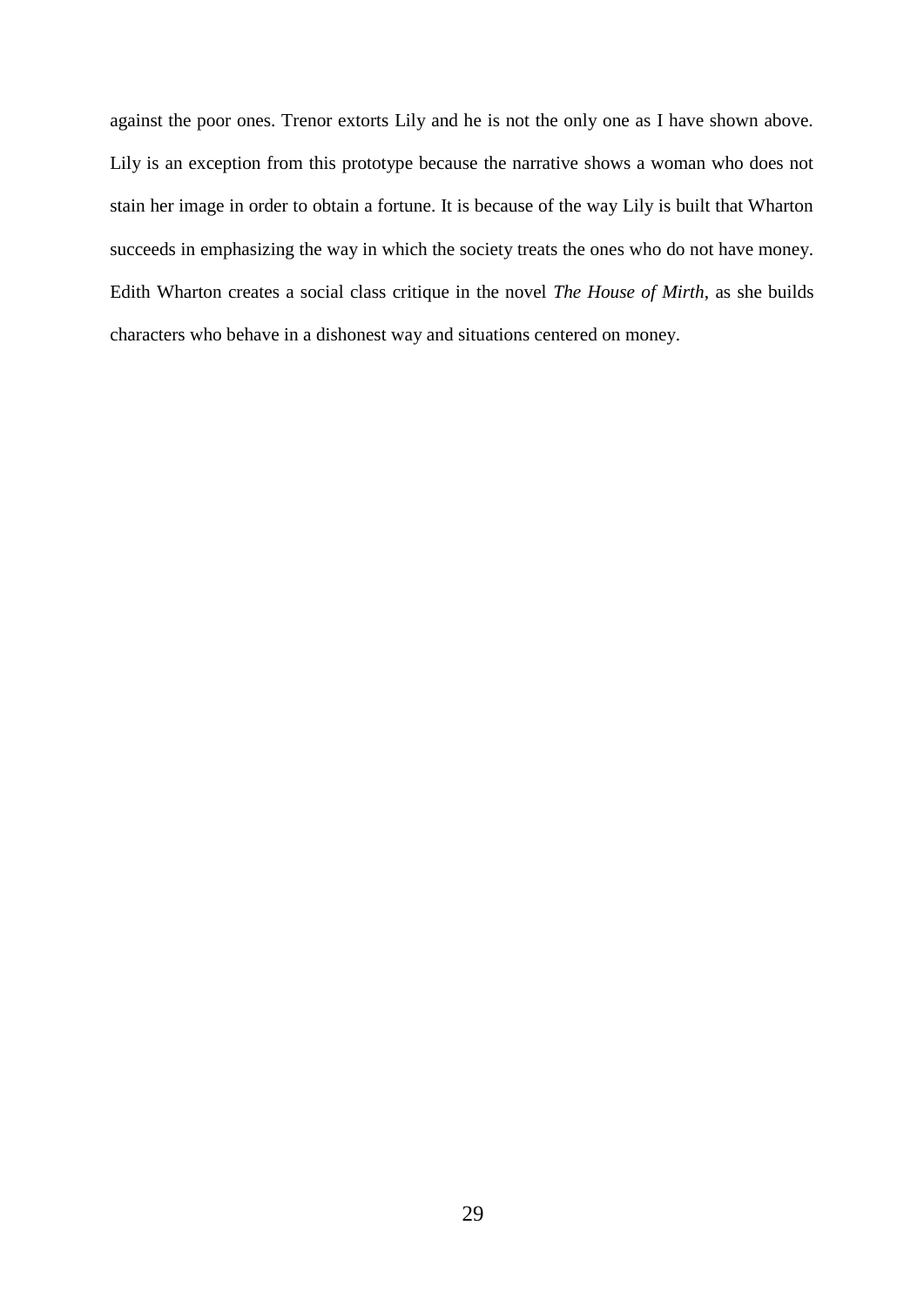against the poor ones. Trenor extorts Lily and he is not the only one as I have shown above. Lily is an exception from this prototype because the narrative shows a woman who does not stain her image in order to obtain a fortune. It is because of the way Lily is built that Wharton succeeds in emphasizing the way in which the society treats the ones who do not have money. Edith Wharton creates a social class critique in the novel *The House of Mirth*, as she builds characters who behave in a dishonest way and situations centered on money.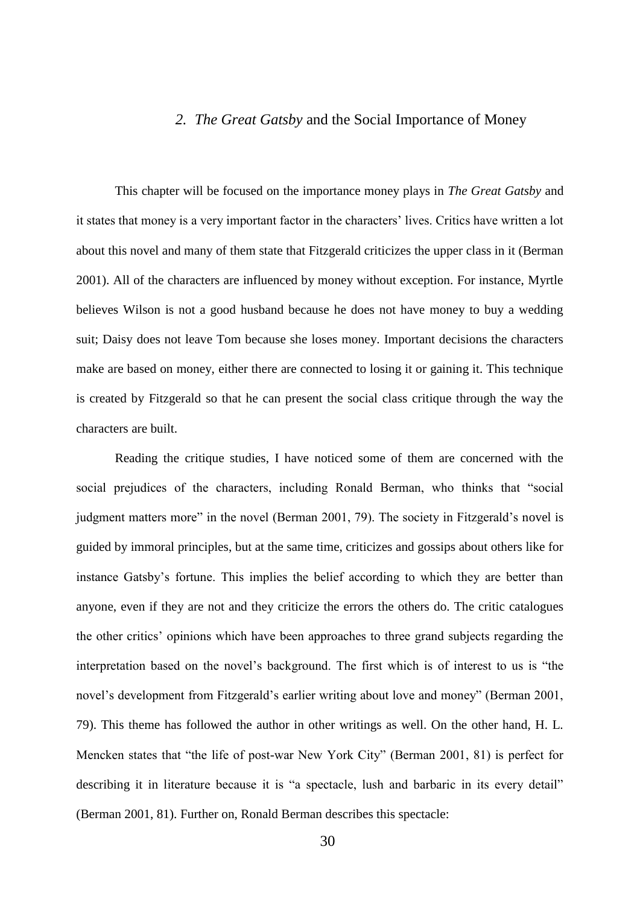## 2. *The Great Gatsby* and the Social Importance of Money

This chapter will be focused on the importance money plays in *The Great Gatsby* and it states that money is a very important factor in the characters' lives. Critics have written a lot about this novel and many of them state that Fitzgerald criticizes the upper class in it (Berman 2001). All of the characters are influenced by money without exception. For instance, Myrtle believes Wilson is not a good husband because he does not have money to buy a wedding suit; Daisy does not leave Tom because she loses money. Important decisions the characters make are based on money, either there are connected to losing it or gaining it. This technique is created by Fitzgerald so that he can present the social class critique through the way the characters are built.

Reading the critique studies, I have noticed some of them are concerned with the social prejudices of the characters, including Ronald Berman, who thinks that "social judgment matters more" in the novel (Berman 2001, 79). The society in Fitzgerald's novel is guided by immoral principles, but at the same time, criticizes and gossips about others like for instance Gatsby's fortune. This implies the belief according to which they are better than anyone, even if they are not and they criticize the errors the others do. The critic catalogues the other critics' opinions which have been approaches to three grand subjects regarding the interpretation based on the novel's background. The first which is of interest to us is "the novel's development from Fitzgerald's earlier writing about love and money" (Berman 2001, 79). This theme has followed the author in other writings as well. On the other hand, H. L. Mencken states that "the life of post-war New York City" (Berman 2001, 81) is perfect for describing it in literature because it is "a spectacle, lush and barbaric in its every detail" (Berman 2001, 81). Further on, Ronald Berman describes this spectacle: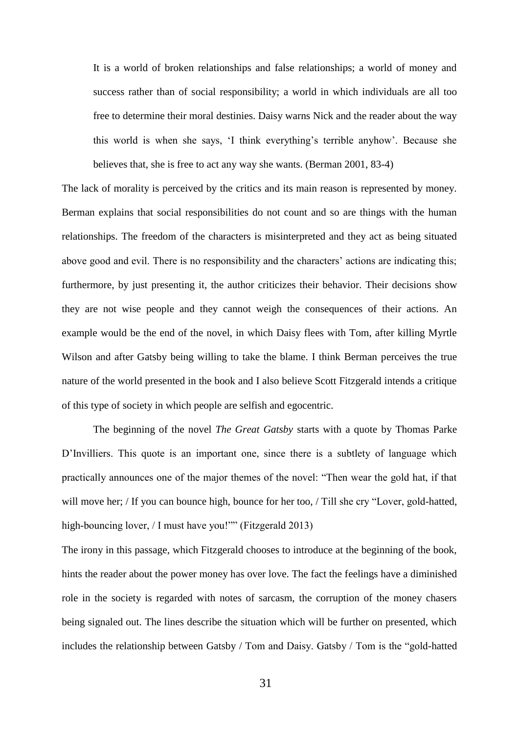> It is a world of broken relationships and false relationships; a world of money and success rather than of social responsibility; a world in which individuals are all too free to determine their moral destinies. Daisy warns Nick and the reader about the way this world is when she says, 'I think everything's terrible anyhow'. Because she believes that, she is free to act any way she wants. (Berman 2001, 83-4)

The lack of morality is perceived by the critics and its main reason is represented by money. Berman explains that social responsibilities do not count and so are things with the human relationships. The freedom of the characters is misinterpreted and they act as being situated above good and evil. There is no responsibility and the characters' actions are indicating this; furthermore, by just presenting it, the author criticizes their behavior. Their decisions show they are not wise people and they cannot weigh the consequences of their actions. An example would be the end of the novel, in which Daisy flees with Tom, after killing Myrtle Wilson and after Gatsby being willing to take the blame. I think Berman perceives the true nature of the world presented in the book and I also believe Scott Fitzgerald intends a critique of this type of society in which people are selfish and egocentric.

The beginning of the novel *The Great Gatsby* starts with a quote by Thomas Parke D'Invilliers. This quote is an important one, since there is a subtlety of language which practically announces one of the major themes of the novel: "Then wear the gold hat, if that will move her; / If you can bounce high, bounce for her too, / Till she cry "Lover, gold-hatted, high-bouncing lover, / I must have you!"" (Fitzgerald 2013)

The irony in this passage, which Fitzgerald chooses to introduce at the beginning of the book, hints the reader about the power money has over love. The fact the feelings have a diminished role in the society is regarded with notes of sarcasm, the corruption of the money chasers being signaled out. The lines describe the situation which will be further on presented, which includes the relationship between Gatsby / Tom and Daisy. Gatsby / Tom is the "gold-hatted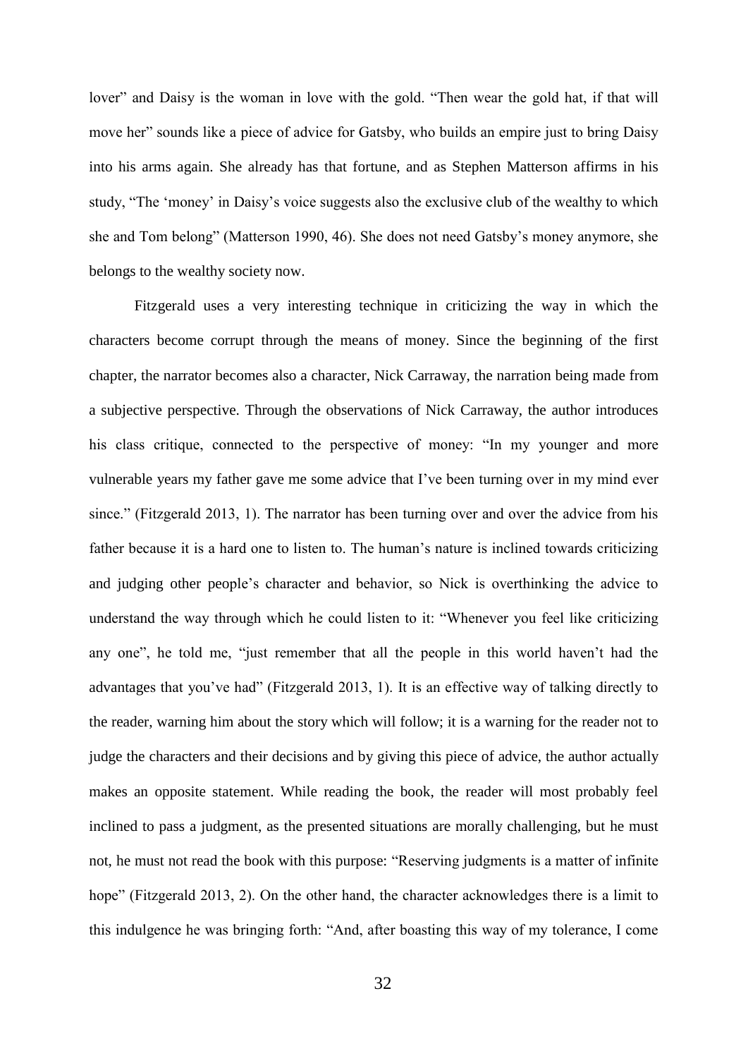lover" and Daisy is the woman in love with the gold. "Then wear the gold hat, if that will move her" sounds like a piece of advice for Gatsby, who builds an empire just to bring Daisy into his arms again. She already has that fortune, and as Stephen Matterson affirms in his study, "The 'money' in Daisy's voice suggests also the exclusive club of the wealthy to which she and Tom belong" (Matterson 1990, 46). She does not need Gatsby's money anymore, she belongs to the wealthy society now.

Fitzgerald uses a very interesting technique in criticizing the way in which the characters become corrupt through the means of money. Since the beginning of the first chapter, the narrator becomes also a character, Nick Carraway, the narration being made from a subjective perspective. Through the observations of Nick Carraway, the author introduces his class critique, connected to the perspective of money: "In my younger and more vulnerable years my father gave me some advice that I've been turning over in my mind ever since." (Fitzgerald 2013, 1). The narrator has been turning over and over the advice from his father because it is a hard one to listen to. The human's nature is inclined towards criticizing and judging other people's character and behavior, so Nick is overthinking the advice to understand the way through which he could listen to it: "Whenever you feel like criticizing any one", he told me, "just remember that all the people in this world haven't had the advantages that you've had" (Fitzgerald 2013, 1). It is an effective way of talking directly to the reader, warning him about the story which will follow; it is a warning for the reader not to judge the characters and their decisions and by giving this piece of advice, the author actually makes an opposite statement. While reading the book, the reader will most probably feel inclined to pass a judgment, as the presented situations are morally challenging, but he must not, he must not read the book with this purpose: "Reserving judgments is a matter of infinite hope" (Fitzgerald 2013, 2). On the other hand, the character acknowledges there is a limit to this indulgence he was bringing forth: "And, after boasting this way of my tolerance, I come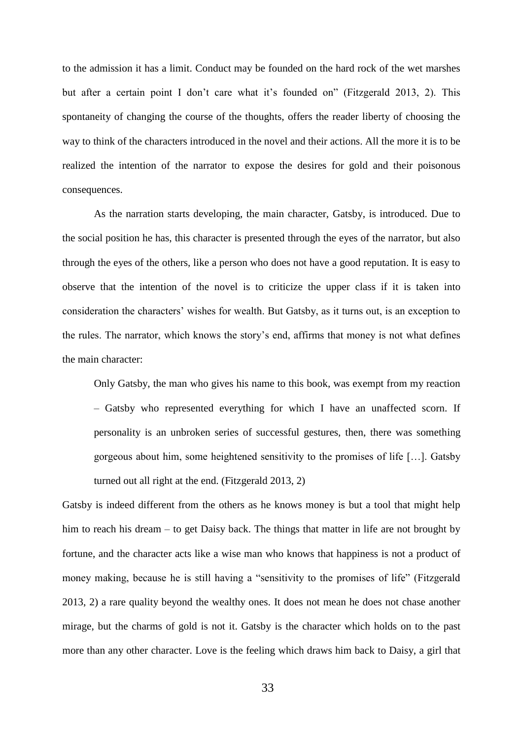to the admission it has a limit. Conduct may be founded on the hard rock of the wet marshes but after a certain point I don't care what it's founded on" (Fitzgerald 2013, 2). This spontaneity of changing the course of the thoughts, offers the reader liberty of choosing the way to think of the characters introduced in the novel and their actions. All the more it is to be realized the intention of the narrator to expose the desires for gold and their poisonous consequences.

As the narration starts developing, the main character, Gatsby, is introduced. Due to the social position he has, this character is presented through the eyes of the narrator, but also through the eyes of the others, like a person who does not have a good reputation. It is easy to observe that the intention of the novel is to criticize the upper class if it is taken into consideration the characters' wishes for wealth. But Gatsby, as it turns out, is an exception to the rules. The narrator, which knows the story's end, affirms that money is not what defines the main character:

> Only Gatsby, the man who gives his name to this book, was exempt from my reaction – Gatsby who represented everything for which I have an unaffected scorn. If personality is an unbroken series of successful gestures, then, there was something gorgeous about him, some heightened sensitivity to the promises of life […]. Gatsby turned out all right at the end. (Fitzgerald 2013, 2)

Gatsby is indeed different from the others as he knows money is but a tool that might help him to reach his dream – to get Daisy back. The things that matter in life are not brought by fortune, and the character acts like a wise man who knows that happiness is not a product of money making, because he is still having a "sensitivity to the promises of life" (Fitzgerald 2013, 2) a rare quality beyond the wealthy ones. It does not mean he does not chase another mirage, but the charms of gold is not it. Gatsby is the character which holds on to the past more than any other character. Love is the feeling which draws him back to Daisy, a girl that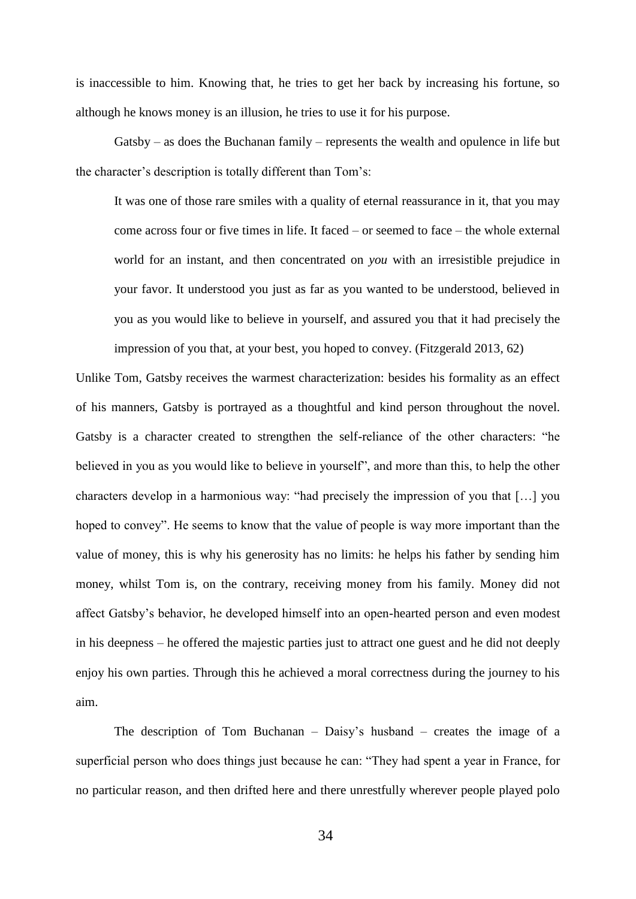is inaccessible to him. Knowing that, he tries to get her back by increasing his fortune, so although he knows money is an illusion, he tries to use it for his purpose.

Gatsby – as does the Buchanan family – represents the wealth and opulence in life but the character's description is totally different than Tom's:

> It was one of those rare smiles with a quality of eternal reassurance in it, that you may come across four or five times in life. It faced – or seemed to face – the whole external world for an instant, and then concentrated on *you* with an irresistible prejudice in your favor. It understood you just as far as you wanted to be understood, believed in you as you would like to believe in yourself, and assured you that it had precisely the impression of you that, at your best, you hoped to convey. (Fitzgerald 2013, 62)

Unlike Tom, Gatsby receives the warmest characterization: besides his formality as an effect of his manners, Gatsby is portrayed as a thoughtful and kind person throughout the novel. Gatsby is a character created to strengthen the self-reliance of the other characters: "he believed in you as you would like to believe in yourself", and more than this, to help the other characters develop in a harmonious way: "had precisely the impression of you that […] you hoped to convey". He seems to know that the value of people is way more important than the value of money, this is why his generosity has no limits: he helps his father by sending him money, whilst Tom is, on the contrary, receiving money from his family. Money did not affect Gatsby's behavior, he developed himself into an open-hearted person and even modest in his deepness – he offered the majestic parties just to attract one guest and he did not deeply enjoy his own parties. Through this he achieved a moral correctness during the journey to his aim.

The description of Tom Buchanan – Daisy's husband – creates the image of a superficial person who does things just because he can: "They had spent a year in France, for no particular reason, and then drifted here and there unrestfully wherever people played polo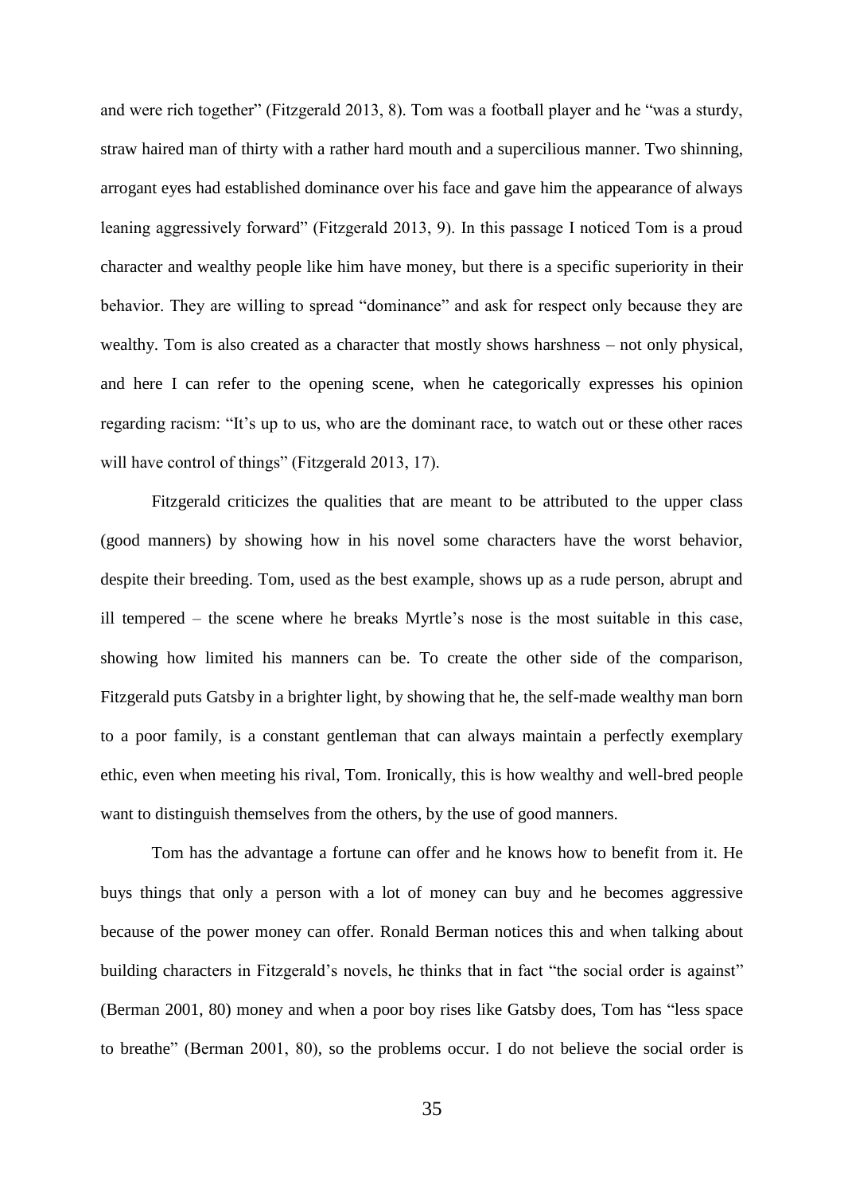and were rich together" (Fitzgerald 2013, 8). Tom was a football player and he "was a sturdy, straw haired man of thirty with a rather hard mouth and a supercilious manner. Two shinning, arrogant eyes had established dominance over his face and gave him the appearance of always leaning aggressively forward" (Fitzgerald 2013, 9). In this passage I noticed Tom is a proud character and wealthy people like him have money, but there is a specific superiority in their behavior. They are willing to spread "dominance" and ask for respect only because they are wealthy. Tom is also created as a character that mostly shows harshness – not only physical, and here I can refer to the opening scene, when he categorically expresses his opinion regarding racism: "It's up to us, who are the dominant race, to watch out or these other races will have control of things" (Fitzgerald 2013, 17).

Fitzgerald criticizes the qualities that are meant to be attributed to the upper class (good manners) by showing how in his novel some characters have the worst behavior, despite their breeding. Tom, used as the best example, shows up as a rude person, abrupt and ill tempered – the scene where he breaks Myrtle's nose is the most suitable in this case, showing how limited his manners can be. To create the other side of the comparison, Fitzgerald puts Gatsby in a brighter light, by showing that he, the self-made wealthy man born to a poor family, is a constant gentleman that can always maintain a perfectly exemplary ethic, even when meeting his rival, Tom. Ironically, this is how wealthy and well-bred people want to distinguish themselves from the others, by the use of good manners.

Tom has the advantage a fortune can offer and he knows how to benefit from it. He buys things that only a person with a lot of money can buy and he becomes aggressive because of the power money can offer. Ronald Berman notices this and when talking about building characters in Fitzgerald's novels, he thinks that in fact "the social order is against" (Berman 2001, 80) money and when a poor boy rises like Gatsby does, Tom has "less space to breathe" (Berman 2001, 80), so the problems occur. I do not believe the social order is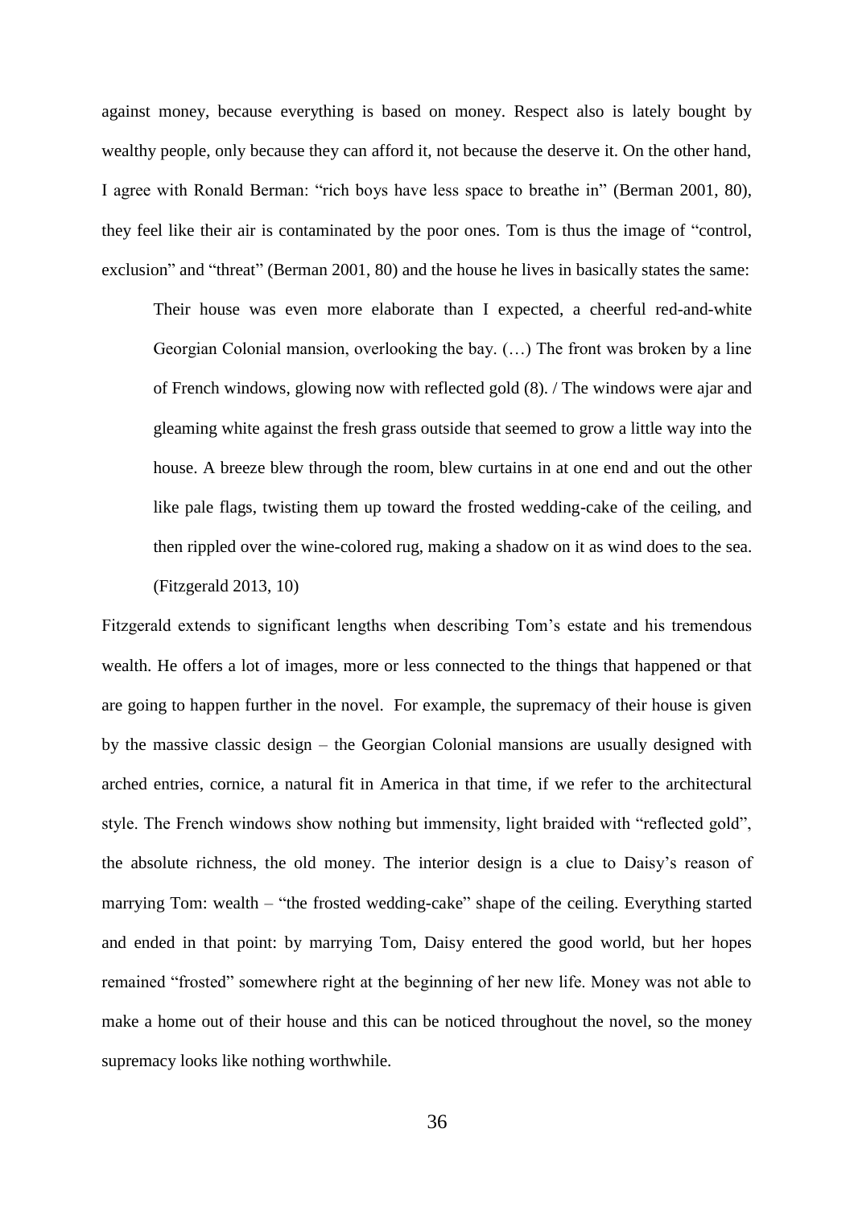against money, because everything is based on money. Respect also is lately bought by wealthy people, only because they can afford it, not because the deserve it. On the other hand, I agree with Ronald Berman: "rich boys have less space to breathe in" (Berman 2001, 80), they feel like their air is contaminated by the poor ones. Tom is thus the image of "control, exclusion" and "threat" (Berman 2001, 80) and the house he lives in basically states the same:

> Their house was even more elaborate than I expected, a cheerful red-and-white Georgian Colonial mansion, overlooking the bay. (…) The front was broken by a line of French windows, glowing now with reflected gold (8). / The windows were ajar and gleaming white against the fresh grass outside that seemed to grow a little way into the house. A breeze blew through the room, blew curtains in at one end and out the other like pale flags, twisting them up toward the frosted wedding-cake of the ceiling, and then rippled over the wine-colored rug, making a shadow on it as wind does to the sea. (Fitzgerald 2013, 10)

Fitzgerald extends to significant lengths when describing Tom's estate and his tremendous wealth. He offers a lot of images, more or less connected to the things that happened or that are going to happen further in the novel. For example, the supremacy of their house is given by the massive classic design – the Georgian Colonial mansions are usually designed with arched entries, cornice, a natural fit in America in that time, if we refer to the architectural style. The French windows show nothing but immensity, light braided with "reflected gold", the absolute richness, the old money. The interior design is a clue to Daisy's reason of marrying Tom: wealth – "the frosted wedding-cake" shape of the ceiling. Everything started and ended in that point: by marrying Tom, Daisy entered the good world, but her hopes remained "frosted" somewhere right at the beginning of her new life. Money was not able to make a home out of their house and this can be noticed throughout the novel, so the money supremacy looks like nothing worthwhile.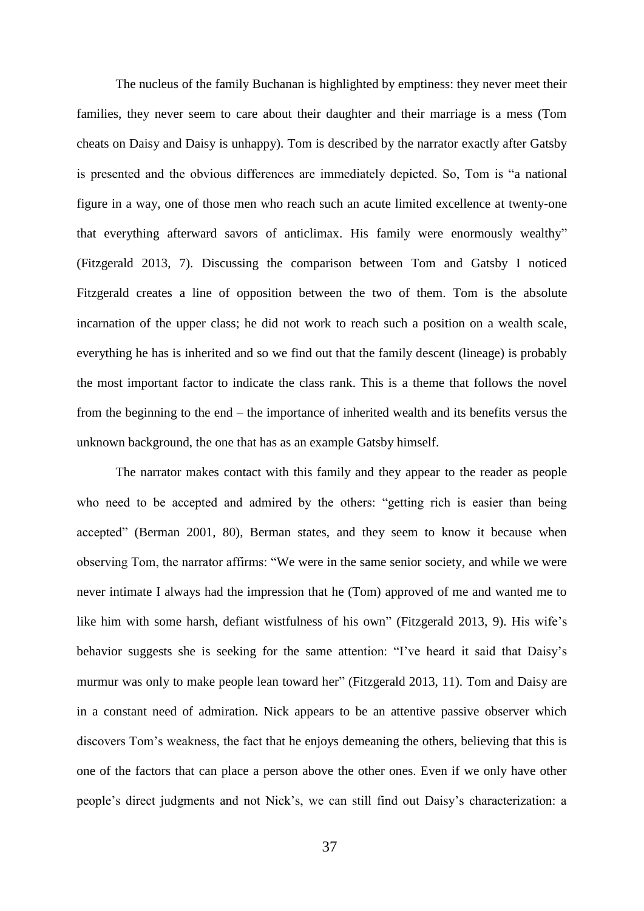The nucleus of the family Buchanan is highlighted by emptiness: they never meet their families, they never seem to care about their daughter and their marriage is a mess (Tom cheats on Daisy and Daisy is unhappy). Tom is described by the narrator exactly after Gatsby is presented and the obvious differences are immediately depicted. So, Tom is "a national figure in a way, one of those men who reach such an acute limited excellence at twenty-one that everything afterward savors of anticlimax. His family were enormously wealthy" (Fitzgerald 2013, 7). Discussing the comparison between Tom and Gatsby I noticed Fitzgerald creates a line of opposition between the two of them. Tom is the absolute incarnation of the upper class; he did not work to reach such a position on a wealth scale, everything he has is inherited and so we find out that the family descent (lineage) is probably the most important factor to indicate the class rank. This is a theme that follows the novel from the beginning to the end – the importance of inherited wealth and its benefits versus the unknown background, the one that has as an example Gatsby himself.

The narrator makes contact with this family and they appear to the reader as people who need to be accepted and admired by the others: "getting rich is easier than being accepted" (Berman 2001, 80), Berman states, and they seem to know it because when observing Tom, the narrator affirms: "We were in the same senior society, and while we were never intimate I always had the impression that he (Tom) approved of me and wanted me to like him with some harsh, defiant wistfulness of his own" (Fitzgerald 2013, 9). His wife's behavior suggests she is seeking for the same attention: "I've heard it said that Daisy's murmur was only to make people lean toward her" (Fitzgerald 2013, 11). Tom and Daisy are in a constant need of admiration. Nick appears to be an attentive passive observer which discovers Tom's weakness, the fact that he enjoys demeaning the others, believing that this is one of the factors that can place a person above the other ones. Even if we only have other people's direct judgments and not Nick's, we can still find out Daisy's characterization: a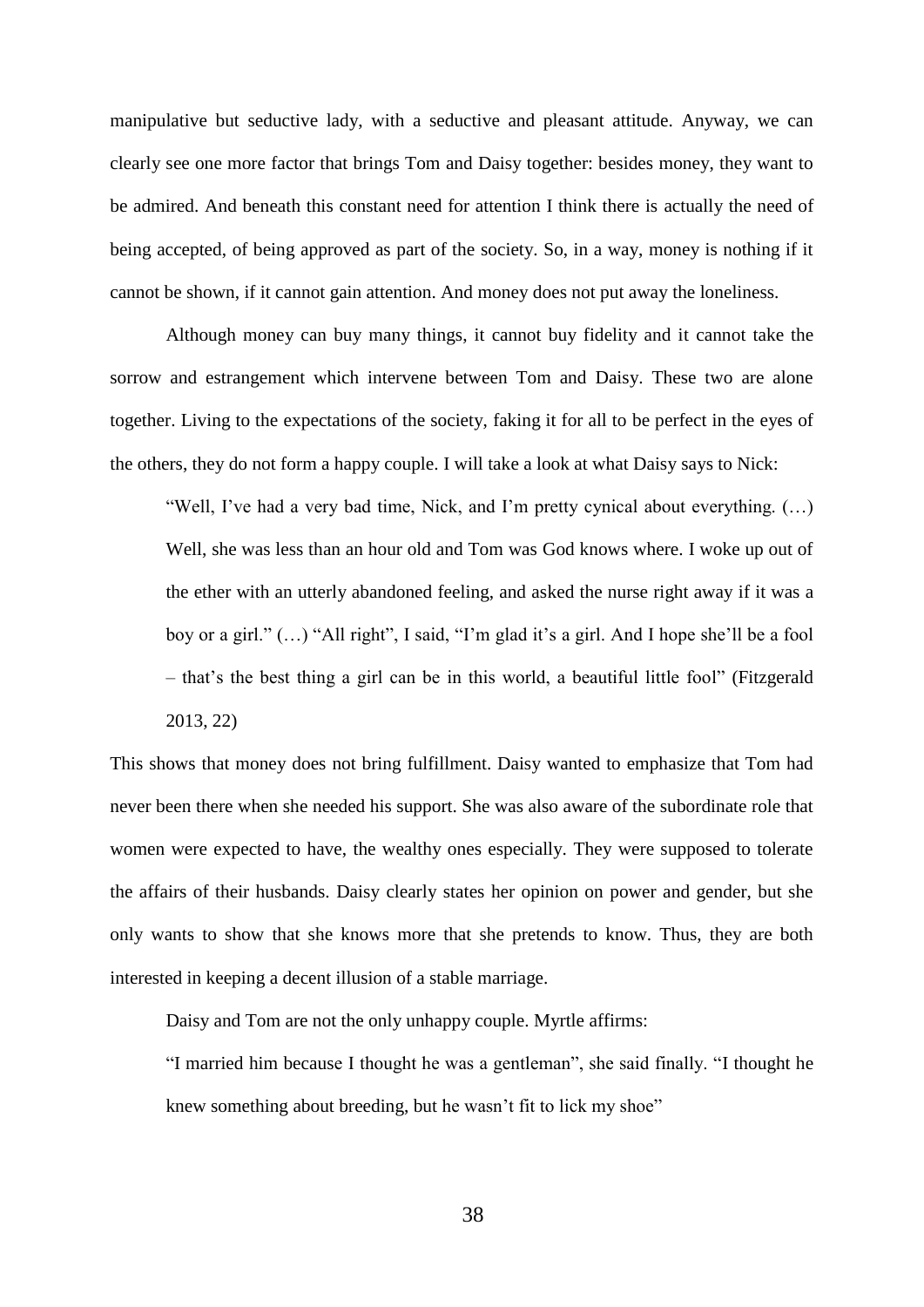manipulative but seductive lady, with a seductive and pleasant attitude. Anyway, we can clearly see one more factor that brings Tom and Daisy together: besides money, they want to be admired. And beneath this constant need for attention I think there is actually the need of being accepted, of being approved as part of the society. So, in a way, money is nothing if it cannot be shown, if it cannot gain attention. And money does not put away the loneliness.

Although money can buy many things, it cannot buy fidelity and it cannot take the sorrow and estrangement which intervene between Tom and Daisy. These two are alone together. Living to the expectations of the society, faking it for all to be perfect in the eyes of the others, they do not form a happy couple. I will take a look at what Daisy says to Nick:

> "Well, I've had a very bad time, Nick, and I'm pretty cynical about everything. (…) Well, she was less than an hour old and Tom was God knows where. I woke up out of the ether with an utterly abandoned feeling, and asked the nurse right away if it was a boy or a girl." (…) "All right", I said, "I'm glad it's a girl. And I hope she'll be a fool – that's the best thing a girl can be in this world, a beautiful little fool" (Fitzgerald 2013, 22)

This shows that money does not bring fulfillment. Daisy wanted to emphasize that Tom had never been there when she needed his support. She was also aware of the subordinate role that women were expected to have, the wealthy ones especially. They were supposed to tolerate the affairs of their husbands. Daisy clearly states her opinion on power and gender, but she only wants to show that she knows more that she pretends to know. Thus, they are both interested in keeping a decent illusion of a stable marriage.

Daisy and Tom are not the only unhappy couple. Myrtle affirms:

> "I married him because I thought he was a gentleman", she said finally. "I thought he knew something about breeding, but he wasn't fit to lick my shoe"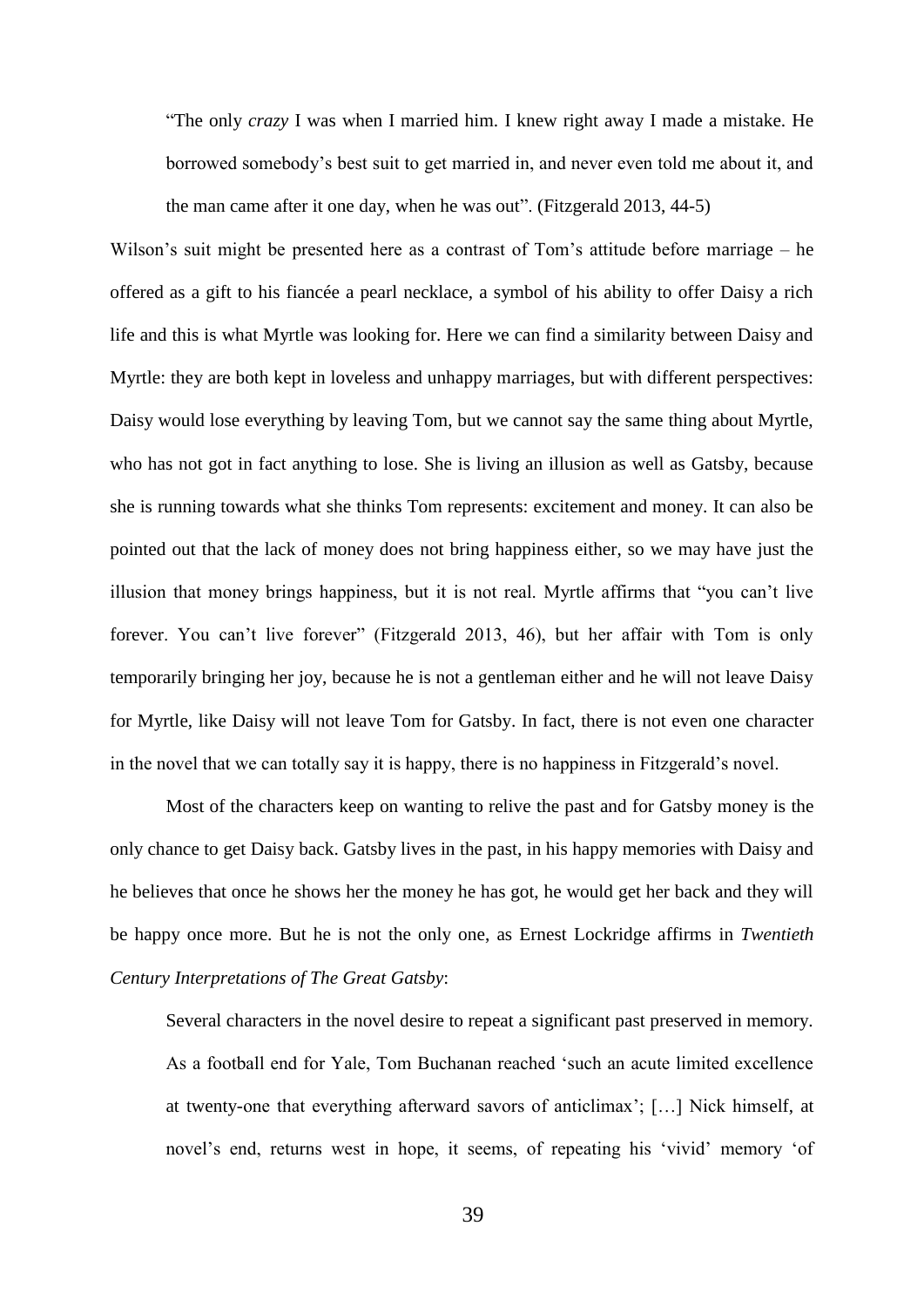> "The only *crazy* I was when I married him. I knew right away I made a mistake. He borrowed somebody's best suit to get married in, and never even told me about it, and the man came after it one day, when he was out". (Fitzgerald 2013, 44-5)

Wilson's suit might be presented here as a contrast of Tom's attitude before marriage – he offered as a gift to his fiancée a pearl necklace, a symbol of his ability to offer Daisy a rich life and this is what Myrtle was looking for. Here we can find a similarity between Daisy and Myrtle: they are both kept in loveless and unhappy marriages, but with different perspectives: Daisy would lose everything by leaving Tom, but we cannot say the same thing about Myrtle, who has not got in fact anything to lose. She is living an illusion as well as Gatsby, because she is running towards what she thinks Tom represents: excitement and money. It can also be pointed out that the lack of money does not bring happiness either, so we may have just the illusion that money brings happiness, but it is not real. Myrtle affirms that "you can't live forever. You can't live forever" (Fitzgerald 2013, 46), but her affair with Tom is only temporarily bringing her joy, because he is not a gentleman either and he will not leave Daisy for Myrtle, like Daisy will not leave Tom for Gatsby. In fact, there is not even one character in the novel that we can totally say it is happy, there is no happiness in Fitzgerald's novel.

Most of the characters keep on wanting to relive the past and for Gatsby money is the only chance to get Daisy back. Gatsby lives in the past, in his happy memories with Daisy and he believes that once he shows her the money he has got, he would get her back and they will be happy once more. But he is not the only one, as Ernest Lockridge affirms in *Twentieth Century Interpretations of The Great Gatsby*:

> Several characters in the novel desire to repeat a significant past preserved in memory. As a football end for Yale, Tom Buchanan reached 'such an acute limited excellence at twenty-one that everything afterward savors of anticlimax'; […] Nick himself, at novel's end, returns west in hope, it seems, of repeating his 'vivid' memory 'of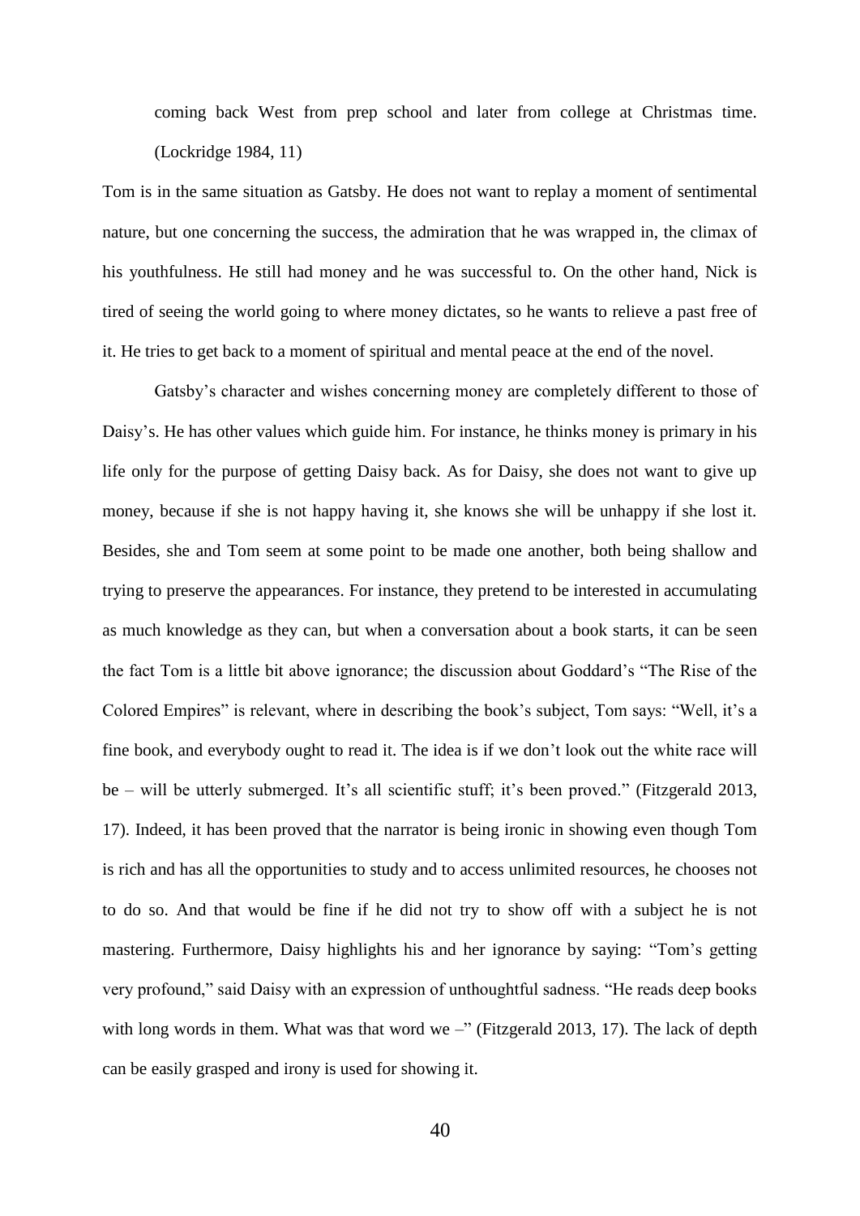coming back West from prep school and later from college at Christmas time. (Lockridge 1984, 11)

Tom is in the same situation as Gatsby. He does not want to replay a moment of sentimental nature, but one concerning the success, the admiration that he was wrapped in, the climax of his youthfulness. He still had money and he was successful to. On the other hand, Nick is tired of seeing the world going to where money dictates, so he wants to relieve a past free of it. He tries to get back to a moment of spiritual and mental peace at the end of the novel.

Gatsby's character and wishes concerning money are completely different to those of Daisy's. He has other values which guide him. For instance, he thinks money is primary in his life only for the purpose of getting Daisy back. As for Daisy, she does not want to give up money, because if she is not happy having it, she knows she will be unhappy if she lost it. Besides, she and Tom seem at some point to be made one another, both being shallow and trying to preserve the appearances. For instance, they pretend to be interested in accumulating as much knowledge as they can, but when a conversation about a book starts, it can be seen the fact Tom is a little bit above ignorance; the discussion about Goddard's "The Rise of the Colored Empires" is relevant, where in describing the book's subject, Tom says: "Well, it's a fine book, and everybody ought to read it. The idea is if we don't look out the white race will be – will be utterly submerged. It's all scientific stuff; it's been proved." (Fitzgerald 2013, 17). Indeed, it has been proved that the narrator is being ironic in showing even though Tom is rich and has all the opportunities to study and to access unlimited resources, he chooses not to do so. And that would be fine if he did not try to show off with a subject he is not mastering. Furthermore, Daisy highlights his and her ignorance by saying: "Tom's getting very profound," said Daisy with an expression of unthoughtful sadness. "He reads deep books with long words in them. What was that word we –" (Fitzgerald 2013, 17). The lack of depth can be easily grasped and irony is used for showing it.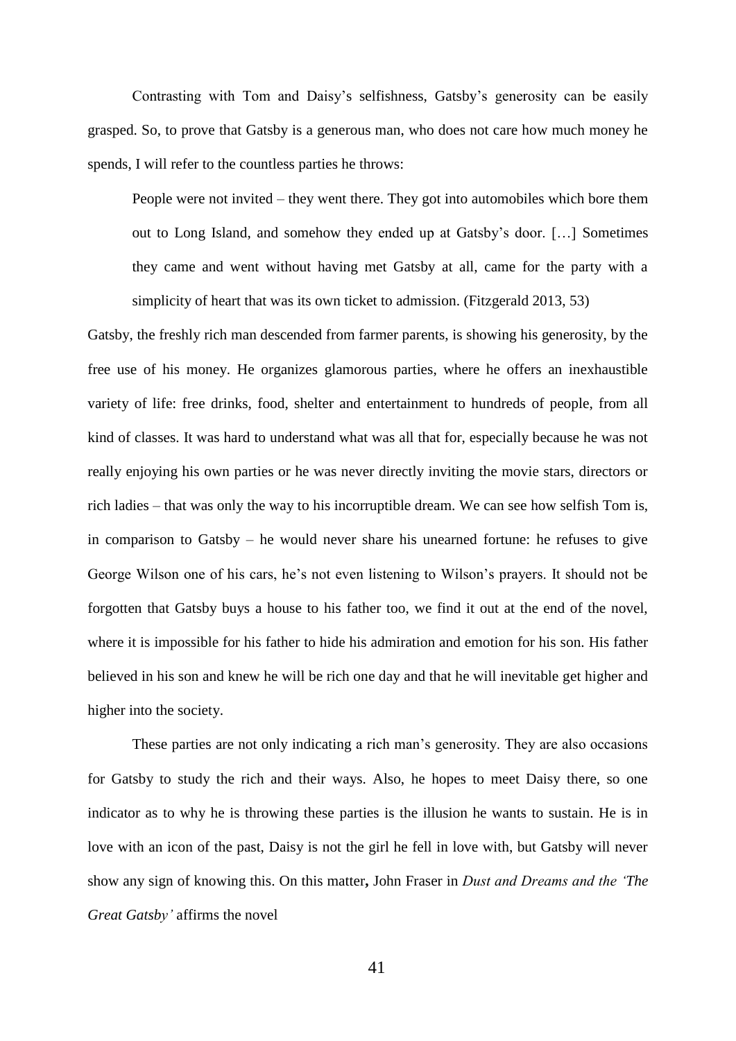Contrasting with Tom and Daisy's selfishness, Gatsby's generosity can be easily grasped. So, to prove that Gatsby is a generous man, who does not care how much money he spends, I will refer to the countless parties he throws:

> People were not invited – they went there. They got into automobiles which bore them out to Long Island, and somehow they ended up at Gatsby's door. […] Sometimes they came and went without having met Gatsby at all, came for the party with a simplicity of heart that was its own ticket to admission. (Fitzgerald 2013, 53)

Gatsby, the freshly rich man descended from farmer parents, is showing his generosity, by the free use of his money. He organizes glamorous parties, where he offers an inexhaustible variety of life: free drinks, food, shelter and entertainment to hundreds of people, from all kind of classes. It was hard to understand what was all that for, especially because he was not really enjoying his own parties or he was never directly inviting the movie stars, directors or rich ladies – that was only the way to his incorruptible dream. We can see how selfish Tom is, in comparison to Gatsby – he would never share his unearned fortune: he refuses to give George Wilson one of his cars, he's not even listening to Wilson's prayers. It should not be forgotten that Gatsby buys a house to his father too, we find it out at the end of the novel, where it is impossible for his father to hide his admiration and emotion for his son. His father believed in his son and knew he will be rich one day and that he will inevitable get higher and higher into the society.

These parties are not only indicating a rich man's generosity. They are also occasions for Gatsby to study the rich and their ways. Also, he hopes to meet Daisy there, so one indicator as to why he is throwing these parties is the illusion he wants to sustain. He is in love with an icon of the past, Daisy is not the girl he fell in love with, but Gatsby will never show any sign of knowing this. On this matter**,** John Fraser in *Dust and Dreams and the 'The Great Gatsby'* affirms the novel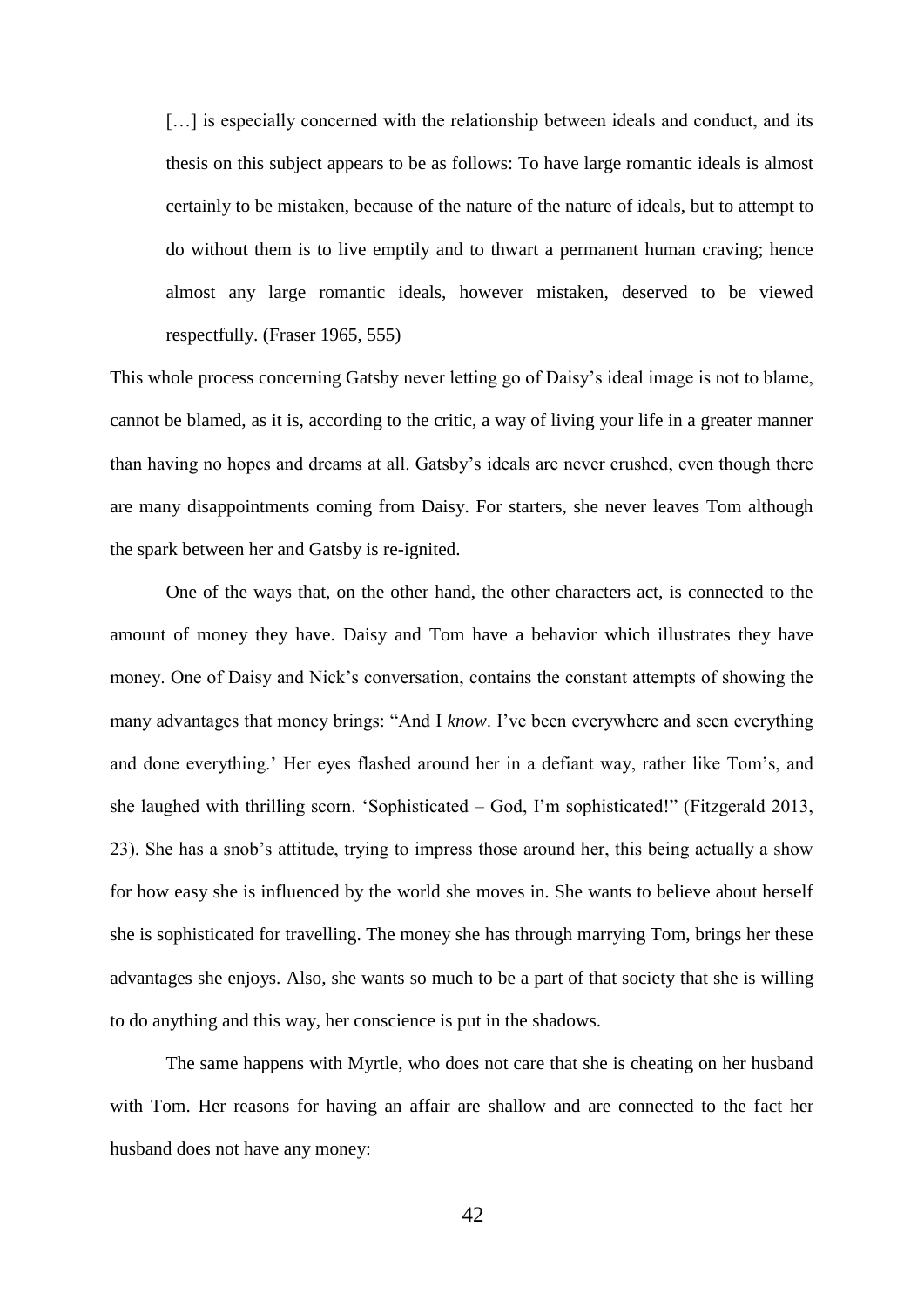> […] is especially concerned with the relationship between ideals and conduct, and its thesis on this subject appears to be as follows: To have large romantic ideals is almost certainly to be mistaken, because of the nature of the nature of ideals, but to attempt to do without them is to live emptily and to thwart a permanent human craving; hence almost any large romantic ideals, however mistaken, deserved to be viewed respectfully. (Fraser 1965, 555)

This whole process concerning Gatsby never letting go of Daisy's ideal image is not to blame, cannot be blamed, as it is, according to the critic, a way of living your life in a greater manner than having no hopes and dreams at all. Gatsby's ideals are never crushed, even though there are many disappointments coming from Daisy. For starters, she never leaves Tom although the spark between her and Gatsby is re-ignited.

One of the ways that, on the other hand, the other characters act, is connected to the amount of money they have. Daisy and Tom have a behavior which illustrates they have money. One of Daisy and Nick's conversation, contains the constant attempts of showing the many advantages that money brings: "And I *know*. I've been everywhere and seen everything and done everything.' Her eyes flashed around her in a defiant way, rather like Tom's, and she laughed with thrilling scorn. 'Sophisticated – God, I'm sophisticated!" (Fitzgerald 2013, 23). She has a snob's attitude, trying to impress those around her, this being actually a show for how easy she is influenced by the world she moves in. She wants to believe about herself she is sophisticated for travelling. The money she has through marrying Tom, brings her these advantages she enjoys. Also, she wants so much to be a part of that society that she is willing to do anything and this way, her conscience is put in the shadows.

The same happens with Myrtle, who does not care that she is cheating on her husband with Tom. Her reasons for having an affair are shallow and are connected to the fact her husband does not have any money: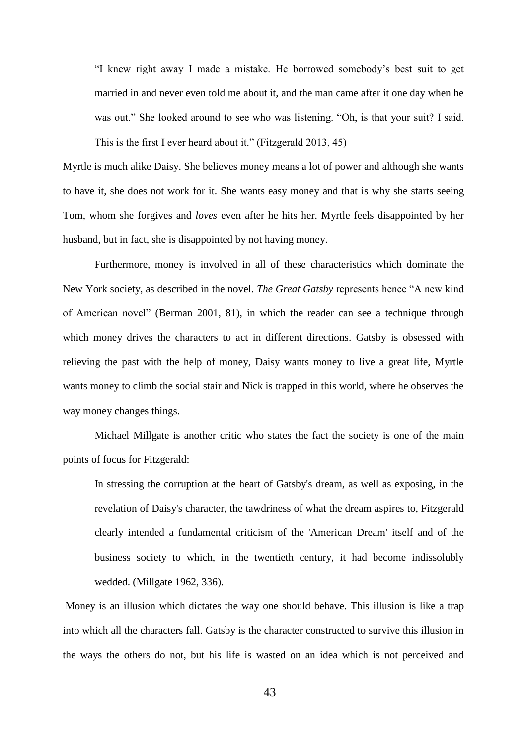> "I knew right away I made a mistake. He borrowed somebody's best suit to get married in and never even told me about it, and the man came after it one day when he was out." She looked around to see who was listening. "Oh, is that your suit? I said. This is the first I ever heard about it." (Fitzgerald 2013, 45)

Myrtle is much alike Daisy. She believes money means a lot of power and although she wants to have it, she does not work for it. She wants easy money and that is why she starts seeing Tom, whom she forgives and *loves* even after he hits her. Myrtle feels disappointed by her husband, but in fact, she is disappointed by not having money.

Furthermore, money is involved in all of these characteristics which dominate the New York society, as described in the novel. *The Great Gatsby* represents hence "A new kind of American novel" (Berman 2001, 81), in which the reader can see a technique through which money drives the characters to act in different directions. Gatsby is obsessed with relieving the past with the help of money, Daisy wants money to live a great life, Myrtle wants money to climb the social stair and Nick is trapped in this world, where he observes the way money changes things.

Michael Millgate is another critic who states the fact the society is one of the main points of focus for Fitzgerald:

> In stressing the corruption at the heart of Gatsby's dream, as well as exposing, in the revelation of Daisy's character, the tawdriness of what the dream aspires to, Fitzgerald clearly intended a fundamental criticism of the 'American Dream' itself and of the business society to which, in the twentieth century, it had become indissolubly wedded. (Millgate 1962, 336).

Money is an illusion which dictates the way one should behave. This illusion is like a trap into which all the characters fall. Gatsby is the character constructed to survive this illusion in the ways the others do not, but his life is wasted on an idea which is not perceived and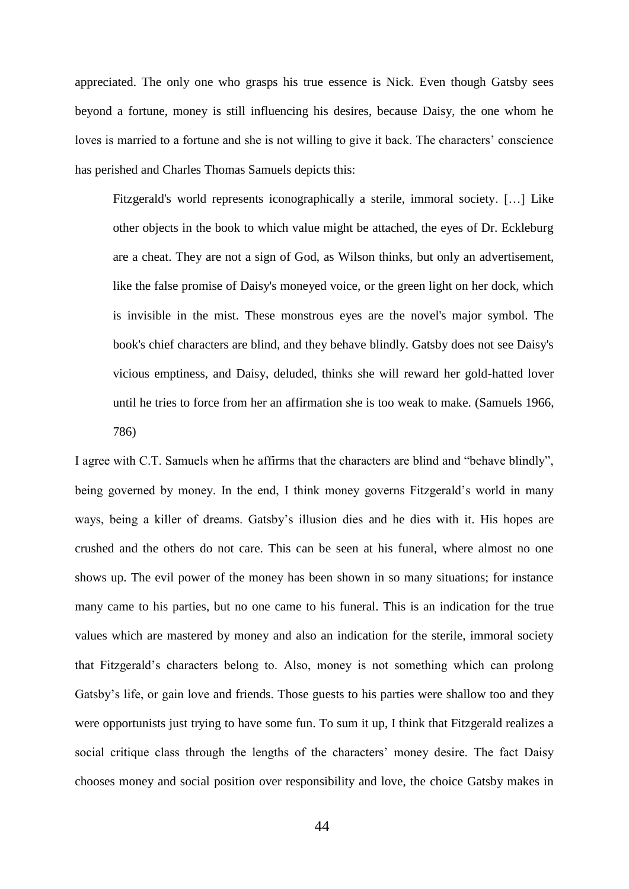appreciated. The only one who grasps his true essence is Nick. Even though Gatsby sees beyond a fortune, money is still influencing his desires, because Daisy, the one whom he loves is married to a fortune and she is not willing to give it back. The characters' conscience has perished and Charles Thomas Samuels depicts this:

> Fitzgerald's world represents iconographically a sterile, immoral society. […] Like other objects in the book to which value might be attached, the eyes of Dr. Eckleburg are a cheat. They are not a sign of God, as Wilson thinks, but only an advertisement, like the false promise of Daisy's moneyed voice, or the green light on her dock, which is invisible in the mist. These monstrous eyes are the novel's major symbol. The book's chief characters are blind, and they behave blindly. Gatsby does not see Daisy's vicious emptiness, and Daisy, deluded, thinks she will reward her gold-hatted lover until he tries to force from her an affirmation she is too weak to make. (Samuels 1966, 786)

I agree with C.T. Samuels when he affirms that the characters are blind and "behave blindly", being governed by money. In the end, I think money governs Fitzgerald's world in many ways, being a killer of dreams. Gatsby's illusion dies and he dies with it. His hopes are crushed and the others do not care. This can be seen at his funeral, where almost no one shows up. The evil power of the money has been shown in so many situations; for instance many came to his parties, but no one came to his funeral. This is an indication for the true values which are mastered by money and also an indication for the sterile, immoral society that Fitzgerald's characters belong to. Also, money is not something which can prolong Gatsby's life, or gain love and friends. Those guests to his parties were shallow too and they were opportunists just trying to have some fun. To sum it up, I think that Fitzgerald realizes a social critique class through the lengths of the characters' money desire. The fact Daisy chooses money and social position over responsibility and love, the choice Gatsby makes in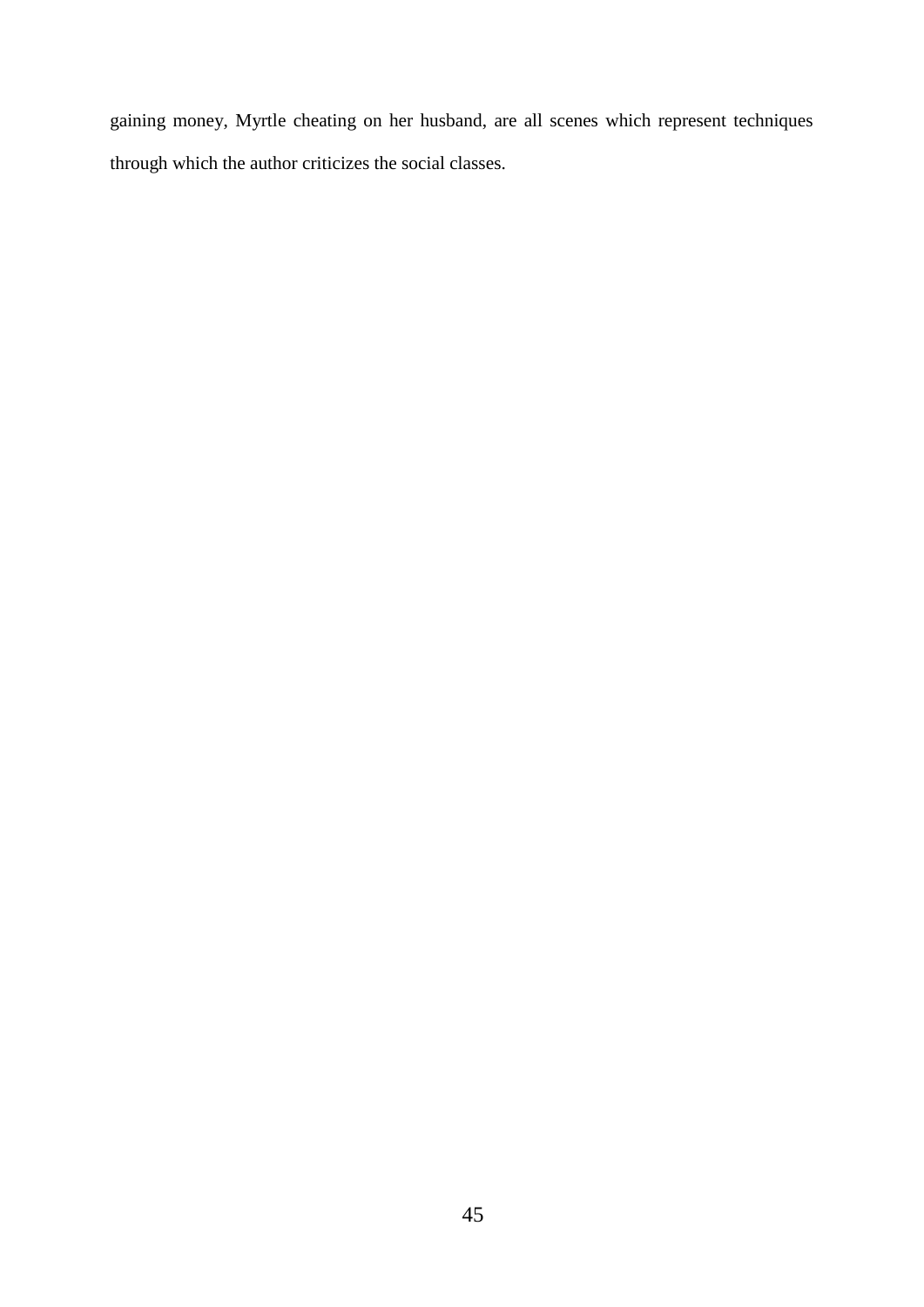gaining money, Myrtle cheating on her husband, are all scenes which represent techniques through which the author criticizes the social classes.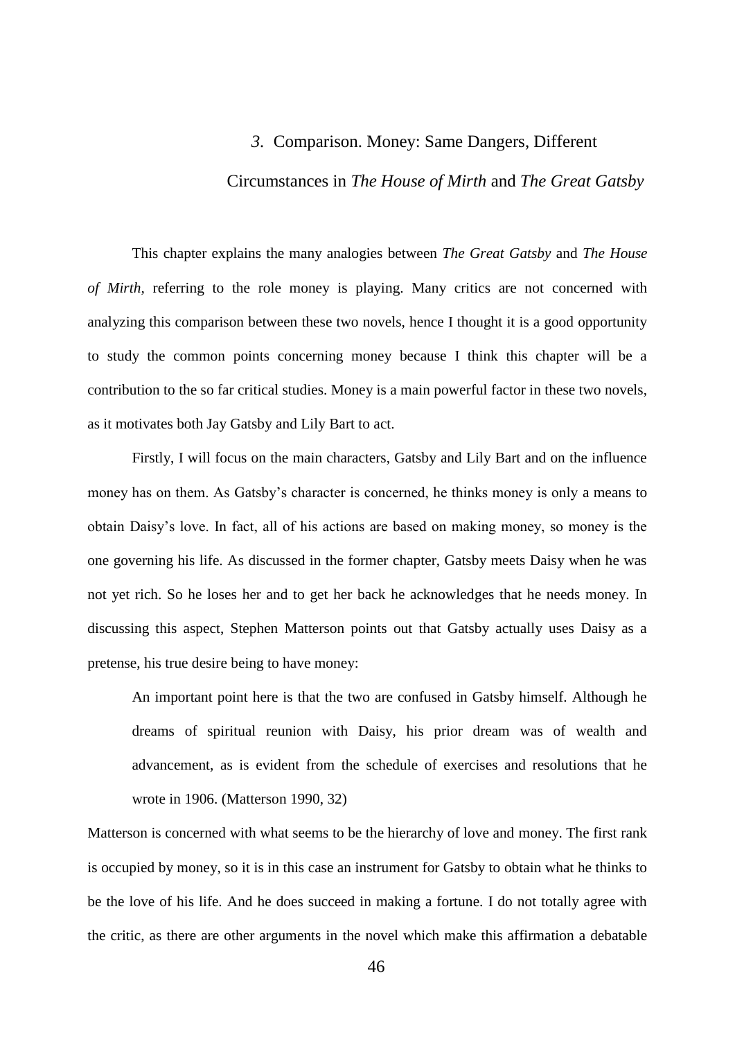## *3*. Comparison. Money: Same Dangers, Different Circumstances in *The House of Mirth* and *The Great Gatsby*

This chapter explains the many analogies between *The Great Gatsby* and *The House of Mirth,* referring to the role money is playing. Many critics are not concerned with analyzing this comparison between these two novels, hence I thought it is a good opportunity to study the common points concerning money because I think this chapter will be a contribution to the so far critical studies. Money is a main powerful factor in these two novels, as it motivates both Jay Gatsby and Lily Bart to act.

Firstly, I will focus on the main characters, Gatsby and Lily Bart and on the influence money has on them. As Gatsby's character is concerned, he thinks money is only a means to obtain Daisy's love. In fact, all of his actions are based on making money, so money is the one governing his life. As discussed in the former chapter, Gatsby meets Daisy when he was not yet rich. So he loses her and to get her back he acknowledges that he needs money. In discussing this aspect, Stephen Matterson points out that Gatsby actually uses Daisy as a pretense, his true desire being to have money:

> An important point here is that the two are confused in Gatsby himself. Although he dreams of spiritual reunion with Daisy, his prior dream was of wealth and advancement, as is evident from the schedule of exercises and resolutions that he wrote in 1906. (Matterson 1990, 32)

Matterson is concerned with what seems to be the hierarchy of love and money. The first rank is occupied by money, so it is in this case an instrument for Gatsby to obtain what he thinks to be the love of his life. And he does succeed in making a fortune. I do not totally agree with the critic, as there are other arguments in the novel which make this affirmation a debatable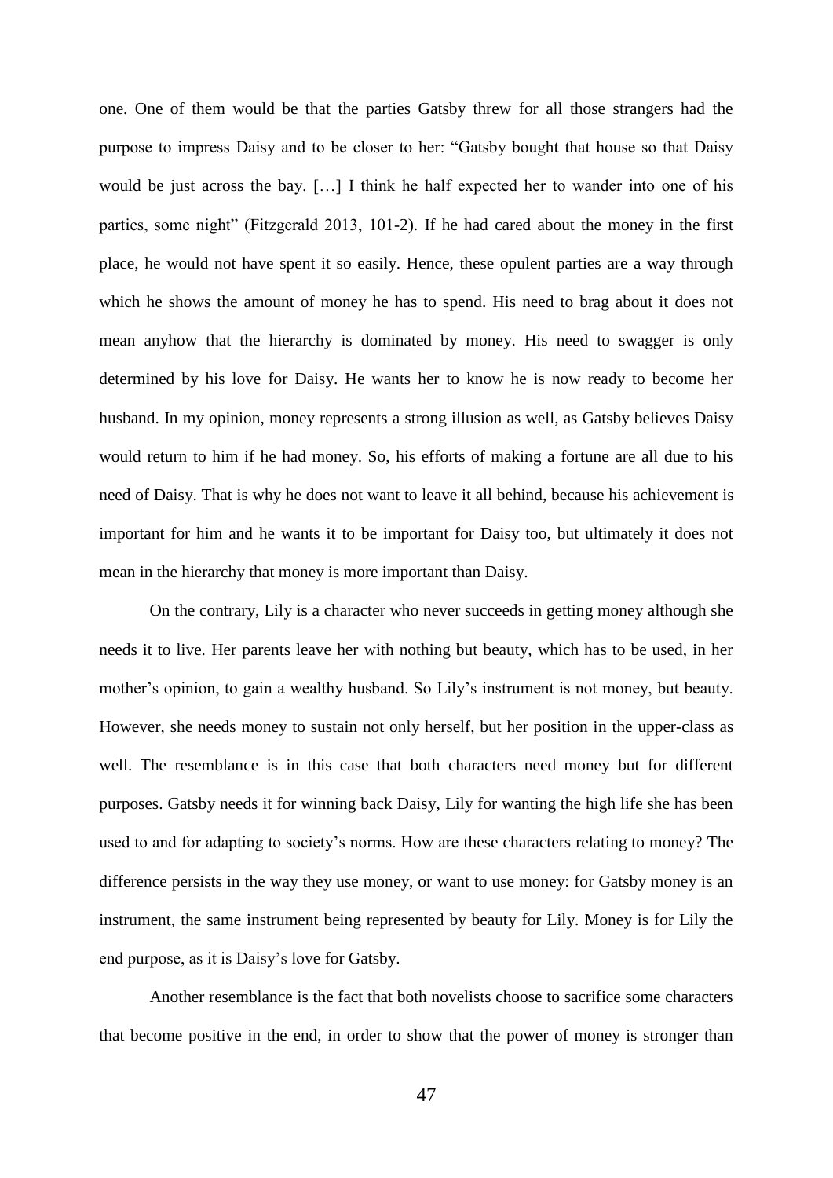one. One of them would be that the parties Gatsby threw for all those strangers had the purpose to impress Daisy and to be closer to her: "Gatsby bought that house so that Daisy would be just across the bay. […] I think he half expected her to wander into one of his parties, some night" (Fitzgerald 2013, 101-2). If he had cared about the money in the first place, he would not have spent it so easily. Hence, these opulent parties are a way through which he shows the amount of money he has to spend. His need to brag about it does not mean anyhow that the hierarchy is dominated by money. His need to swagger is only determined by his love for Daisy. He wants her to know he is now ready to become her husband. In my opinion, money represents a strong illusion as well, as Gatsby believes Daisy would return to him if he had money. So, his efforts of making a fortune are all due to his need of Daisy. That is why he does not want to leave it all behind, because his achievement is important for him and he wants it to be important for Daisy too, but ultimately it does not mean in the hierarchy that money is more important than Daisy.

On the contrary, Lily is a character who never succeeds in getting money although she needs it to live. Her parents leave her with nothing but beauty, which has to be used, in her mother's opinion, to gain a wealthy husband. So Lily's instrument is not money, but beauty. However, she needs money to sustain not only herself, but her position in the upper-class as well. The resemblance is in this case that both characters need money but for different purposes. Gatsby needs it for winning back Daisy, Lily for wanting the high life she has been used to and for adapting to society's norms. How are these characters relating to money? The difference persists in the way they use money, or want to use money: for Gatsby money is an instrument, the same instrument being represented by beauty for Lily. Money is for Lily the end purpose, as it is Daisy's love for Gatsby.

Another resemblance is the fact that both novelists choose to sacrifice some characters that become positive in the end, in order to show that the power of money is stronger than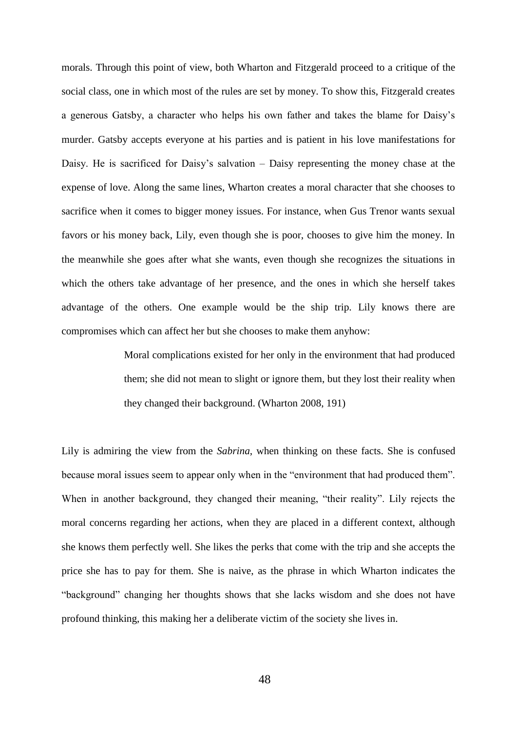morals. Through this point of view, both Wharton and Fitzgerald proceed to a critique of the social class, one in which most of the rules are set by money. To show this, Fitzgerald creates a generous Gatsby, a character who helps his own father and takes the blame for Daisy's murder. Gatsby accepts everyone at his parties and is patient in his love manifestations for Daisy. He is sacrificed for Daisy's salvation – Daisy representing the money chase at the expense of love. Along the same lines, Wharton creates a moral character that she chooses to sacrifice when it comes to bigger money issues. For instance, when Gus Trenor wants sexual favors or his money back, Lily, even though she is poor, chooses to give him the money. In the meanwhile she goes after what she wants, even though she recognizes the situations in which the others take advantage of her presence, and the ones in which she herself takes advantage of the others. One example would be the ship trip. Lily knows there are compromises which can affect her but she chooses to make them anyhow:

> Moral complications existed for her only in the environment that had produced them; she did not mean to slight or ignore them, but they lost their reality when they changed their background. (Wharton 2008, 191)

Lily is admiring the view from the *Sabrina*, when thinking on these facts. She is confused because moral issues seem to appear only when in the "environment that had produced them". When in another background, they changed their meaning, "their reality". Lily rejects the moral concerns regarding her actions, when they are placed in a different context, although she knows them perfectly well. She likes the perks that come with the trip and she accepts the price she has to pay for them. She is naive, as the phrase in which Wharton indicates the "background" changing her thoughts shows that she lacks wisdom and she does not have profound thinking, this making her a deliberate victim of the society she lives in.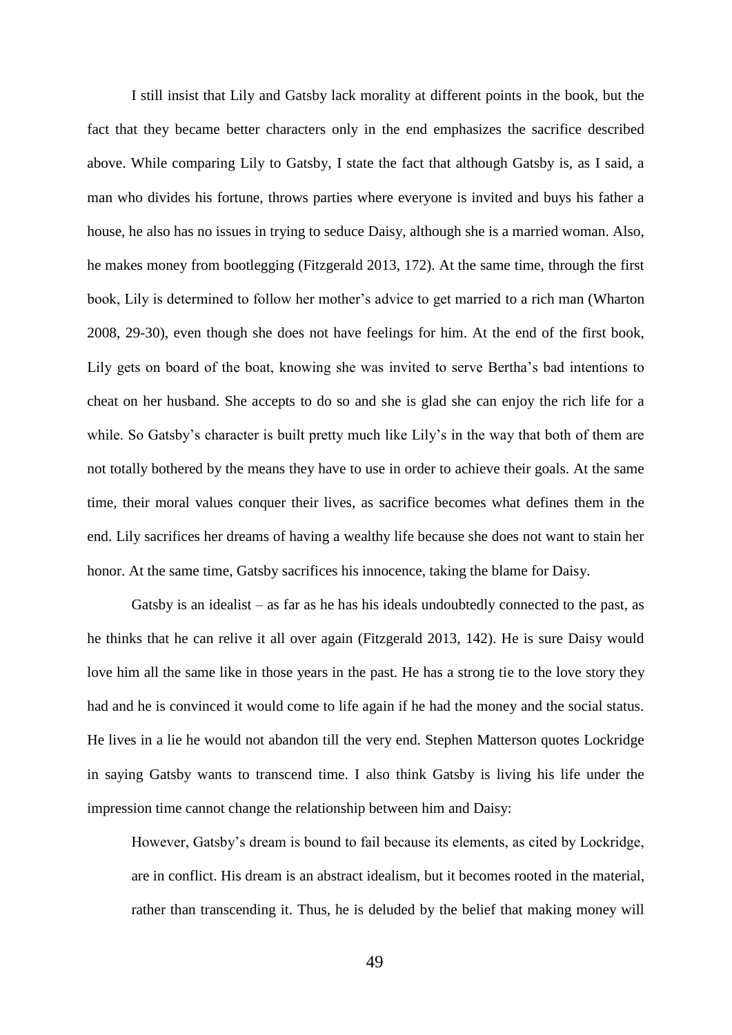I still insist that Lily and Gatsby lack morality at different points in the book, but the fact that they became better characters only in the end emphasizes the sacrifice described above. While comparing Lily to Gatsby, I state the fact that although Gatsby is, as I said, a man who divides his fortune, throws parties where everyone is invited and buys his father a house, he also has no issues in trying to seduce Daisy, although she is a married woman. Also, he makes money from bootlegging (Fitzgerald 2013, 172). At the same time, through the first book, Lily is determined to follow her mother's advice to get married to a rich man (Wharton 2008, 29-30), even though she does not have feelings for him. At the end of the first book, Lily gets on board of the boat, knowing she was invited to serve Bertha's bad intentions to cheat on her husband. She accepts to do so and she is glad she can enjoy the rich life for a while. So Gatsby's character is built pretty much like Lily's in the way that both of them are not totally bothered by the means they have to use in order to achieve their goals. At the same time, their moral values conquer their lives, as sacrifice becomes what defines them in the end. Lily sacrifices her dreams of having a wealthy life because she does not want to stain her honor. At the same time, Gatsby sacrifices his innocence, taking the blame for Daisy.

Gatsby is an idealist – as far as he has his ideals undoubtedly connected to the past, as he thinks that he can relive it all over again (Fitzgerald 2013, 142). He is sure Daisy would love him all the same like in those years in the past. He has a strong tie to the love story they had and he is convinced it would come to life again if he had the money and the social status. He lives in a lie he would not abandon till the very end. Stephen Matterson quotes Lockridge in saying Gatsby wants to transcend time. I also think Gatsby is living his life under the impression time cannot change the relationship between him and Daisy:

> However, Gatsby's dream is bound to fail because its elements, as cited by Lockridge, are in conflict. His dream is an abstract idealism, but it becomes rooted in the material, rather than transcending it. Thus, he is deluded by the belief that making money will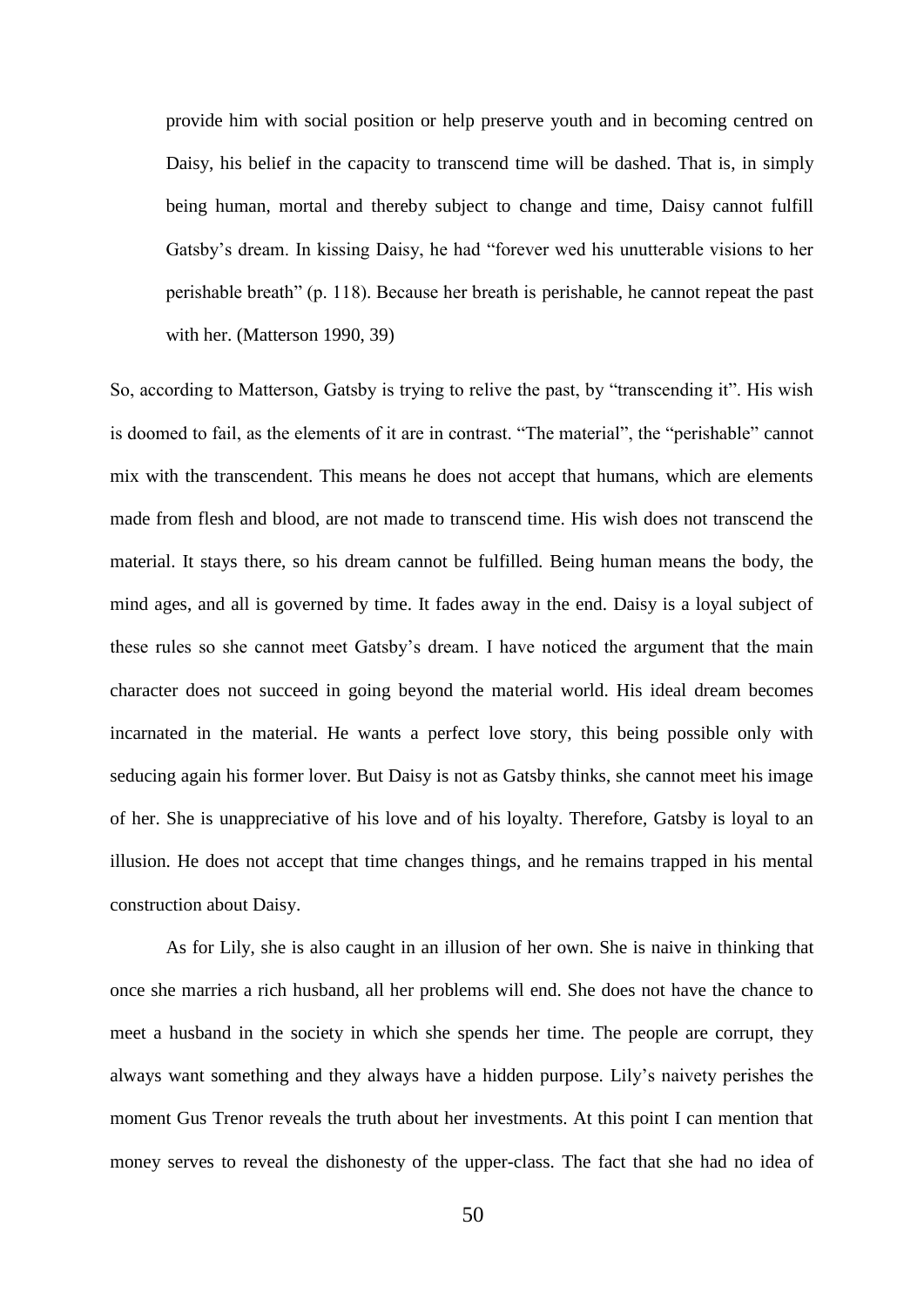> provide him with social position or help preserve youth and in becoming centred on Daisy, his belief in the capacity to transcend time will be dashed. That is, in simply being human, mortal and thereby subject to change and time, Daisy cannot fulfill Gatsby's dream. In kissing Daisy, he had "forever wed his unutterable visions to her perishable breath" (p. 118). Because her breath is perishable, he cannot repeat the past with her. (Matterson 1990, 39)

So, according to Matterson, Gatsby is trying to relive the past, by "transcending it". His wish is doomed to fail, as the elements of it are in contrast. "The material", the "perishable" cannot mix with the transcendent. This means he does not accept that humans, which are elements made from flesh and blood, are not made to transcend time. His wish does not transcend the material. It stays there, so his dream cannot be fulfilled. Being human means the body, the mind ages, and all is governed by time. It fades away in the end. Daisy is a loyal subject of these rules so she cannot meet Gatsby's dream. I have noticed the argument that the main character does not succeed in going beyond the material world. His ideal dream becomes incarnated in the material. He wants a perfect love story, this being possible only with seducing again his former lover. But Daisy is not as Gatsby thinks, she cannot meet his image of her. She is unappreciative of his love and of his loyalty. Therefore, Gatsby is loyal to an illusion. He does not accept that time changes things, and he remains trapped in his mental construction about Daisy.

As for Lily, she is also caught in an illusion of her own. She is naive in thinking that once she marries a rich husband, all her problems will end. She does not have the chance to meet a husband in the society in which she spends her time. The people are corrupt, they always want something and they always have a hidden purpose. Lily's naivety perishes the moment Gus Trenor reveals the truth about her investments. At this point I can mention that money serves to reveal the dishonesty of the upper-class. The fact that she had no idea of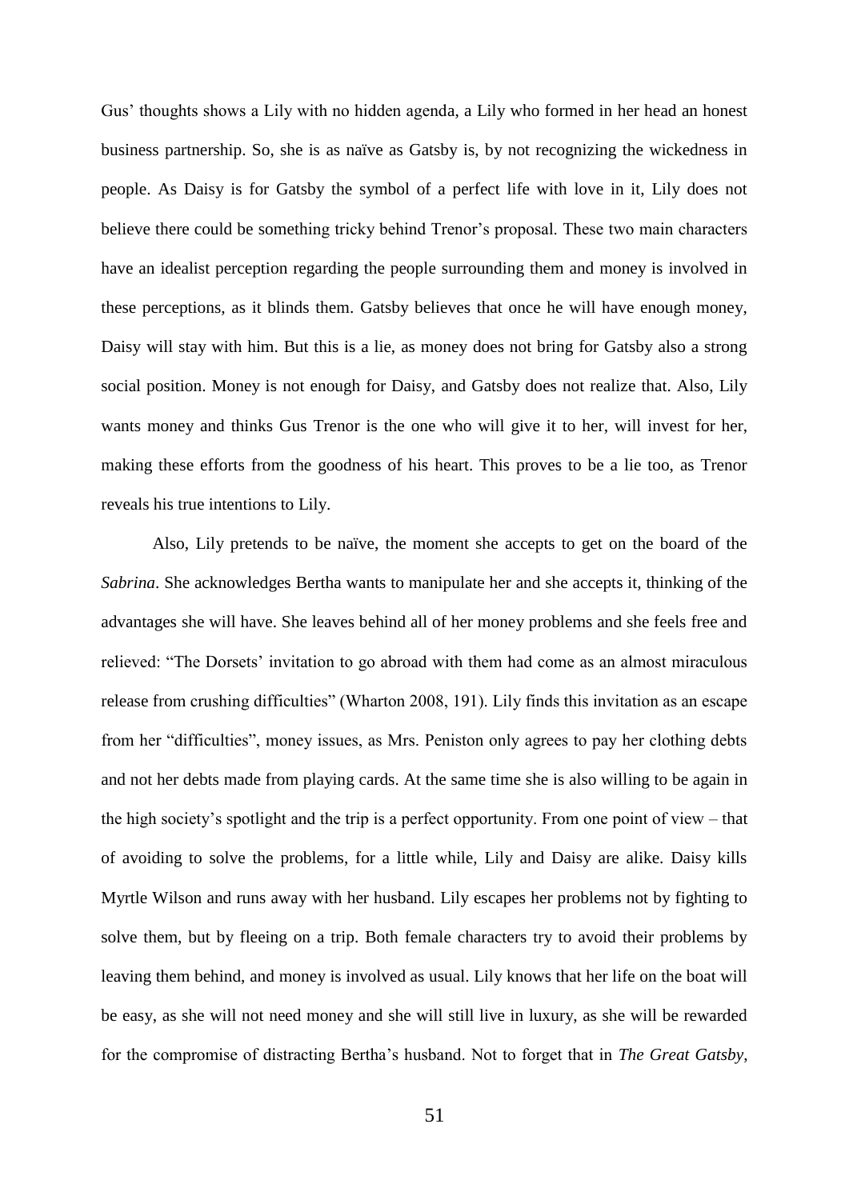Gus' thoughts shows a Lily with no hidden agenda, a Lily who formed in her head an honest business partnership. So, she is as naïve as Gatsby is, by not recognizing the wickedness in people. As Daisy is for Gatsby the symbol of a perfect life with love in it, Lily does not believe there could be something tricky behind Trenor's proposal. These two main characters have an idealist perception regarding the people surrounding them and money is involved in these perceptions, as it blinds them. Gatsby believes that once he will have enough money, Daisy will stay with him. But this is a lie, as money does not bring for Gatsby also a strong social position. Money is not enough for Daisy, and Gatsby does not realize that. Also, Lily wants money and thinks Gus Trenor is the one who will give it to her, will invest for her, making these efforts from the goodness of his heart. This proves to be a lie too, as Trenor reveals his true intentions to Lily.

Also, Lily pretends to be naïve, the moment she accepts to get on the board of the *Sabrina*. She acknowledges Bertha wants to manipulate her and she accepts it, thinking of the advantages she will have. She leaves behind all of her money problems and she feels free and relieved: "The Dorsets' invitation to go abroad with them had come as an almost miraculous release from crushing difficulties" (Wharton 2008, 191). Lily finds this invitation as an escape from her "difficulties", money issues, as Mrs. Peniston only agrees to pay her clothing debts and not her debts made from playing cards. At the same time she is also willing to be again in the high society's spotlight and the trip is a perfect opportunity. From one point of view – that of avoiding to solve the problems, for a little while, Lily and Daisy are alike. Daisy kills Myrtle Wilson and runs away with her husband. Lily escapes her problems not by fighting to solve them, but by fleeing on a trip. Both female characters try to avoid their problems by leaving them behind, and money is involved as usual. Lily knows that her life on the boat will be easy, as she will not need money and she will still live in luxury, as she will be rewarded for the compromise of distracting Bertha's husband. Not to forget that in *The Great Gatsby*,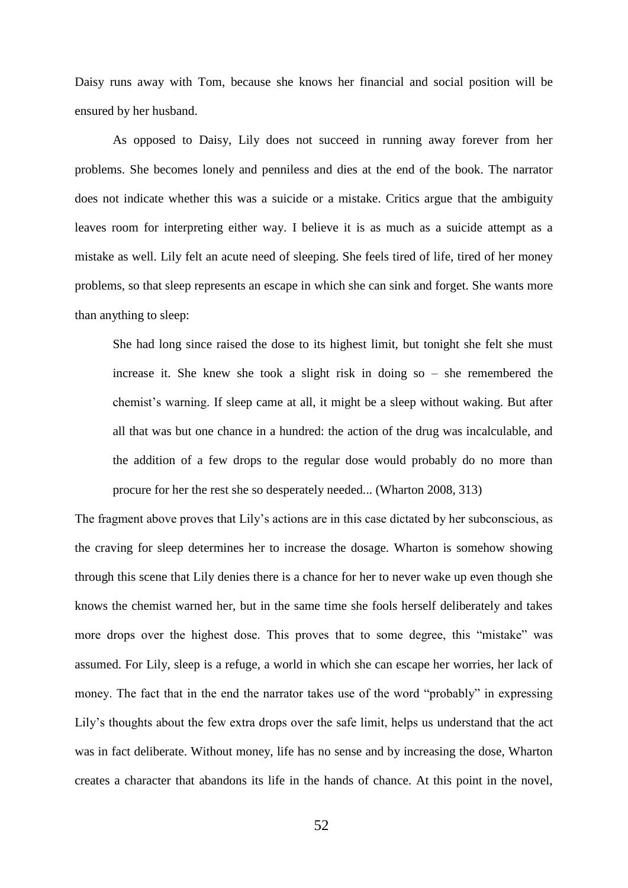Daisy runs away with Tom, because she knows her financial and social position will be ensured by her husband.

As opposed to Daisy, Lily does not succeed in running away forever from her problems. She becomes lonely and penniless and dies at the end of the book. The narrator does not indicate whether this was a suicide or a mistake. Critics argue that the ambiguity leaves room for interpreting either way. I believe it is as much as a suicide attempt as a mistake as well. Lily felt an acute need of sleeping. She feels tired of life, tired of her money problems, so that sleep represents an escape in which she can sink and forget. She wants more than anything to sleep:

> She had long since raised the dose to its highest limit, but tonight she felt she must increase it. She knew she took a slight risk in doing so – she remembered the chemist's warning. If sleep came at all, it might be a sleep without waking. But after all that was but one chance in a hundred: the action of the drug was incalculable, and the addition of a few drops to the regular dose would probably do no more than procure for her the rest she so desperately needed... (Wharton 2008, 313)

The fragment above proves that Lily's actions are in this case dictated by her subconscious, as the craving for sleep determines her to increase the dosage. Wharton is somehow showing through this scene that Lily denies there is a chance for her to never wake up even though she knows the chemist warned her, but in the same time she fools herself deliberately and takes more drops over the highest dose. This proves that to some degree, this "mistake" was assumed. For Lily, sleep is a refuge, a world in which she can escape her worries, her lack of money. The fact that in the end the narrator takes use of the word "probably" in expressing Lily's thoughts about the few extra drops over the safe limit, helps us understand that the act was in fact deliberate. Without money, life has no sense and by increasing the dose, Wharton creates a character that abandons its life in the hands of chance. At this point in the novel,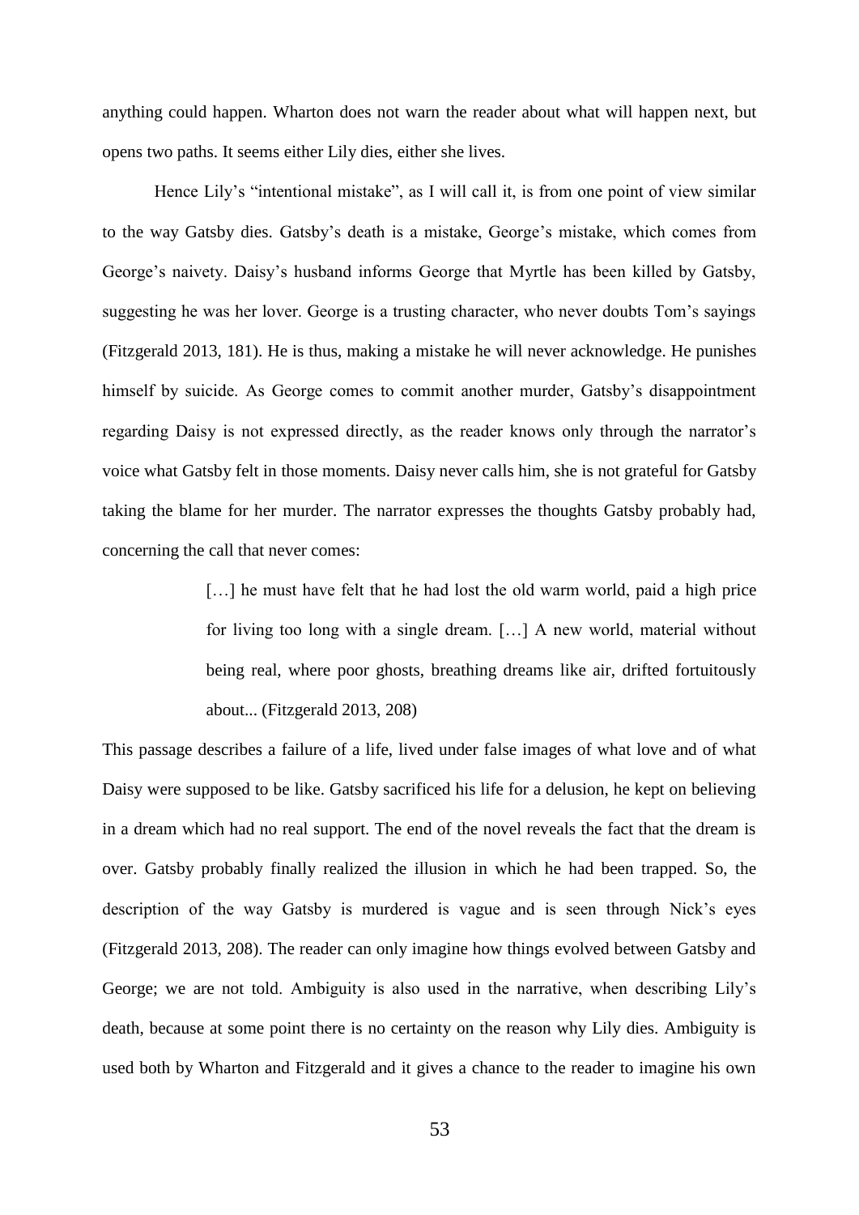anything could happen. Wharton does not warn the reader about what will happen next, but opens two paths. It seems either Lily dies, either she lives.

Hence Lily's "intentional mistake", as I will call it, is from one point of view similar to the way Gatsby dies. Gatsby's death is a mistake, George's mistake, which comes from George's naivety. Daisy's husband informs George that Myrtle has been killed by Gatsby, suggesting he was her lover. George is a trusting character, who never doubts Tom's sayings (Fitzgerald 2013, 181). He is thus, making a mistake he will never acknowledge. He punishes himself by suicide. As George comes to commit another murder, Gatsby's disappointment regarding Daisy is not expressed directly, as the reader knows only through the narrator's voice what Gatsby felt in those moments. Daisy never calls him, she is not grateful for Gatsby taking the blame for her murder. The narrator expresses the thoughts Gatsby probably had, concerning the call that never comes:

> […] he must have felt that he had lost the old warm world, paid a high price for living too long with a single dream. […] A new world, material without being real, where poor ghosts, breathing dreams like air, drifted fortuitously about... (Fitzgerald 2013, 208)

This passage describes a failure of a life, lived under false images of what love and of what Daisy were supposed to be like. Gatsby sacrificed his life for a delusion, he kept on believing in a dream which had no real support. The end of the novel reveals the fact that the dream is over. Gatsby probably finally realized the illusion in which he had been trapped. So, the description of the way Gatsby is murdered is vague and is seen through Nick's eyes (Fitzgerald 2013, 208). The reader can only imagine how things evolved between Gatsby and George; we are not told. Ambiguity is also used in the narrative, when describing Lily's death, because at some point there is no certainty on the reason why Lily dies. Ambiguity is used both by Wharton and Fitzgerald and it gives a chance to the reader to imagine his own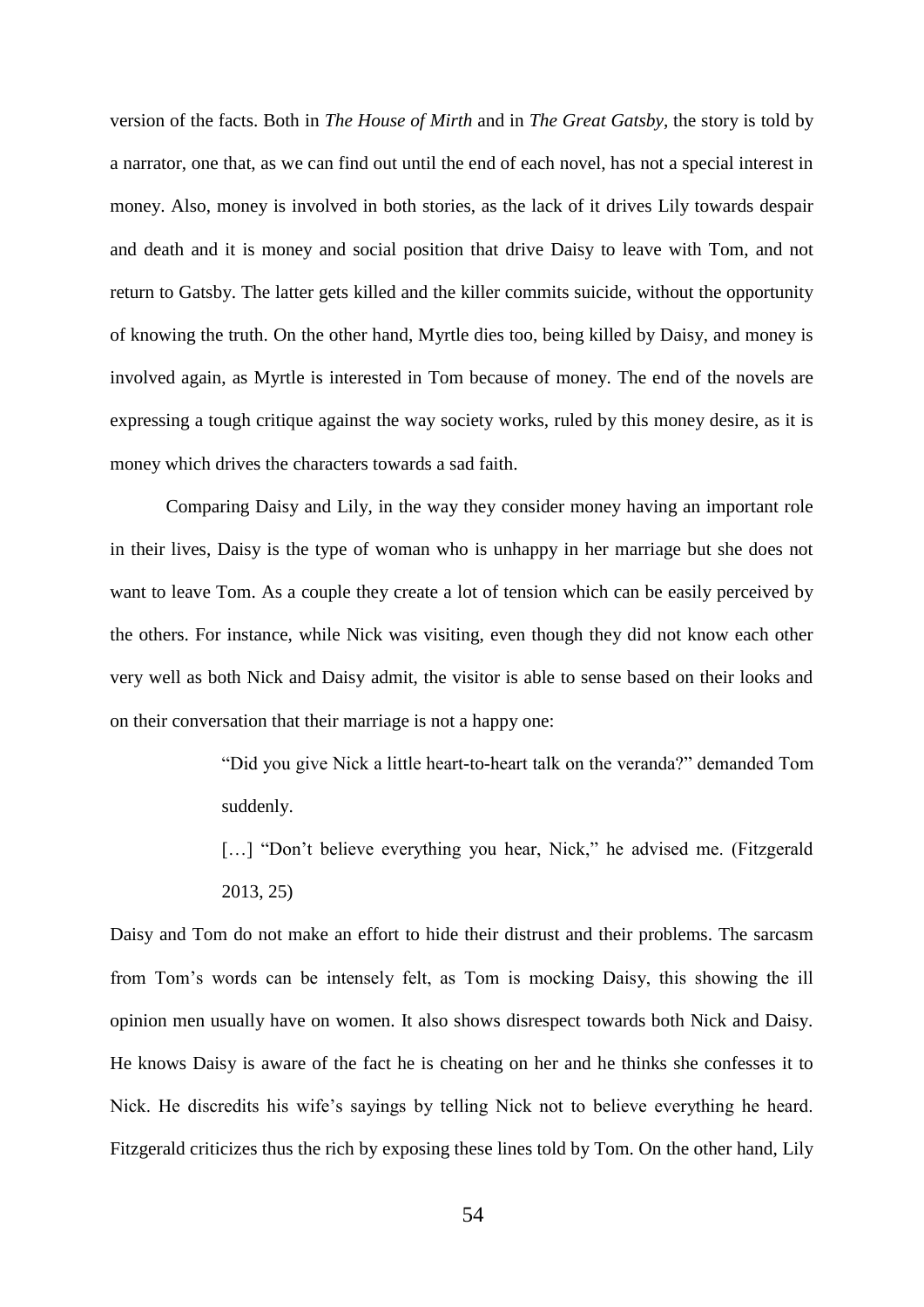version of the facts. Both in *The House of Mirth* and in *The Great Gatsby*, the story is told by a narrator, one that, as we can find out until the end of each novel, has not a special interest in money. Also, money is involved in both stories, as the lack of it drives Lily towards despair and death and it is money and social position that drive Daisy to leave with Tom, and not return to Gatsby. The latter gets killed and the killer commits suicide, without the opportunity of knowing the truth. On the other hand, Myrtle dies too, being killed by Daisy, and money is involved again, as Myrtle is interested in Tom because of money. The end of the novels are expressing a tough critique against the way society works, ruled by this money desire, as it is money which drives the characters towards a sad faith.

Comparing Daisy and Lily, in the way they consider money having an important role in their lives, Daisy is the type of woman who is unhappy in her marriage but she does not want to leave Tom. As a couple they create a lot of tension which can be easily perceived by the others. For instance, while Nick was visiting, even though they did not know each other very well as both Nick and Daisy admit, the visitor is able to sense based on their looks and on their conversation that their marriage is not a happy one:

> "Did you give Nick a little heart-to-heart talk on the veranda?" demanded Tom suddenly.
>
> […] "Don't believe everything you hear, Nick," he advised me. (Fitzgerald 2013, 25)

Daisy and Tom do not make an effort to hide their distrust and their problems. The sarcasm from Tom's words can be intensely felt, as Tom is mocking Daisy, this showing the ill opinion men usually have on women. It also shows disrespect towards both Nick and Daisy. He knows Daisy is aware of the fact he is cheating on her and he thinks she confesses it to Nick. He discredits his wife's sayings by telling Nick not to believe everything he heard. Fitzgerald criticizes thus the rich by exposing these lines told by Tom. On the other hand, Lily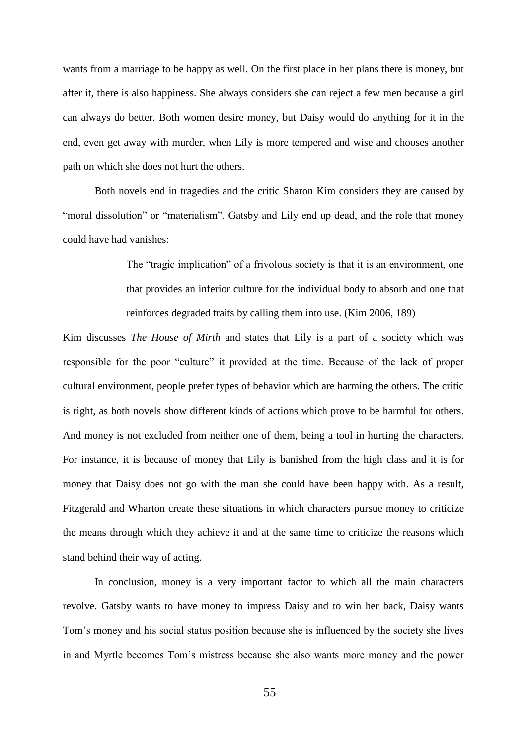wants from a marriage to be happy as well. On the first place in her plans there is money, but after it, there is also happiness. She always considers she can reject a few men because a girl can always do better. Both women desire money, but Daisy would do anything for it in the end, even get away with murder, when Lily is more tempered and wise and chooses another path on which she does not hurt the others.

Both novels end in tragedies and the critic Sharon Kim considers they are caused by "moral dissolution" or "materialism". Gatsby and Lily end up dead, and the role that money could have had vanishes:

> The "tragic implication" of a frivolous society is that it is an environment, one that provides an inferior culture for the individual body to absorb and one that reinforces degraded traits by calling them into use. (Kim 2006, 189)

Kim discusses *The House of Mirth* and states that Lily is a part of a society which was responsible for the poor "culture" it provided at the time. Because of the lack of proper cultural environment, people prefer types of behavior which are harming the others. The critic is right, as both novels show different kinds of actions which prove to be harmful for others. And money is not excluded from neither one of them, being a tool in hurting the characters. For instance, it is because of money that Lily is banished from the high class and it is for money that Daisy does not go with the man she could have been happy with. As a result, Fitzgerald and Wharton create these situations in which characters pursue money to criticize the means through which they achieve it and at the same time to criticize the reasons which stand behind their way of acting.

In conclusion, money is a very important factor to which all the main characters revolve. Gatsby wants to have money to impress Daisy and to win her back, Daisy wants Tom's money and his social status position because she is influenced by the society she lives in and Myrtle becomes Tom's mistress because she also wants more money and the power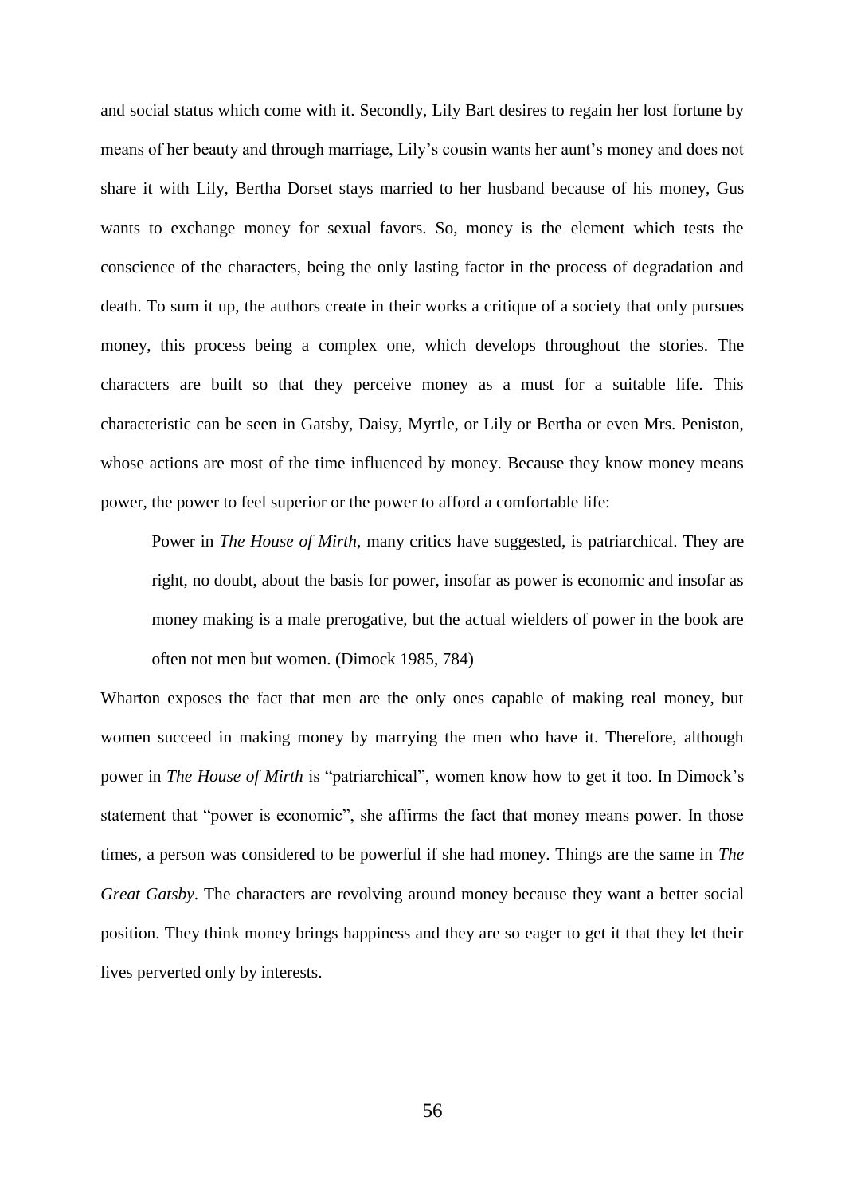and social status which come with it. Secondly, Lily Bart desires to regain her lost fortune by means of her beauty and through marriage, Lily's cousin wants her aunt's money and does not share it with Lily, Bertha Dorset stays married to her husband because of his money, Gus wants to exchange money for sexual favors. So, money is the element which tests the conscience of the characters, being the only lasting factor in the process of degradation and death. To sum it up, the authors create in their works a critique of a society that only pursues money, this process being a complex one, which develops throughout the stories. The characters are built so that they perceive money as a must for a suitable life. This characteristic can be seen in Gatsby, Daisy, Myrtle, or Lily or Bertha or even Mrs. Peniston, whose actions are most of the time influenced by money. Because they know money means power, the power to feel superior or the power to afford a comfortable life:

> Power in *The House of Mirth*, many critics have suggested, is patriarchical. They are right, no doubt, about the basis for power, insofar as power is economic and insofar as money making is a male prerogative, but the actual wielders of power in the book are often not men but women. (Dimock 1985, 784)

Wharton exposes the fact that men are the only ones capable of making real money, but women succeed in making money by marrying the men who have it. Therefore, although power in *The House of Mirth* is "patriarchical", women know how to get it too. In Dimock's statement that "power is economic", she affirms the fact that money means power. In those times, a person was considered to be powerful if she had money. Things are the same in *The Great Gatsby*. The characters are revolving around money because they want a better social position. They think money brings happiness and they are so eager to get it that they let their lives perverted only by interests.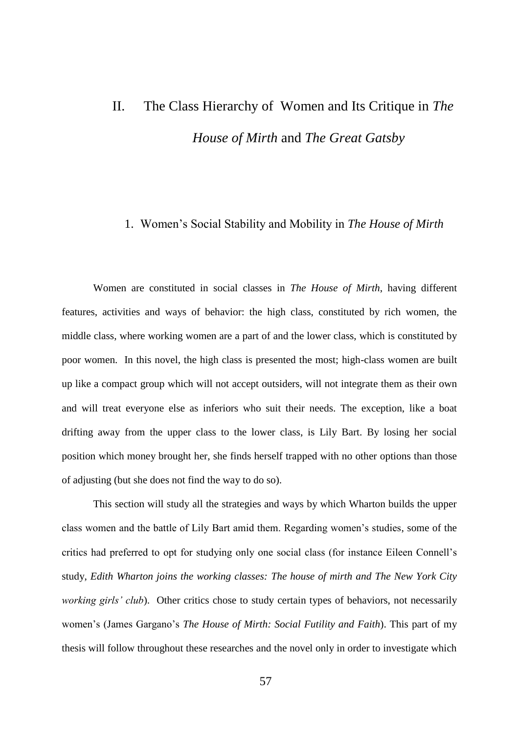# II. The Class Hierarchy of Women and Its Critique in *The House of Mirth* and *The Great Gatsby*

## 1. Women's Social Stability and Mobility in *The House of Mirth*

Women are constituted in social classes in *The House of Mirth*, having different features, activities and ways of behavior: the high class, constituted by rich women, the middle class, where working women are a part of and the lower class, which is constituted by poor women. In this novel, the high class is presented the most; high-class women are built up like a compact group which will not accept outsiders, will not integrate them as their own and will treat everyone else as inferiors who suit their needs. The exception, like a boat drifting away from the upper class to the lower class, is Lily Bart. By losing her social position which money brought her, she finds herself trapped with no other options than those of adjusting (but she does not find the way to do so).

This section will study all the strategies and ways by which Wharton builds the upper class women and the battle of Lily Bart amid them. Regarding women's studies, some of the critics had preferred to opt for studying only one social class (for instance Eileen Connell's study, *Edith Wharton joins the working classes: The house of mirth and The New York City working girls' club*). Other critics chose to study certain types of behaviors, not necessarily women's (James Gargano's *The House of Mirth: Social Futility and Faith*). This part of my thesis will follow throughout these researches and the novel only in order to investigate which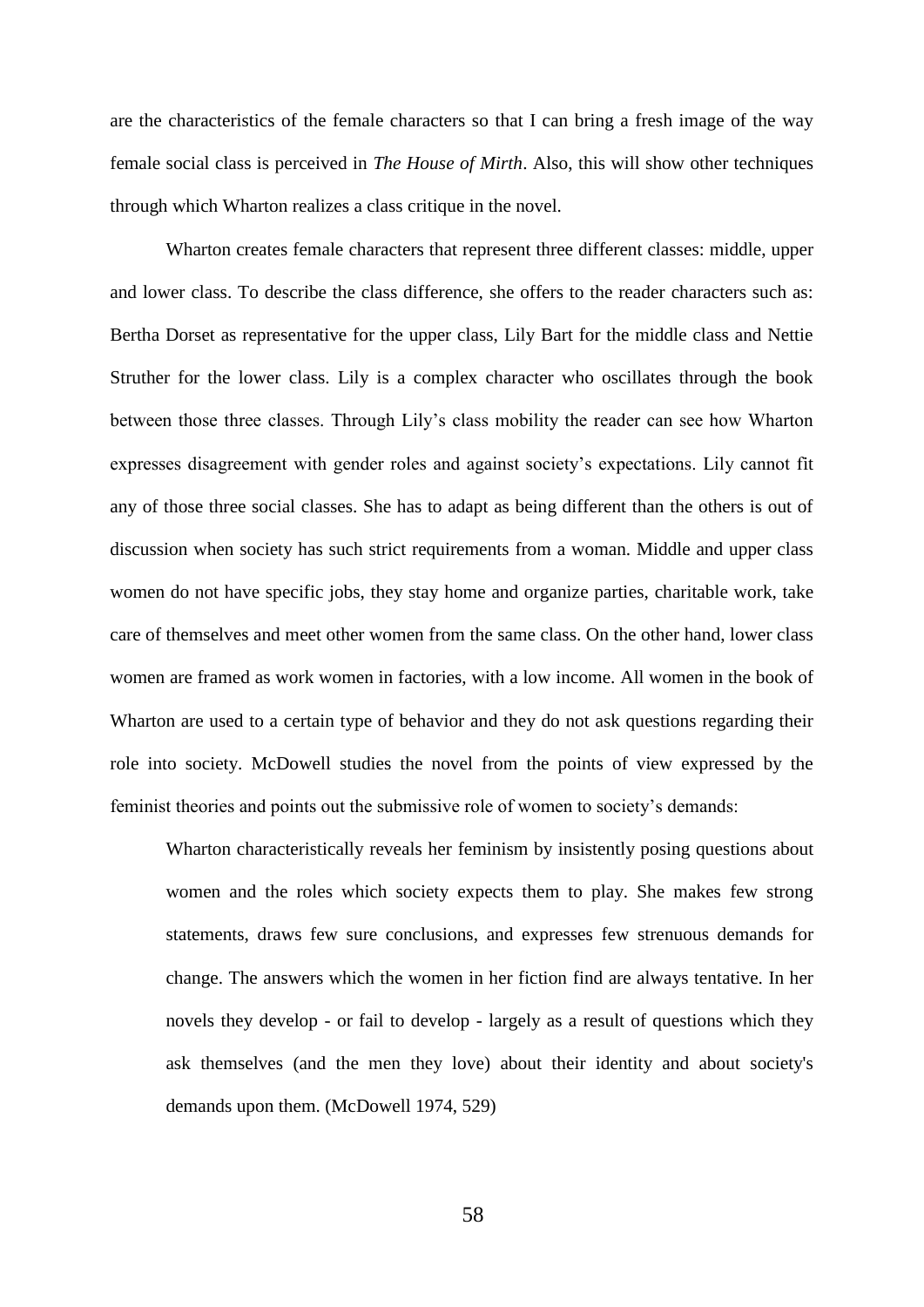are the characteristics of the female characters so that I can bring a fresh image of the way female social class is perceived in *The House of Mirth*. Also, this will show other techniques through which Wharton realizes a class critique in the novel.

Wharton creates female characters that represent three different classes: middle, upper and lower class. To describe the class difference, she offers to the reader characters such as: Bertha Dorset as representative for the upper class, Lily Bart for the middle class and Nettie Struther for the lower class. Lily is a complex character who oscillates through the book between those three classes. Through Lily's class mobility the reader can see how Wharton expresses disagreement with gender roles and against society's expectations. Lily cannot fit any of those three social classes. She has to adapt as being different than the others is out of discussion when society has such strict requirements from a woman. Middle and upper class women do not have specific jobs, they stay home and organize parties, charitable work, take care of themselves and meet other women from the same class. On the other hand, lower class women are framed as work women in factories, with a low income. All women in the book of Wharton are used to a certain type of behavior and they do not ask questions regarding their role into society. McDowell studies the novel from the points of view expressed by the feminist theories and points out the submissive role of women to society's demands:

> Wharton characteristically reveals her feminism by insistently posing questions about women and the roles which society expects them to play. She makes few strong statements, draws few sure conclusions, and expresses few strenuous demands for change. The answers which the women in her fiction find are always tentative. In her novels they develop - or fail to develop - largely as a result of questions which they ask themselves (and the men they love) about their identity and about society's demands upon them. (McDowell 1974, 529)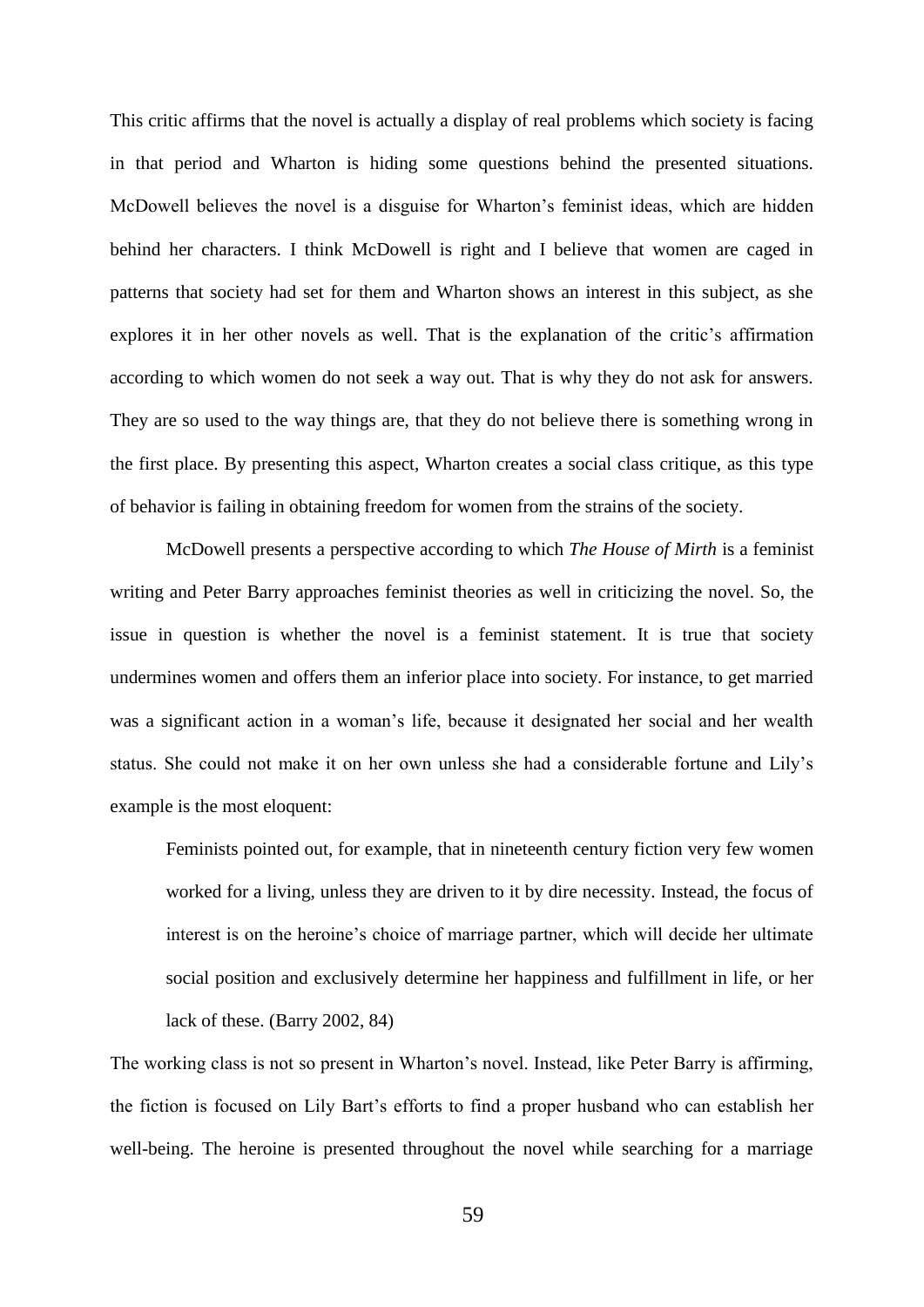This critic affirms that the novel is actually a display of real problems which society is facing in that period and Wharton is hiding some questions behind the presented situations. McDowell believes the novel is a disguise for Wharton's feminist ideas, which are hidden behind her characters. I think McDowell is right and I believe that women are caged in patterns that society had set for them and Wharton shows an interest in this subject, as she explores it in her other novels as well. That is the explanation of the critic's affirmation according to which women do not seek a way out. That is why they do not ask for answers. They are so used to the way things are, that they do not believe there is something wrong in the first place. By presenting this aspect, Wharton creates a social class critique, as this type of behavior is failing in obtaining freedom for women from the strains of the society.

McDowell presents a perspective according to which *The House of Mirth* is a feminist writing and Peter Barry approaches feminist theories as well in criticizing the novel. So, the issue in question is whether the novel is a feminist statement. It is true that society undermines women and offers them an inferior place into society. For instance, to get married was a significant action in a woman's life, because it designated her social and her wealth status. She could not make it on her own unless she had a considerable fortune and Lily's example is the most eloquent:

> Feminists pointed out, for example, that in nineteenth century fiction very few women worked for a living, unless they are driven to it by dire necessity. Instead, the focus of interest is on the heroine's choice of marriage partner, which will decide her ultimate social position and exclusively determine her happiness and fulfillment in life, or her lack of these. (Barry 2002, 84)

The working class is not so present in Wharton's novel. Instead, like Peter Barry is affirming, the fiction is focused on Lily Bart's efforts to find a proper husband who can establish her well-being. The heroine is presented throughout the novel while searching for a marriage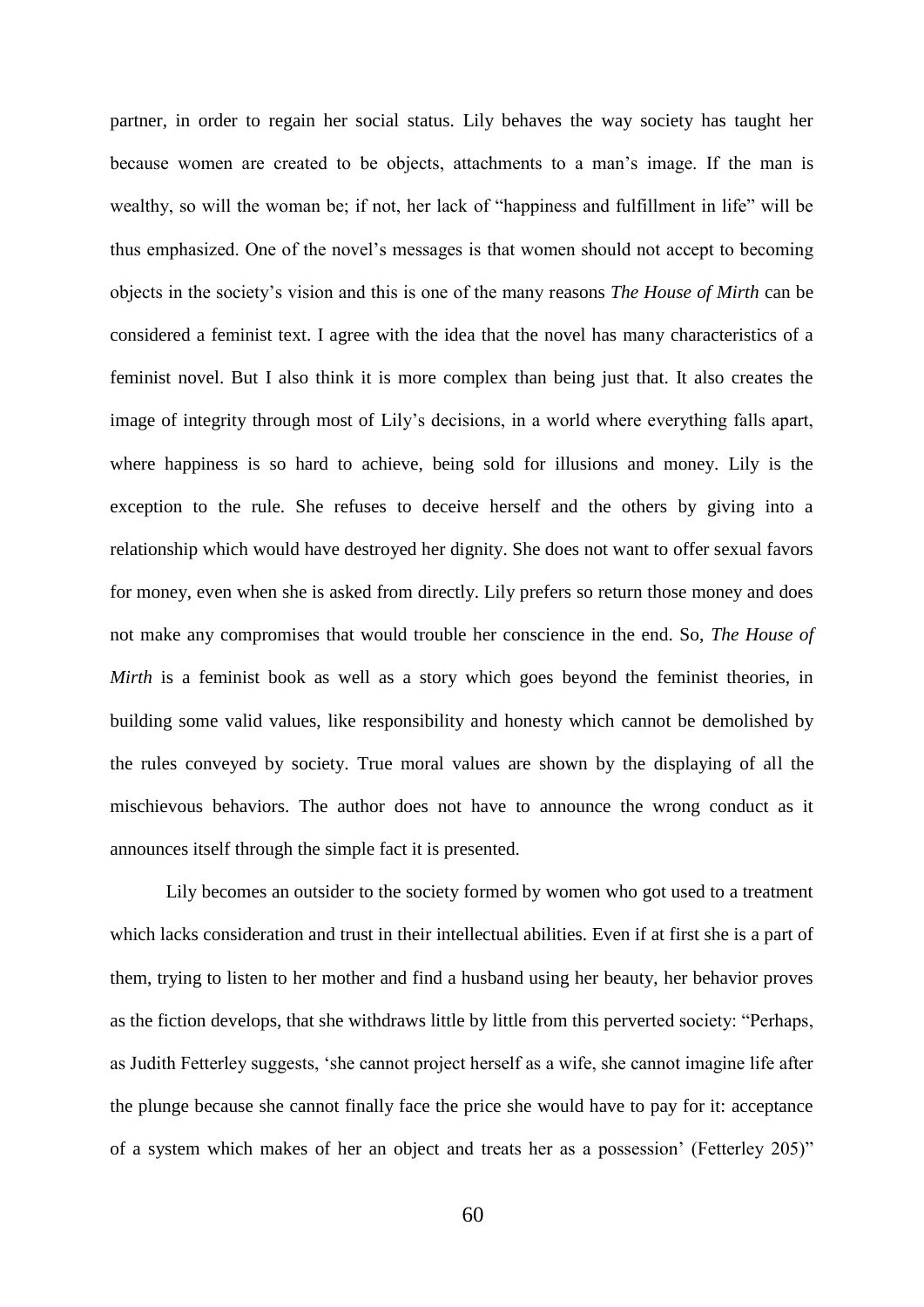partner, in order to regain her social status. Lily behaves the way society has taught her because women are created to be objects, attachments to a man's image. If the man is wealthy, so will the woman be; if not, her lack of "happiness and fulfillment in life" will be thus emphasized. One of the novel's messages is that women should not accept to becoming objects in the society's vision and this is one of the many reasons *The House of Mirth* can be considered a feminist text. I agree with the idea that the novel has many characteristics of a feminist novel. But I also think it is more complex than being just that. It also creates the image of integrity through most of Lily's decisions, in a world where everything falls apart, where happiness is so hard to achieve, being sold for illusions and money. Lily is the exception to the rule. She refuses to deceive herself and the others by giving into a relationship which would have destroyed her dignity. She does not want to offer sexual favors for money, even when she is asked from directly. Lily prefers so return those money and does not make any compromises that would trouble her conscience in the end. So, *The House of Mirth* is a feminist book as well as a story which goes beyond the feminist theories, in building some valid values, like responsibility and honesty which cannot be demolished by the rules conveyed by society. True moral values are shown by the displaying of all the mischievous behaviors. The author does not have to announce the wrong conduct as it announces itself through the simple fact it is presented.

Lily becomes an outsider to the society formed by women who got used to a treatment which lacks consideration and trust in their intellectual abilities. Even if at first she is a part of them, trying to listen to her mother and find a husband using her beauty, her behavior proves as the fiction develops, that she withdraws little by little from this perverted society: "Perhaps, as Judith Fetterley suggests, 'she cannot project herself as a wife, she cannot imagine life after the plunge because she cannot finally face the price she would have to pay for it: acceptance of a system which makes of her an object and treats her as a possession' (Fetterley 205)"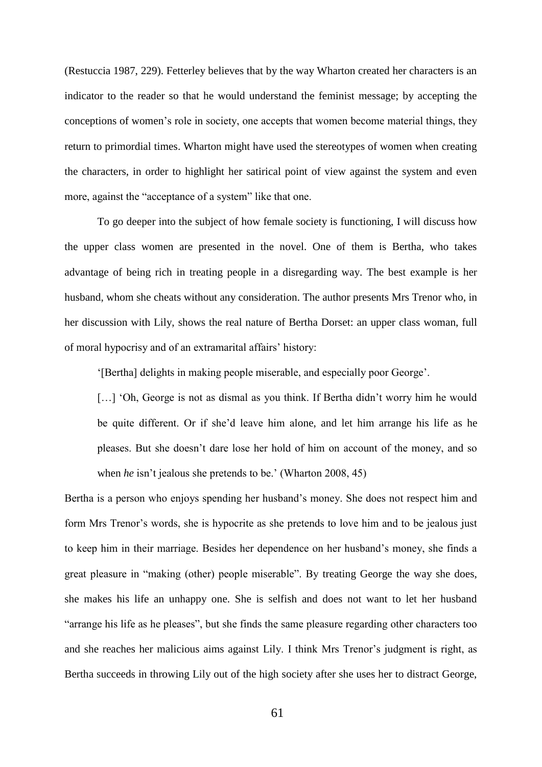(Restuccia 1987, 229). Fetterley believes that by the way Wharton created her characters is an indicator to the reader so that he would understand the feminist message; by accepting the conceptions of women's role in society, one accepts that women become material things, they return to primordial times. Wharton might have used the stereotypes of women when creating the characters, in order to highlight her satirical point of view against the system and even more, against the "acceptance of a system" like that one.

To go deeper into the subject of how female society is functioning, I will discuss how the upper class women are presented in the novel. One of them is Bertha, who takes advantage of being rich in treating people in a disregarding way. The best example is her husband, whom she cheats without any consideration. The author presents Mrs Trenor who, in her discussion with Lily, shows the real nature of Bertha Dorset: an upper class woman, full of moral hypocrisy and of an extramarital affairs' history:

> '[Bertha] delights in making people miserable, and especially poor George'.
>
> […] 'Oh, George is not as dismal as you think. If Bertha didn't worry him he would be quite different. Or if she'd leave him alone, and let him arrange his life as he pleases. But she doesn't dare lose her hold of him on account of the money, and so when *he* isn't jealous she pretends to be.' (Wharton 2008, 45)

Bertha is a person who enjoys spending her husband's money. She does not respect him and form Mrs Trenor's words, she is hypocrite as she pretends to love him and to be jealous just to keep him in their marriage. Besides her dependence on her husband's money, she finds a great pleasure in "making (other) people miserable". By treating George the way she does, she makes his life an unhappy one. She is selfish and does not want to let her husband "arrange his life as he pleases", but she finds the same pleasure regarding other characters too and she reaches her malicious aims against Lily. I think Mrs Trenor's judgment is right, as Bertha succeeds in throwing Lily out of the high society after she uses her to distract George,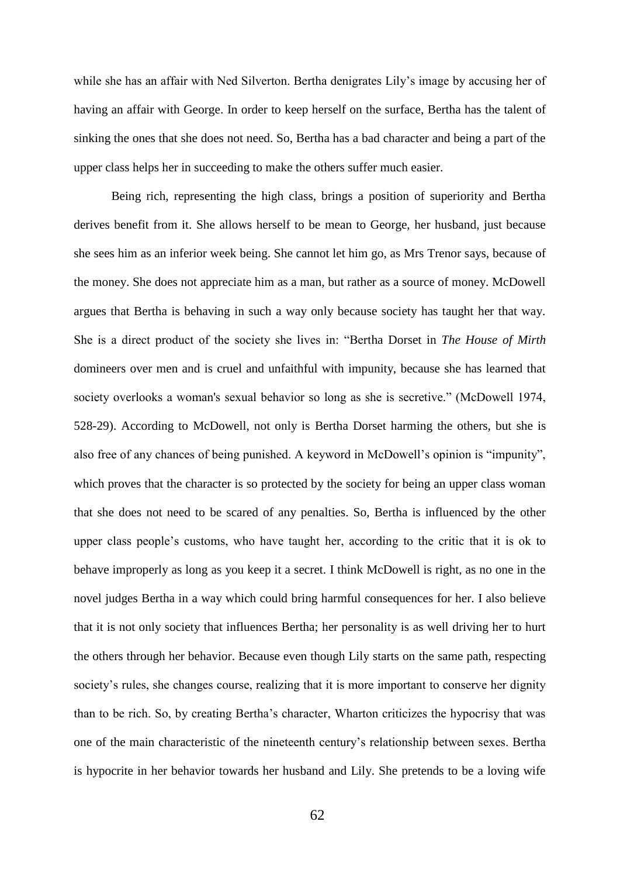while she has an affair with Ned Silverton. Bertha denigrates Lily's image by accusing her of having an affair with George. In order to keep herself on the surface, Bertha has the talent of sinking the ones that she does not need. So, Bertha has a bad character and being a part of the upper class helps her in succeeding to make the others suffer much easier.

Being rich, representing the high class, brings a position of superiority and Bertha derives benefit from it. She allows herself to be mean to George, her husband, just because she sees him as an inferior week being. She cannot let him go, as Mrs Trenor says, because of the money. She does not appreciate him as a man, but rather as a source of money. McDowell argues that Bertha is behaving in such a way only because society has taught her that way. She is a direct product of the society she lives in: "Bertha Dorset in *The House of Mirth* domineers over men and is cruel and unfaithful with impunity, because she has learned that society overlooks a woman's sexual behavior so long as she is secretive." (McDowell 1974, 528-29). According to McDowell, not only is Bertha Dorset harming the others, but she is also free of any chances of being punished. A keyword in McDowell's opinion is "impunity", which proves that the character is so protected by the society for being an upper class woman that she does not need to be scared of any penalties. So, Bertha is influenced by the other upper class people's customs, who have taught her, according to the critic that it is ok to behave improperly as long as you keep it a secret. I think McDowell is right, as no one in the novel judges Bertha in a way which could bring harmful consequences for her. I also believe that it is not only society that influences Bertha; her personality is as well driving her to hurt the others through her behavior. Because even though Lily starts on the same path, respecting society's rules, she changes course, realizing that it is more important to conserve her dignity than to be rich. So, by creating Bertha's character, Wharton criticizes the hypocrisy that was one of the main characteristic of the nineteenth century's relationship between sexes. Bertha is hypocrite in her behavior towards her husband and Lily. She pretends to be a loving wife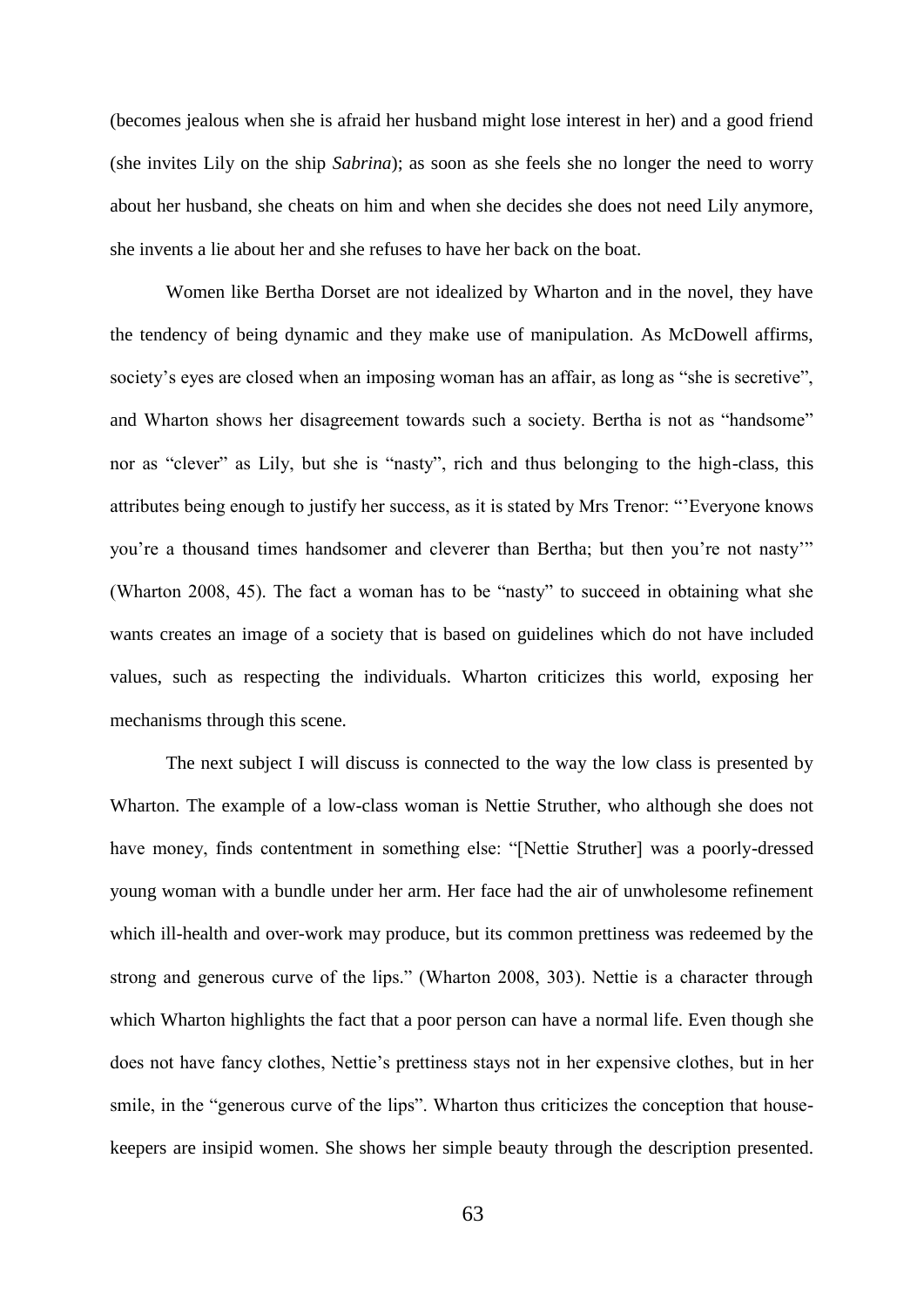(becomes jealous when she is afraid her husband might lose interest in her) and a good friend (she invites Lily on the ship *Sabrina*); as soon as she feels she no longer the need to worry about her husband, she cheats on him and when she decides she does not need Lily anymore, she invents a lie about her and she refuses to have her back on the boat.

Women like Bertha Dorset are not idealized by Wharton and in the novel, they have the tendency of being dynamic and they make use of manipulation. As McDowell affirms, society's eyes are closed when an imposing woman has an affair, as long as "she is secretive", and Wharton shows her disagreement towards such a society. Bertha is not as "handsome" nor as "clever" as Lily, but she is "nasty", rich and thus belonging to the high-class, this attributes being enough to justify her success, as it is stated by Mrs Trenor: "'Everyone knows you're a thousand times handsomer and cleverer than Bertha; but then you're not nasty'" (Wharton 2008, 45). The fact a woman has to be "nasty" to succeed in obtaining what she wants creates an image of a society that is based on guidelines which do not have included values, such as respecting the individuals. Wharton criticizes this world, exposing her mechanisms through this scene.

The next subject I will discuss is connected to the way the low class is presented by Wharton. The example of a low-class woman is Nettie Struther, who although she does not have money, finds contentment in something else: "[Nettie Struther] was a poorly-dressed young woman with a bundle under her arm. Her face had the air of unwholesome refinement which ill-health and over-work may produce, but its common prettiness was redeemed by the strong and generous curve of the lips." (Wharton 2008, 303). Nettie is a character through which Wharton highlights the fact that a poor person can have a normal life. Even though she does not have fancy clothes, Nettie's prettiness stays not in her expensive clothes, but in her smile, in the "generous curve of the lips". Wharton thus criticizes the conception that house-keepers are insipid women. She shows her simple beauty through the description presented.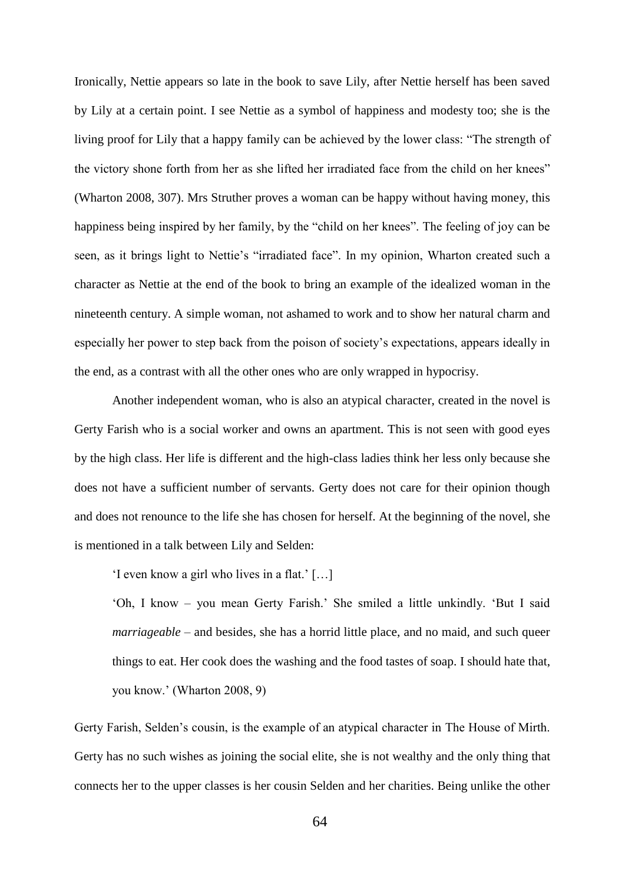Ironically, Nettie appears so late in the book to save Lily, after Nettie herself has been saved by Lily at a certain point. I see Nettie as a symbol of happiness and modesty too; she is the living proof for Lily that a happy family can be achieved by the lower class: "The strength of the victory shone forth from her as she lifted her irradiated face from the child on her knees" (Wharton 2008, 307). Mrs Struther proves a woman can be happy without having money, this happiness being inspired by her family, by the "child on her knees". The feeling of joy can be seen, as it brings light to Nettie's "irradiated face". In my opinion, Wharton created such a character as Nettie at the end of the book to bring an example of the idealized woman in the nineteenth century. A simple woman, not ashamed to work and to show her natural charm and especially her power to step back from the poison of society's expectations, appears ideally in the end, as a contrast with all the other ones who are only wrapped in hypocrisy.

Another independent woman, who is also an atypical character, created in the novel is Gerty Farish who is a social worker and owns an apartment. This is not seen with good eyes by the high class. Her life is different and the high-class ladies think her less only because she does not have a sufficient number of servants. Gerty does not care for their opinion though and does not renounce to the life she has chosen for herself. At the beginning of the novel, she is mentioned in a talk between Lily and Selden:

> 'I even know a girl who lives in a flat.' […]
>
> 'Oh, I know – you mean Gerty Farish.' She smiled a little unkindly. 'But I said *marriageable* – and besides, she has a horrid little place, and no maid, and such queer things to eat. Her cook does the washing and the food tastes of soap. I should hate that, you know.' (Wharton 2008, 9)

Gerty Farish, Selden's cousin, is the example of an atypical character in The House of Mirth. Gerty has no such wishes as joining the social elite, she is not wealthy and the only thing that connects her to the upper classes is her cousin Selden and her charities. Being unlike the other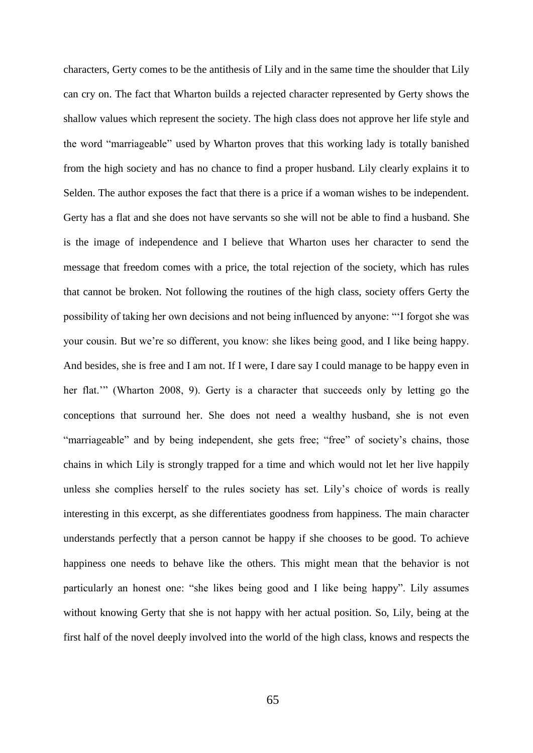characters, Gerty comes to be the antithesis of Lily and in the same time the shoulder that Lily can cry on. The fact that Wharton builds a rejected character represented by Gerty shows the shallow values which represent the society. The high class does not approve her life style and the word "marriageable" used by Wharton proves that this working lady is totally banished from the high society and has no chance to find a proper husband. Lily clearly explains it to Selden. The author exposes the fact that there is a price if a woman wishes to be independent. Gerty has a flat and she does not have servants so she will not be able to find a husband. She is the image of independence and I believe that Wharton uses her character to send the message that freedom comes with a price, the total rejection of the society, which has rules that cannot be broken. Not following the routines of the high class, society offers Gerty the possibility of taking her own decisions and not being influenced by anyone: "'I forgot she was your cousin. But we're so different, you know: she likes being good, and I like being happy. And besides, she is free and I am not. If I were, I dare say I could manage to be happy even in her flat.'" (Wharton 2008, 9). Gerty is a character that succeeds only by letting go the conceptions that surround her. She does not need a wealthy husband, she is not even "marriageable" and by being independent, she gets free; "free" of society's chains, those chains in which Lily is strongly trapped for a time and which would not let her live happily unless she complies herself to the rules society has set. Lily's choice of words is really interesting in this excerpt, as she differentiates goodness from happiness. The main character understands perfectly that a person cannot be happy if she chooses to be good. To achieve happiness one needs to behave like the others. This might mean that the behavior is not particularly an honest one: "she likes being good and I like being happy". Lily assumes without knowing Gerty that she is not happy with her actual position. So, Lily, being at the first half of the novel deeply involved into the world of the high class, knows and respects the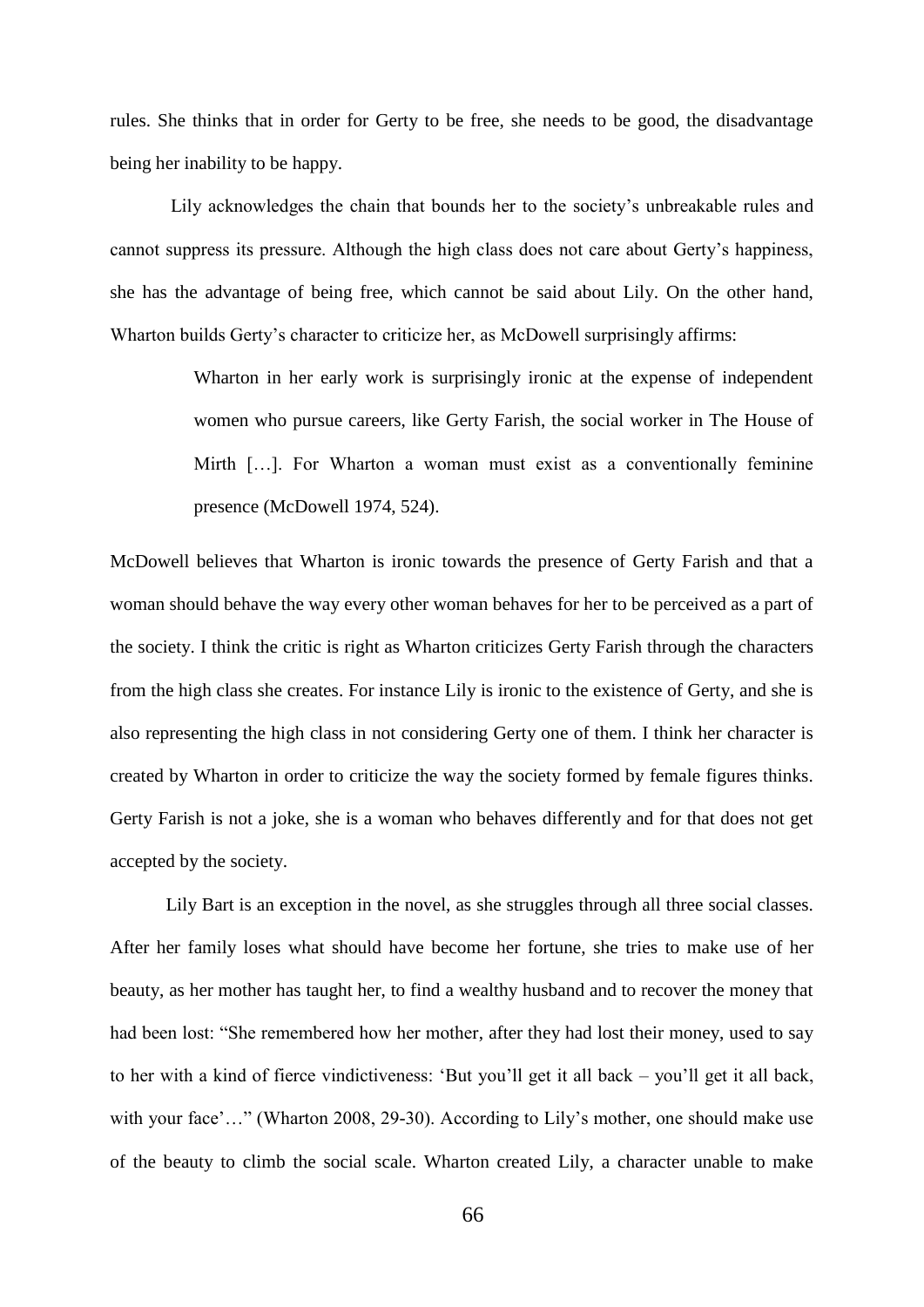rules. She thinks that in order for Gerty to be free, she needs to be good, the disadvantage being her inability to be happy.

Lily acknowledges the chain that bounds her to the society's unbreakable rules and cannot suppress its pressure. Although the high class does not care about Gerty's happiness, she has the advantage of being free, which cannot be said about Lily. On the other hand, Wharton builds Gerty's character to criticize her, as McDowell surprisingly affirms:

> Wharton in her early work is surprisingly ironic at the expense of independent women who pursue careers, like Gerty Farish, the social worker in The House of Mirth […]. For Wharton a woman must exist as a conventionally feminine presence (McDowell 1974, 524).

McDowell believes that Wharton is ironic towards the presence of Gerty Farish and that a woman should behave the way every other woman behaves for her to be perceived as a part of the society. I think the critic is right as Wharton criticizes Gerty Farish through the characters from the high class she creates. For instance Lily is ironic to the existence of Gerty, and she is also representing the high class in not considering Gerty one of them. I think her character is created by Wharton in order to criticize the way the society formed by female figures thinks. Gerty Farish is not a joke, she is a woman who behaves differently and for that does not get accepted by the society.

Lily Bart is an exception in the novel, as she struggles through all three social classes. After her family loses what should have become her fortune, she tries to make use of her beauty, as her mother has taught her, to find a wealthy husband and to recover the money that had been lost: "She remembered how her mother, after they had lost their money, used to say to her with a kind of fierce vindictiveness: 'But you'll get it all back – you'll get it all back, with your face'…" (Wharton 2008, 29-30). According to Lily's mother, one should make use of the beauty to climb the social scale. Wharton created Lily, a character unable to make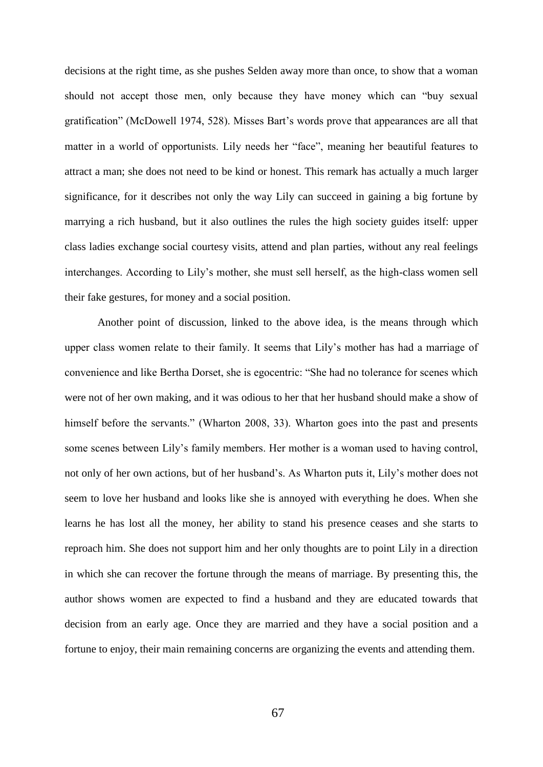decisions at the right time, as she pushes Selden away more than once, to show that a woman should not accept those men, only because they have money which can "buy sexual gratification" (McDowell 1974, 528). Misses Bart's words prove that appearances are all that matter in a world of opportunists. Lily needs her "face", meaning her beautiful features to attract a man; she does not need to be kind or honest. This remark has actually a much larger significance, for it describes not only the way Lily can succeed in gaining a big fortune by marrying a rich husband, but it also outlines the rules the high society guides itself: upper class ladies exchange social courtesy visits, attend and plan parties, without any real feelings interchanges. According to Lily's mother, she must sell herself, as the high-class women sell their fake gestures, for money and a social position.

Another point of discussion, linked to the above idea, is the means through which upper class women relate to their family. It seems that Lily's mother has had a marriage of convenience and like Bertha Dorset, she is egocentric: "She had no tolerance for scenes which were not of her own making, and it was odious to her that her husband should make a show of himself before the servants." (Wharton 2008, 33). Wharton goes into the past and presents some scenes between Lily's family members. Her mother is a woman used to having control, not only of her own actions, but of her husband's. As Wharton puts it, Lily's mother does not seem to love her husband and looks like she is annoyed with everything he does. When she learns he has lost all the money, her ability to stand his presence ceases and she starts to reproach him. She does not support him and her only thoughts are to point Lily in a direction in which she can recover the fortune through the means of marriage. By presenting this, the author shows women are expected to find a husband and they are educated towards that decision from an early age. Once they are married and they have a social position and a fortune to enjoy, their main remaining concerns are organizing the events and attending them.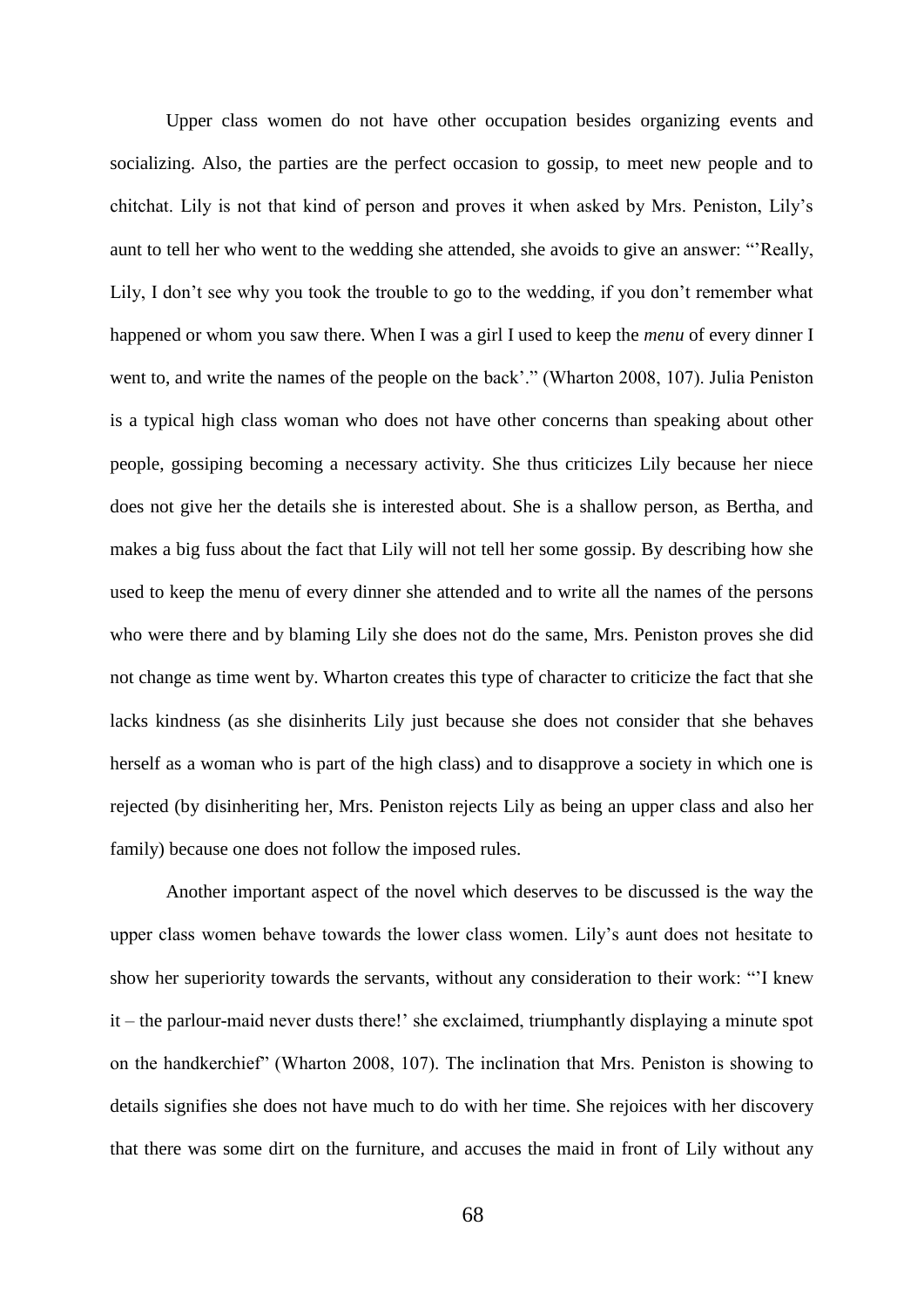Upper class women do not have other occupation besides organizing events and socializing. Also, the parties are the perfect occasion to gossip, to meet new people and to chitchat. Lily is not that kind of person and proves it when asked by Mrs. Peniston, Lily's aunt to tell her who went to the wedding she attended, she avoids to give an answer: "'Really, Lily, I don't see why you took the trouble to go to the wedding, if you don't remember what happened or whom you saw there. When I was a girl I used to keep the *menu* of every dinner I went to, and write the names of the people on the back'." (Wharton 2008, 107). Julia Peniston is a typical high class woman who does not have other concerns than speaking about other people, gossiping becoming a necessary activity. She thus criticizes Lily because her niece does not give her the details she is interested about. She is a shallow person, as Bertha, and makes a big fuss about the fact that Lily will not tell her some gossip. By describing how she used to keep the menu of every dinner she attended and to write all the names of the persons who were there and by blaming Lily she does not do the same, Mrs. Peniston proves she did not change as time went by. Wharton creates this type of character to criticize the fact that she lacks kindness (as she disinherits Lily just because she does not consider that she behaves herself as a woman who is part of the high class) and to disapprove a society in which one is rejected (by disinheriting her, Mrs. Peniston rejects Lily as being an upper class and also her family) because one does not follow the imposed rules.

Another important aspect of the novel which deserves to be discussed is the way the upper class women behave towards the lower class women. Lily's aunt does not hesitate to show her superiority towards the servants, without any consideration to their work: "'I knew it – the parlour-maid never dusts there!' she exclaimed, triumphantly displaying a minute spot on the handkerchief" (Wharton 2008, 107). The inclination that Mrs. Peniston is showing to details signifies she does not have much to do with her time. She rejoices with her discovery that there was some dirt on the furniture, and accuses the maid in front of Lily without any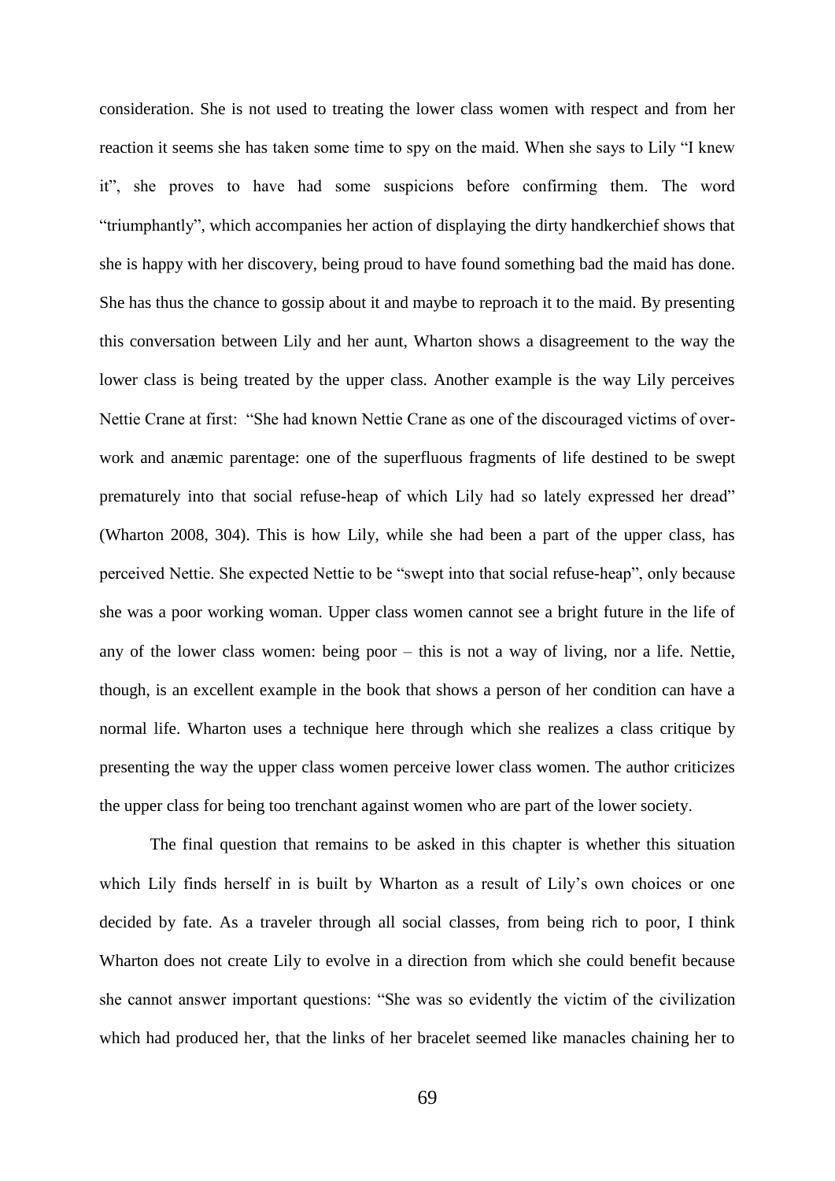consideration. She is not used to treating the lower class women with respect and from her reaction it seems she has taken some time to spy on the maid. When she says to Lily "I knew it", she proves to have had some suspicions before confirming them. The word "triumphantly", which accompanies her action of displaying the dirty handkerchief shows that she is happy with her discovery, being proud to have found something bad the maid has done. She has thus the chance to gossip about it and maybe to reproach it to the maid. By presenting this conversation between Lily and her aunt, Wharton shows a disagreement to the way the lower class is being treated by the upper class. Another example is the way Lily perceives Nettie Crane at first: "She had known Nettie Crane as one of the discouraged victims of over-work and anæmic parentage: one of the superfluous fragments of life destined to be swept prematurely into that social refuse-heap of which Lily had so lately expressed her dread" (Wharton 2008, 304). This is how Lily, while she had been a part of the upper class, has perceived Nettie. She expected Nettie to be "swept into that social refuse-heap", only because she was a poor working woman. Upper class women cannot see a bright future in the life of any of the lower class women: being poor – this is not a way of living, nor a life. Nettie, though, is an excellent example in the book that shows a person of her condition can have a normal life. Wharton uses a technique here through which she realizes a class critique by presenting the way the upper class women perceive lower class women. The author criticizes the upper class for being too trenchant against women who are part of the lower society.

The final question that remains to be asked in this chapter is whether this situation which Lily finds herself in is built by Wharton as a result of Lily's own choices or one decided by fate. As a traveler through all social classes, from being rich to poor, I think Wharton does not create Lily to evolve in a direction from which she could benefit because she cannot answer important questions: "She was so evidently the victim of the civilization which had produced her, that the links of her bracelet seemed like manacles chaining her to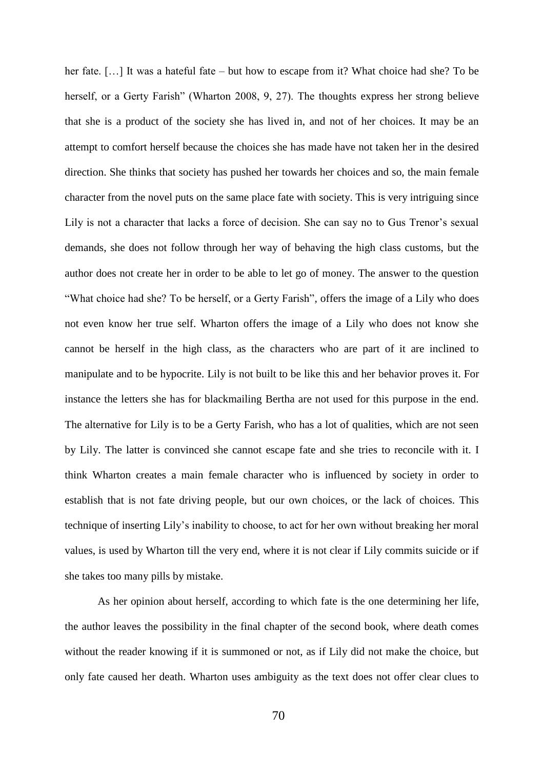her fate. […] It was a hateful fate – but how to escape from it? What choice had she? To be herself, or a Gerty Farish" (Wharton 2008, 9, 27). The thoughts express her strong believe that she is a product of the society she has lived in, and not of her choices. It may be an attempt to comfort herself because the choices she has made have not taken her in the desired direction. She thinks that society has pushed her towards her choices and so, the main female character from the novel puts on the same place fate with society. This is very intriguing since Lily is not a character that lacks a force of decision. She can say no to Gus Trenor's sexual demands, she does not follow through her way of behaving the high class customs, but the author does not create her in order to be able to let go of money. The answer to the question "What choice had she? To be herself, or a Gerty Farish", offers the image of a Lily who does not even know her true self. Wharton offers the image of a Lily who does not know she cannot be herself in the high class, as the characters who are part of it are inclined to manipulate and to be hypocrite. Lily is not built to be like this and her behavior proves it. For instance the letters she has for blackmailing Bertha are not used for this purpose in the end. The alternative for Lily is to be a Gerty Farish, who has a lot of qualities, which are not seen by Lily. The latter is convinced she cannot escape fate and she tries to reconcile with it. I think Wharton creates a main female character who is influenced by society in order to establish that is not fate driving people, but our own choices, or the lack of choices. This technique of inserting Lily's inability to choose, to act for her own without breaking her moral values, is used by Wharton till the very end, where it is not clear if Lily commits suicide or if she takes too many pills by mistake.

As her opinion about herself, according to which fate is the one determining her life, the author leaves the possibility in the final chapter of the second book, where death comes without the reader knowing if it is summoned or not, as if Lily did not make the choice, but only fate caused her death. Wharton uses ambiguity as the text does not offer clear clues to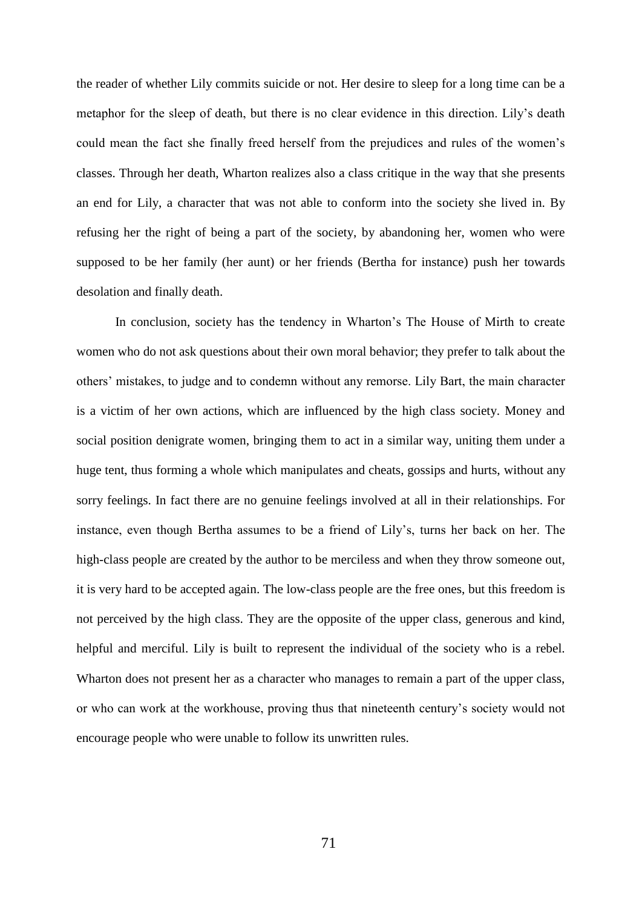the reader of whether Lily commits suicide or not. Her desire to sleep for a long time can be a metaphor for the sleep of death, but there is no clear evidence in this direction. Lily's death could mean the fact she finally freed herself from the prejudices and rules of the women's classes. Through her death, Wharton realizes also a class critique in the way that she presents an end for Lily, a character that was not able to conform into the society she lived in. By refusing her the right of being a part of the society, by abandoning her, women who were supposed to be her family (her aunt) or her friends (Bertha for instance) push her towards desolation and finally death.

In conclusion, society has the tendency in Wharton's The House of Mirth to create women who do not ask questions about their own moral behavior; they prefer to talk about the others' mistakes, to judge and to condemn without any remorse. Lily Bart, the main character is a victim of her own actions, which are influenced by the high class society. Money and social position denigrate women, bringing them to act in a similar way, uniting them under a huge tent, thus forming a whole which manipulates and cheats, gossips and hurts, without any sorry feelings. In fact there are no genuine feelings involved at all in their relationships. For instance, even though Bertha assumes to be a friend of Lily's, turns her back on her. The high-class people are created by the author to be merciless and when they throw someone out, it is very hard to be accepted again. The low-class people are the free ones, but this freedom is not perceived by the high class. They are the opposite of the upper class, generous and kind, helpful and merciful. Lily is built to represent the individual of the society who is a rebel. Wharton does not present her as a character who manages to remain a part of the upper class, or who can work at the workhouse, proving thus that nineteenth century's society would not encourage people who were unable to follow its unwritten rules.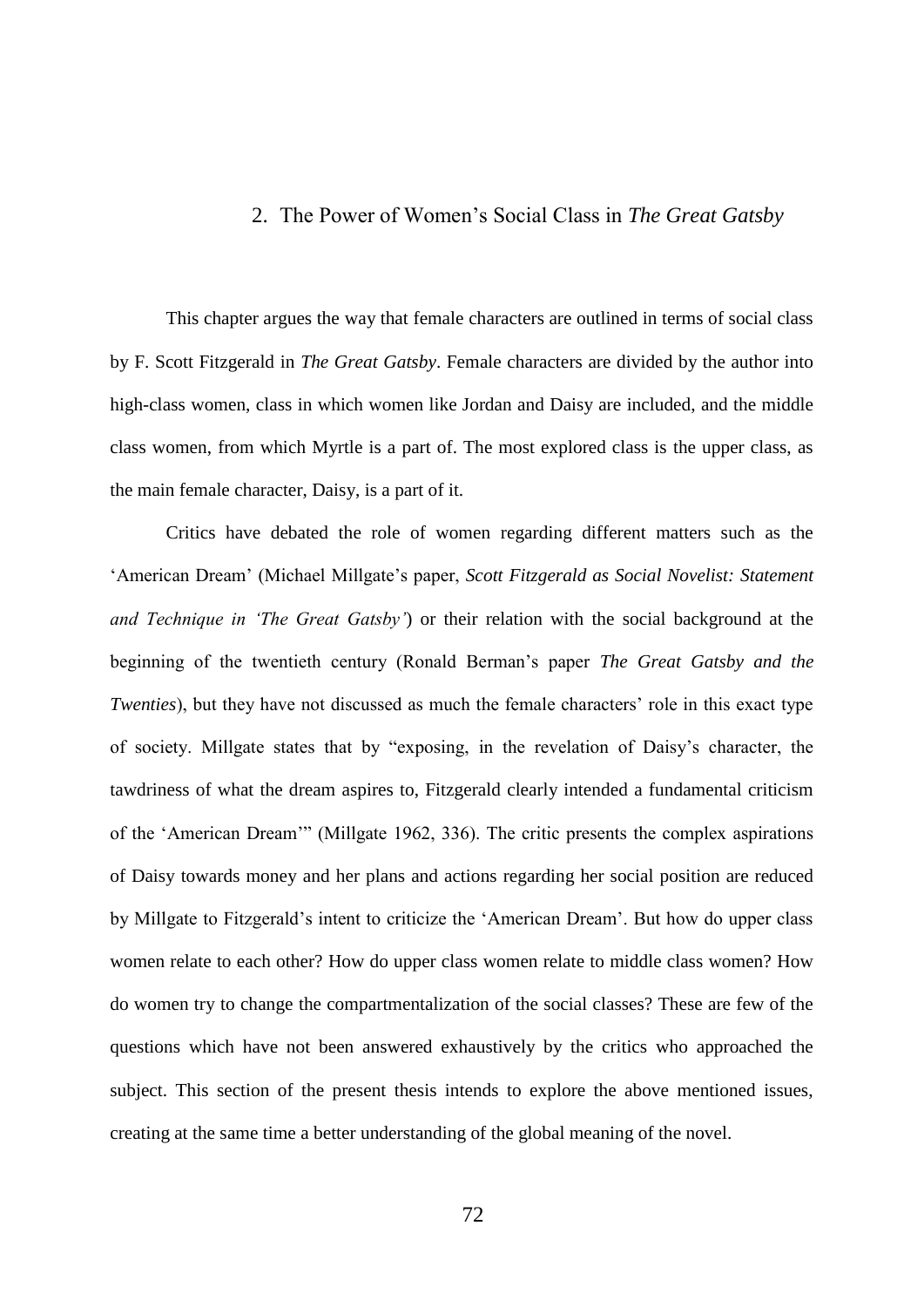## 2. The Power of Women's Social Class in *The Great Gatsby*

This chapter argues the way that female characters are outlined in terms of social class by F. Scott Fitzgerald in *The Great Gatsby*. Female characters are divided by the author into high-class women, class in which women like Jordan and Daisy are included, and the middle class women, from which Myrtle is a part of. The most explored class is the upper class, as the main female character, Daisy, is a part of it.

Critics have debated the role of women regarding different matters such as the 'American Dream' (Michael Millgate's paper, *Scott Fitzgerald as Social Novelist: Statement and Technique in 'The Great Gatsby'*) or their relation with the social background at the beginning of the twentieth century (Ronald Berman's paper *The Great Gatsby and the Twenties*), but they have not discussed as much the female characters' role in this exact type of society. Millgate states that by "exposing, in the revelation of Daisy's character, the tawdriness of what the dream aspires to, Fitzgerald clearly intended a fundamental criticism of the 'American Dream'" (Millgate 1962, 336). The critic presents the complex aspirations of Daisy towards money and her plans and actions regarding her social position are reduced by Millgate to Fitzgerald's intent to criticize the 'American Dream'. But how do upper class women relate to each other? How do upper class women relate to middle class women? How do women try to change the compartmentalization of the social classes? These are few of the questions which have not been answered exhaustively by the critics who approached the subject. This section of the present thesis intends to explore the above mentioned issues, creating at the same time a better understanding of the global meaning of the novel.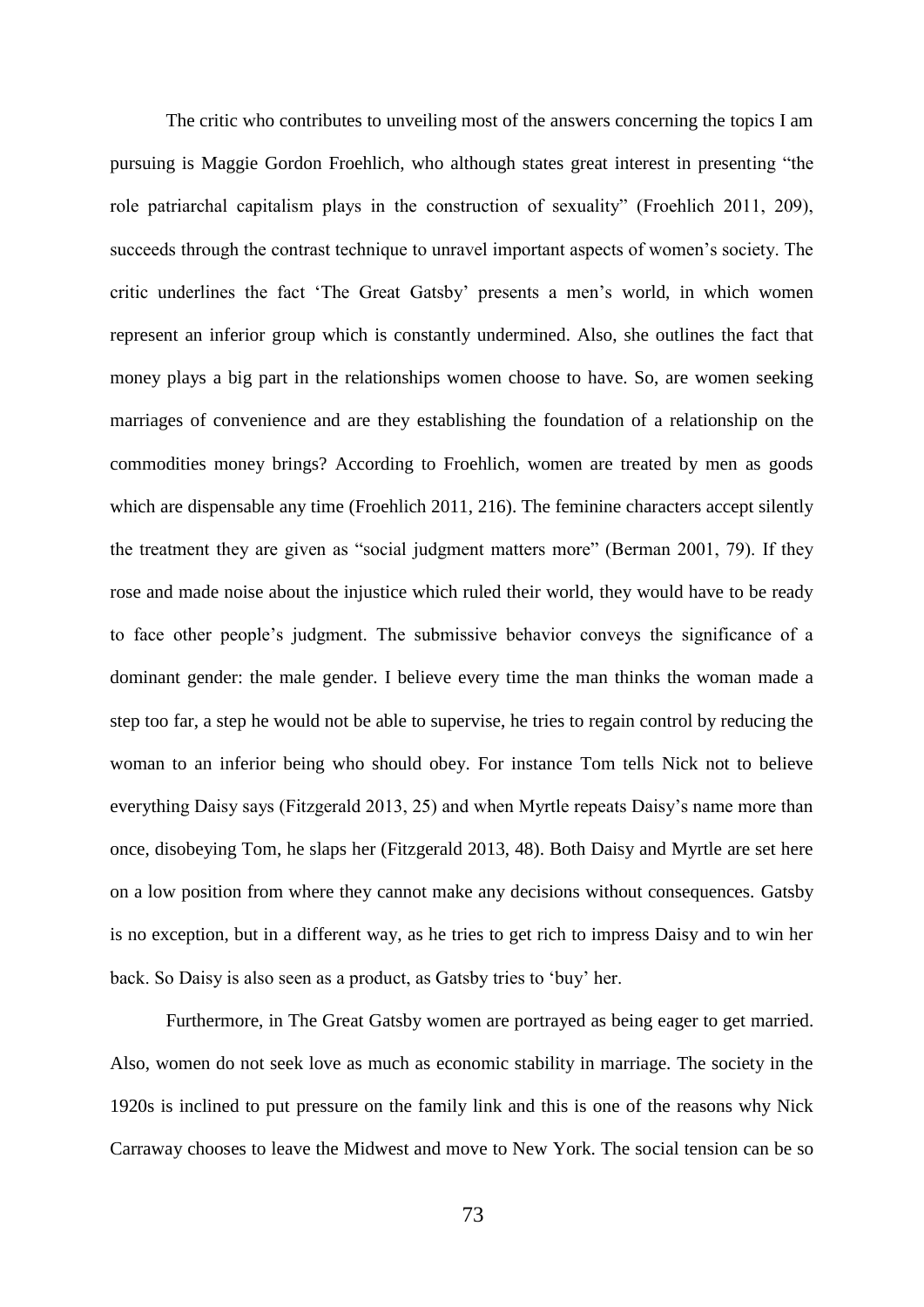The critic who contributes to unveiling most of the answers concerning the topics I am pursuing is Maggie Gordon Froehlich, who although states great interest in presenting "the role patriarchal capitalism plays in the construction of sexuality" (Froehlich 2011, 209), succeeds through the contrast technique to unravel important aspects of women's society. The critic underlines the fact 'The Great Gatsby' presents a men's world, in which women represent an inferior group which is constantly undermined. Also, she outlines the fact that money plays a big part in the relationships women choose to have. So, are women seeking marriages of convenience and are they establishing the foundation of a relationship on the commodities money brings? According to Froehlich, women are treated by men as goods which are dispensable any time (Froehlich 2011, 216). The feminine characters accept silently the treatment they are given as "social judgment matters more" (Berman 2001, 79). If they rose and made noise about the injustice which ruled their world, they would have to be ready to face other people's judgment. The submissive behavior conveys the significance of a dominant gender: the male gender. I believe every time the man thinks the woman made a step too far, a step he would not be able to supervise, he tries to regain control by reducing the woman to an inferior being who should obey. For instance Tom tells Nick not to believe everything Daisy says (Fitzgerald 2013, 25) and when Myrtle repeats Daisy's name more than once, disobeying Tom, he slaps her (Fitzgerald 2013, 48). Both Daisy and Myrtle are set here on a low position from where they cannot make any decisions without consequences. Gatsby is no exception, but in a different way, as he tries to get rich to impress Daisy and to win her back. So Daisy is also seen as a product, as Gatsby tries to 'buy' her.

Furthermore, in The Great Gatsby women are portrayed as being eager to get married. Also, women do not seek love as much as economic stability in marriage. The society in the 1920s is inclined to put pressure on the family link and this is one of the reasons why Nick Carraway chooses to leave the Midwest and move to New York. The social tension can be so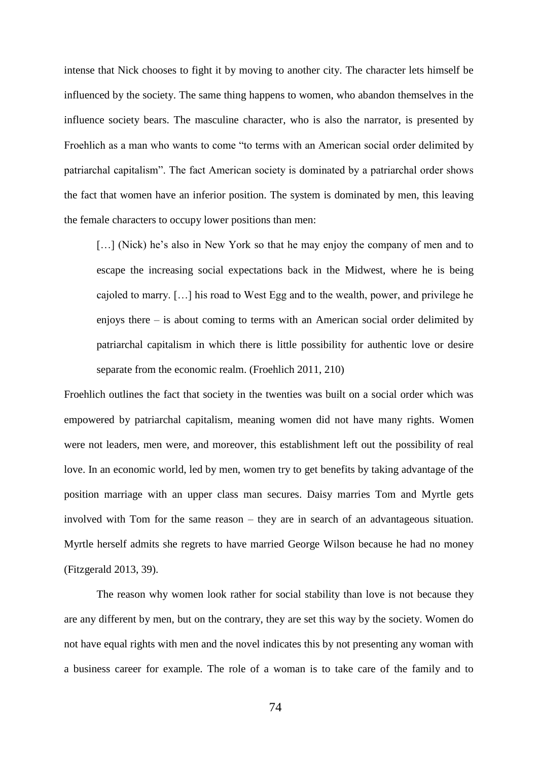intense that Nick chooses to fight it by moving to another city. The character lets himself be influenced by the society. The same thing happens to women, who abandon themselves in the influence society bears. The masculine character, who is also the narrator, is presented by Froehlich as a man who wants to come "to terms with an American social order delimited by patriarchal capitalism". The fact American society is dominated by a patriarchal order shows the fact that women have an inferior position. The system is dominated by men, this leaving the female characters to occupy lower positions than men:

> […] (Nick) he's also in New York so that he may enjoy the company of men and to escape the increasing social expectations back in the Midwest, where he is being cajoled to marry. […] his road to West Egg and to the wealth, power, and privilege he enjoys there – is about coming to terms with an American social order delimited by patriarchal capitalism in which there is little possibility for authentic love or desire separate from the economic realm. (Froehlich 2011, 210)

Froehlich outlines the fact that society in the twenties was built on a social order which was empowered by patriarchal capitalism, meaning women did not have many rights. Women were not leaders, men were, and moreover, this establishment left out the possibility of real love. In an economic world, led by men, women try to get benefits by taking advantage of the position marriage with an upper class man secures. Daisy marries Tom and Myrtle gets involved with Tom for the same reason – they are in search of an advantageous situation. Myrtle herself admits she regrets to have married George Wilson because he had no money (Fitzgerald 2013, 39).

The reason why women look rather for social stability than love is not because they are any different by men, but on the contrary, they are set this way by the society. Women do not have equal rights with men and the novel indicates this by not presenting any woman with a business career for example. The role of a woman is to take care of the family and to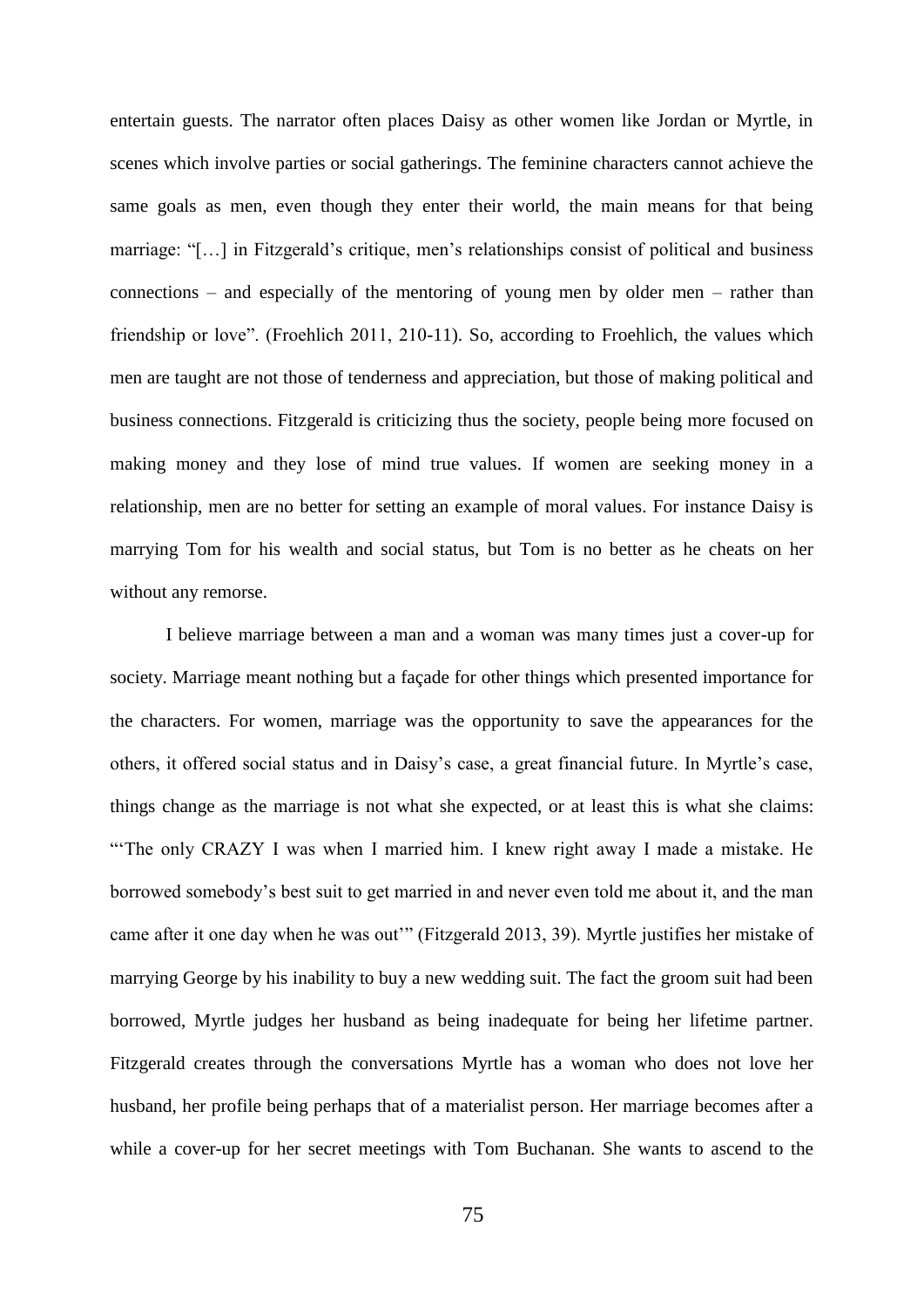entertain guests. The narrator often places Daisy as other women like Jordan or Myrtle, in scenes which involve parties or social gatherings. The feminine characters cannot achieve the same goals as men, even though they enter their world, the main means for that being marriage: "[…] in Fitzgerald's critique, men's relationships consist of political and business connections – and especially of the mentoring of young men by older men – rather than friendship or love". (Froehlich 2011, 210-11). So, according to Froehlich, the values which men are taught are not those of tenderness and appreciation, but those of making political and business connections. Fitzgerald is criticizing thus the society, people being more focused on making money and they lose of mind true values. If women are seeking money in a relationship, men are no better for setting an example of moral values. For instance Daisy is marrying Tom for his wealth and social status, but Tom is no better as he cheats on her without any remorse.

I believe marriage between a man and a woman was many times just a cover-up for society. Marriage meant nothing but a façade for other things which presented importance for the characters. For women, marriage was the opportunity to save the appearances for the others, it offered social status and in Daisy's case, a great financial future. In Myrtle's case, things change as the marriage is not what she expected, or at least this is what she claims: "'The only CRAZY I was when I married him. I knew right away I made a mistake. He borrowed somebody's best suit to get married in and never even told me about it, and the man came after it one day when he was out'" (Fitzgerald 2013, 39). Myrtle justifies her mistake of marrying George by his inability to buy a new wedding suit. The fact the groom suit had been borrowed, Myrtle judges her husband as being inadequate for being her lifetime partner. Fitzgerald creates through the conversations Myrtle has a woman who does not love her husband, her profile being perhaps that of a materialist person. Her marriage becomes after a while a cover-up for her secret meetings with Tom Buchanan. She wants to ascend to the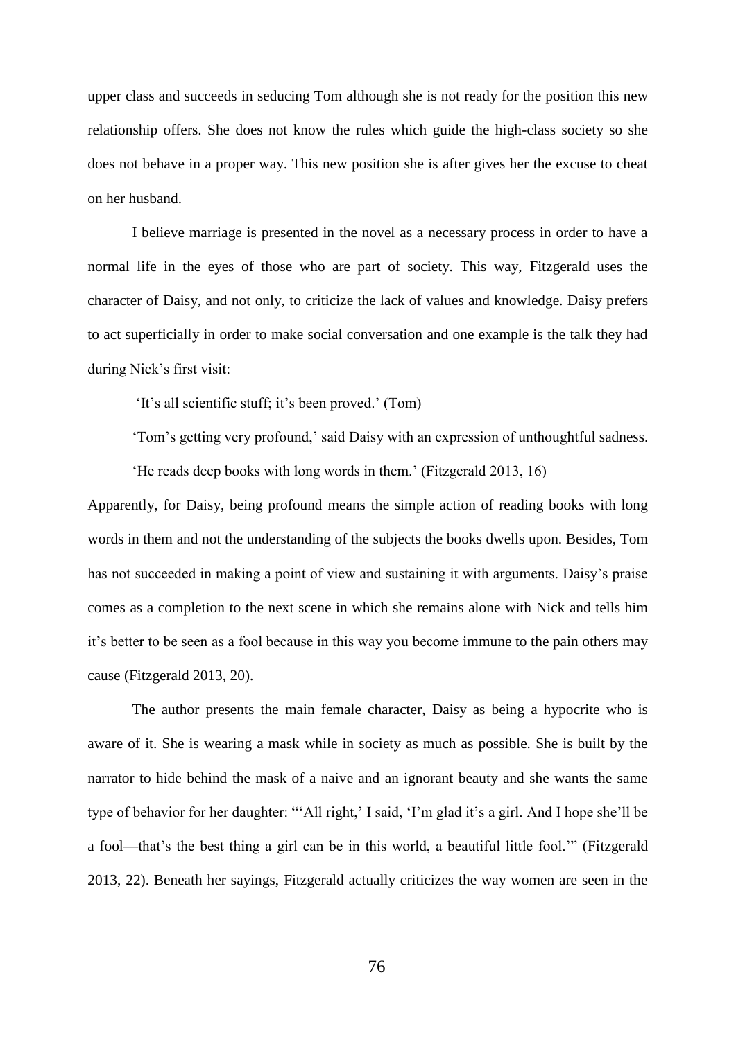upper class and succeeds in seducing Tom although she is not ready for the position this new relationship offers. She does not know the rules which guide the high-class society so she does not behave in a proper way. This new position she is after gives her the excuse to cheat on her husband.

I believe marriage is presented in the novel as a necessary process in order to have a normal life in the eyes of those who are part of society. This way, Fitzgerald uses the character of Daisy, and not only, to criticize the lack of values and knowledge. Daisy prefers to act superficially in order to make social conversation and one example is the talk they had during Nick's first visit:

'It's all scientific stuff; it's been proved.' (Tom)

'Tom's getting very profound,' said Daisy with an expression of unthoughtful sadness. 'He reads deep books with long words in them.' (Fitzgerald 2013, 16)

Apparently, for Daisy, being profound means the simple action of reading books with long words in them and not the understanding of the subjects the books dwells upon. Besides, Tom has not succeeded in making a point of view and sustaining it with arguments. Daisy's praise comes as a completion to the next scene in which she remains alone with Nick and tells him it's better to be seen as a fool because in this way you become immune to the pain others may cause (Fitzgerald 2013, 20).

The author presents the main female character, Daisy as being a hypocrite who is aware of it. She is wearing a mask while in society as much as possible. She is built by the narrator to hide behind the mask of a naive and an ignorant beauty and she wants the same type of behavior for her daughter: "'All right,' I said, 'I'm glad it's a girl. And I hope she'll be a fool—that's the best thing a girl can be in this world, a beautiful little fool.'" (Fitzgerald 2013, 22). Beneath her sayings, Fitzgerald actually criticizes the way women are seen in the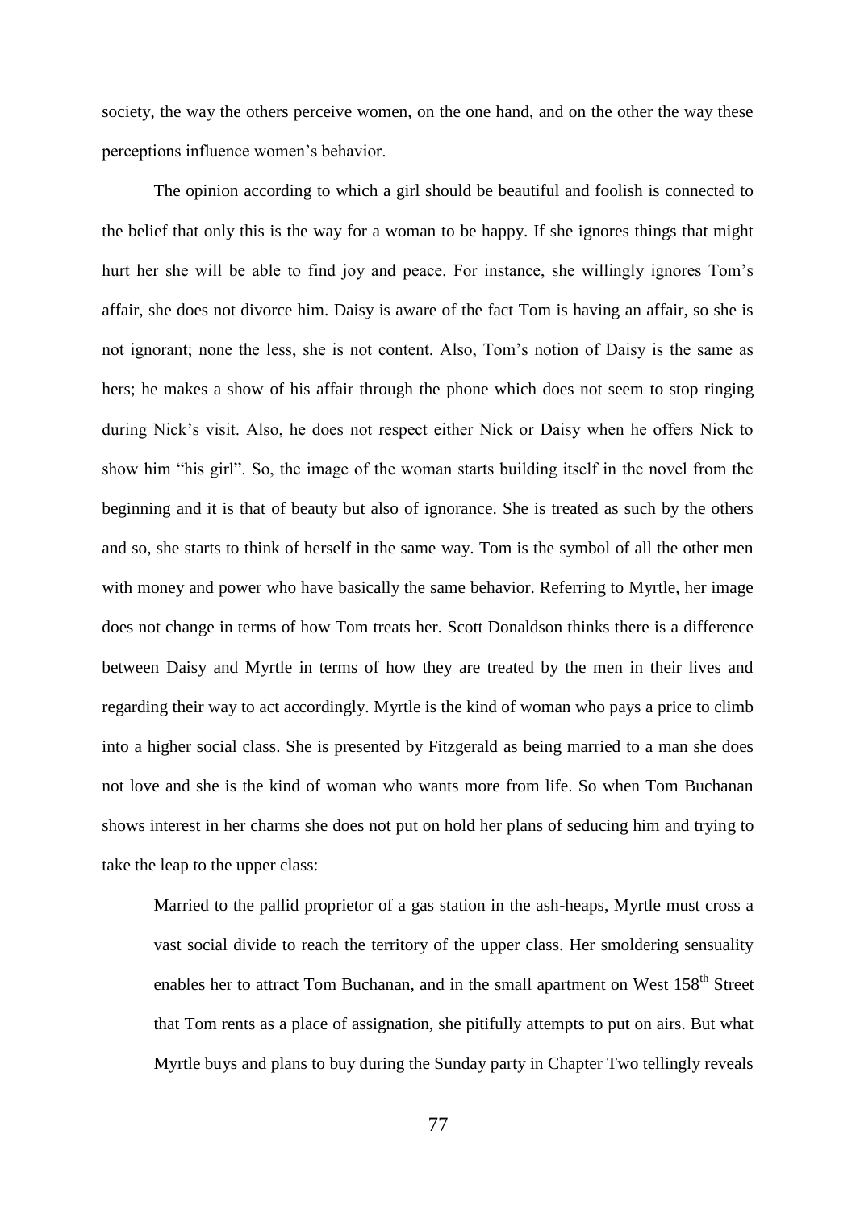society, the way the others perceive women, on the one hand, and on the other the way these perceptions influence women's behavior.

The opinion according to which a girl should be beautiful and foolish is connected to the belief that only this is the way for a woman to be happy. If she ignores things that might hurt her she will be able to find joy and peace. For instance, she willingly ignores Tom's affair, she does not divorce him. Daisy is aware of the fact Tom is having an affair, so she is not ignorant; none the less, she is not content. Also, Tom's notion of Daisy is the same as hers; he makes a show of his affair through the phone which does not seem to stop ringing during Nick's visit. Also, he does not respect either Nick or Daisy when he offers Nick to show him "his girl". So, the image of the woman starts building itself in the novel from the beginning and it is that of beauty but also of ignorance. She is treated as such by the others and so, she starts to think of herself in the same way. Tom is the symbol of all the other men with money and power who have basically the same behavior. Referring to Myrtle, her image does not change in terms of how Tom treats her. Scott Donaldson thinks there is a difference between Daisy and Myrtle in terms of how they are treated by the men in their lives and regarding their way to act accordingly. Myrtle is the kind of woman who pays a price to climb into a higher social class. She is presented by Fitzgerald as being married to a man she does not love and she is the kind of woman who wants more from life. So when Tom Buchanan shows interest in her charms she does not put on hold her plans of seducing him and trying to take the leap to the upper class:

> Married to the pallid proprietor of a gas station in the ash-heaps, Myrtle must cross a vast social divide to reach the territory of the upper class. Her smoldering sensuality enables her to attract Tom Buchanan, and in the small apartment on West 158th Street that Tom rents as a place of assignation, she pitifully attempts to put on airs. But what Myrtle buys and plans to buy during the Sunday party in Chapter Two tellingly reveals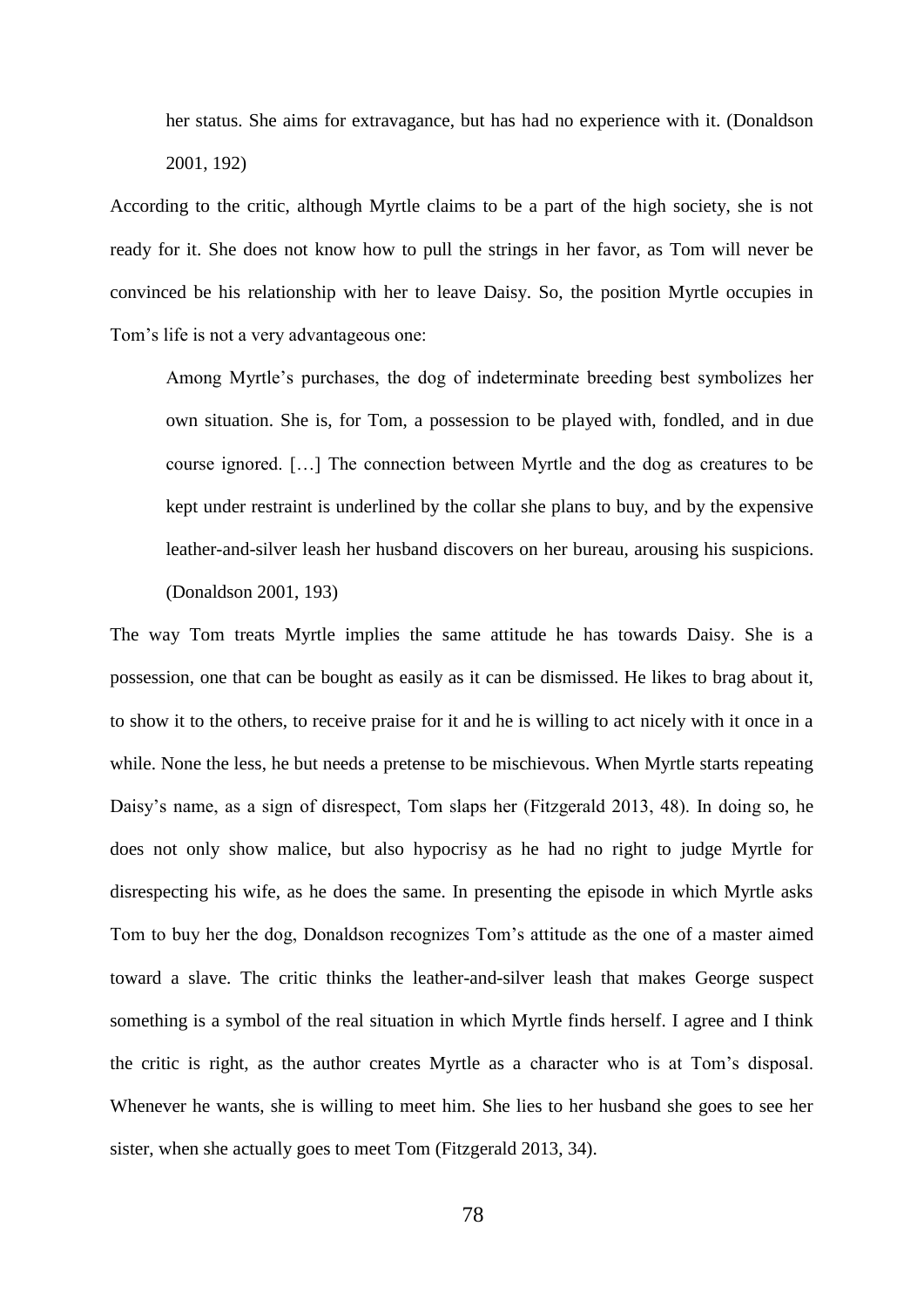> her status. She aims for extravagance, but has had no experience with it. (Donaldson 2001, 192)

According to the critic, although Myrtle claims to be a part of the high society, she is not ready for it. She does not know how to pull the strings in her favor, as Tom will never be convinced be his relationship with her to leave Daisy. So, the position Myrtle occupies in Tom's life is not a very advantageous one:

> Among Myrtle's purchases, the dog of indeterminate breeding best symbolizes her own situation. She is, for Tom, a possession to be played with, fondled, and in due course ignored. […] The connection between Myrtle and the dog as creatures to be kept under restraint is underlined by the collar she plans to buy, and by the expensive leather-and-silver leash her husband discovers on her bureau, arousing his suspicions. (Donaldson 2001, 193)

The way Tom treats Myrtle implies the same attitude he has towards Daisy. She is a possession, one that can be bought as easily as it can be dismissed. He likes to brag about it, to show it to the others, to receive praise for it and he is willing to act nicely with it once in a while. None the less, he but needs a pretense to be mischievous. When Myrtle starts repeating Daisy's name, as a sign of disrespect, Tom slaps her (Fitzgerald 2013, 48). In doing so, he does not only show malice, but also hypocrisy as he had no right to judge Myrtle for disrespecting his wife, as he does the same. In presenting the episode in which Myrtle asks Tom to buy her the dog, Donaldson recognizes Tom's attitude as the one of a master aimed toward a slave. The critic thinks the leather-and-silver leash that makes George suspect something is a symbol of the real situation in which Myrtle finds herself. I agree and I think the critic is right, as the author creates Myrtle as a character who is at Tom's disposal. Whenever he wants, she is willing to meet him. She lies to her husband she goes to see her sister, when she actually goes to meet Tom (Fitzgerald 2013, 34).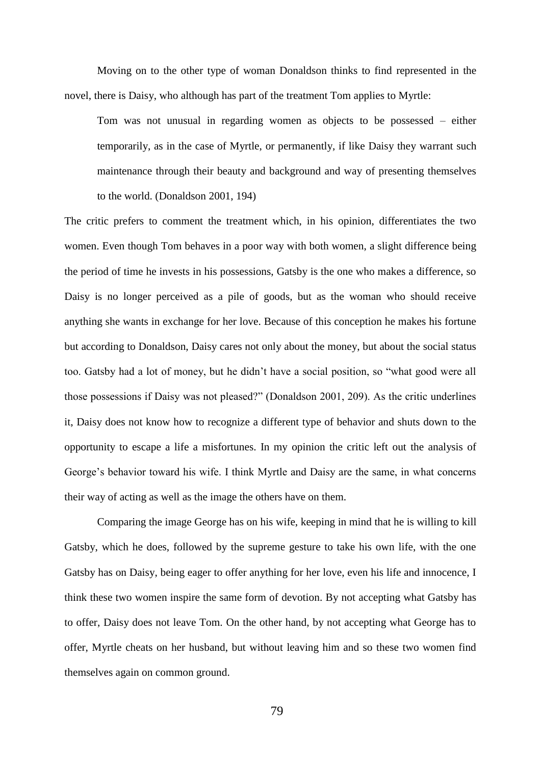Moving on to the other type of woman Donaldson thinks to find represented in the novel, there is Daisy, who although has part of the treatment Tom applies to Myrtle:

> Tom was not unusual in regarding women as objects to be possessed – either temporarily, as in the case of Myrtle, or permanently, if like Daisy they warrant such maintenance through their beauty and background and way of presenting themselves to the world. (Donaldson 2001, 194)

The critic prefers to comment the treatment which, in his opinion, differentiates the two women. Even though Tom behaves in a poor way with both women, a slight difference being the period of time he invests in his possessions, Gatsby is the one who makes a difference, so Daisy is no longer perceived as a pile of goods, but as the woman who should receive anything she wants in exchange for her love. Because of this conception he makes his fortune but according to Donaldson, Daisy cares not only about the money, but about the social status too. Gatsby had a lot of money, but he didn't have a social position, so "what good were all those possessions if Daisy was not pleased?" (Donaldson 2001, 209). As the critic underlines it, Daisy does not know how to recognize a different type of behavior and shuts down to the opportunity to escape a life a misfortunes. In my opinion the critic left out the analysis of George's behavior toward his wife. I think Myrtle and Daisy are the same, in what concerns their way of acting as well as the image the others have on them.

Comparing the image George has on his wife, keeping in mind that he is willing to kill Gatsby, which he does, followed by the supreme gesture to take his own life, with the one Gatsby has on Daisy, being eager to offer anything for her love, even his life and innocence, I think these two women inspire the same form of devotion. By not accepting what Gatsby has to offer, Daisy does not leave Tom. On the other hand, by not accepting what George has to offer, Myrtle cheats on her husband, but without leaving him and so these two women find themselves again on common ground.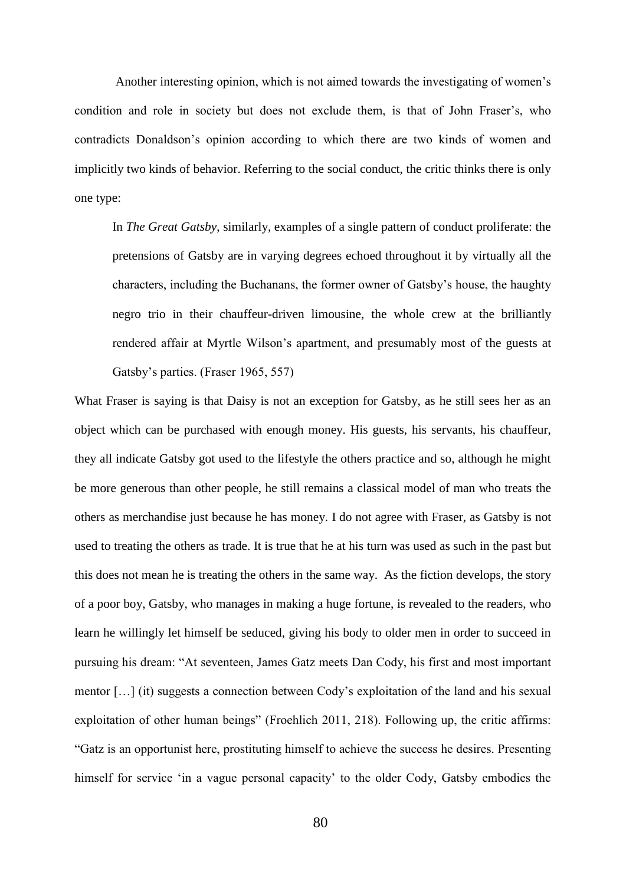Another interesting opinion, which is not aimed towards the investigating of women's condition and role in society but does not exclude them, is that of John Fraser's, who contradicts Donaldson's opinion according to which there are two kinds of women and implicitly two kinds of behavior. Referring to the social conduct, the critic thinks there is only one type:

> In *The Great Gatsby*, similarly, examples of a single pattern of conduct proliferate: the pretensions of Gatsby are in varying degrees echoed throughout it by virtually all the characters, including the Buchanans, the former owner of Gatsby's house, the haughty negro trio in their chauffeur-driven limousine, the whole crew at the brilliantly rendered affair at Myrtle Wilson's apartment, and presumably most of the guests at Gatsby's parties. (Fraser 1965, 557)

What Fraser is saying is that Daisy is not an exception for Gatsby, as he still sees her as an object which can be purchased with enough money. His guests, his servants, his chauffeur, they all indicate Gatsby got used to the lifestyle the others practice and so, although he might be more generous than other people, he still remains a classical model of man who treats the others as merchandise just because he has money. I do not agree with Fraser, as Gatsby is not used to treating the others as trade. It is true that he at his turn was used as such in the past but this does not mean he is treating the others in the same way. As the fiction develops, the story of a poor boy, Gatsby, who manages in making a huge fortune, is revealed to the readers, who learn he willingly let himself be seduced, giving his body to older men in order to succeed in pursuing his dream: "At seventeen, James Gatz meets Dan Cody, his first and most important mentor […] (it) suggests a connection between Cody's exploitation of the land and his sexual exploitation of other human beings" (Froehlich 2011, 218). Following up, the critic affirms: "Gatz is an opportunist here, prostituting himself to achieve the success he desires. Presenting himself for service 'in a vague personal capacity' to the older Cody, Gatsby embodies the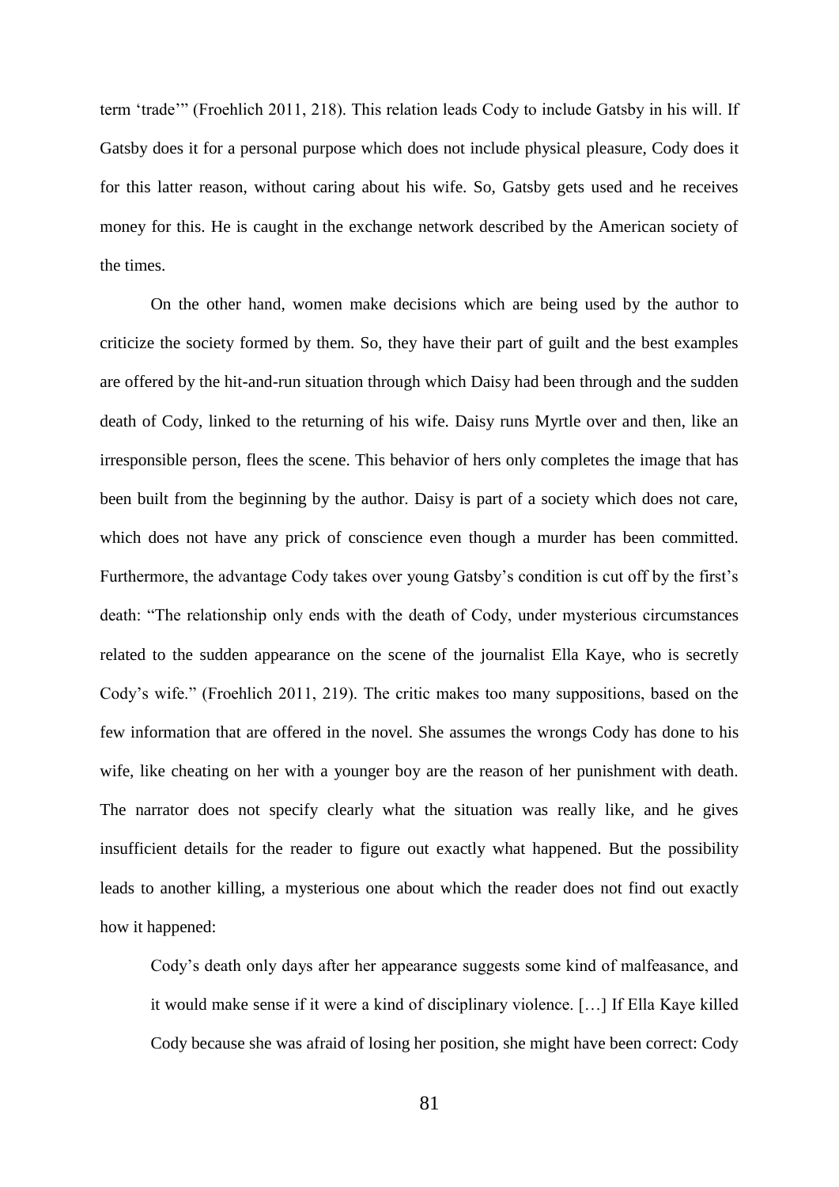term 'trade'" (Froehlich 2011, 218). This relation leads Cody to include Gatsby in his will. If Gatsby does it for a personal purpose which does not include physical pleasure, Cody does it for this latter reason, without caring about his wife. So, Gatsby gets used and he receives money for this. He is caught in the exchange network described by the American society of the times.

On the other hand, women make decisions which are being used by the author to criticize the society formed by them. So, they have their part of guilt and the best examples are offered by the hit-and-run situation through which Daisy had been through and the sudden death of Cody, linked to the returning of his wife. Daisy runs Myrtle over and then, like an irresponsible person, flees the scene. This behavior of hers only completes the image that has been built from the beginning by the author. Daisy is part of a society which does not care, which does not have any prick of conscience even though a murder has been committed. Furthermore, the advantage Cody takes over young Gatsby's condition is cut off by the first's death: "The relationship only ends with the death of Cody, under mysterious circumstances related to the sudden appearance on the scene of the journalist Ella Kaye, who is secretly Cody's wife." (Froehlich 2011, 219). The critic makes too many suppositions, based on the few information that are offered in the novel. She assumes the wrongs Cody has done to his wife, like cheating on her with a younger boy are the reason of her punishment with death. The narrator does not specify clearly what the situation was really like, and he gives insufficient details for the reader to figure out exactly what happened. But the possibility leads to another killing, a mysterious one about which the reader does not find out exactly how it happened:

> Cody's death only days after her appearance suggests some kind of malfeasance, and it would make sense if it were a kind of disciplinary violence. […] If Ella Kaye killed Cody because she was afraid of losing her position, she might have been correct: Cody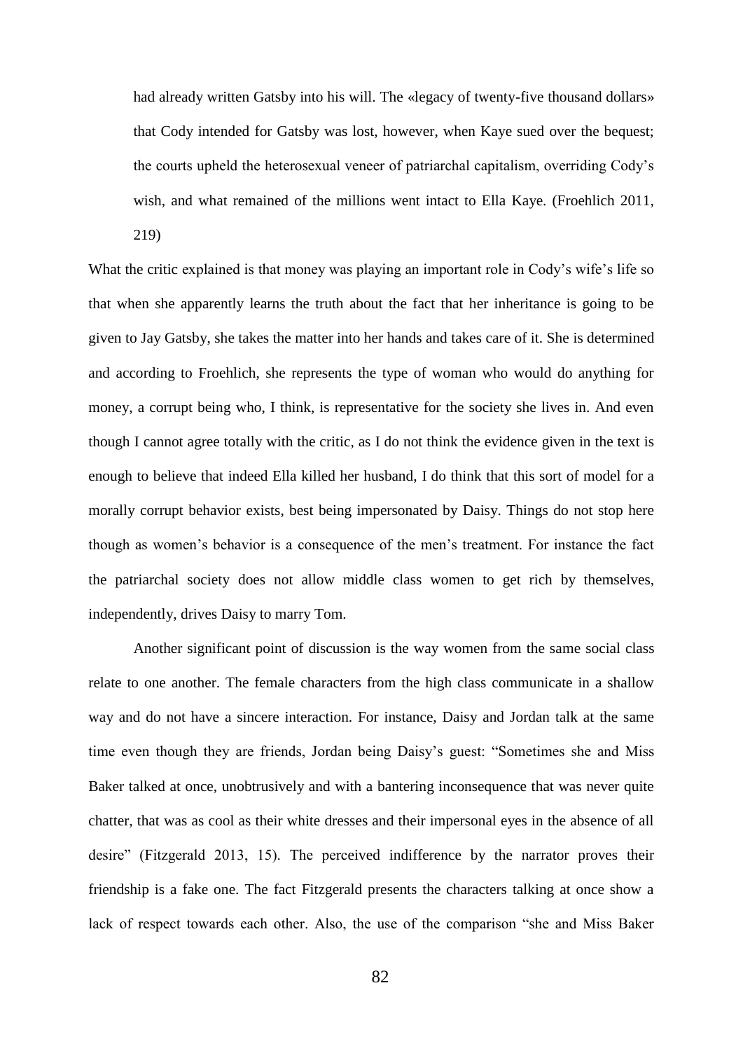> had already written Gatsby into his will. The «legacy of twenty-five thousand dollars» that Cody intended for Gatsby was lost, however, when Kaye sued over the bequest; the courts upheld the heterosexual veneer of patriarchal capitalism, overriding Cody's wish, and what remained of the millions went intact to Ella Kaye. (Froehlich 2011, 219)

What the critic explained is that money was playing an important role in Cody's wife's life so that when she apparently learns the truth about the fact that her inheritance is going to be given to Jay Gatsby, she takes the matter into her hands and takes care of it. She is determined and according to Froehlich, she represents the type of woman who would do anything for money, a corrupt being who, I think, is representative for the society she lives in. And even though I cannot agree totally with the critic, as I do not think the evidence given in the text is enough to believe that indeed Ella killed her husband, I do think that this sort of model for a morally corrupt behavior exists, best being impersonated by Daisy. Things do not stop here though as women's behavior is a consequence of the men's treatment. For instance the fact the patriarchal society does not allow middle class women to get rich by themselves, independently, drives Daisy to marry Tom.

Another significant point of discussion is the way women from the same social class relate to one another. The female characters from the high class communicate in a shallow way and do not have a sincere interaction. For instance, Daisy and Jordan talk at the same time even though they are friends, Jordan being Daisy's guest: "Sometimes she and Miss Baker talked at once, unobtrusively and with a bantering inconsequence that was never quite chatter, that was as cool as their white dresses and their impersonal eyes in the absence of all desire" (Fitzgerald 2013, 15). The perceived indifference by the narrator proves their friendship is a fake one. The fact Fitzgerald presents the characters talking at once show a lack of respect towards each other. Also, the use of the comparison "she and Miss Baker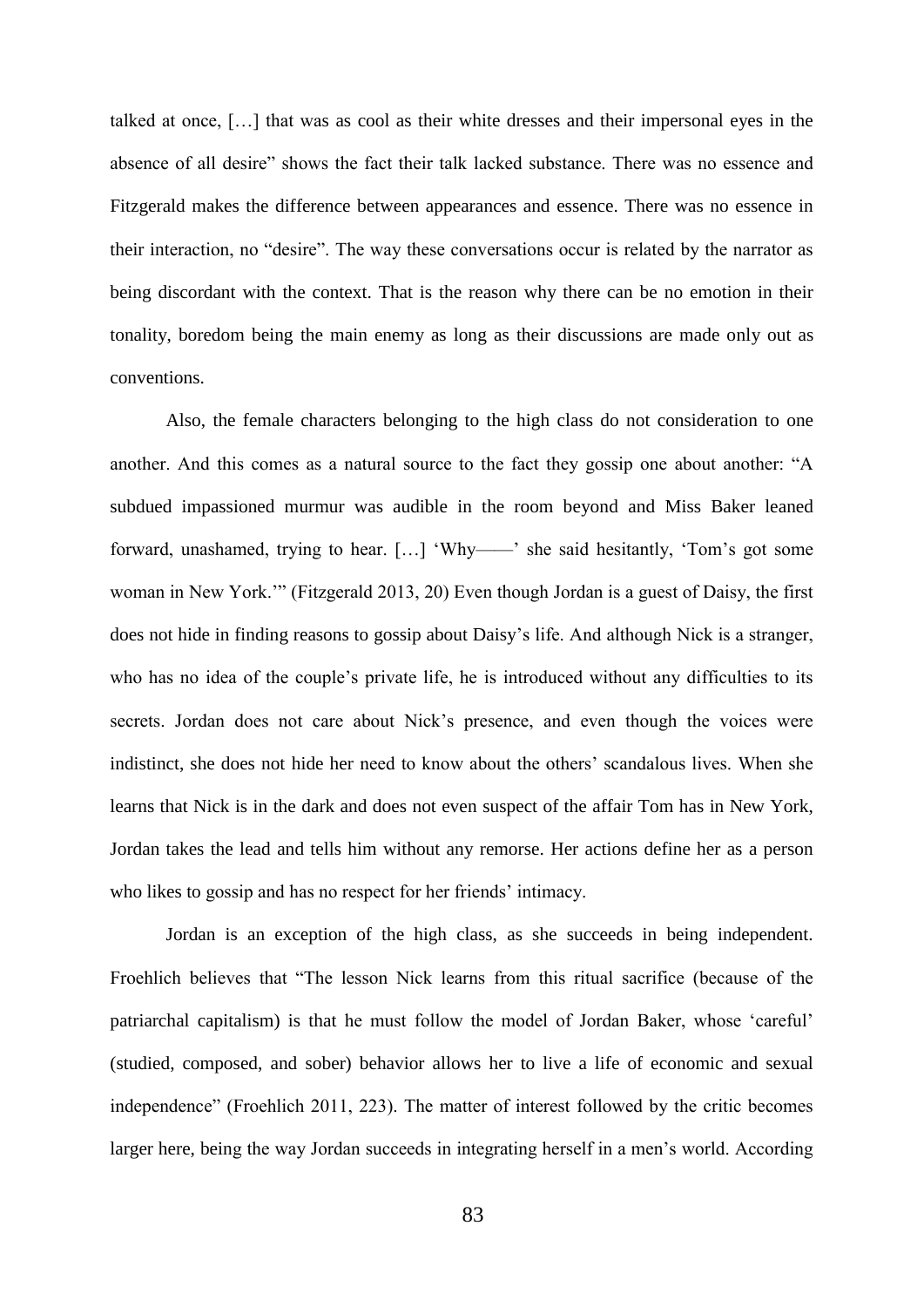talked at once, […] that was as cool as their white dresses and their impersonal eyes in the absence of all desire" shows the fact their talk lacked substance. There was no essence and Fitzgerald makes the difference between appearances and essence. There was no essence in their interaction, no "desire". The way these conversations occur is related by the narrator as being discordant with the context. That is the reason why there can be no emotion in their tonality, boredom being the main enemy as long as their discussions are made only out as conventions.

Also, the female characters belonging to the high class do not consideration to one another. And this comes as a natural source to the fact they gossip one about another: "A subdued impassioned murmur was audible in the room beyond and Miss Baker leaned forward, unashamed, trying to hear. […] 'Why——' she said hesitantly, 'Tom's got some woman in New York.'" (Fitzgerald 2013, 20) Even though Jordan is a guest of Daisy, the first does not hide in finding reasons to gossip about Daisy's life. And although Nick is a stranger, who has no idea of the couple's private life, he is introduced without any difficulties to its secrets. Jordan does not care about Nick's presence, and even though the voices were indistinct, she does not hide her need to know about the others' scandalous lives. When she learns that Nick is in the dark and does not even suspect of the affair Tom has in New York, Jordan takes the lead and tells him without any remorse. Her actions define her as a person who likes to gossip and has no respect for her friends' intimacy.

Jordan is an exception of the high class, as she succeeds in being independent. Froehlich believes that "The lesson Nick learns from this ritual sacrifice (because of the patriarchal capitalism) is that he must follow the model of Jordan Baker, whose 'careful' (studied, composed, and sober) behavior allows her to live a life of economic and sexual independence" (Froehlich 2011, 223). The matter of interest followed by the critic becomes larger here, being the way Jordan succeeds in integrating herself in a men's world. According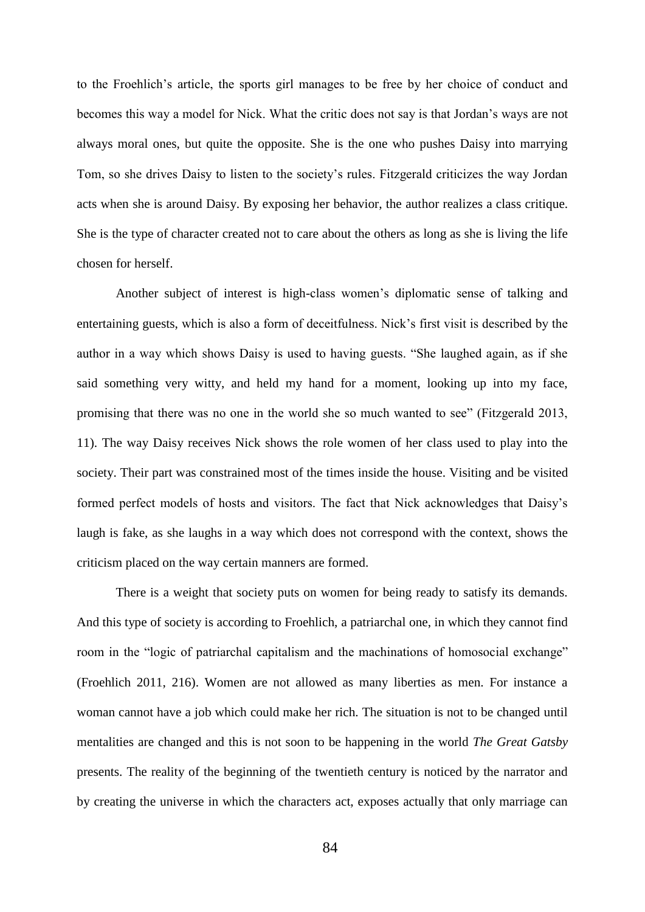to the Froehlich's article, the sports girl manages to be free by her choice of conduct and becomes this way a model for Nick. What the critic does not say is that Jordan's ways are not always moral ones, but quite the opposite. She is the one who pushes Daisy into marrying Tom, so she drives Daisy to listen to the society's rules. Fitzgerald criticizes the way Jordan acts when she is around Daisy. By exposing her behavior, the author realizes a class critique. She is the type of character created not to care about the others as long as she is living the life chosen for herself.

Another subject of interest is high-class women's diplomatic sense of talking and entertaining guests, which is also a form of deceitfulness. Nick's first visit is described by the author in a way which shows Daisy is used to having guests. "She laughed again, as if she said something very witty, and held my hand for a moment, looking up into my face, promising that there was no one in the world she so much wanted to see" (Fitzgerald 2013, 11). The way Daisy receives Nick shows the role women of her class used to play into the society. Their part was constrained most of the times inside the house. Visiting and be visited formed perfect models of hosts and visitors. The fact that Nick acknowledges that Daisy's laugh is fake, as she laughs in a way which does not correspond with the context, shows the criticism placed on the way certain manners are formed.

There is a weight that society puts on women for being ready to satisfy its demands. And this type of society is according to Froehlich, a patriarchal one, in which they cannot find room in the "logic of patriarchal capitalism and the machinations of homosocial exchange" (Froehlich 2011, 216). Women are not allowed as many liberties as men. For instance a woman cannot have a job which could make her rich. The situation is not to be changed until mentalities are changed and this is not soon to be happening in the world *The Great Gatsby* presents. The reality of the beginning of the twentieth century is noticed by the narrator and by creating the universe in which the characters act, exposes actually that only marriage can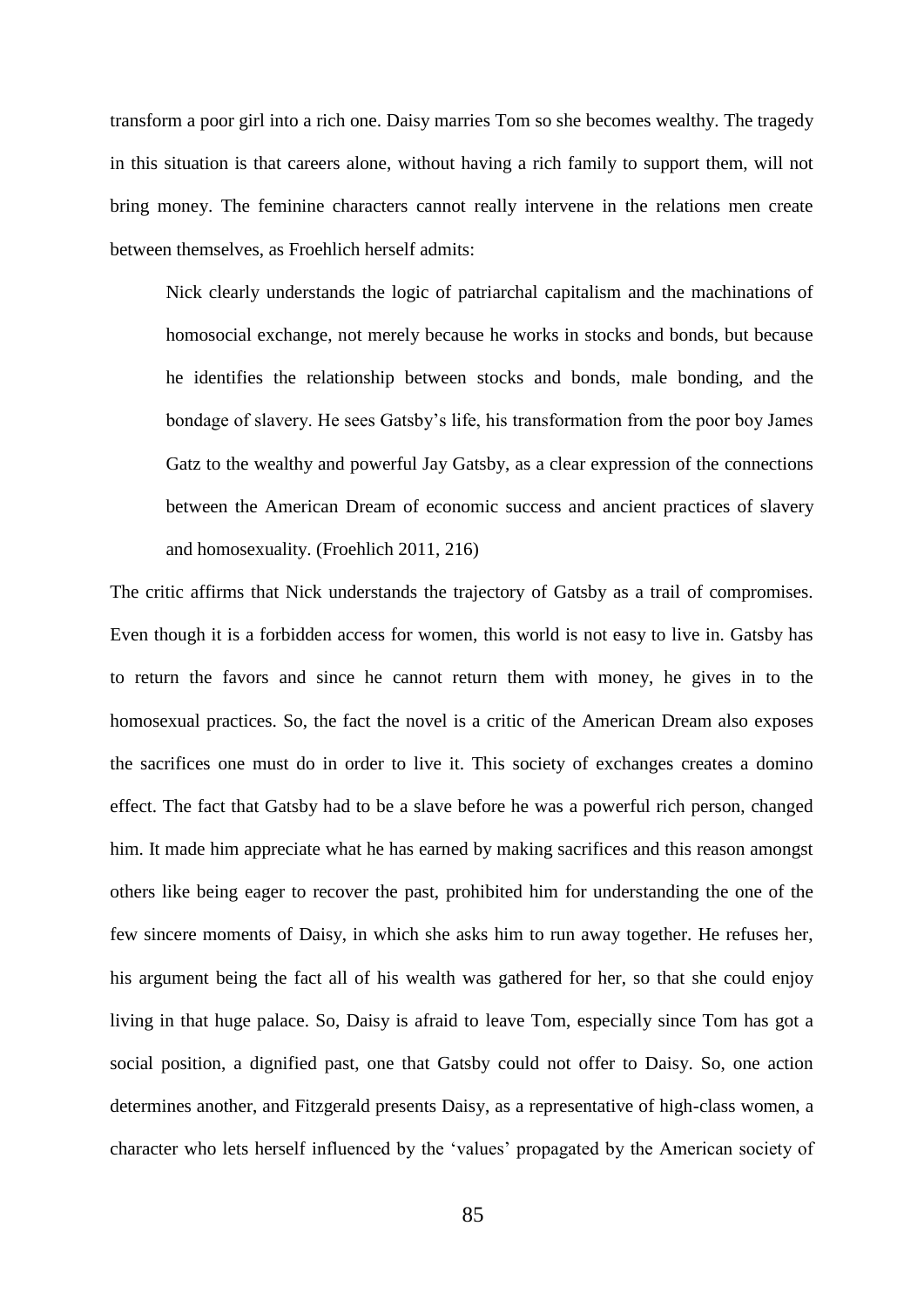transform a poor girl into a rich one. Daisy marries Tom so she becomes wealthy. The tragedy in this situation is that careers alone, without having a rich family to support them, will not bring money. The feminine characters cannot really intervene in the relations men create between themselves, as Froehlich herself admits:

> Nick clearly understands the logic of patriarchal capitalism and the machinations of homosocial exchange, not merely because he works in stocks and bonds, but because he identifies the relationship between stocks and bonds, male bonding, and the bondage of slavery. He sees Gatsby's life, his transformation from the poor boy James Gatz to the wealthy and powerful Jay Gatsby, as a clear expression of the connections between the American Dream of economic success and ancient practices of slavery and homosexuality. (Froehlich 2011, 216)

The critic affirms that Nick understands the trajectory of Gatsby as a trail of compromises. Even though it is a forbidden access for women, this world is not easy to live in. Gatsby has to return the favors and since he cannot return them with money, he gives in to the homosexual practices. So, the fact the novel is a critic of the American Dream also exposes the sacrifices one must do in order to live it. This society of exchanges creates a domino effect. The fact that Gatsby had to be a slave before he was a powerful rich person, changed him. It made him appreciate what he has earned by making sacrifices and this reason amongst others like being eager to recover the past, prohibited him for understanding the one of the few sincere moments of Daisy, in which she asks him to run away together. He refuses her, his argument being the fact all of his wealth was gathered for her, so that she could enjoy living in that huge palace. So, Daisy is afraid to leave Tom, especially since Tom has got a social position, a dignified past, one that Gatsby could not offer to Daisy. So, one action determines another, and Fitzgerald presents Daisy, as a representative of high-class women, a character who lets herself influenced by the 'values' propagated by the American society of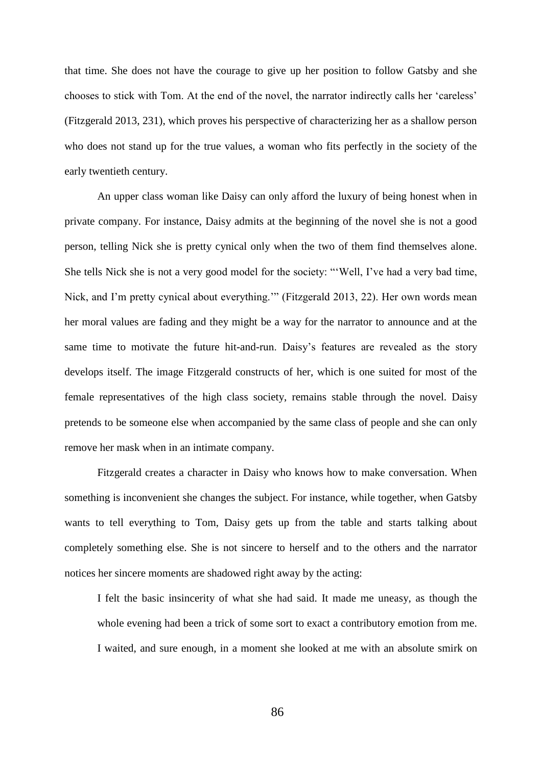that time. She does not have the courage to give up her position to follow Gatsby and she chooses to stick with Tom. At the end of the novel, the narrator indirectly calls her 'careless' (Fitzgerald 2013, 231), which proves his perspective of characterizing her as a shallow person who does not stand up for the true values, a woman who fits perfectly in the society of the early twentieth century.

An upper class woman like Daisy can only afford the luxury of being honest when in private company. For instance, Daisy admits at the beginning of the novel she is not a good person, telling Nick she is pretty cynical only when the two of them find themselves alone. She tells Nick she is not a very good model for the society: "'Well, I've had a very bad time, Nick, and I'm pretty cynical about everything.'" (Fitzgerald 2013, 22). Her own words mean her moral values are fading and they might be a way for the narrator to announce and at the same time to motivate the future hit-and-run. Daisy's features are revealed as the story develops itself. The image Fitzgerald constructs of her, which is one suited for most of the female representatives of the high class society, remains stable through the novel. Daisy pretends to be someone else when accompanied by the same class of people and she can only remove her mask when in an intimate company.

Fitzgerald creates a character in Daisy who knows how to make conversation. When something is inconvenient she changes the subject. For instance, while together, when Gatsby wants to tell everything to Tom, Daisy gets up from the table and starts talking about completely something else. She is not sincere to herself and to the others and the narrator notices her sincere moments are shadowed right away by the acting:

> I felt the basic insincerity of what she had said. It made me uneasy, as though the whole evening had been a trick of some sort to exact a contributory emotion from me. I waited, and sure enough, in a moment she looked at me with an absolute smirk on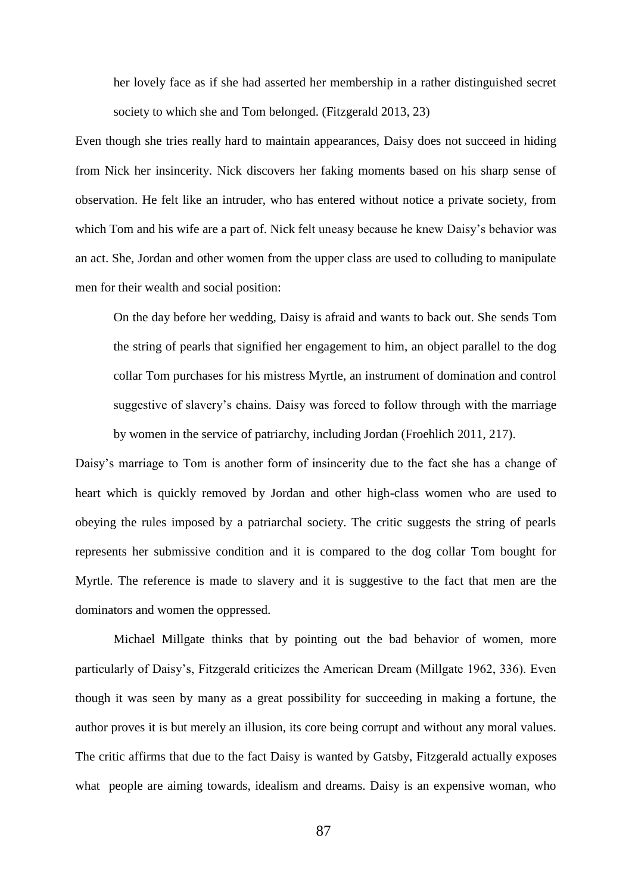> her lovely face as if she had asserted her membership in a rather distinguished secret society to which she and Tom belonged. (Fitzgerald 2013, 23)

Even though she tries really hard to maintain appearances, Daisy does not succeed in hiding from Nick her insincerity. Nick discovers her faking moments based on his sharp sense of observation. He felt like an intruder, who has entered without notice a private society, from which Tom and his wife are a part of. Nick felt uneasy because he knew Daisy's behavior was an act. She, Jordan and other women from the upper class are used to colluding to manipulate men for their wealth and social position:

> On the day before her wedding, Daisy is afraid and wants to back out. She sends Tom the string of pearls that signified her engagement to him, an object parallel to the dog collar Tom purchases for his mistress Myrtle, an instrument of domination and control suggestive of slavery's chains. Daisy was forced to follow through with the marriage by women in the service of patriarchy, including Jordan (Froehlich 2011, 217).

Daisy's marriage to Tom is another form of insincerity due to the fact she has a change of heart which is quickly removed by Jordan and other high-class women who are used to obeying the rules imposed by a patriarchal society. The critic suggests the string of pearls represents her submissive condition and it is compared to the dog collar Tom bought for Myrtle. The reference is made to slavery and it is suggestive to the fact that men are the dominators and women the oppressed.

Michael Millgate thinks that by pointing out the bad behavior of women, more particularly of Daisy's, Fitzgerald criticizes the American Dream (Millgate 1962, 336). Even though it was seen by many as a great possibility for succeeding in making a fortune, the author proves it is but merely an illusion, its core being corrupt and without any moral values. The critic affirms that due to the fact Daisy is wanted by Gatsby, Fitzgerald actually exposes what people are aiming towards, idealism and dreams. Daisy is an expensive woman, who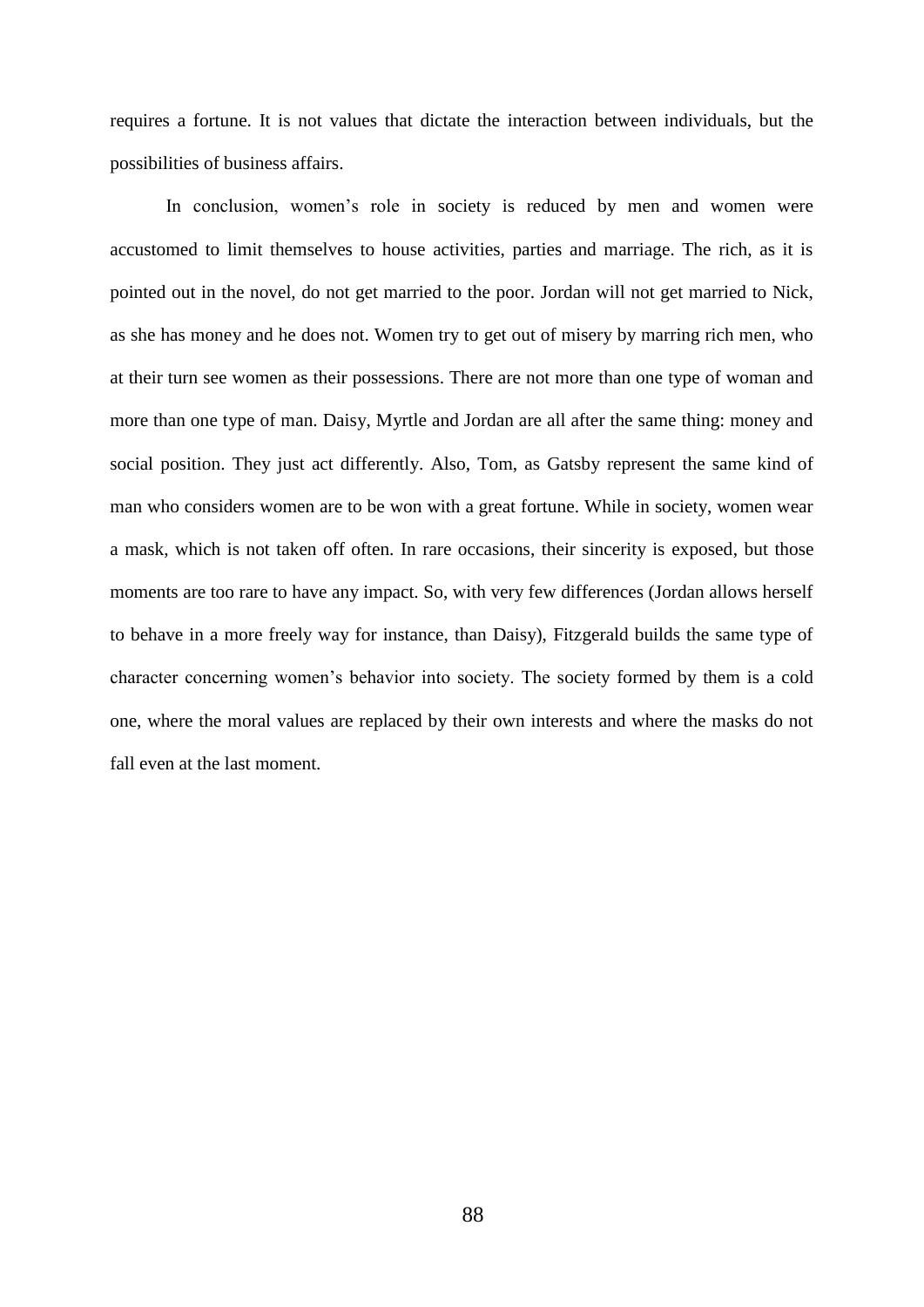requires a fortune. It is not values that dictate the interaction between individuals, but the possibilities of business affairs.

In conclusion, women's role in society is reduced by men and women were accustomed to limit themselves to house activities, parties and marriage. The rich, as it is pointed out in the novel, do not get married to the poor. Jordan will not get married to Nick, as she has money and he does not. Women try to get out of misery by marring rich men, who at their turn see women as their possessions. There are not more than one type of woman and more than one type of man. Daisy, Myrtle and Jordan are all after the same thing: money and social position. They just act differently. Also, Tom, as Gatsby represent the same kind of man who considers women are to be won with a great fortune. While in society, women wear a mask, which is not taken off often. In rare occasions, their sincerity is exposed, but those moments are too rare to have any impact. So, with very few differences (Jordan allows herself to behave in a more freely way for instance, than Daisy), Fitzgerald builds the same type of character concerning women's behavior into society. The society formed by them is a cold one, where the moral values are replaced by their own interests and where the masks do not fall even at the last moment.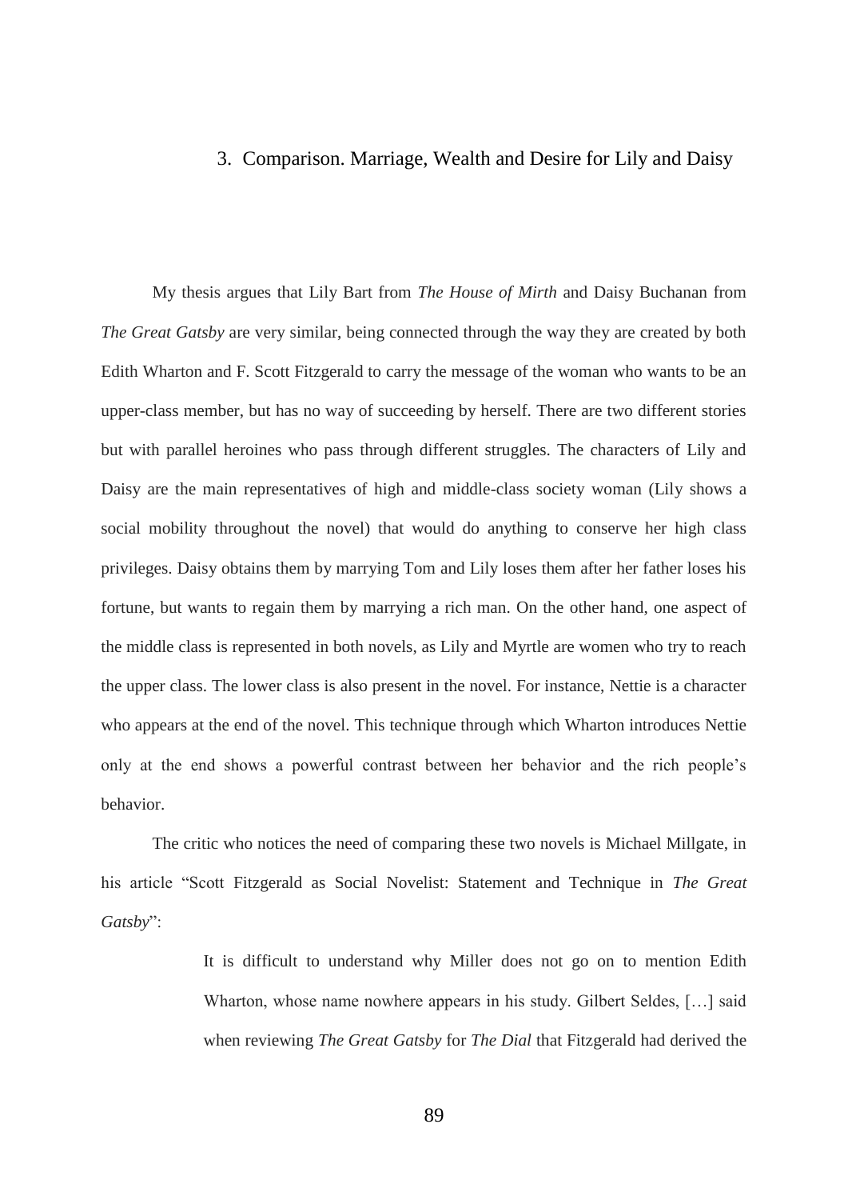## 3. Comparison. Marriage, Wealth and Desire for Lily and Daisy

My thesis argues that Lily Bart from *The House of Mirth* and Daisy Buchanan from *The Great Gatsby* are very similar, being connected through the way they are created by both Edith Wharton and F. Scott Fitzgerald to carry the message of the woman who wants to be an upper-class member, but has no way of succeeding by herself. There are two different stories but with parallel heroines who pass through different struggles. The characters of Lily and Daisy are the main representatives of high and middle-class society woman (Lily shows a social mobility throughout the novel) that would do anything to conserve her high class privileges. Daisy obtains them by marrying Tom and Lily loses them after her father loses his fortune, but wants to regain them by marrying a rich man. On the other hand, one aspect of the middle class is represented in both novels, as Lily and Myrtle are women who try to reach the upper class. The lower class is also present in the novel. For instance, Nettie is a character who appears at the end of the novel. This technique through which Wharton introduces Nettie only at the end shows a powerful contrast between her behavior and the rich people's behavior.

The critic who notices the need of comparing these two novels is Michael Millgate, in his article "Scott Fitzgerald as Social Novelist: Statement and Technique in *The Great Gatsby*":

> It is difficult to understand why Miller does not go on to mention Edith Wharton, whose name nowhere appears in his study. Gilbert Seldes, […] said when reviewing *The Great Gatsby* for *The Dial* that Fitzgerald had derived the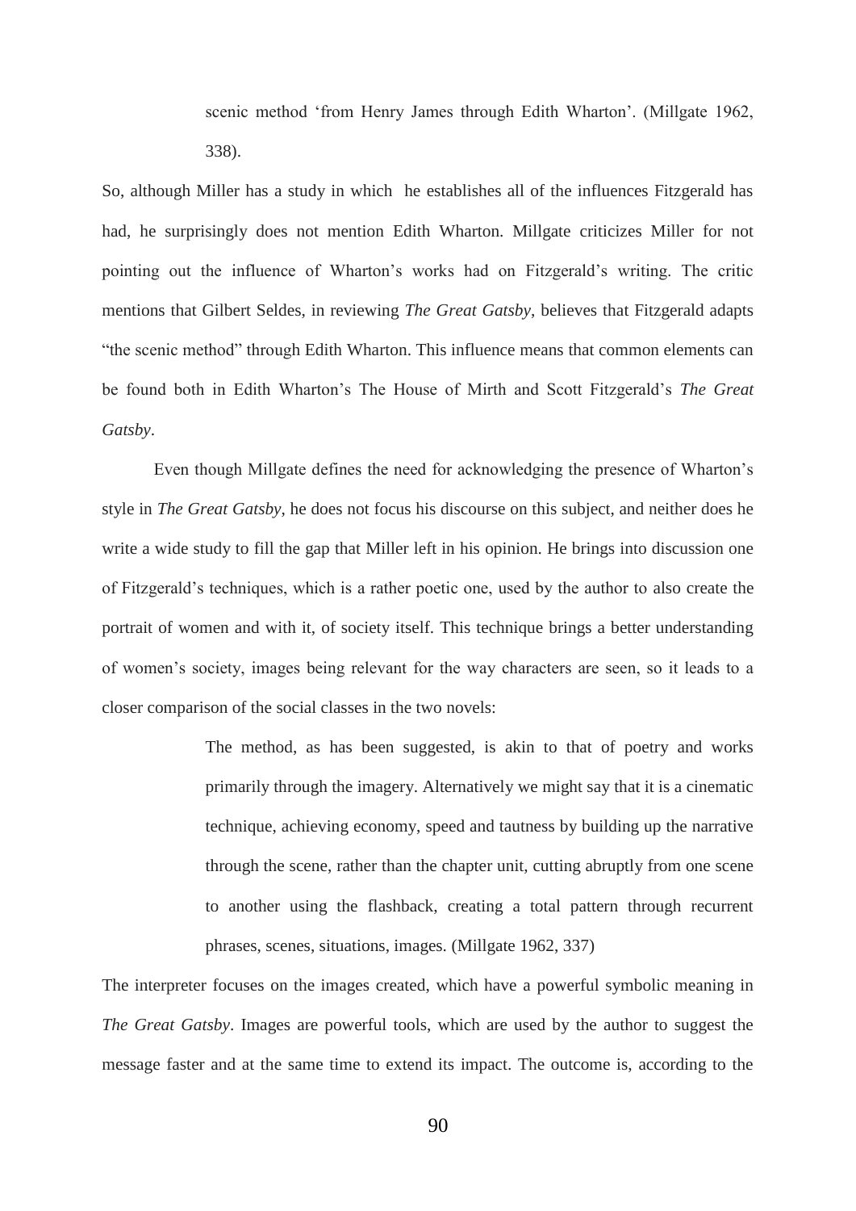> scenic method 'from Henry James through Edith Wharton'. (Millgate 1962, 338).

So, although Miller has a study in which he establishes all of the influences Fitzgerald has had, he surprisingly does not mention Edith Wharton. Millgate criticizes Miller for not pointing out the influence of Wharton's works had on Fitzgerald's writing. The critic mentions that Gilbert Seldes, in reviewing *The Great Gatsby*, believes that Fitzgerald adapts "the scenic method" through Edith Wharton. This influence means that common elements can be found both in Edith Wharton's The House of Mirth and Scott Fitzgerald's *The Great Gatsby*.

Even though Millgate defines the need for acknowledging the presence of Wharton's style in *The Great Gatsby*, he does not focus his discourse on this subject, and neither does he write a wide study to fill the gap that Miller left in his opinion. He brings into discussion one of Fitzgerald's techniques, which is a rather poetic one, used by the author to also create the portrait of women and with it, of society itself. This technique brings a better understanding of women's society, images being relevant for the way characters are seen, so it leads to a closer comparison of the social classes in the two novels:

> The method, as has been suggested, is akin to that of poetry and works primarily through the imagery. Alternatively we might say that it is a cinematic technique, achieving economy, speed and tautness by building up the narrative through the scene, rather than the chapter unit, cutting abruptly from one scene to another using the flashback, creating a total pattern through recurrent phrases, scenes, situations, images. (Millgate 1962, 337)

The interpreter focuses on the images created, which have a powerful symbolic meaning in *The Great Gatsby*. Images are powerful tools, which are used by the author to suggest the message faster and at the same time to extend its impact. The outcome is, according to the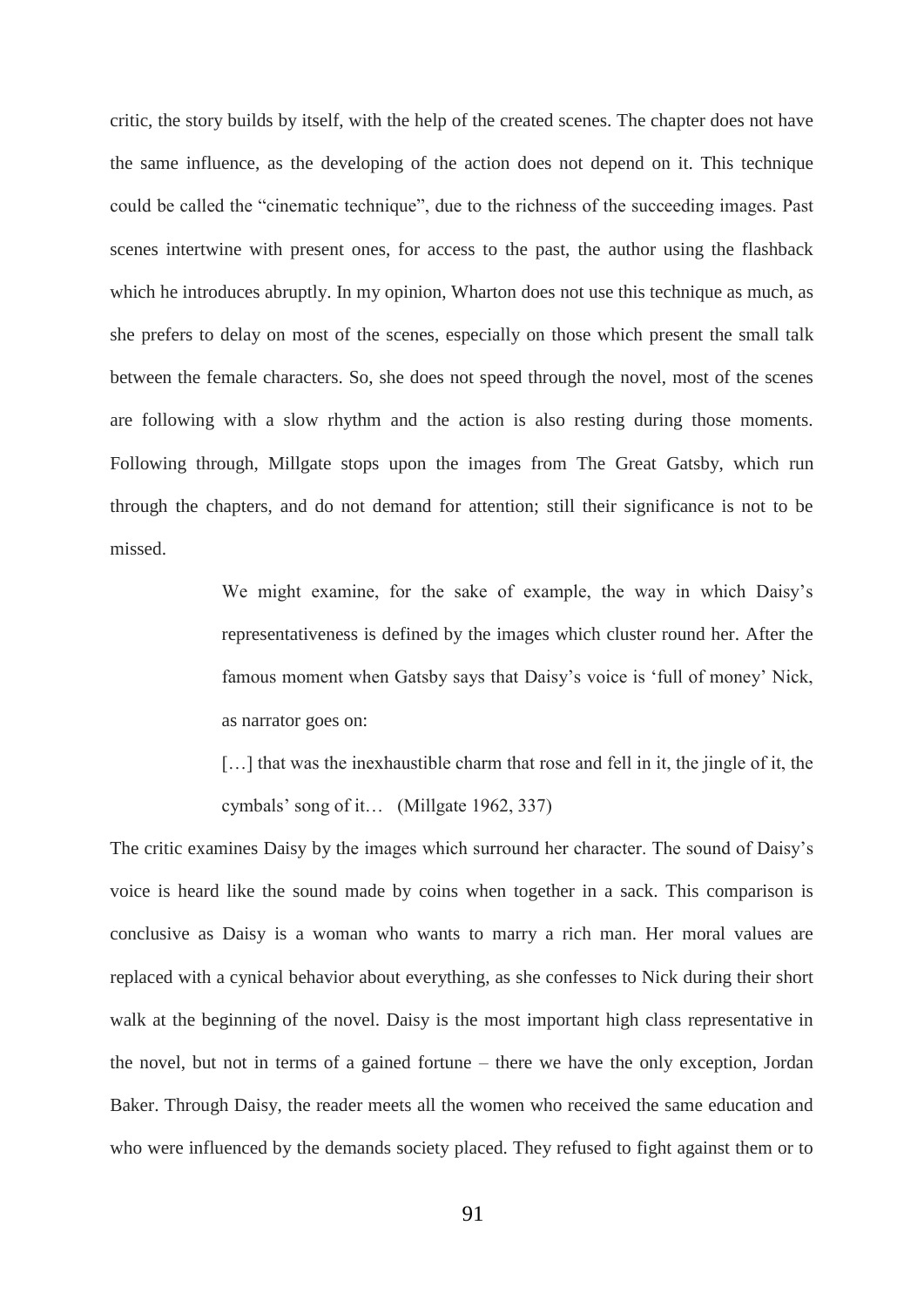critic, the story builds by itself, with the help of the created scenes. The chapter does not have the same influence, as the developing of the action does not depend on it. This technique could be called the "cinematic technique", due to the richness of the succeeding images. Past scenes intertwine with present ones, for access to the past, the author using the flashback which he introduces abruptly. In my opinion, Wharton does not use this technique as much, as she prefers to delay on most of the scenes, especially on those which present the small talk between the female characters. So, she does not speed through the novel, most of the scenes are following with a slow rhythm and the action is also resting during those moments. Following through, Millgate stops upon the images from The Great Gatsby, which run through the chapters, and do not demand for attention; still their significance is not to be missed.

> We might examine, for the sake of example, the way in which Daisy's representativeness is defined by the images which cluster round her. After the famous moment when Gatsby says that Daisy's voice is 'full of money' Nick, as narrator goes on:
>
> […] that was the inexhaustible charm that rose and fell in it, the jingle of it, the cymbals' song of it… (Millgate 1962, 337)

The critic examines Daisy by the images which surround her character. The sound of Daisy's voice is heard like the sound made by coins when together in a sack. This comparison is conclusive as Daisy is a woman who wants to marry a rich man. Her moral values are replaced with a cynical behavior about everything, as she confesses to Nick during their short walk at the beginning of the novel. Daisy is the most important high class representative in the novel, but not in terms of a gained fortune – there we have the only exception, Jordan Baker. Through Daisy, the reader meets all the women who received the same education and who were influenced by the demands society placed. They refused to fight against them or to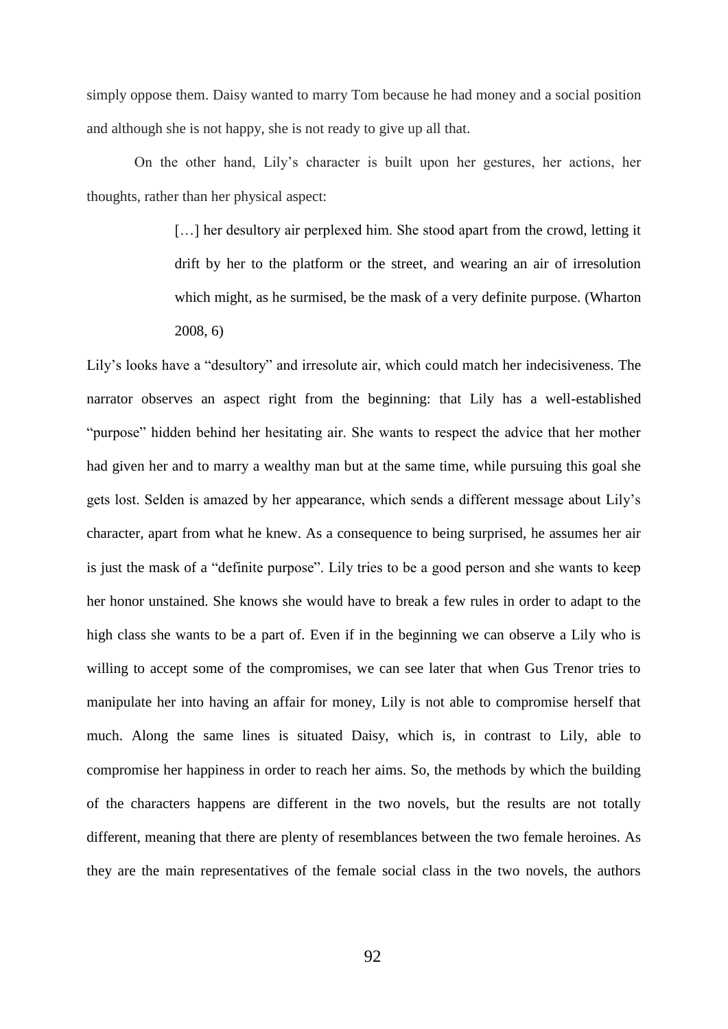simply oppose them. Daisy wanted to marry Tom because he had money and a social position and although she is not happy, she is not ready to give up all that.

On the other hand, Lily's character is built upon her gestures, her actions, her thoughts, rather than her physical aspect:

> […] her desultory air perplexed him. She stood apart from the crowd, letting it drift by her to the platform or the street, and wearing an air of irresolution which might, as he surmised, be the mask of a very definite purpose. (Wharton 2008, 6)

Lily's looks have a "desultory" and irresolute air, which could match her indecisiveness. The narrator observes an aspect right from the beginning: that Lily has a well-established "purpose" hidden behind her hesitating air. She wants to respect the advice that her mother had given her and to marry a wealthy man but at the same time, while pursuing this goal she gets lost. Selden is amazed by her appearance, which sends a different message about Lily's character, apart from what he knew. As a consequence to being surprised, he assumes her air is just the mask of a "definite purpose". Lily tries to be a good person and she wants to keep her honor unstained. She knows she would have to break a few rules in order to adapt to the high class she wants to be a part of. Even if in the beginning we can observe a Lily who is willing to accept some of the compromises, we can see later that when Gus Trenor tries to manipulate her into having an affair for money, Lily is not able to compromise herself that much. Along the same lines is situated Daisy, which is, in contrast to Lily, able to compromise her happiness in order to reach her aims. So, the methods by which the building of the characters happens are different in the two novels, but the results are not totally different, meaning that there are plenty of resemblances between the two female heroines. As they are the main representatives of the female social class in the two novels, the authors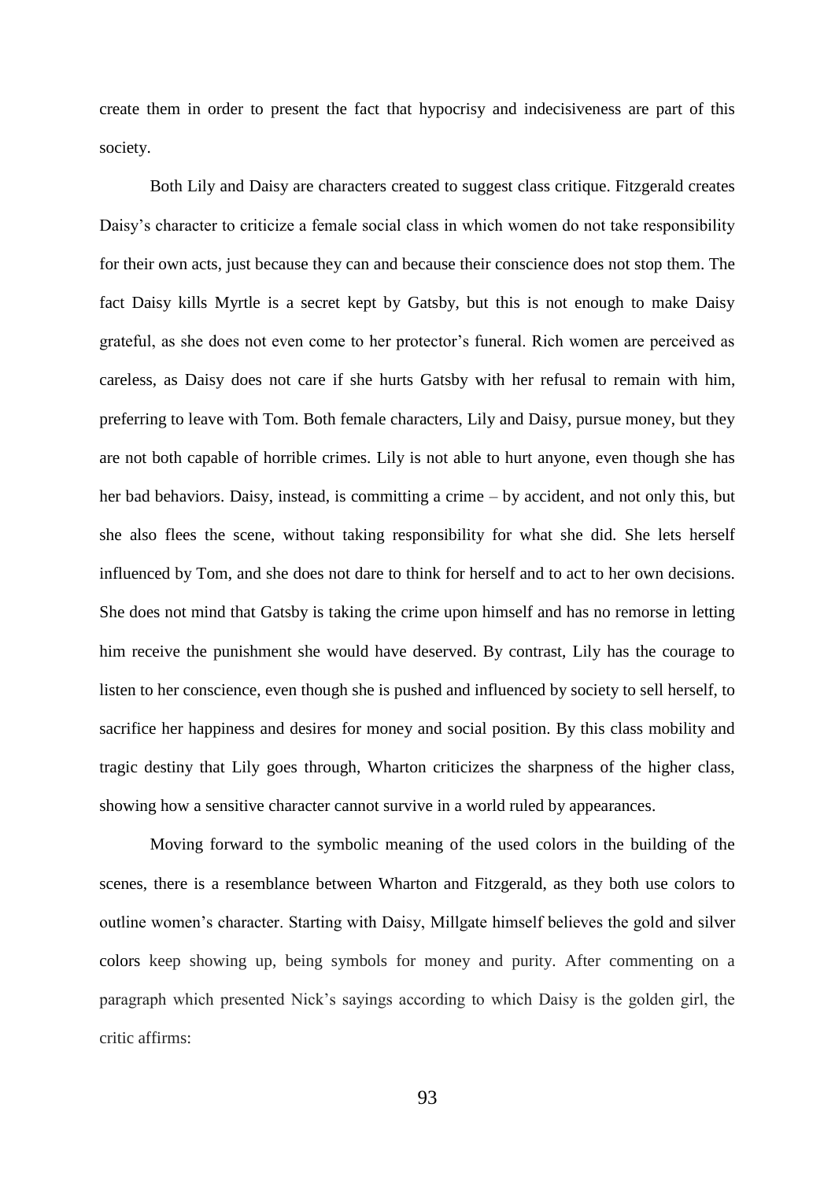create them in order to present the fact that hypocrisy and indecisiveness are part of this society.

Both Lily and Daisy are characters created to suggest class critique. Fitzgerald creates Daisy's character to criticize a female social class in which women do not take responsibility for their own acts, just because they can and because their conscience does not stop them. The fact Daisy kills Myrtle is a secret kept by Gatsby, but this is not enough to make Daisy grateful, as she does not even come to her protector's funeral. Rich women are perceived as careless, as Daisy does not care if she hurts Gatsby with her refusal to remain with him, preferring to leave with Tom. Both female characters, Lily and Daisy, pursue money, but they are not both capable of horrible crimes. Lily is not able to hurt anyone, even though she has her bad behaviors. Daisy, instead, is committing a crime – by accident, and not only this, but she also flees the scene, without taking responsibility for what she did. She lets herself influenced by Tom, and she does not dare to think for herself and to act to her own decisions. She does not mind that Gatsby is taking the crime upon himself and has no remorse in letting him receive the punishment she would have deserved. By contrast, Lily has the courage to listen to her conscience, even though she is pushed and influenced by society to sell herself, to sacrifice her happiness and desires for money and social position. By this class mobility and tragic destiny that Lily goes through, Wharton criticizes the sharpness of the higher class, showing how a sensitive character cannot survive in a world ruled by appearances.

Moving forward to the symbolic meaning of the used colors in the building of the scenes, there is a resemblance between Wharton and Fitzgerald, as they both use colors to outline women's character. Starting with Daisy, Millgate himself believes the gold and silver colors keep showing up, being symbols for money and purity. After commenting on a paragraph which presented Nick's sayings according to which Daisy is the golden girl, the critic affirms: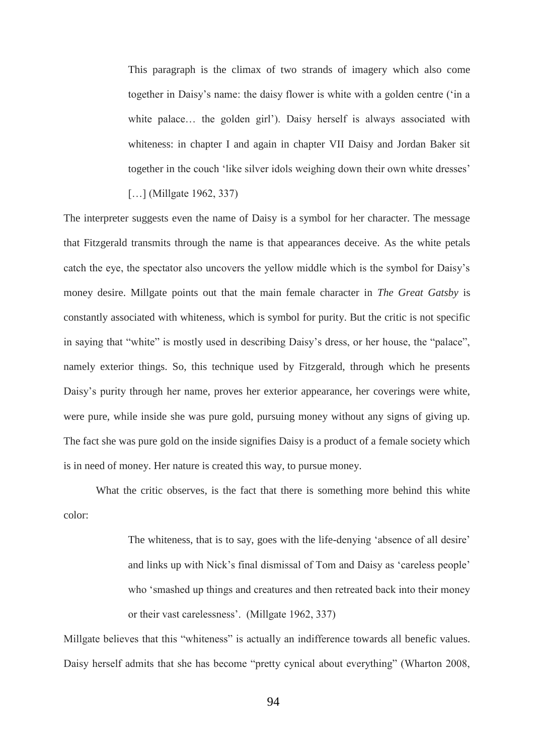> This paragraph is the climax of two strands of imagery which also come together in Daisy's name: the daisy flower is white with a golden centre ('in a white palace… the golden girl'). Daisy herself is always associated with whiteness: in chapter I and again in chapter VII Daisy and Jordan Baker sit together in the couch 'like silver idols weighing down their own white dresses' […] (Millgate 1962, 337)

The interpreter suggests even the name of Daisy is a symbol for her character. The message that Fitzgerald transmits through the name is that appearances deceive. As the white petals catch the eye, the spectator also uncovers the yellow middle which is the symbol for Daisy's money desire. Millgate points out that the main female character in *The Great Gatsby* is constantly associated with whiteness, which is symbol for purity. But the critic is not specific in saying that "white" is mostly used in describing Daisy's dress, or her house, the "palace", namely exterior things. So, this technique used by Fitzgerald, through which he presents Daisy's purity through her name, proves her exterior appearance, her coverings were white, were pure, while inside she was pure gold, pursuing money without any signs of giving up. The fact she was pure gold on the inside signifies Daisy is a product of a female society which is in need of money. Her nature is created this way, to pursue money.

What the critic observes, is the fact that there is something more behind this white color:

> The whiteness, that is to say, goes with the life-denying 'absence of all desire' and links up with Nick's final dismissal of Tom and Daisy as 'careless people' who 'smashed up things and creatures and then retreated back into their money or their vast carelessness'. (Millgate 1962, 337)

Millgate believes that this "whiteness" is actually an indifference towards all benefic values. Daisy herself admits that she has become "pretty cynical about everything" (Wharton 2008,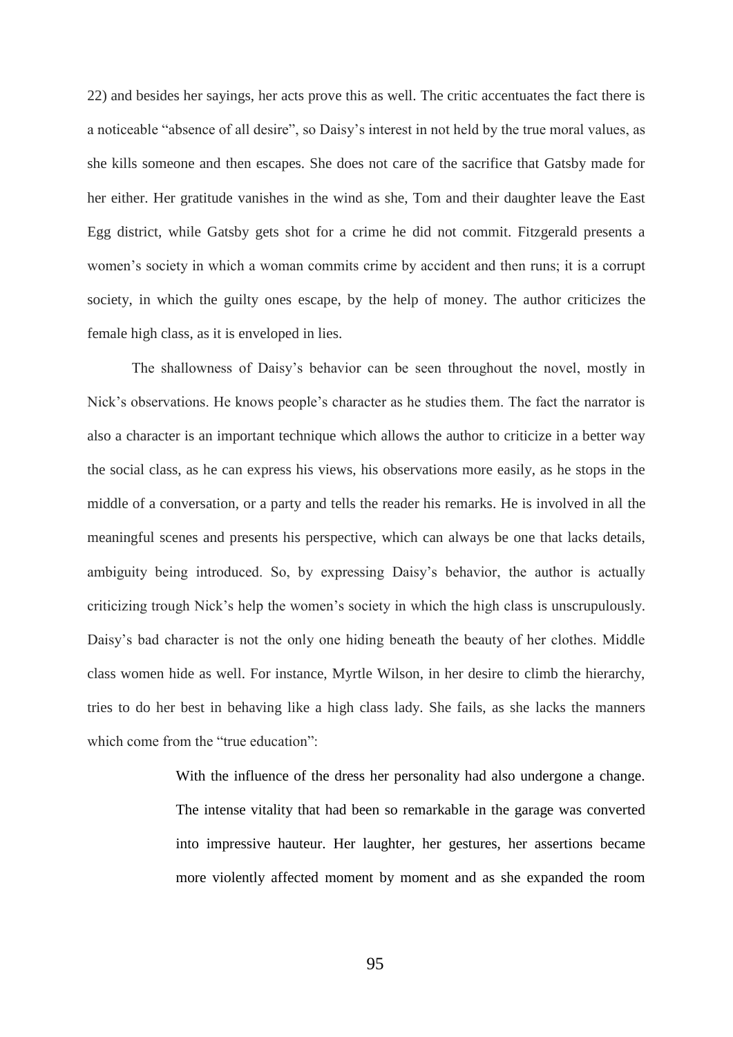22) and besides her sayings, her acts prove this as well. The critic accentuates the fact there is a noticeable "absence of all desire", so Daisy's interest in not held by the true moral values, as she kills someone and then escapes. She does not care of the sacrifice that Gatsby made for her either. Her gratitude vanishes in the wind as she, Tom and their daughter leave the East Egg district, while Gatsby gets shot for a crime he did not commit. Fitzgerald presents a women's society in which a woman commits crime by accident and then runs; it is a corrupt society, in which the guilty ones escape, by the help of money. The author criticizes the female high class, as it is enveloped in lies.

The shallowness of Daisy's behavior can be seen throughout the novel, mostly in Nick's observations. He knows people's character as he studies them. The fact the narrator is also a character is an important technique which allows the author to criticize in a better way the social class, as he can express his views, his observations more easily, as he stops in the middle of a conversation, or a party and tells the reader his remarks. He is involved in all the meaningful scenes and presents his perspective, which can always be one that lacks details, ambiguity being introduced. So, by expressing Daisy's behavior, the author is actually criticizing trough Nick's help the women's society in which the high class is unscrupulously. Daisy's bad character is not the only one hiding beneath the beauty of her clothes. Middle class women hide as well. For instance, Myrtle Wilson, in her desire to climb the hierarchy, tries to do her best in behaving like a high class lady. She fails, as she lacks the manners which come from the "true education":

> With the influence of the dress her personality had also undergone a change. The intense vitality that had been so remarkable in the garage was converted into impressive hauteur. Her laughter, her gestures, her assertions became more violently affected moment by moment and as she expanded the room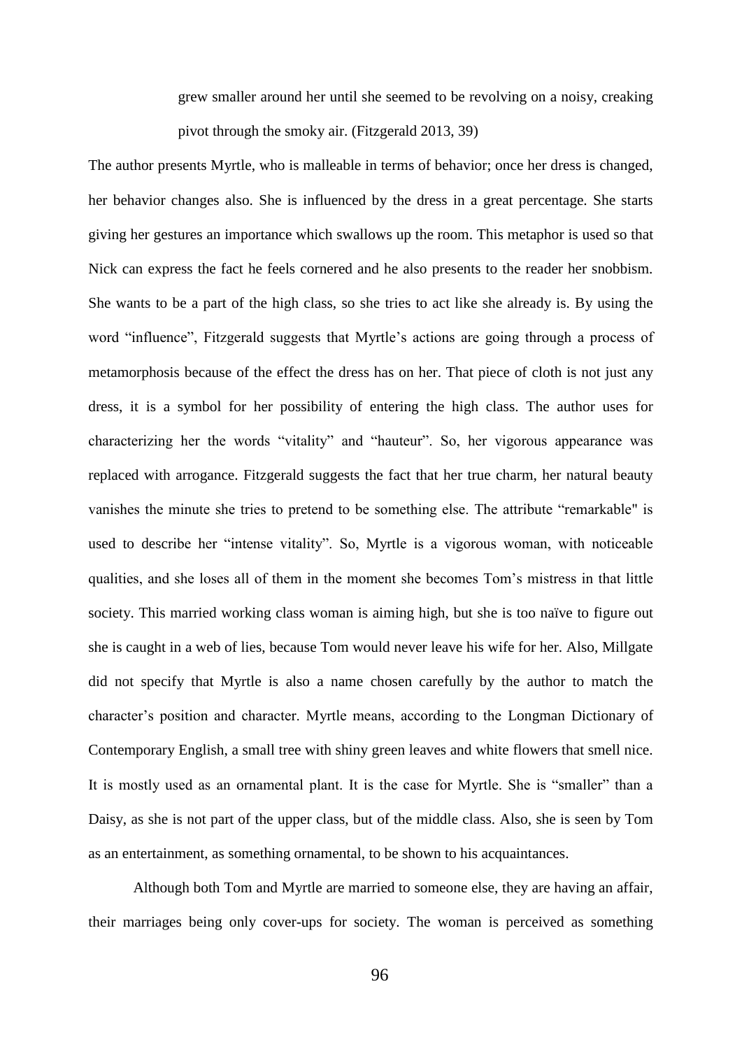> grew smaller around her until she seemed to be revolving on a noisy, creaking pivot through the smoky air. (Fitzgerald 2013, 39)

The author presents Myrtle, who is malleable in terms of behavior; once her dress is changed, her behavior changes also. She is influenced by the dress in a great percentage. She starts giving her gestures an importance which swallows up the room. This metaphor is used so that Nick can express the fact he feels cornered and he also presents to the reader her snobbism. She wants to be a part of the high class, so she tries to act like she already is. By using the word "influence", Fitzgerald suggests that Myrtle's actions are going through a process of metamorphosis because of the effect the dress has on her. That piece of cloth is not just any dress, it is a symbol for her possibility of entering the high class. The author uses for characterizing her the words "vitality" and "hauteur". So, her vigorous appearance was replaced with arrogance. Fitzgerald suggests the fact that her true charm, her natural beauty vanishes the minute she tries to pretend to be something else. The attribute "remarkable" is used to describe her "intense vitality". So, Myrtle is a vigorous woman, with noticeable qualities, and she loses all of them in the moment she becomes Tom's mistress in that little society. This married working class woman is aiming high, but she is too naïve to figure out she is caught in a web of lies, because Tom would never leave his wife for her. Also, Millgate did not specify that Myrtle is also a name chosen carefully by the author to match the character's position and character. Myrtle means, according to the Longman Dictionary of Contemporary English, a small tree with shiny green leaves and white flowers that smell nice. It is mostly used as an ornamental plant. It is the case for Myrtle. She is "smaller" than a Daisy, as she is not part of the upper class, but of the middle class. Also, she is seen by Tom as an entertainment, as something ornamental, to be shown to his acquaintances.

Although both Tom and Myrtle are married to someone else, they are having an affair, their marriages being only cover-ups for society. The woman is perceived as something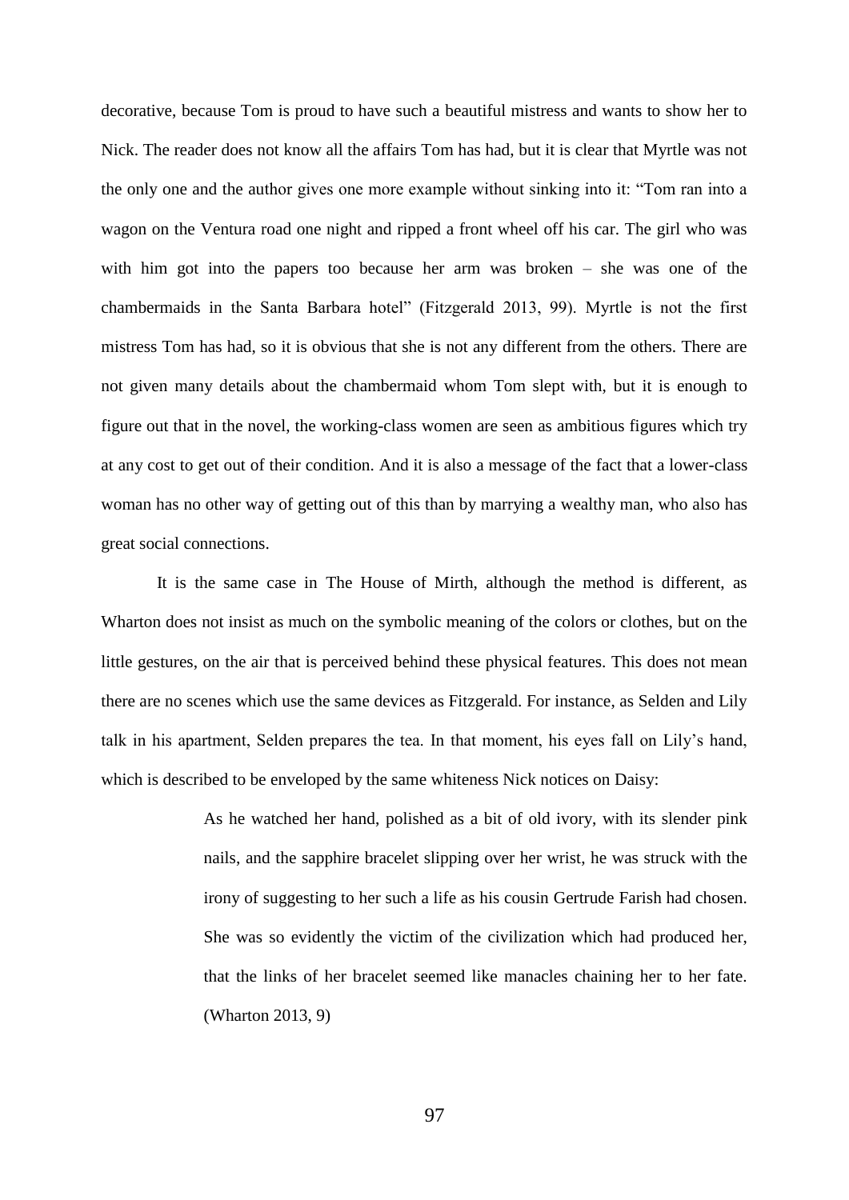decorative, because Tom is proud to have such a beautiful mistress and wants to show her to Nick. The reader does not know all the affairs Tom has had, but it is clear that Myrtle was not the only one and the author gives one more example without sinking into it: "Tom ran into a wagon on the Ventura road one night and ripped a front wheel off his car. The girl who was with him got into the papers too because her arm was broken – she was one of the chambermaids in the Santa Barbara hotel" (Fitzgerald 2013, 99). Myrtle is not the first mistress Tom has had, so it is obvious that she is not any different from the others. There are not given many details about the chambermaid whom Tom slept with, but it is enough to figure out that in the novel, the working-class women are seen as ambitious figures which try at any cost to get out of their condition. And it is also a message of the fact that a lower-class woman has no other way of getting out of this than by marrying a wealthy man, who also has great social connections.

It is the same case in The House of Mirth, although the method is different, as Wharton does not insist as much on the symbolic meaning of the colors or clothes, but on the little gestures, on the air that is perceived behind these physical features. This does not mean there are no scenes which use the same devices as Fitzgerald. For instance, as Selden and Lily talk in his apartment, Selden prepares the tea. In that moment, his eyes fall on Lily's hand, which is described to be enveloped by the same whiteness Nick notices on Daisy:

> As he watched her hand, polished as a bit of old ivory, with its slender pink nails, and the sapphire bracelet slipping over her wrist, he was struck with the irony of suggesting to her such a life as his cousin Gertrude Farish had chosen. She was so evidently the victim of the civilization which had produced her, that the links of her bracelet seemed like manacles chaining her to her fate. (Wharton 2013, 9)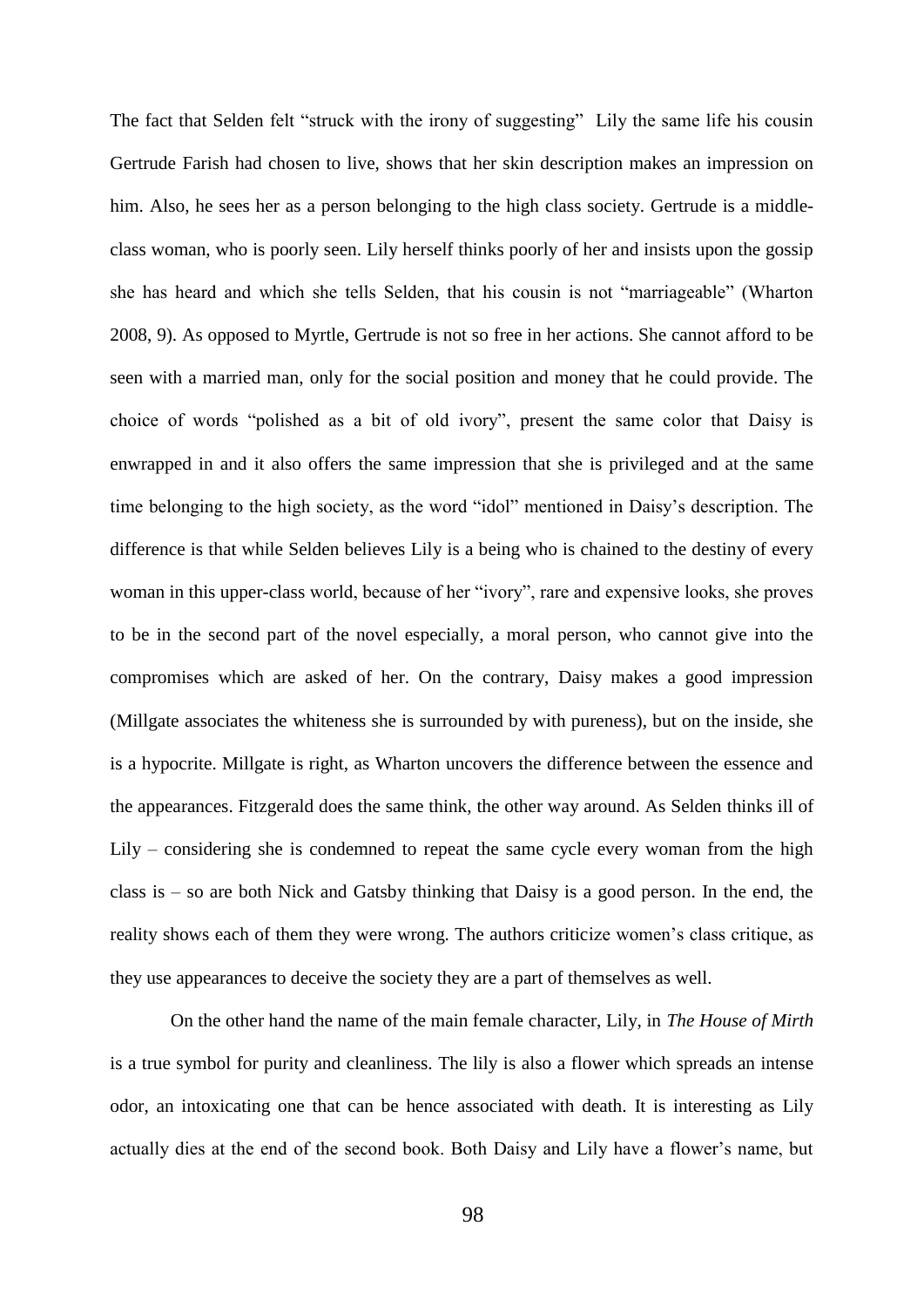The fact that Selden felt "struck with the irony of suggesting" Lily the same life his cousin Gertrude Farish had chosen to live, shows that her skin description makes an impression on him. Also, he sees her as a person belonging to the high class society. Gertrude is a middle-class woman, who is poorly seen. Lily herself thinks poorly of her and insists upon the gossip she has heard and which she tells Selden, that his cousin is not "marriageable" (Wharton 2008, 9). As opposed to Myrtle, Gertrude is not so free in her actions. She cannot afford to be seen with a married man, only for the social position and money that he could provide. The choice of words "polished as a bit of old ivory", present the same color that Daisy is enwrapped in and it also offers the same impression that she is privileged and at the same time belonging to the high society, as the word "idol" mentioned in Daisy's description. The difference is that while Selden believes Lily is a being who is chained to the destiny of every woman in this upper-class world, because of her "ivory", rare and expensive looks, she proves to be in the second part of the novel especially, a moral person, who cannot give into the compromises which are asked of her. On the contrary, Daisy makes a good impression (Millgate associates the whiteness she is surrounded by with pureness), but on the inside, she is a hypocrite. Millgate is right, as Wharton uncovers the difference between the essence and the appearances. Fitzgerald does the same think, the other way around. As Selden thinks ill of Lily – considering she is condemned to repeat the same cycle every woman from the high class is – so are both Nick and Gatsby thinking that Daisy is a good person. In the end, the reality shows each of them they were wrong. The authors criticize women's class critique, as they use appearances to deceive the society they are a part of themselves as well.

On the other hand the name of the main female character, Lily, in *The House of Mirth* is a true symbol for purity and cleanliness. The lily is also a flower which spreads an intense odor, an intoxicating one that can be hence associated with death. It is interesting as Lily actually dies at the end of the second book. Both Daisy and Lily have a flower's name, but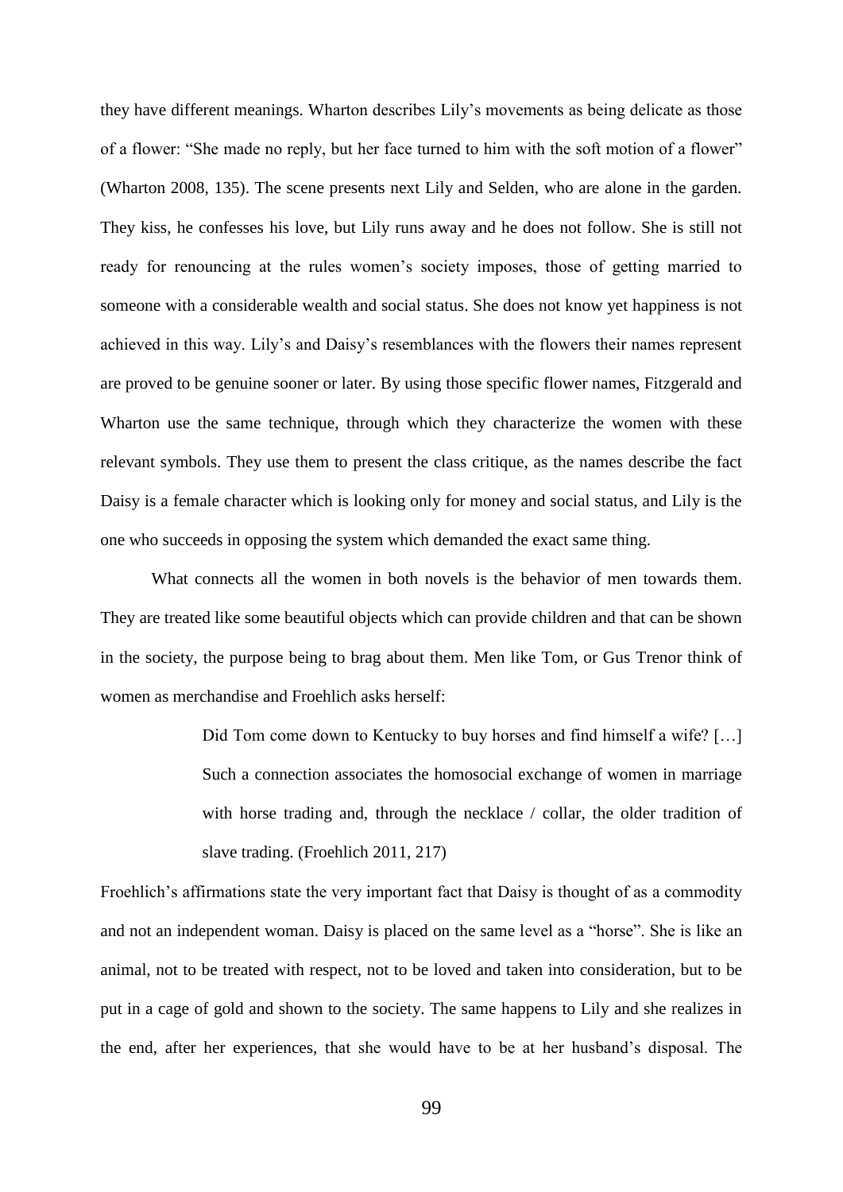they have different meanings. Wharton describes Lily's movements as being delicate as those of a flower: "She made no reply, but her face turned to him with the soft motion of a flower" (Wharton 2008, 135). The scene presents next Lily and Selden, who are alone in the garden. They kiss, he confesses his love, but Lily runs away and he does not follow. She is still not ready for renouncing at the rules women's society imposes, those of getting married to someone with a considerable wealth and social status. She does not know yet happiness is not achieved in this way. Lily's and Daisy's resemblances with the flowers their names represent are proved to be genuine sooner or later. By using those specific flower names, Fitzgerald and Wharton use the same technique, through which they characterize the women with these relevant symbols. They use them to present the class critique, as the names describe the fact Daisy is a female character which is looking only for money and social status, and Lily is the one who succeeds in opposing the system which demanded the exact same thing.

What connects all the women in both novels is the behavior of men towards them. They are treated like some beautiful objects which can provide children and that can be shown in the society, the purpose being to brag about them. Men like Tom, or Gus Trenor think of women as merchandise and Froehlich asks herself:

> Did Tom come down to Kentucky to buy horses and find himself a wife? […] Such a connection associates the homosocial exchange of women in marriage with horse trading and, through the necklace / collar, the older tradition of slave trading. (Froehlich 2011, 217)

Froehlich's affirmations state the very important fact that Daisy is thought of as a commodity and not an independent woman. Daisy is placed on the same level as a "horse". She is like an animal, not to be treated with respect, not to be loved and taken into consideration, but to be put in a cage of gold and shown to the society. The same happens to Lily and she realizes in the end, after her experiences, that she would have to be at her husband's disposal. The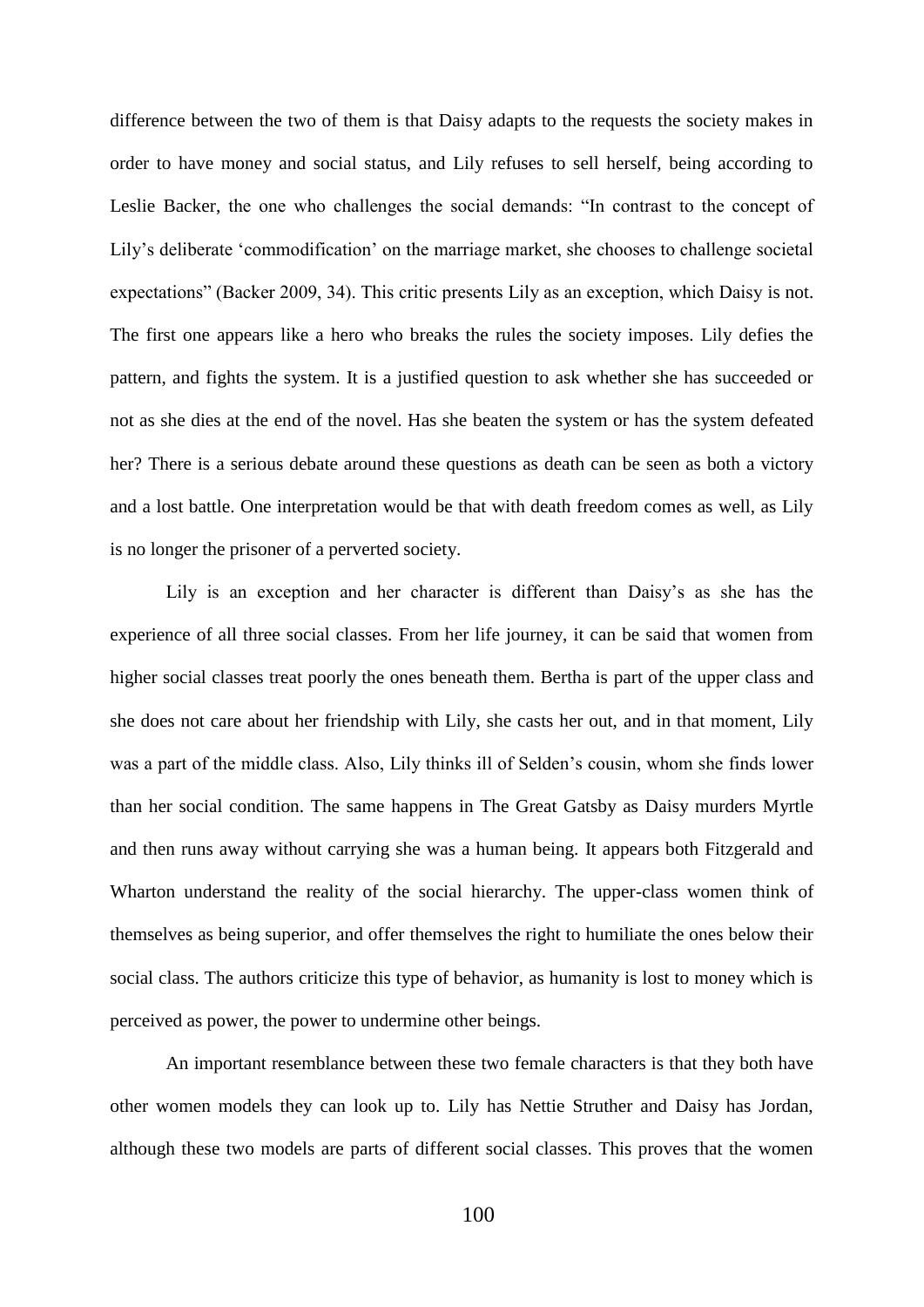difference between the two of them is that Daisy adapts to the requests the society makes in order to have money and social status, and Lily refuses to sell herself, being according to Leslie Backer, the one who challenges the social demands: "In contrast to the concept of Lily's deliberate 'commodification' on the marriage market, she chooses to challenge societal expectations" (Backer 2009, 34). This critic presents Lily as an exception, which Daisy is not. The first one appears like a hero who breaks the rules the society imposes. Lily defies the pattern, and fights the system. It is a justified question to ask whether she has succeeded or not as she dies at the end of the novel. Has she beaten the system or has the system defeated her? There is a serious debate around these questions as death can be seen as both a victory and a lost battle. One interpretation would be that with death freedom comes as well, as Lily is no longer the prisoner of a perverted society.

Lily is an exception and her character is different than Daisy's as she has the experience of all three social classes. From her life journey, it can be said that women from higher social classes treat poorly the ones beneath them. Bertha is part of the upper class and she does not care about her friendship with Lily, she casts her out, and in that moment, Lily was a part of the middle class. Also, Lily thinks ill of Selden's cousin, whom she finds lower than her social condition. The same happens in The Great Gatsby as Daisy murders Myrtle and then runs away without carrying she was a human being. It appears both Fitzgerald and Wharton understand the reality of the social hierarchy. The upper-class women think of themselves as being superior, and offer themselves the right to humiliate the ones below their social class. The authors criticize this type of behavior, as humanity is lost to money which is perceived as power, the power to undermine other beings.

An important resemblance between these two female characters is that they both have other women models they can look up to. Lily has Nettie Struther and Daisy has Jordan, although these two models are parts of different social classes. This proves that the women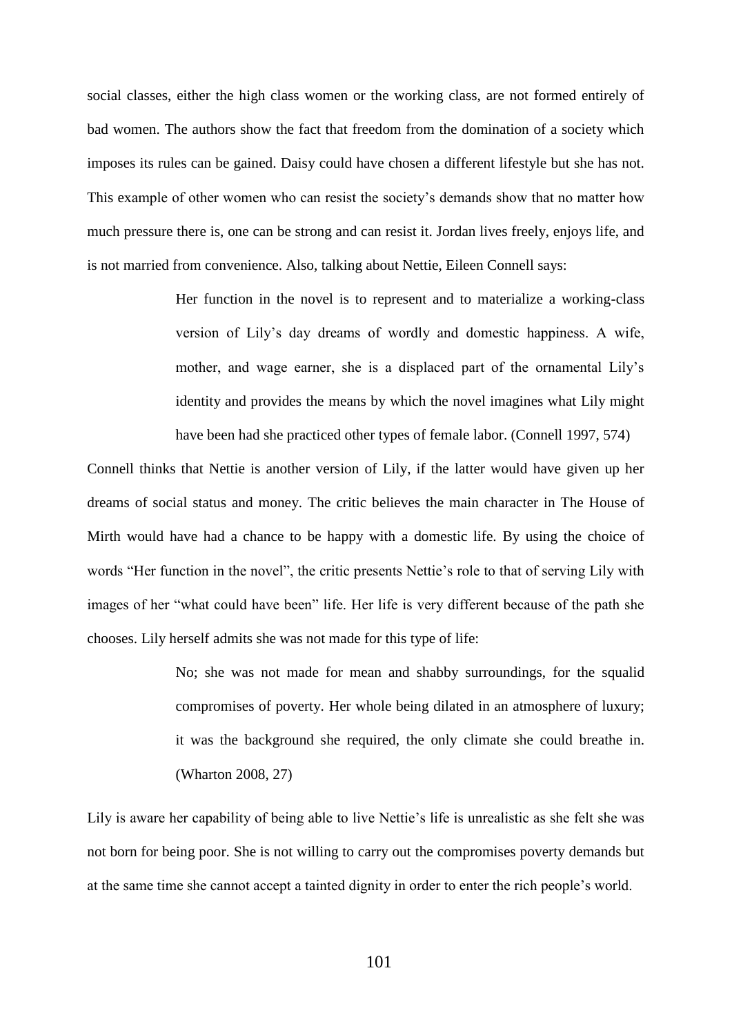social classes, either the high class women or the working class, are not formed entirely of bad women. The authors show the fact that freedom from the domination of a society which imposes its rules can be gained. Daisy could have chosen a different lifestyle but she has not. This example of other women who can resist the society's demands show that no matter how much pressure there is, one can be strong and can resist it. Jordan lives freely, enjoys life, and is not married from convenience. Also, talking about Nettie, Eileen Connell says:

> Her function in the novel is to represent and to materialize a working-class version of Lily's day dreams of wordly and domestic happiness. A wife, mother, and wage earner, she is a displaced part of the ornamental Lily's identity and provides the means by which the novel imagines what Lily might have been had she practiced other types of female labor. (Connell 1997, 574)

Connell thinks that Nettie is another version of Lily, if the latter would have given up her dreams of social status and money. The critic believes the main character in The House of Mirth would have had a chance to be happy with a domestic life. By using the choice of words "Her function in the novel", the critic presents Nettie's role to that of serving Lily with images of her "what could have been" life. Her life is very different because of the path she chooses. Lily herself admits she was not made for this type of life:

> No; she was not made for mean and shabby surroundings, for the squalid compromises of poverty. Her whole being dilated in an atmosphere of luxury; it was the background she required, the only climate she could breathe in. (Wharton 2008, 27)

Lily is aware her capability of being able to live Nettie's life is unrealistic as she felt she was not born for being poor. She is not willing to carry out the compromises poverty demands but at the same time she cannot accept a tainted dignity in order to enter the rich people's world.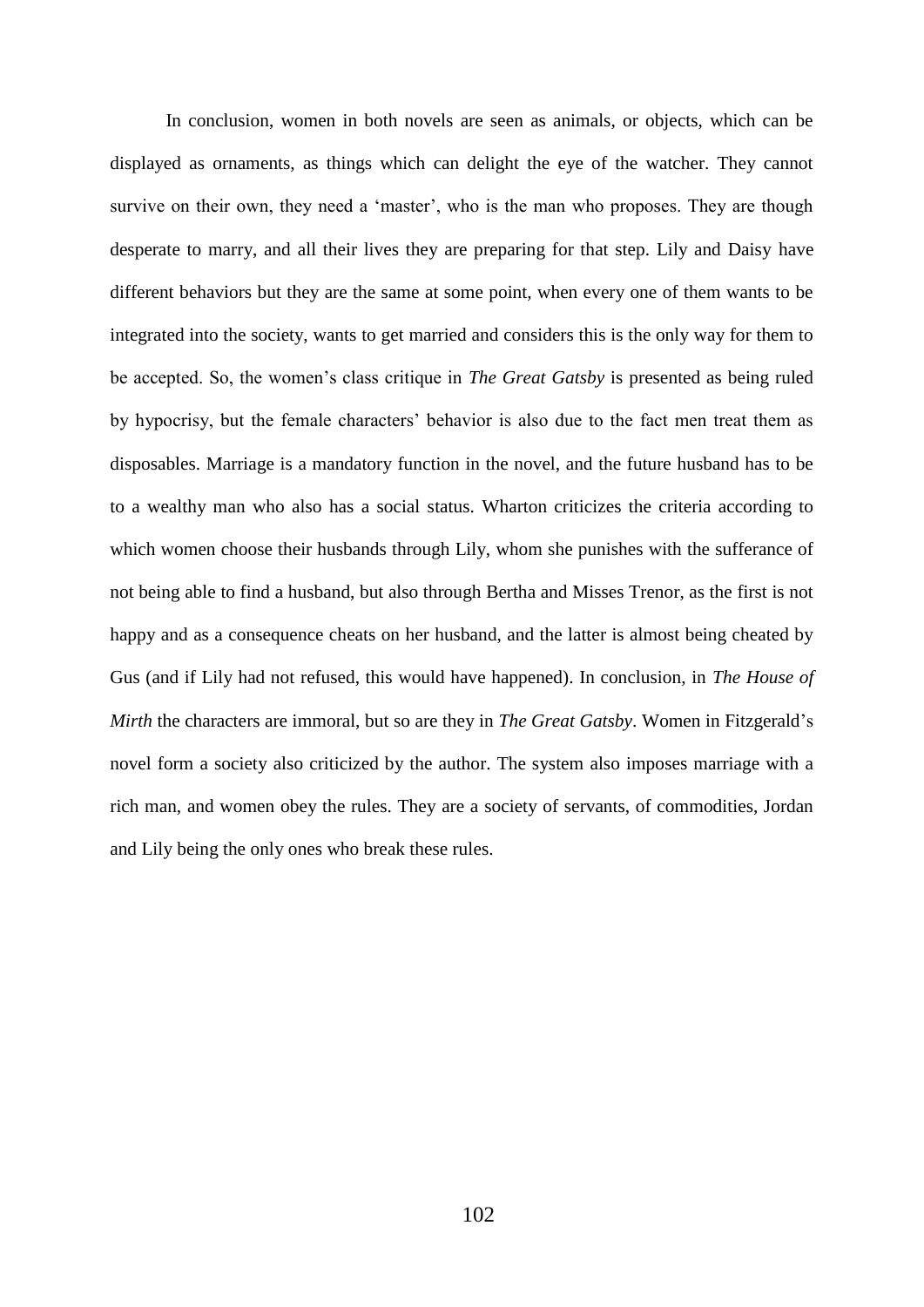In conclusion, women in both novels are seen as animals, or objects, which can be displayed as ornaments, as things which can delight the eye of the watcher. They cannot survive on their own, they need a 'master', who is the man who proposes. They are though desperate to marry, and all their lives they are preparing for that step. Lily and Daisy have different behaviors but they are the same at some point, when every one of them wants to be integrated into the society, wants to get married and considers this is the only way for them to be accepted. So, the women's class critique in *The Great Gatsby* is presented as being ruled by hypocrisy, but the female characters' behavior is also due to the fact men treat them as disposables. Marriage is a mandatory function in the novel, and the future husband has to be to a wealthy man who also has a social status. Wharton criticizes the criteria according to which women choose their husbands through Lily, whom she punishes with the sufferance of not being able to find a husband, but also through Bertha and Misses Trenor, as the first is not happy and as a consequence cheats on her husband, and the latter is almost being cheated by Gus (and if Lily had not refused, this would have happened). In conclusion, in *The House of Mirth* the characters are immoral, but so are they in *The Great Gatsby*. Women in Fitzgerald's novel form a society also criticized by the author. The system also imposes marriage with a rich man, and women obey the rules. They are a society of servants, of commodities, Jordan and Lily being the only ones who break these rules.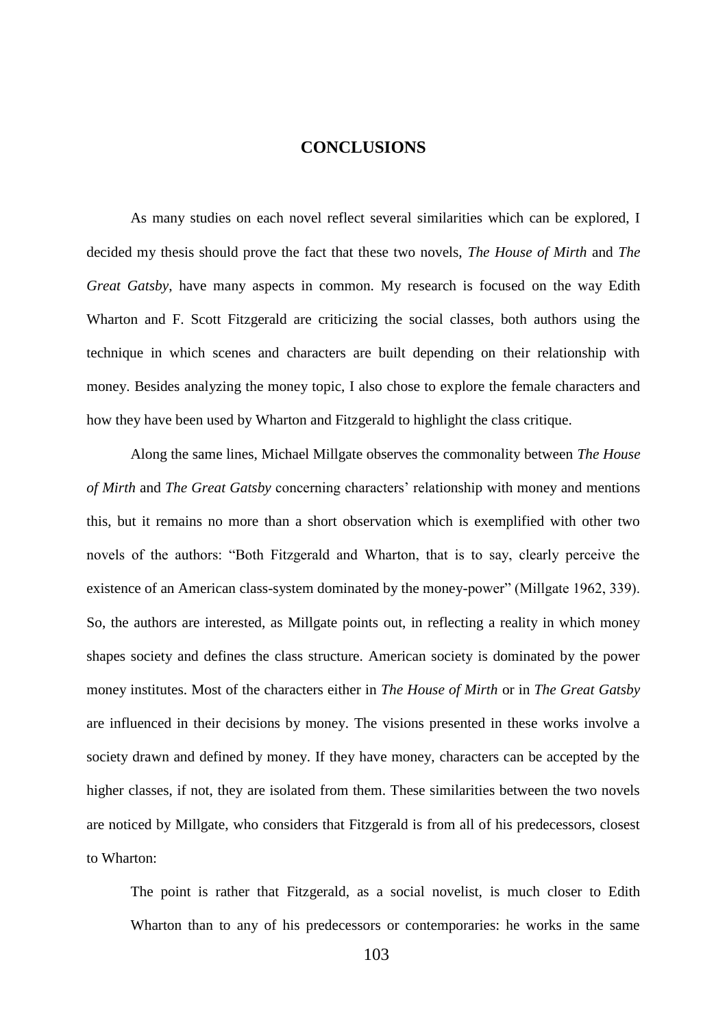# CONCLUSIONS

As many studies on each novel reflect several similarities which can be explored, I decided my thesis should prove the fact that these two novels, *The House of Mirth* and *The Great Gatsby*, have many aspects in common. My research is focused on the way Edith Wharton and F. Scott Fitzgerald are criticizing the social classes, both authors using the technique in which scenes and characters are built depending on their relationship with money. Besides analyzing the money topic, I also chose to explore the female characters and how they have been used by Wharton and Fitzgerald to highlight the class critique.

Along the same lines, Michael Millgate observes the commonality between *The House of Mirth* and *The Great Gatsby* concerning characters' relationship with money and mentions this, but it remains no more than a short observation which is exemplified with other two novels of the authors: "Both Fitzgerald and Wharton, that is to say, clearly perceive the existence of an American class-system dominated by the money-power" (Millgate 1962, 339). So, the authors are interested, as Millgate points out, in reflecting a reality in which money shapes society and defines the class structure. American society is dominated by the power money institutes. Most of the characters either in *The House of Mirth* or in *The Great Gatsby* are influenced in their decisions by money. The visions presented in these works involve a society drawn and defined by money. If they have money, characters can be accepted by the higher classes, if not, they are isolated from them. These similarities between the two novels are noticed by Millgate, who considers that Fitzgerald is from all of his predecessors, closest to Wharton:

> The point is rather that Fitzgerald, as a social novelist, is much closer to Edith Wharton than to any of his predecessors or contemporaries: he works in the same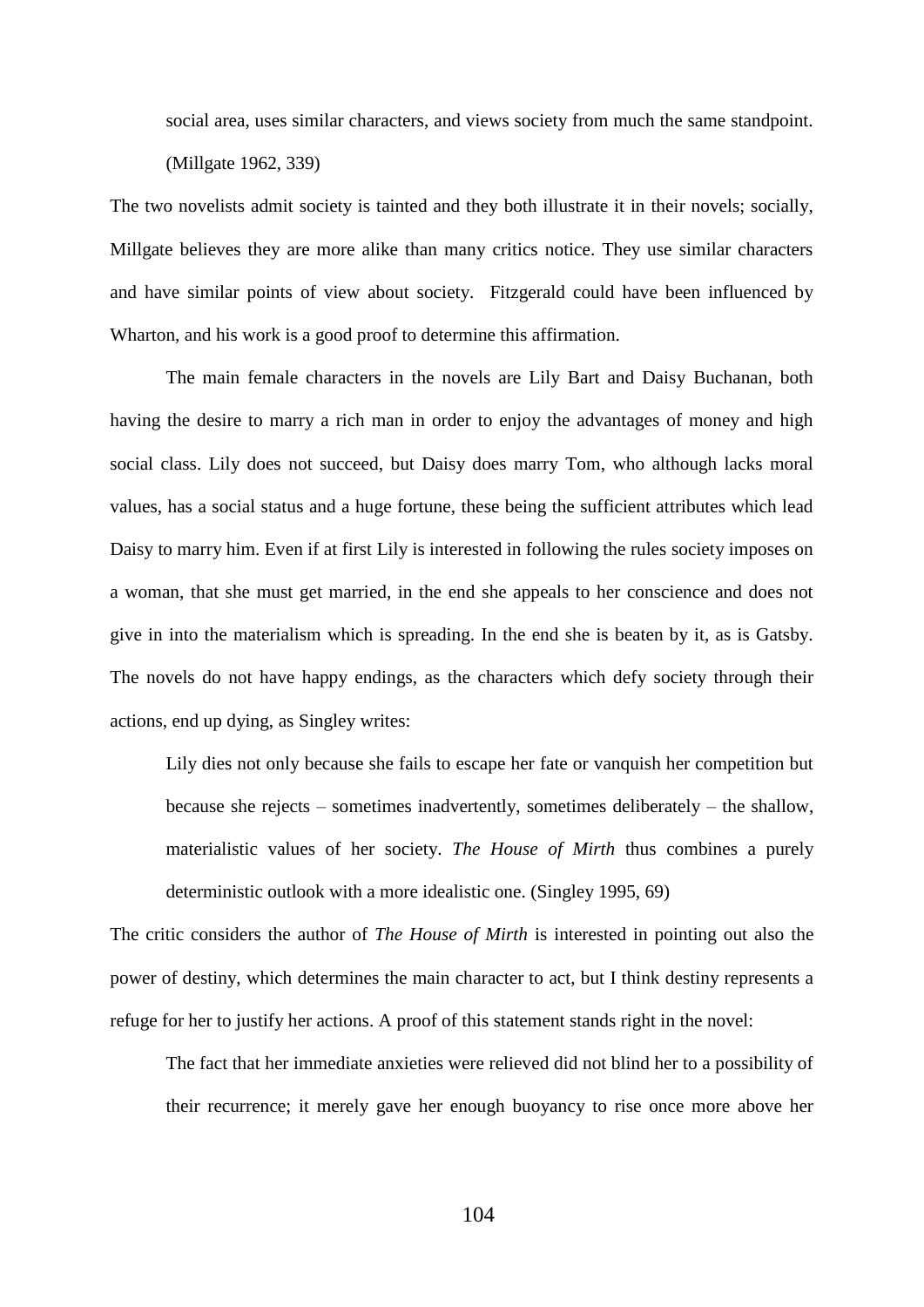> social area, uses similar characters, and views society from much the same standpoint. (Millgate 1962, 339)

The two novelists admit society is tainted and they both illustrate it in their novels; socially, Millgate believes they are more alike than many critics notice. They use similar characters and have similar points of view about society. Fitzgerald could have been influenced by Wharton, and his work is a good proof to determine this affirmation.

The main female characters in the novels are Lily Bart and Daisy Buchanan, both having the desire to marry a rich man in order to enjoy the advantages of money and high social class. Lily does not succeed, but Daisy does marry Tom, who although lacks moral values, has a social status and a huge fortune, these being the sufficient attributes which lead Daisy to marry him. Even if at first Lily is interested in following the rules society imposes on a woman, that she must get married, in the end she appeals to her conscience and does not give in into the materialism which is spreading. In the end she is beaten by it, as is Gatsby. The novels do not have happy endings, as the characters which defy society through their actions, end up dying, as Singley writes:

> Lily dies not only because she fails to escape her fate or vanquish her competition but because she rejects – sometimes inadvertently, sometimes deliberately – the shallow, materialistic values of her society. *The House of Mirth* thus combines a purely deterministic outlook with a more idealistic one. (Singley 1995, 69)

The critic considers the author of *The House of Mirth* is interested in pointing out also the power of destiny, which determines the main character to act, but I think destiny represents a refuge for her to justify her actions. A proof of this statement stands right in the novel:

> The fact that her immediate anxieties were relieved did not blind her to a possibility of their recurrence; it merely gave her enough buoyancy to rise once more above her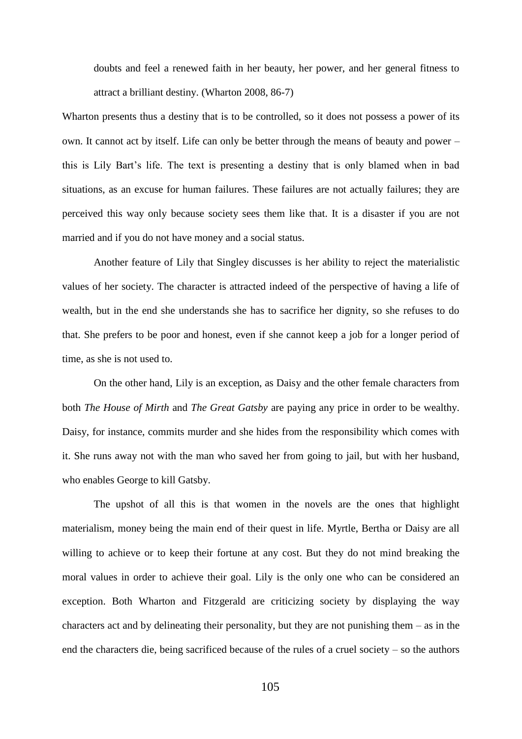> doubts and feel a renewed faith in her beauty, her power, and her general fitness to attract a brilliant destiny. (Wharton 2008, 86-7)

Wharton presents thus a destiny that is to be controlled, so it does not possess a power of its own. It cannot act by itself. Life can only be better through the means of beauty and power – this is Lily Bart's life. The text is presenting a destiny that is only blamed when in bad situations, as an excuse for human failures. These failures are not actually failures; they are perceived this way only because society sees them like that. It is a disaster if you are not married and if you do not have money and a social status.

Another feature of Lily that Singley discusses is her ability to reject the materialistic values of her society. The character is attracted indeed of the perspective of having a life of wealth, but in the end she understands she has to sacrifice her dignity, so she refuses to do that. She prefers to be poor and honest, even if she cannot keep a job for a longer period of time, as she is not used to.

On the other hand, Lily is an exception, as Daisy and the other female characters from both *The House of Mirth* and *The Great Gatsby* are paying any price in order to be wealthy. Daisy, for instance, commits murder and she hides from the responsibility which comes with it. She runs away not with the man who saved her from going to jail, but with her husband, who enables George to kill Gatsby.

The upshot of all this is that women in the novels are the ones that highlight materialism, money being the main end of their quest in life. Myrtle, Bertha or Daisy are all willing to achieve or to keep their fortune at any cost. But they do not mind breaking the moral values in order to achieve their goal. Lily is the only one who can be considered an exception. Both Wharton and Fitzgerald are criticizing society by displaying the way characters act and by delineating their personality, but they are not punishing them – as in the end the characters die, being sacrificed because of the rules of a cruel society – so the authors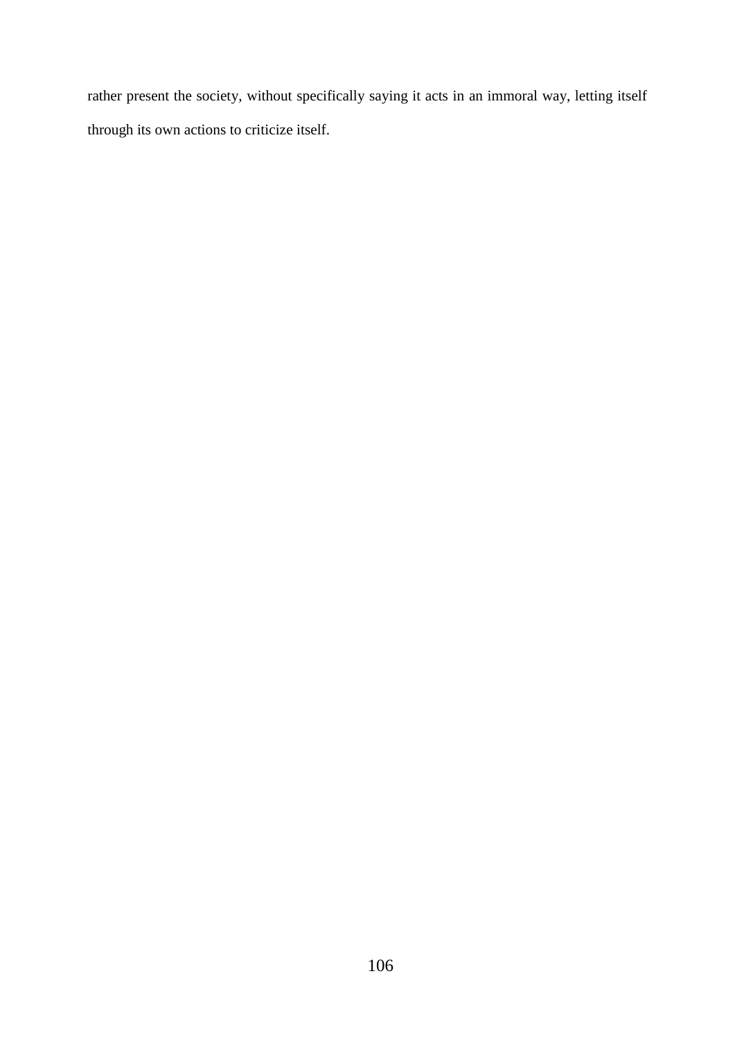rather present the society, without specifically saying it acts in an immoral way, letting itself through its own actions to criticize itself.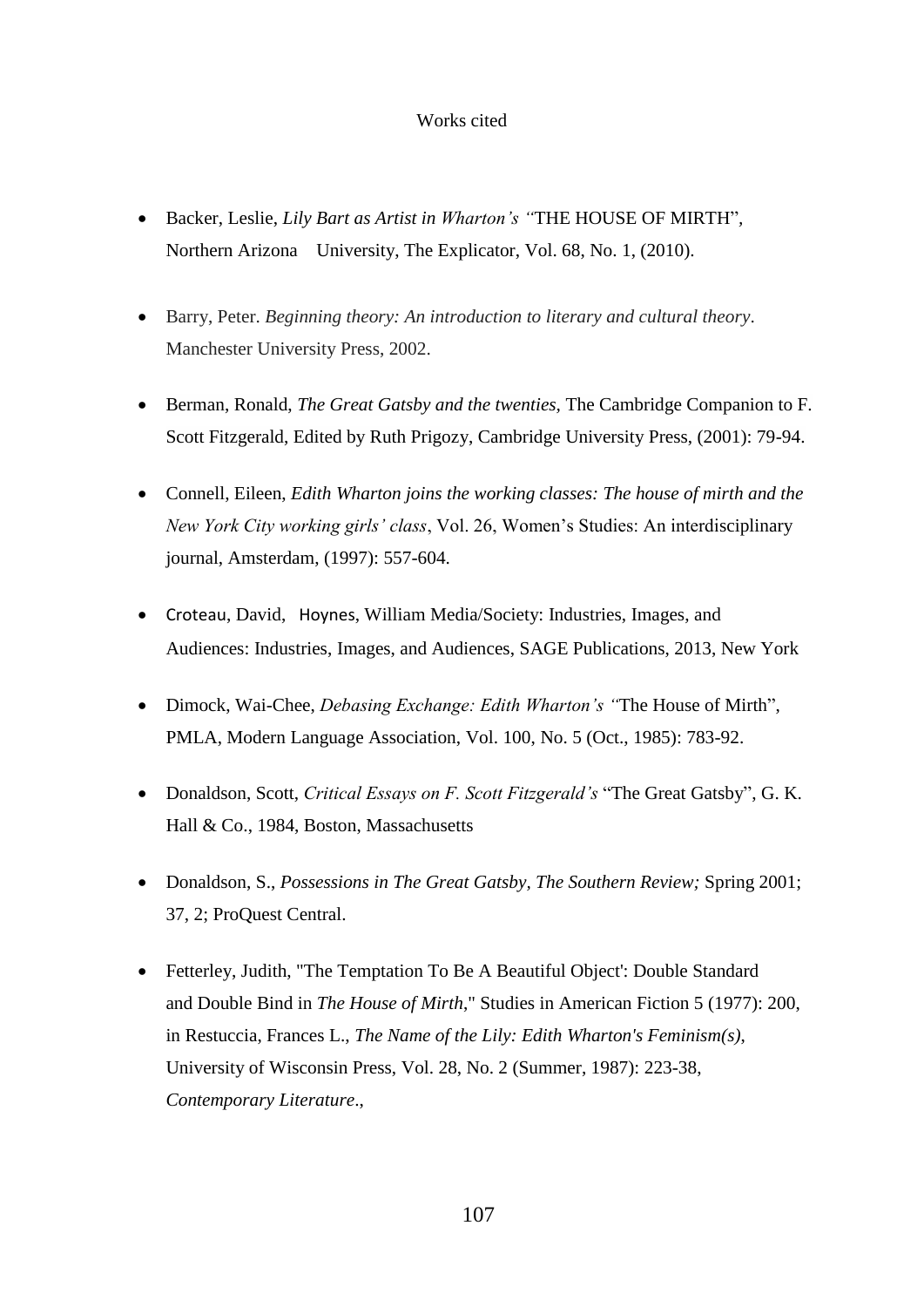# Works cited

- Backer, Leslie, *Lily Bart as Artist in Wharton's "*THE HOUSE OF MIRTH", Northern Arizona University, The Explicator, Vol. 68, No. 1, (2010).

- Barry, Peter. *Beginning theory: An introduction to literary and cultural theory*. Manchester University Press, 2002.

- Berman, Ronald, *The Great Gatsby and the twenties,* The Cambridge Companion to F. Scott Fitzgerald, Edited by Ruth Prigozy, Cambridge University Press, (2001): 79-94.

- Connell, Eileen, *Edith Wharton joins the working classes: The house of mirth and the New York City working girls' class*, Vol. 26, Women's Studies: An interdisciplinary journal, Amsterdam, (1997): 557-604.

- Croteau, David, Hoynes, William Media/Society: Industries, Images, and Audiences: Industries, Images, and Audiences, SAGE Publications, 2013, New York

- Dimock, Wai-Chee, *Debasing Exchange: Edith Wharton's "*The House of Mirth", PMLA, Modern Language Association, Vol. 100, No. 5 (Oct., 1985): 783-92.

- Donaldson, Scott, *Critical Essays on F. Scott Fitzgerald's* "The Great Gatsby", G. K. Hall & Co., 1984, Boston, Massachusetts

- Donaldson, S., *Possessions in The Great Gatsby, The Southern Review;* Spring 2001; 37, 2; ProQuest Central.

- Fetterley, Judith, "The Temptation To Be A Beautiful Object': Double Standard and Double Bind in *The House of Mirth*," Studies in American Fiction 5 (1977): 200, in Restuccia, Frances L., *The Name of the Lily: Edith Wharton's Feminism(s)*, University of Wisconsin Press, Vol. 28, No. 2 (Summer, 1987): 223-38, *Contemporary Literature*.,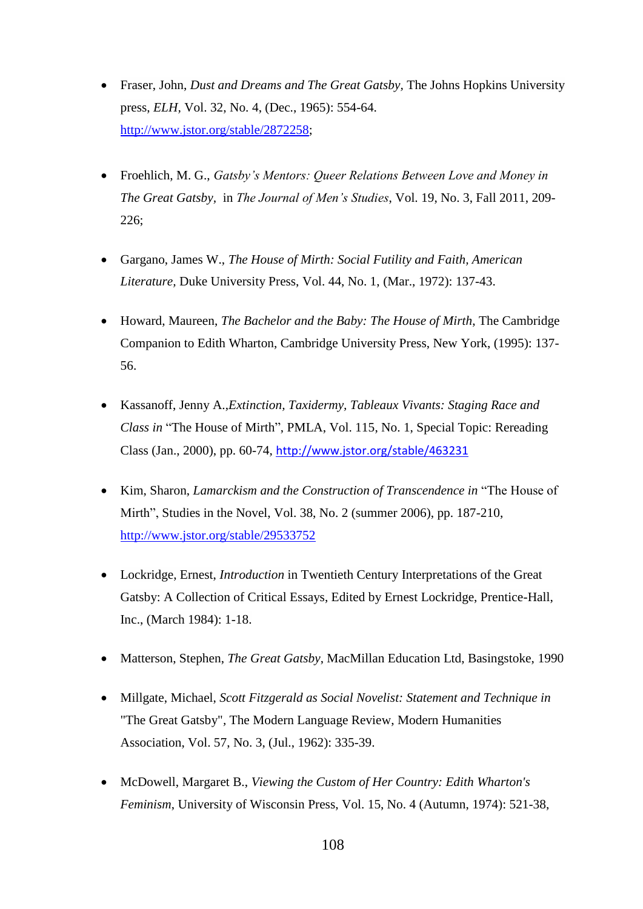- Fraser, John, *Dust and Dreams and The Great Gatsby*, The Johns Hopkins University press, *ELH*, Vol. 32, No. 4, (Dec., 1965): 554-64. http://www.jstor.org/stable/2872258;

- Froehlich, M. G., *Gatsby's Mentors: Queer Relations Between Love and Money in The Great Gatsby*, in *The Journal of Men's Studies*, Vol. 19, No. 3, Fall 2011, 209-226;

- Gargano, James W., *The House of Mirth: Social Futility and Faith*, *American Literature*, Duke University Press, Vol. 44, No. 1, (Mar., 1972): 137-43.

- Howard, Maureen, *The Bachelor and the Baby: The House of Mirth*, The Cambridge Companion to Edith Wharton, Cambridge University Press, New York, (1995): 137-56.

- Kassanoff, Jenny A.,*Extinction, Taxidermy, Tableaux Vivants: Staging Race and Class in* "The House of Mirth", PMLA, Vol. 115, No. 1, Special Topic: Rereading Class (Jan., 2000), pp. 60-74, http://www.jstor.org/stable/463231

- Kim, Sharon, *Lamarckism and the Construction of Transcendence in* "The House of Mirth", Studies in the Novel, Vol. 38, No. 2 (summer 2006), pp. 187-210, http://www.jstor.org/stable/29533752

- Lockridge, Ernest, *Introduction* in Twentieth Century Interpretations of the Great Gatsby: A Collection of Critical Essays, Edited by Ernest Lockridge, Prentice-Hall, Inc., (March 1984): 1-18.

- Matterson, Stephen, *The Great Gatsby*, MacMillan Education Ltd, Basingstoke, 1990

- Millgate, Michael, *Scott Fitzgerald as Social Novelist: Statement and Technique in* "The Great Gatsby", The Modern Language Review, Modern Humanities Association, Vol. 57, No. 3, (Jul., 1962): 335-39.

- McDowell, Margaret B., *Viewing the Custom of Her Country: Edith Wharton's Feminism*, University of Wisconsin Press, Vol. 15, No. 4 (Autumn, 1974): 521-38,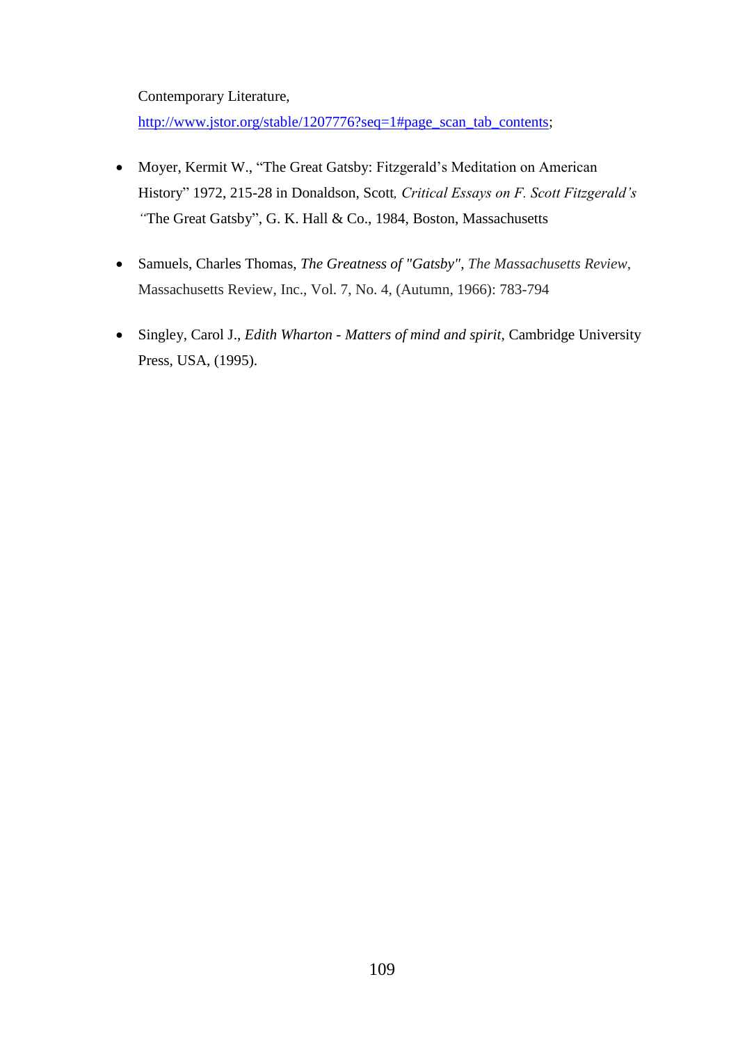Contemporary Literature,
http://www.jstor.org/stable/1207776?seq=1#page_scan_tab_contents;

- Moyer, Kermit W., "The Great Gatsby: Fitzgerald's Meditation on American History" 1972, 215-28 in Donaldson, Scott, *Critical Essays on F. Scott Fitzgerald's "*The Great Gatsby", G. K. Hall & Co., 1984, Boston, Massachusetts

- Samuels, Charles Thomas, *The Greatness of "Gatsby"*, *The Massachusetts Review*, Massachusetts Review, Inc., Vol. 7, No. 4, (Autumn, 1966): 783-794

- Singley, Carol J., *Edith Wharton - Matters of mind and spirit*, Cambridge University Press, USA, (1995).